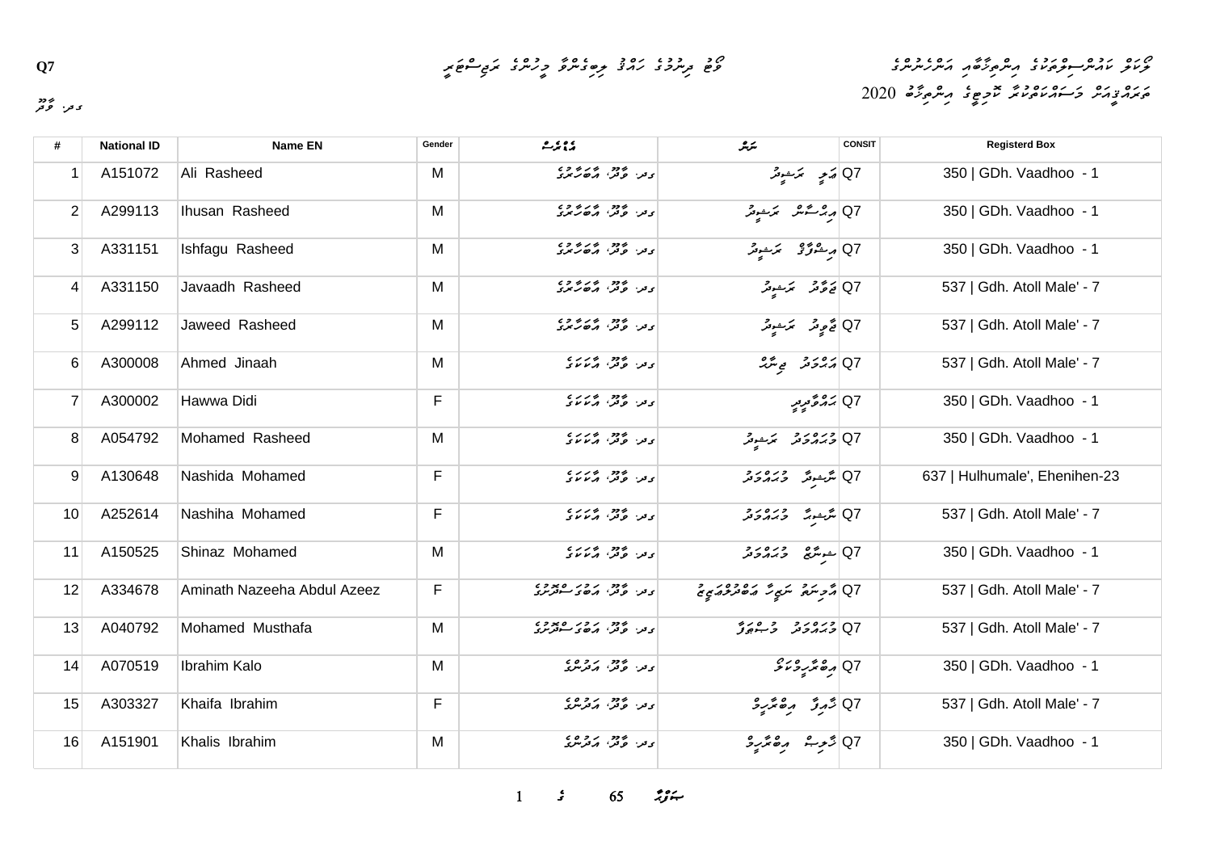ޝާފީ ދިދުމުގެ ހައުސް އިދީޔެއްގެ ތިތުމާރު ދިރިގިޞޫ Q7

ރަށު ކައުންސިލުތަކާއި އަންހެނުންގެ ތަރައްޤީއަށް މަސައްކަތްކުރާ ކޮމިޓީތަކުގެ އިންތިޚާބު 2020

ގދ. ވާދޫ

| # | National ID | Name EN | Gender | ގޭގެ ނަން | ނަން | CONSIT | Registerd Box |
|---|---|---|---|---|---|---|---|
| 1 | A151072 | Ali Rasheed | M | ގދ. ވާދޫ، އާބަހާރުގެ | އަލީ ރަޝީދު | Q7 | 350 \| GDh. Vaadhoo - 1 |
| 2 | A299113 | Ihusan Rasheed | M | ގދ. ވާދޫ، އާބަހާރުގެ | އިޙުސާން ރަޝީދު | Q7 | 350 \| GDh. Vaadhoo - 1 |
| 3 | A331151 | Ishfagu Rasheed | M | ގދ. ވާދޫ، އާބަހާރުގެ | އިޝްފާގު ރަޝީދު | Q7 | 350 \| GDh. Vaadhoo - 1 |
| 4 | A331150 | Javaadh Rasheed | M | ގދ. ވާދޫ، އާބަހާރުގެ | ޖަވާދު ރަޝީދު | Q7 | 537 \| Gdh. Atoll Male' - 7 |
| 5 | A299112 | Jaweed Rasheed | M | ގދ. ވާދޫ، އާބަހާރުގެ | ޖާވީދު ރަޝީދު | Q7 | 537 \| Gdh. Atoll Male' - 7 |
| 6 | A300008 | Ahmed Jinaah | M | ގދ. ވާދޫ، އާކަށިގެ | އަޙްމަދު ޖިނާޙް | Q7 | 537 \| Gdh. Atoll Male' - 7 |
| 7 | A300002 | Hawwa Didi | F | ގދ. ވާދޫ، އާކަށިގެ | ހައްވާދިދި | Q7 | 350 \| GDh. Vaadhoo - 1 |
| 8 | A054792 | Mohamed Rasheed | M | ގދ. ވާދޫ، އާކަށިގެ | މުޙައްމަދު ރަޝީދު | Q7 | 350 \| GDh. Vaadhoo - 1 |
| 9 | A130648 | Nashida Mohamed | F | ގދ. ވާދޫ، އާކަށިގެ | ނާޝިދާ މުޙައްމަދު | Q7 | 637 \| Hulhumale', Ehenihen-23 |
| 10 | A252614 | Nashiha Mohamed | F | ގދ. ވާދޫ، އާކަށިގެ | ނާޝިހާ މުޙައްމަދު | Q7 | 537 \| Gdh. Atoll Male' - 7 |
| 11 | A150525 | Shinaz Mohamed | M | ގދ. ވާދޫ، އާކަށިގެ | ޝިނާޒް މުޙައްމަދު | Q7 | 350 \| GDh. Vaadhoo - 1 |
| 12 | A334678 | Aminath Nazeeha Abdul Azeez | F | ގދ. ވާދޫ، އަބަރަސްސޫރުގެ | އާމިނަތު ނަޒީހާ އަބްދުލްޢަޒީޒު | Q7 | 537 \| Gdh. Atoll Male' - 7 |
| 13 | A040792 | Mohamed Musthafa | M | ގދ. ވާދޫ، އަބަރަސްސޫރުގެ | މުޙައްމަދު މުސްތަފާ | Q7 | 537 \| Gdh. Atoll Male' - 7 |
| 14 | A070519 | Ibrahim Kalo | M | ގދ. ވާދޫ، އަދުރުންގެ | އިބްރާހީމްކަލޯ | Q7 | 350 \| GDh. Vaadhoo - 1 |
| 15 | A303327 | Khaifa Ibrahim | F | ގދ. ވާދޫ، އަދުރުންގެ | ޚާއިފާ އިބްރާހީމް | Q7 | 537 \| Gdh. Atoll Male' - 7 |
| 16 | A151901 | Khalis Ibrahim | M | ގދ. ވާދޫ، އަދުރުންގެ | ޚާލިސް އިބްރާހީމް | Q7 | 350 \| GDh. Vaadhoo - 1 |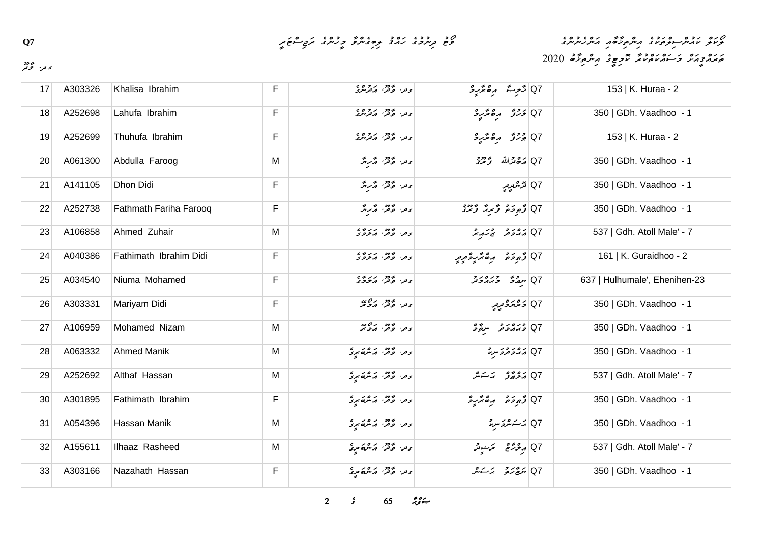| 17 | A303326 | Khalisa Ibrahim | F | ގދ. ވާދޫ، އަދުރުގެ | ޚާލިސާ އިބްރާހީމް Q7 | 153 \| K. Huraa - 2 |
|---|---|---|---|---|---|---|
| 18 | A252698 | Lahufa Ibrahim | F | ގދ. ވާދޫ، އަދުރުގެ | ލަހުފާ އިބްރާހީމް Q7 | 350 \| GDh. Vaadhoo - 1 |
| 19 | A252699 | Thuhufa Ibrahim | F | ގދ. ވާދޫ، އަދުރުގެ | ތުހުފާ އިބްރާހީމް Q7 | 153 \| K. Huraa - 2 |
| 20 | A061300 | Abdulla Faroog | M | ގދ. ވާދޫ، އާރިދާ | އަބްދުﷲ ފާރޫގު Q7 | 350 \| GDh. Vaadhoo - 1 |
| 21 | A141105 | Dhon Didi | F | ގދ. ވާދޫ، އާރިދާ | ދޮންދީދީ Q7 | 350 \| GDh. Vaadhoo - 1 |
| 22 | A252738 | Fathmath Fariha Farooq | F | ގދ. ވާދޫ، އާރިދާ | ފާތިމަތު ފާރިހާ ފާރޫގު Q7 | 350 \| GDh. Vaadhoo - 1 |
| 23 | A106858 | Ahmed Zuhair | M | ގދ. ވާދޫ، އަލަމާގެ | އަހުމަދު ޒުހައިރު Q7 | 537 \| Gdh. Atoll Male' - 7 |
| 24 | A040386 | Fathimath Ibrahim Didi | F | ގދ. ވާދޫ، އަލަމާގެ | ފާތިމަތު އިބްރާހީމްދީދީ Q7 | 161 \| K. Guraidhoo - 2 |
| 25 | A034540 | Niuma Mohamed | F | ގދ. ވާދޫ، އަލަމާގެ | ނިޢުމާ މުޙައްމަދު Q7 | 637 \| Hulhumale', Ehenihen-23 |
| 26 | A303331 | Mariyam Didi | F | ގދ. ވާދޫ، އަލަކަ | މަރިޔަމްދީދީ Q7 | 350 \| GDh. Vaadhoo - 1 |
| 27 | A106959 | Mohamed Nizam | M | ގދ. ވާދޫ، އަލަކަ | މުޙައްމަދު ނިޒާމް Q7 | 350 \| GDh. Vaadhoo - 1 |
| 28 | A063332 | Ahmed Manik | M | ގދ. ވާދޫ، އަންބަރީގެ | އަހުމަދުމަނިކު Q7 | 350 \| GDh. Vaadhoo - 1 |
| 29 | A252692 | Althaf Hassan | M | ގދ. ވާދޫ، އަންބަރީގެ | އަލްތާފު ހަސަން Q7 | 537 \| Gdh. Atoll Male' - 7 |
| 30 | A301895 | Fathimath Ibrahim | F | ގދ. ވާދޫ، އަންބަރީގެ | ފާތިމަތު އިބްރާހީމް Q7 | 350 \| GDh. Vaadhoo - 1 |
| 31 | A054396 | Hassan Manik | M | ގދ. ވާދޫ، އަންބަރީގެ | ހަސަންމަނިކު Q7 | 350 \| GDh. Vaadhoo - 1 |
| 32 | A155611 | Ilhaaz Rasheed | M | ގދ. ވާދޫ، އަންބަރީގެ | އިލްހާޒް ރަޝީދު Q7 | 537 \| Gdh. Atoll Male' - 7 |
| 33 | A303166 | Nazahath Hassan | F | ގދ. ވާދޫ، އަންބަރީގެ | ނަޒާހަތު ހަސަން Q7 | 350 \| GDh. Vaadhoo - 1 |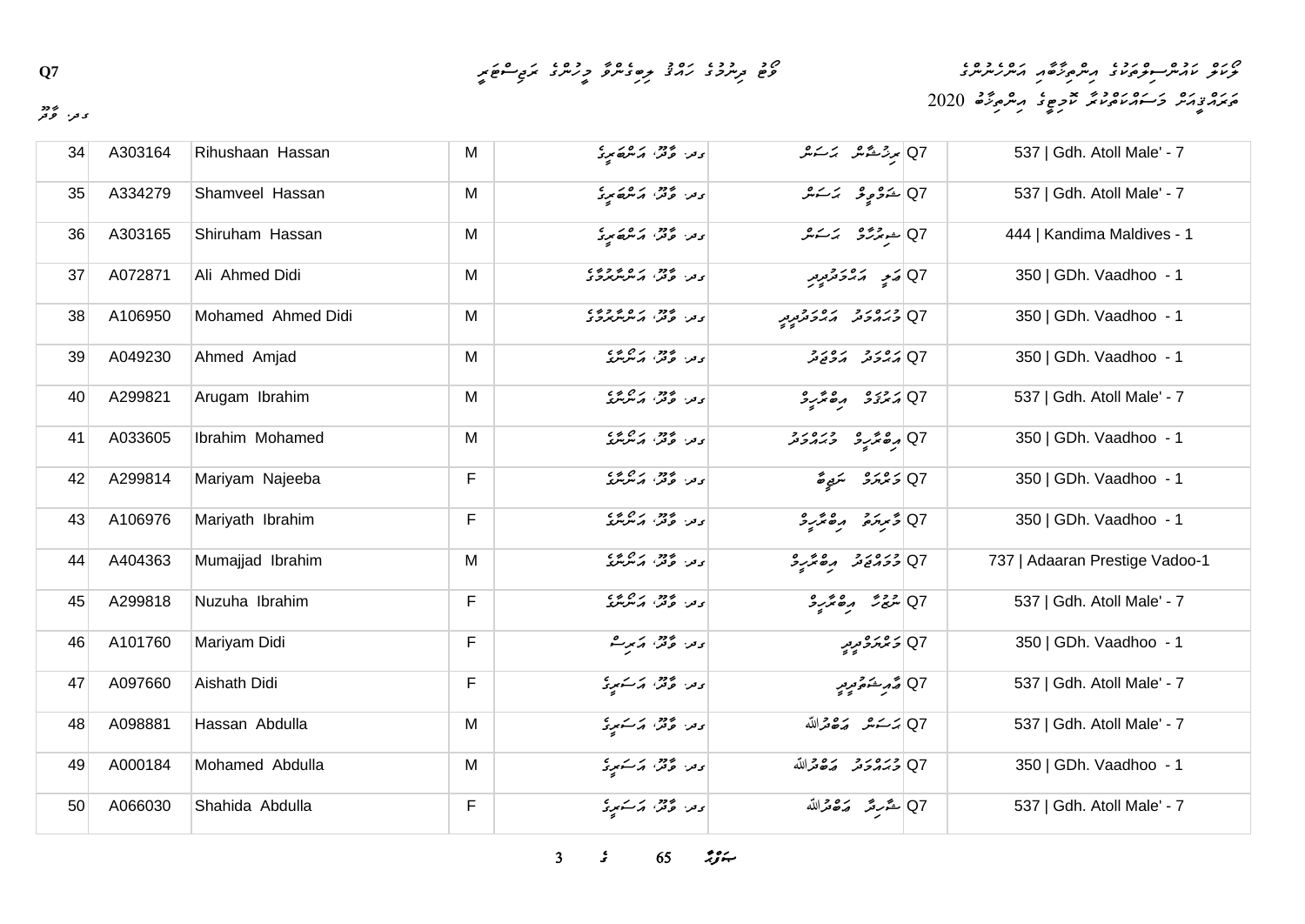| 34 | A303164 | Rihushaan Hassan | M | ގދ. ވާދޫ، އަންބަރީގެ | Q7 ރިހުޝާން ހަސަން | 537 \| Gdh. Atoll Male' - 7 |
|---|---|---|---|---|---|---|
| 35 | A334279 | Shamveel Hassan | M | ގދ. ވާދޫ، އަންބަރީގެ | Q7 ޝަމްވީލް ހަސަން | 537 \| Gdh. Atoll Male' - 7 |
| 36 | A303165 | Shiruham Hassan | M | ގދ. ވާދޫ، އަންބަރީގެ | Q7 ޝިރުހާމް ހަސަން | 444 \| Kandima Maldives - 1 |
| 37 | A072871 | Ali Ahmed Didi | M | ގދ. ވާދޫ، އަންނާރުމާގެ | Q7 އަލީ އަޙްމަދުދީދީ | 350 \| GDh. Vaadhoo - 1 |
| 38 | A106950 | Mohamed Ahmed Didi | M | ގދ. ވާދޫ، އަންނާރުމާގެ | Q7 މުޙައްމަދު އަޙްމަދުދީދީ | 350 \| GDh. Vaadhoo - 1 |
| 39 | A049230 | Ahmed Amjad | M | ގދ. ވާދޫ، އަސްރަނގެ | Q7 އަޙްމަދު އަމްޖަދު | 350 \| GDh. Vaadhoo - 1 |
| 40 | A299821 | Arugam Ibrahim | M | ގދ. ވާދޫ، އަސްރަނގެ | Q7 އަރުގަމް އިބްރާހީމް | 537 \| Gdh. Atoll Male' - 7 |
| 41 | A033605 | Ibrahim Mohamed | M | ގދ. ވާދޫ، އަސްރަނގެ | Q7 އިބްރާހީމް މުޙައްމަދު | 350 \| GDh. Vaadhoo - 1 |
| 42 | A299814 | Mariyam Najeeba | F | ގދ. ވާދޫ، އަސްރަނގެ | Q7 މަރިޔަމް ނަޖީބާ | 350 \| GDh. Vaadhoo - 1 |
| 43 | A106976 | Mariyath Ibrahim | F | ގދ. ވާދޫ، އަސްރަނގެ | Q7 މާރިޔަތު އިބްރާހީމް | 350 \| GDh. Vaadhoo - 1 |
| 44 | A404363 | Mumajjad Ibrahim | M | ގދ. ވާދޫ، އަސްރަނގެ | Q7 މުމައްޖަދު އިބްރާހީމް | 737 \| Adaaran Prestige Vadoo-1 |
| 45 | A299818 | Nuzuha Ibrahim | F | ގދ. ވާދޫ، އަސްރަނގެ | Q7 ނުޒުހާ އިބްރާހީމް | 537 \| Gdh. Atoll Male' - 7 |
| 46 | A101760 | Mariyam Didi | F | ގދ. ވާދޫ، އަރިސް | Q7 މަރިޔަމްދީދީ | 350 \| GDh. Vaadhoo - 1 |
| 47 | A097660 | Aishath Didi | F | ގދ. ވާދޫ، އަސަރީގެ | Q7 އާއިޝަތުދީދީ | 537 \| Gdh. Atoll Male' - 7 |
| 48 | A098881 | Hassan Abdulla | M | ގދ. ވާދޫ، އަސަރީގެ | Q7 ހަސަން އަބްދުﷲ | 537 \| Gdh. Atoll Male' - 7 |
| 49 | A000184 | Mohamed Abdulla | M | ގދ. ވާދޫ، އަސަރީގެ | Q7 މުޙައްމަދު އަބްދުﷲ | 350 \| GDh. Vaadhoo - 1 |
| 50 | A066030 | Shahida Abdulla | F | ގދ. ވާދޫ، އަސަރީގެ | Q7 ޝާހިދާ އަބްދުﷲ | 537 \| Gdh. Atoll Male' - 7 |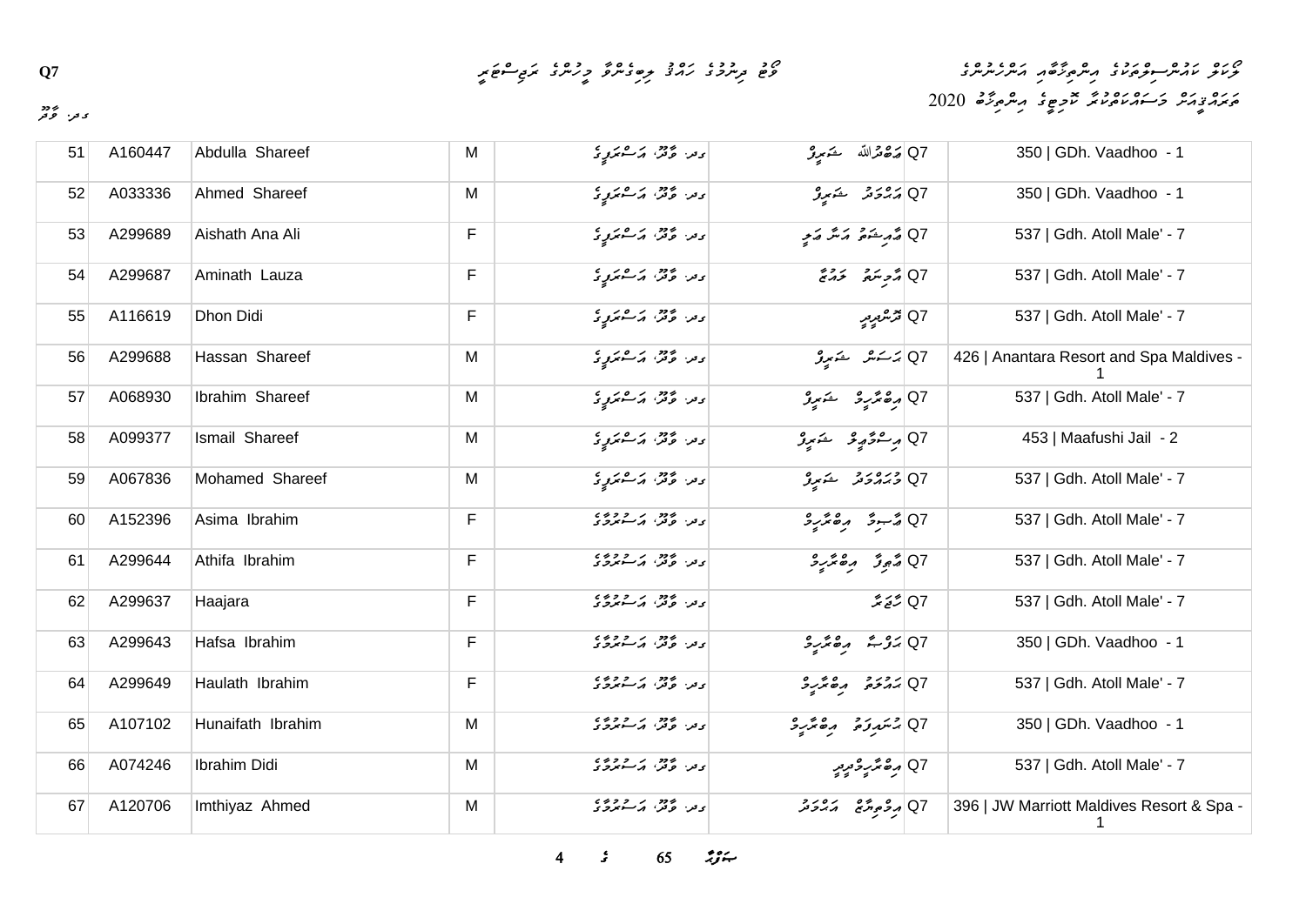| 51 | A160447 | Abdulla Shareef | M | ގދ. ވާދޫ، އަސުރަފީގެ | Q7 އަބްދުﷲ ޝަރީފް | 350 \| GDh. Vaadhoo - 1 |
|---|---|---|---|---|---|---|
| 52 | A033336 | Ahmed Shareef | M | ގދ. ވާދޫ، އަސުރަފީގެ | Q7 އަހުމަދު ޝަރީފް | 350 \| GDh. Vaadhoo - 1 |
| 53 | A299689 | Aishath Ana Ali | F | ގދ. ވާދޫ، އަސުރަފީގެ | Q7 އައިޝަތު އަނާ އަލި | 537 \| Gdh. Atoll Male' - 7 |
| 54 | A299687 | Aminath Lauza | F | ގދ. ވާދޫ، އަސުރަފީގެ | Q7 އާމިނަތު ލައުޒާ | 537 \| Gdh. Atoll Male' - 7 |
| 55 | A116619 | Dhon Didi | F | ގދ. ވާދޫ، އަސުރަފީގެ | Q7 ދޮންދީދީ | 537 \| Gdh. Atoll Male' - 7 |
| 56 | A299688 | Hassan Shareef | M | ގދ. ވާދޫ، އަސުރަފީގެ | Q7 ހަސަން ޝަރީފް | 426 \| Anantara Resort and Spa Maldives - 1 |
| 57 | A068930 | Ibrahim Shareef | M | ގދ. ވާދޫ، އަސުރަފީގެ | Q7 އިބްރާހީމް ޝަރީފް | 537 \| Gdh. Atoll Male' - 7 |
| 58 | A099377 | Ismail Shareef | M | ގދ. ވާދޫ، އަސުރަފީގެ | Q7 އިސްމާއީލް ޝަރީފް | 453 \| Maafushi Jail - 2 |
| 59 | A067836 | Mohamed Shareef | M | ގދ. ވާދޫ، އަސުރަފީގެ | Q7 މުހައްމަދު ޝަރީފް | 537 \| Gdh. Atoll Male' - 7 |
| 60 | A152396 | Asima Ibrahim | F | ގދ. ވާދޫ، އަސުރުމާގެ | Q7 އާސިމާ އިބްރާހީމް | 537 \| Gdh. Atoll Male' - 7 |
| 61 | A299644 | Athifa Ibrahim | F | ގދ. ވާދޫ، އަސުރުމާގެ | Q7 އާތިފާ އިބްރާހީމް | 537 \| Gdh. Atoll Male' - 7 |
| 62 | A299637 | Haajara | F | ގދ. ވާދޫ، އަސުރުމާގެ | Q7 ހާޖަރާ | 537 \| Gdh. Atoll Male' - 7 |
| 63 | A299643 | Hafsa Ibrahim | F | ގދ. ވާދޫ، އަސުރުމާގެ | Q7 ހަފްސާ އިބްރާހީމް | 350 \| GDh. Vaadhoo - 1 |
| 64 | A299649 | Haulath Ibrahim | F | ގދ. ވާދޫ، އަސުރުމާގެ | Q7 ހައުލަތު އިބްރާހީމް | 537 \| Gdh. Atoll Male' - 7 |
| 65 | A107102 | Hunaifath Ibrahim | M | ގދ. ވާދޫ، އަސުރުމާގެ | Q7 ހުނައިފަތު އިބްރާހީމް | 350 \| GDh. Vaadhoo - 1 |
| 66 | A074246 | Ibrahim Didi | M | ގދ. ވާދޫ، އަސުރުމާގެ | Q7 އިބްރާހީމްދީދީ | 537 \| Gdh. Atoll Male' - 7 |
| 67 | A120706 | Imthiyaz Ahmed | M | ގދ. ވާދޫ، އަސުރުމާގެ | Q7 އިމްތިޔާޒު އަހުމަދު | 396 \| JW Marriott Maldives Resort & Spa - 1 |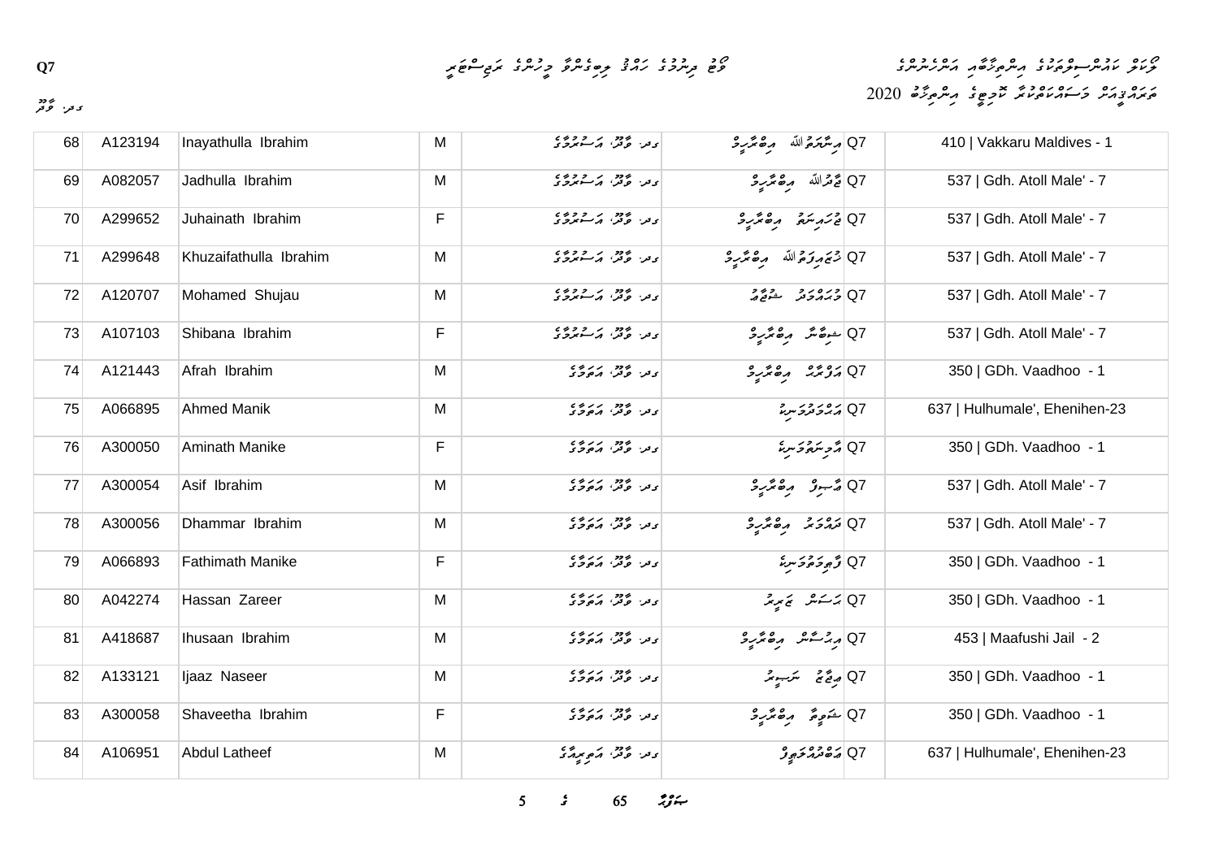| 68 | A123194 | Inayathulla Ibrahim | M | ގދ. ވާދޫ، އަސުރުމާގެ | އިނާޔަތުﷲ އިބްރާހީމް Q7 | 410 \| Vakkaru Maldives - 1 |
|---|---|---|---|---|---|---|
| 69 | A082057 | Jadhulla Ibrahim | M | ގދ. ވާދޫ، އަސުރުމާގެ | ޖާދުﷲ އިބްރާހީމް Q7 | 537 \| Gdh. Atoll Male' - 7 |
| 70 | A299652 | Juhainath Ibrahim | F | ގދ. ވާދޫ، އަސުރުމާގެ | ޖުހައިނަތު އިބްރާހީމް Q7 | 537 \| Gdh. Atoll Male' - 7 |
| 71 | A299648 | Khuzaifathulla Ibrahim | M | ގދ. ވާދޫ، އަސުރުމާގެ | ޚުޒައިފަތުﷲ އިބްރާހީމް Q7 | 537 \| Gdh. Atoll Male' - 7 |
| 72 | A120707 | Mohamed Shujau | M | ގދ. ވާދޫ، އަސުރުމާގެ | މުހައްމަދު ޝުޖާއު Q7 | 537 \| Gdh. Atoll Male' - 7 |
| 73 | A107103 | Shibana Ibrahim | F | ގދ. ވާދޫ، އަސުރުމާގެ | ޝިބާނާ އިބްރާހީމް Q7 | 537 \| Gdh. Atoll Male' - 7 |
| 74 | A121443 | Afrah Ibrahim | M | ގދ. ވާދޫ، އަބަވާގެ | އަފްރާހް އިބްރާހީމް Q7 | 350 \| GDh. Vaadhoo - 1 |
| 75 | A066895 | Ahmed Manik | M | ގދ. ވާދޫ، އަބަވާގެ | އަހްމަދުމަނިކު Q7 | 637 \| Hulhumale', Ehenihen-23 |
| 76 | A300050 | Aminath Manike | F | ގދ. ވާދޫ، އަބަވާގެ | އާމިނަތުމަނިކެ Q7 | 350 \| GDh. Vaadhoo - 1 |
| 77 | A300054 | Asif Ibrahim | M | ގދ. ވާދޫ، އަބަވާގެ | އާސިފް އިބްރާހީމް Q7 | 537 \| Gdh. Atoll Male' - 7 |
| 78 | A300056 | Dhammar Ibrahim | M | ގދ. ވާދޫ، އަބަވާގެ | ދައްމަރު އިބްރާހީމް Q7 | 537 \| Gdh. Atoll Male' - 7 |
| 79 | A066893 | Fathimath Manike | F | ގދ. ވާދޫ، އަބަވާގެ | ފާތިމަތުމަނިކެ Q7 | 350 \| GDh. Vaadhoo - 1 |
| 80 | A042274 | Hassan Zareer | M | ގދ. ވާދޫ، އަބަވާގެ | ހަސަން ޒަރީރު Q7 | 350 \| GDh. Vaadhoo - 1 |
| 81 | A418687 | Ihusaan Ibrahim | M | ގދ. ވާދޫ، އަބަވާގެ | އިހުސާން އިބްރާހީމް Q7 | 453 \| Maafushi Jail - 2 |
| 82 | A133121 | Ijaaz Naseer | M | ގދ. ވާދޫ، އަބަވާގެ | އިޖާޒު ނަސީރު Q7 | 350 \| GDh. Vaadhoo - 1 |
| 83 | A300058 | Shaveetha Ibrahim | F | ގދ. ވާދޫ، އަބަވާގެ | ޝަވީތާ އިބްރާހީމް Q7 | 350 \| GDh. Vaadhoo - 1 |
| 84 | A106951 | Abdul Latheef | M | ގދ. ވާދޫ، އަލިވިލާގެ | އަބްދުއްލަޠީފު Q7 | 637 \| Hulhumale', Ehenihen-23 |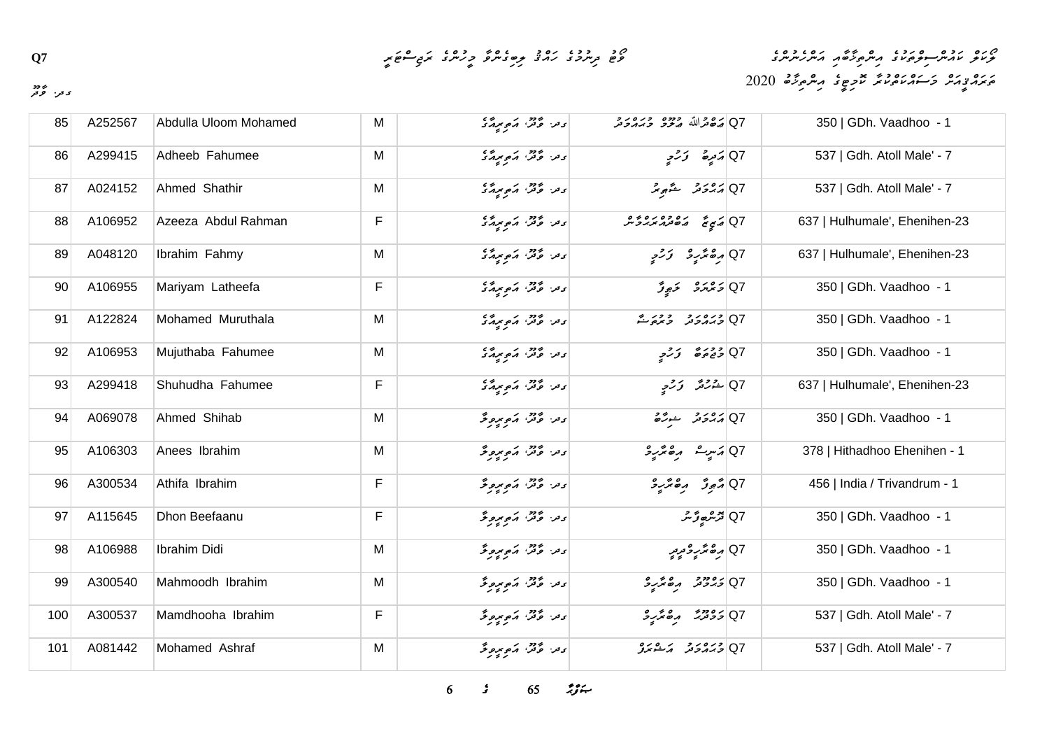| 85 | A252567 | Abdulla Uloom Mohamed | M | ގދ. ވާދޫ، އަލިވިލާގެ | Q7 އަބްދުﷲ އުލޫމް މުޙައްމަދު | 350 \| GDh. Vaadhoo - 1 |
|---|---|---|---|---|---|---|
| 86 | A299415 | Adheeb Fahumee | M | ގދ. ވާދޫ، އަލިވިލާގެ | Q7 އަދީބު ފަހުމީ | 537 \| Gdh. Atoll Male' - 7 |
| 87 | A024152 | Ahmed Shathir | M | ގދ. ވާދޫ، އަލިވިލާގެ | Q7 އަޙްމަދު ޝާތިރު | 537 \| Gdh. Atoll Male' - 7 |
| 88 | A106952 | Azeeza Abdul Rahman | F | ގދ. ވާދޫ، އަލިވިލާގެ | Q7 އަޒީޒާ އަބްދުއްރަޙްމާން | 637 \| Hulhumale', Ehenihen-23 |
| 89 | A048120 | Ibrahim Fahmy | M | ގދ. ވާދޫ، އަލިވިލާގެ | Q7 އިބްރާހީމް ފަހުމީ | 637 \| Hulhumale', Ehenihen-23 |
| 90 | A106955 | Mariyam Latheefa | F | ގދ. ވާދޫ، އަލިވިލާގެ | Q7 މަރިޔަމް ލަތީފާ | 350 \| GDh. Vaadhoo - 1 |
| 91 | A122824 | Mohamed Muruthala | M | ގދ. ވާދޫ، އަލިވިލާގެ | Q7 މުޙައްމަދު މުރުތަލާ | 350 \| GDh. Vaadhoo - 1 |
| 92 | A106953 | Mujuthaba Fahumee | M | ގދ. ވާދޫ، އަލިވިލާގެ | Q7 މުޖުތަބާ ފަހުމީ | 350 \| GDh. Vaadhoo - 1 |
| 93 | A299418 | Shuhudha Fahumee | F | ގދ. ވާދޫ، އަލިވިލާގެ | Q7 ޝުހުދާ ފަހުމީ | 637 \| Hulhumale', Ehenihen-23 |
| 94 | A069078 | Ahmed Shihab | M | ގދ. ވާދޫ، އަލިނިރުވާ | Q7 އަޙްމަދު ޝިހާބު | 350 \| GDh. Vaadhoo - 1 |
| 95 | A106303 | Anees Ibrahim | M | ގދ. ވާދޫ، އަލިނިރުވާ | Q7 އަނީސް އިބްރާހީމް | 378 \| Hithadhoo Ehenihen - 1 |
| 96 | A300534 | Athifa Ibrahim | F | ގދ. ވާދޫ، އަލިނިރުވާ | Q7 އާތިފާ އިބްރާހީމް | 456 \| India / Trivandrum - 1 |
| 97 | A115645 | Dhon Beefaanu | F | ގދ. ވާދޫ، އަލިނިރުވާ | Q7 ދޮންބީފާނު | 350 \| GDh. Vaadhoo - 1 |
| 98 | A106988 | Ibrahim Didi | M | ގދ. ވާދޫ، އަލިނިރުވާ | Q7 އިބްރާހީމްދީދީ | 350 \| GDh. Vaadhoo - 1 |
| 99 | A300540 | Mahmoodh Ibrahim | M | ގދ. ވާދޫ، އަލިނިރުވާ | Q7 މަޙްމޫދު އިބްރާހީމް | 350 \| GDh. Vaadhoo - 1 |
| 100 | A300537 | Mamdhooha Ibrahim | F | ގދ. ވާދޫ، އަލިނިރުވާ | Q7 މަމްދޫޙާ އިބްރާހީމް | 537 \| Gdh. Atoll Male' - 7 |
| 101 | A081442 | Mohamed Ashraf | M | ގދ. ވާދޫ، އަލިނިރުވާ | Q7 މުޙައްމަދު އަޝްރަފް | 537 \| Gdh. Atoll Male' - 7 |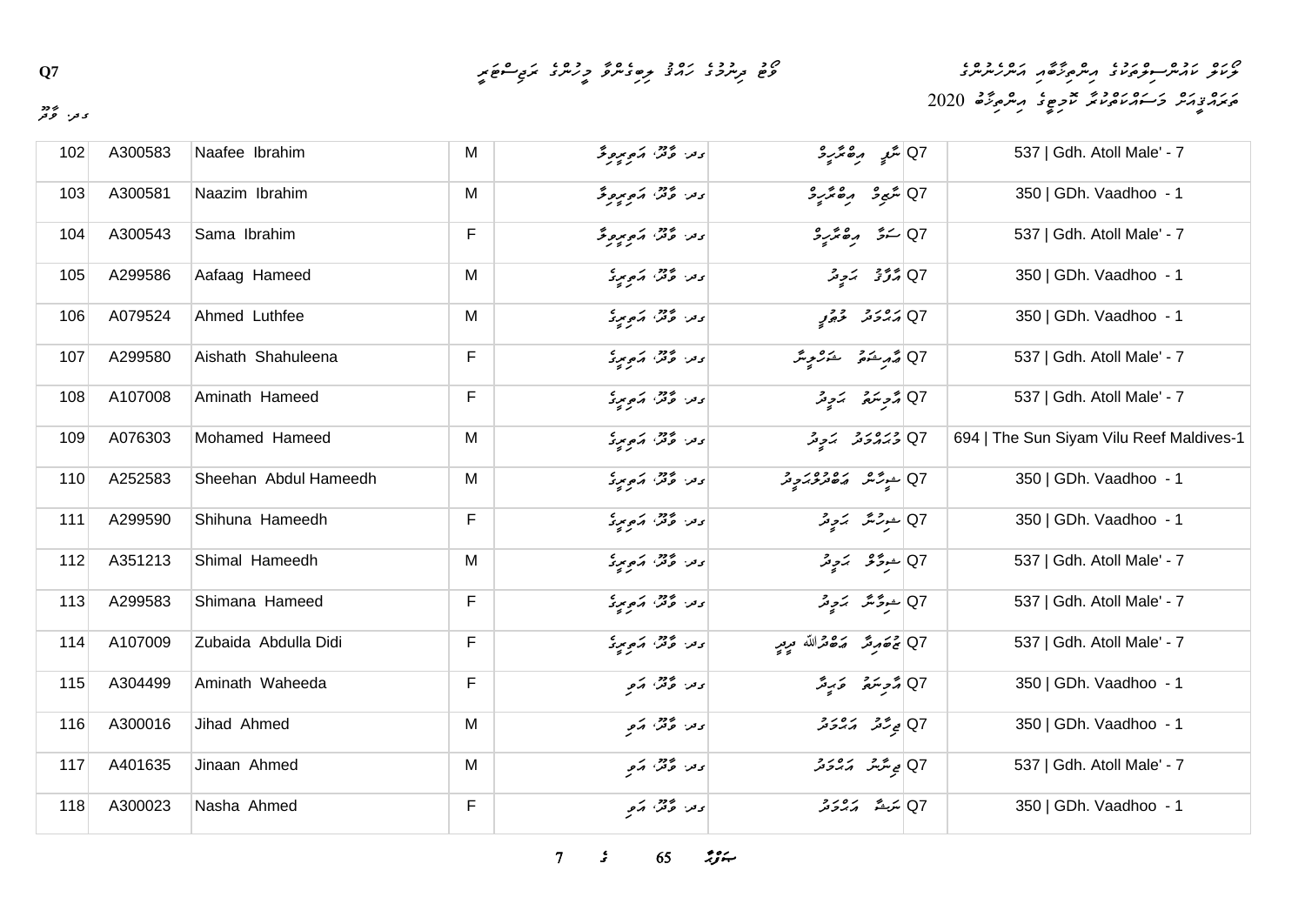| 102 | A300583 | Naafee Ibrahim | M | ގދ. ވާދޫ، އަލިދިރިވެލި | ނާފިއު އިބްރާހީމް Q7 | 537 \| Gdh. Atoll Male' - 7 |
|---|---|---|---|---|---|---|
| 103 | A300581 | Naazim Ibrahim | M | ގދ. ވާދޫ، އަލިދިރިވެލި | ނާޒިމް އިބްރާހީމް Q7 | 350 \| GDh. Vaadhoo - 1 |
| 104 | A300543 | Sama Ibrahim | F | ގދ. ވާދޫ، އަލިދިރިވެލި | ސަމާ އިބްރާހީމް Q7 | 537 \| Gdh. Atoll Male' - 7 |
| 105 | A299586 | Aafaag Hameed | M | ގދ. ވާދޫ، އަލިދިރި | އާފާގު ހަމީދު Q7 | 350 \| GDh. Vaadhoo - 1 |
| 106 | A079524 | Ahmed Luthfee | M | ގދ. ވާދޫ، އަލިދިރި | އަހުމަދު ލުތުފީ Q7 | 350 \| GDh. Vaadhoo - 1 |
| 107 | A299580 | Aishath Shahuleena | F | ގދ. ވާދޫ، އަލިދިރި | އާއިޝަތު ޝަހުލީނާ Q7 | 537 \| Gdh. Atoll Male' - 7 |
| 108 | A107008 | Aminath Hameed | F | ގދ. ވާދޫ، އަލިދިރި | އާމިނަތު ހަމީދު Q7 | 537 \| Gdh. Atoll Male' - 7 |
| 109 | A076303 | Mohamed Hameed | M | ގދ. ވާދޫ، އަލިދިރި | މުހައްމަދު ހަމީދު Q7 | 694 \| The Sun Siyam Vilu Reef Maldives-1 |
| 110 | A252583 | Sheehan Abdul Hameedh | M | ގދ. ވާދޫ، އަލިދިރި | ޝީހާން އަބްދުލްހަމީދު Q7 | 350 \| GDh. Vaadhoo - 1 |
| 111 | A299590 | Shihuna Hameedh | F | ގދ. ވާދޫ، އަލިދިރި | ޝިހުނާ ހަމީދު Q7 | 350 \| GDh. Vaadhoo - 1 |
| 112 | A351213 | Shimal Hameedh | M | ގދ. ވާދޫ، އަލިދިރި | ޝިމާލް ހަމީދު Q7 | 537 \| Gdh. Atoll Male' - 7 |
| 113 | A299583 | Shimana Hameed | F | ގދ. ވާދޫ، އަލިދިރި | ޝިމާނާ ހަމީދު Q7 | 537 \| Gdh. Atoll Male' - 7 |
| 114 | A107009 | Zubaida Abdulla Didi | F | ގދ. ވާދޫ، އަލިދިރި | ޒުބައިދާ އަބްދުﷲ ދީދީ Q7 | 537 \| Gdh. Atoll Male' - 7 |
| 115 | A304499 | Aminath Waheeda | F | ގދ. ވާދޫ، އަލި | އާމިނަތު ވަހީދާ Q7 | 350 \| GDh. Vaadhoo - 1 |
| 116 | A300016 | Jihad Ahmed | M | ގދ. ވާދޫ، އަލި | ޖިހާދު އަހުމަދު Q7 | 350 \| GDh. Vaadhoo - 1 |
| 117 | A401635 | Jinaan Ahmed | M | ގދ. ވާދޫ، އަލި | ޖިނާން އަހުމަދު Q7 | 537 \| Gdh. Atoll Male' - 7 |
| 118 | A300023 | Nasha Ahmed | F | ގދ. ވާދޫ، އަލި | ނަޝާ އަހުމަދު Q7 | 350 \| GDh. Vaadhoo - 1 |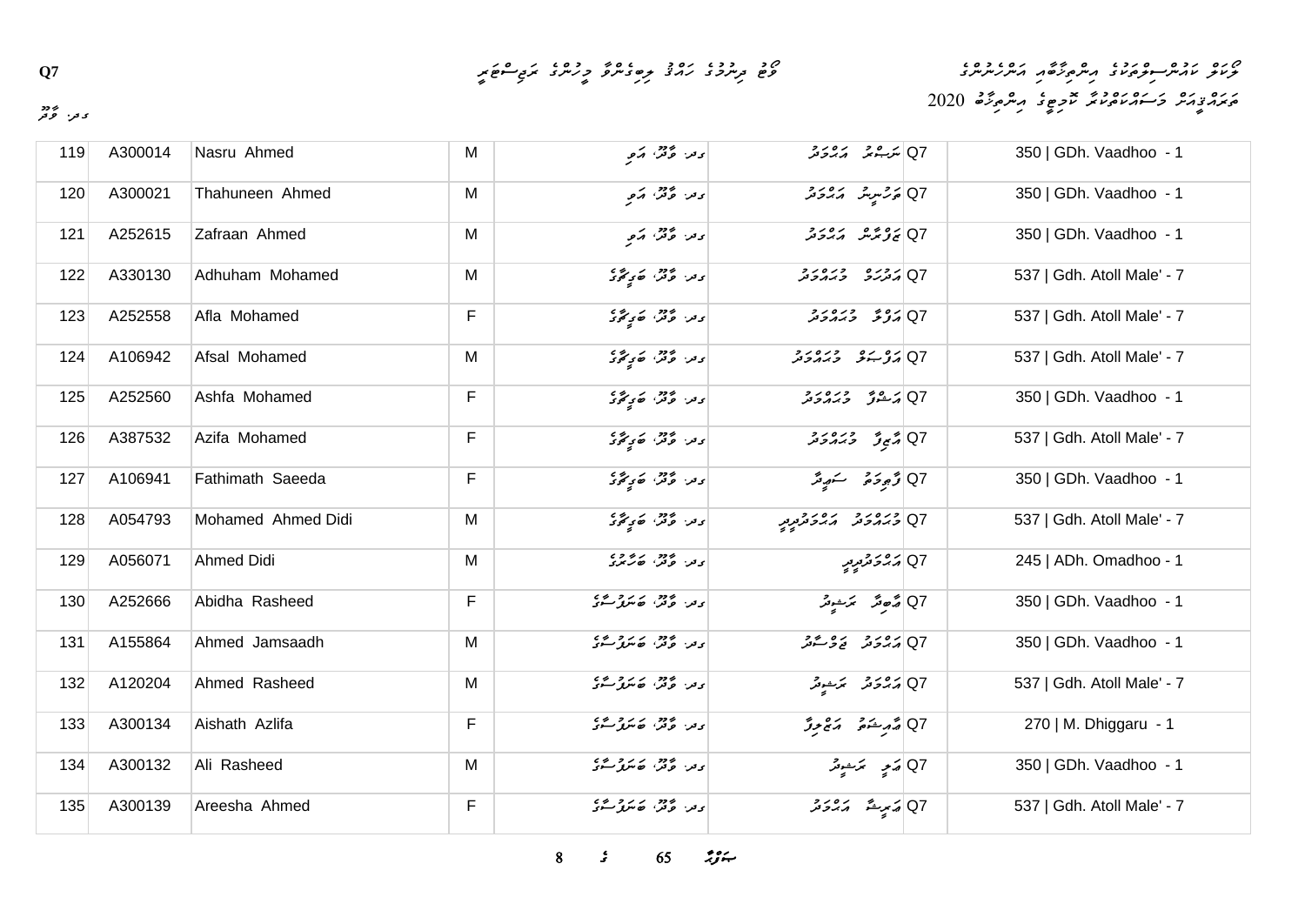| 119 | A300014 | Nasru Ahmed | M | ގދ. ވާދޫ، އަތި | ނަސްރު އަހްމަދު Q7 | 350 \| GDh. Vaadhoo - 1 |
|---|---|---|---|---|---|---|
| 120 | A300021 | Thahuneen Ahmed | M | ގދ. ވާދޫ، އަތި | ތަހުނީން އަހްމަދު Q7 | 350 \| GDh. Vaadhoo - 1 |
| 121 | A252615 | Zafraan Ahmed | M | ގދ. ވާދޫ، އަތި | ޒަފްރާން އަހްމަދު Q7 | 350 \| GDh. Vaadhoo - 1 |
| 122 | A330130 | Adhuham Mohamed | M | ގދ. ވާދޫ، ބަގީޗާގެ | އަދުހަމް މުހައްމަދު Q7 | 537 \| Gdh. Atoll Male' - 7 |
| 123 | A252558 | Afla Mohamed | F | ގދ. ވާދޫ، ބަގީޗާގެ | އަފްލާ މުހައްމަދު Q7 | 537 \| Gdh. Atoll Male' - 7 |
| 124 | A106942 | Afsal Mohamed | M | ގދ. ވާދޫ، ބަގީޗާގެ | އަފްސަލް މުހައްމަދު Q7 | 537 \| Gdh. Atoll Male' - 7 |
| 125 | A252560 | Ashfa Mohamed | F | ގދ. ވާދޫ، ބަގީޗާގެ | އަށްފާ މުހައްމަދު Q7 | 350 \| GDh. Vaadhoo - 1 |
| 126 | A387532 | Azifa Mohamed | F | ގދ. ވާދޫ، ބަގީޗާގެ | އާޒިފާ މުހައްމަދު Q7 | 537 \| Gdh. Atoll Male' - 7 |
| 127 | A106941 | Fathimath Saeeda | F | ގދ. ވާދޫ، ބަގީޗާގެ | ފާތިމަތު ސަޢީދާ Q7 | 350 \| GDh. Vaadhoo - 1 |
| 128 | A054793 | Mohamed Ahmed Didi | M | ގދ. ވާދޫ، ބަގީޗާގެ | މުހައްމަދު އަހްމަދުދީދީ Q7 | 537 \| Gdh. Atoll Male' - 7 |
| 129 | A056071 | Ahmed Didi | M | ގދ. ވާދޫ، ބަހާރުގެ | އަހްމަދުދީދީ Q7 | 245 \| ADh. Omadhoo - 1 |
| 130 | A252666 | Abidha Rasheed | F | ގދ. ވާދޫ، ބަނަފްސާގެ | އާބިދާ ރަޝީދު Q7 | 350 \| GDh. Vaadhoo - 1 |
| 131 | A155864 | Ahmed Jamsaadh | M | ގދ. ވާދޫ، ބަނަފްސާގެ | އަހްމަދު ޖަމްސާދު Q7 | 350 \| GDh. Vaadhoo - 1 |
| 132 | A120204 | Ahmed Rasheed | M | ގދ. ވާދޫ، ބަނަފްސާގެ | އަހްމަދު ރަޝީދު Q7 | 537 \| Gdh. Atoll Male' - 7 |
| 133 | A300134 | Aishath Azlifa | F | ގދ. ވާދޫ، ބަނަފްސާގެ | އާއިޝަތު އަޒްލިފާ Q7 | 270 \| M. Dhiggaru - 1 |
| 134 | A300132 | Ali Rasheed | M | ގދ. ވާދޫ، ބަނަފްސާގެ | އަލި ރަޝީދު Q7 | 350 \| GDh. Vaadhoo - 1 |
| 135 | A300139 | Areesha Ahmed | F | ގދ. ވާދޫ، ބަނަފްސާގެ | އަރީޝާ އަހްމަދު Q7 | 537 \| Gdh. Atoll Male' - 7 |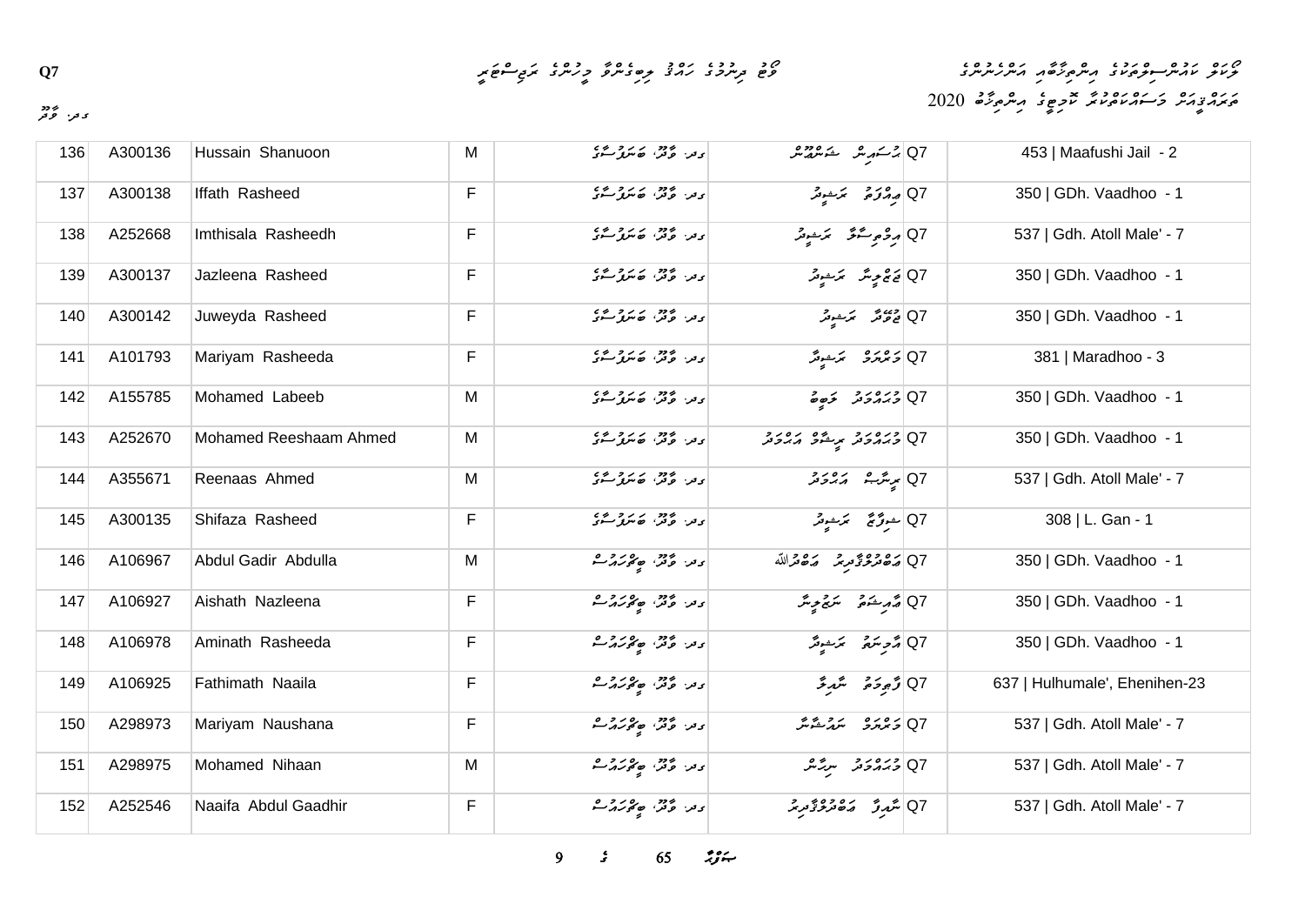| 136 | A300136 | Hussain Shanuoon | M | ގދ. ވާދޫ، ބަނަފްސާގެ | Q7 ހުސައިން ޝަނޫނު | 453 \| Maafushi Jail - 2 |
|---|---|---|---|---|---|---|
| 137 | A300138 | Iffath Rasheed | F | ގދ. ވާދޫ، ބަނަފްސާގެ | Q7 އިއްފަތު ރަޝީދު | 350 \| GDh. Vaadhoo - 1 |
| 138 | A252668 | Imthisala Rasheedh | F | ގދ. ވާދޫ، ބަނަފްސާގެ | Q7 އިމްތިސާލާ ރަޝީދު | 537 \| Gdh. Atoll Male' - 7 |
| 139 | A300137 | Jazleena Rasheed | F | ގދ. ވާދޫ، ބަނަފްސާގެ | Q7 ޖަޒްލީނާ ރަޝީދު | 350 \| GDh. Vaadhoo - 1 |
| 140 | A300142 | Juweyda Rasheed | F | ގދ. ވާދޫ، ބަނަފްސާގެ | Q7 ޖުވޭދާ ރަޝީދު | 350 \| GDh. Vaadhoo - 1 |
| 141 | A101793 | Mariyam Rasheeda | F | ގދ. ވާދޫ، ބަނަފްސާގެ | Q7 މަރިޔަމް ރަޝީދާ | 381 \| Maradhoo - 3 |
| 142 | A155785 | Mohamed Labeeb | M | ގދ. ވާދޫ، ބަނަފްސާގެ | Q7 މުހައްމަދު ލަބީބު | 350 \| GDh. Vaadhoo - 1 |
| 143 | A252670 | Mohamed Reeshaam Ahmed | M | ގދ. ވާދޫ، ބަނަފްސާގެ | Q7 މުހައްމަދު ރީޝާމް އަހްމަދު | 350 \| GDh. Vaadhoo - 1 |
| 144 | A355671 | Reenaas Ahmed | M | ގދ. ވާދޫ، ބަނަފްސާގެ | Q7 ރީނާސް އަހްމަދު | 537 \| Gdh. Atoll Male' - 7 |
| 145 | A300135 | Shifaza Rasheed | F | ގދ. ވާދޫ، ބަނަފްސާގެ | Q7 ޝިފާޒާ ރަޝީދު | 308 \| L. Gan - 1 |
| 146 | A106967 | Abdul Gadir Abdulla | M | ގދ. ވާދޫ، ބިލޯރައްސް | Q7 އަބްދުލްގާދިރު އަބްދުﷲ | 350 \| GDh. Vaadhoo - 1 |
| 147 | A106927 | Aishath Nazleena | F | ގދ. ވާދޫ، ބިލޯރައްސް | Q7 އާއިޝަތު ނަޒްލީނާ | 350 \| GDh. Vaadhoo - 1 |
| 148 | A106978 | Aminath Rasheeda | F | ގދ. ވާދޫ، ބިލޯރައްސް | Q7 އާމިނަތު ރަޝީދާ | 350 \| GDh. Vaadhoo - 1 |
| 149 | A106925 | Fathimath Naaila | F | ގދ. ވާދޫ، ބިލޯރައްސް | Q7 ފާތިމަތު ނާއިލާ | 637 \| Hulhumale', Ehenihen-23 |
| 150 | A298973 | Mariyam Naushana | F | ގދ. ވާދޫ، ބިލޯރައްސް | Q7 މަރިޔަމް ނައުޝާނާ | 537 \| Gdh. Atoll Male' - 7 |
| 151 | A298975 | Mohamed Nihaan | M | ގދ. ވާދޫ، ބިލޯރައްސް | Q7 މުހައްމަދު ނިހާން | 537 \| Gdh. Atoll Male' - 7 |
| 152 | A252546 | Naaifa Abdul Gaadhir | F | ގދ. ވާދޫ، ބިލޯރައްސް | Q7 ނާއިފާ އަބްދުލްގާދިރު | 537 \| Gdh. Atoll Male' - 7 |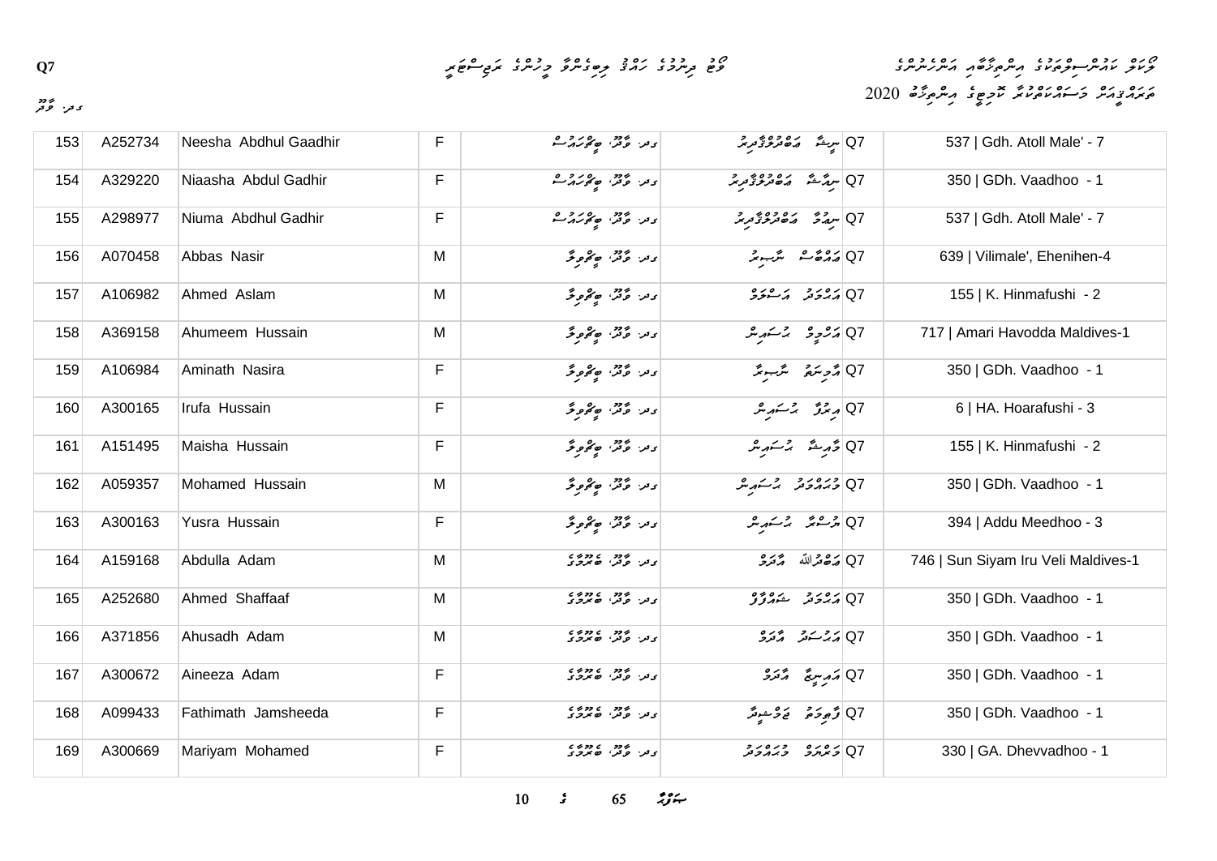| 153 | A252734 | Neesha Abdhul Gaadhir | F | ގދ. ވާދޫ، ބީޗްހައުސް | Q7 ނީޝާ އަބްދުލްގާދިރު | 537 \| Gdh. Atoll Male' - 7 |
|---|---|---|---|---|---|---|
| 154 | A329220 | Niaasha Abdul Gadhir | F | ގދ. ވާދޫ، ބީޗްހައުސް | Q7 ނިޢާޝާ އަބްދުލްގާދިރު | 350 \| GDh. Vaadhoo - 1 |
| 155 | A298977 | Niuma Abdhul Gadhir | F | ގދ. ވާދޫ، ބީޗްހައުސް | Q7 ނިޢުމާ އަބްދުލްގާދިރު | 537 \| Gdh. Atoll Male' - 7 |
| 156 | A070458 | Abbas Nasir | M | ގދ. ވާދޫ، ބީޗްވިލާ | Q7 އައްބާސް ނާސިރު | 639 \| Vilimale', Ehenihen-4 |
| 157 | A106982 | Ahmed Aslam | M | ގދ. ވާދޫ، ބީޗްވިލާ | Q7 އަހްމަދު އަސްލަމް | 155 \| K. Hinmafushi - 2 |
| 158 | A369158 | Ahumeem Hussain | M | ގދ. ވާދޫ، ބީޗްވިލާ | Q7 އަހުމީމް ހުސައިން | 717 \| Amari Havodda Maldives-1 |
| 159 | A106984 | Aminath Nasira | F | ގދ. ވާދޫ، ބީޗްވިލާ | Q7 އާމިނަތު ނާސިރާ | 350 \| GDh. Vaadhoo - 1 |
| 160 | A300165 | Irufa Hussain | F | ގދ. ވާދޫ، ބީޗްވިލާ | Q7 އިރުފާ ހުސައިން | 6 \| HA. Hoarafushi - 3 |
| 161 | A151495 | Maisha Hussain | F | ގދ. ވާދޫ، ބީޗްވިލާ | Q7 މާއިޝާ ހުސައިން | 155 \| K. Hinmafushi - 2 |
| 162 | A059357 | Mohamed Hussain | M | ގދ. ވާދޫ، ބީޗްވިލާ | Q7 މުހައްމަދު ހުސައިން | 350 \| GDh. Vaadhoo - 1 |
| 163 | A300163 | Yusra Hussain | F | ގދ. ވާދޫ، ބީޗްވިލާ | Q7 ޔުސްރާ ހުސައިން | 394 \| Addu Meedhoo - 3 |
| 164 | A159168 | Abdulla Adam | M | ގދ. ވާދޫ، ބޮޑުގޭ | Q7 އަބްދުއްލާ އާދަމް | 746 \| Sun Siyam Iru Veli Maldives-1 |
| 165 | A252680 | Ahmed Shaffaaf | M | ގދ. ވާދޫ، ބޮޑުގޭ | Q7 އަހްމަދު ޝައްފާފް | 350 \| GDh. Vaadhoo - 1 |
| 166 | A371856 | Ahusadh Adam | M | ގދ. ވާދޫ، ބޮޑުގޭ | Q7 އަހުސަދު އާދަމް | 350 \| GDh. Vaadhoo - 1 |
| 167 | A300672 | Aineeza Adam | F | ގދ. ވާދޫ، ބޮޑުގޭ | Q7 އައިނީޒާ އާދަމް | 350 \| GDh. Vaadhoo - 1 |
| 168 | A099433 | Fathimath Jamsheeda | F | ގދ. ވާދޫ، ބޮޑުގޭ | Q7 ފާތިމަތު ޖަމްޝީދާ | 350 \| GDh. Vaadhoo - 1 |
| 169 | A300669 | Mariyam Mohamed | F | ގދ. ވާދޫ، ބޮޑުގޭ | Q7 މަރިޔަމް މުހައްމަދު | 330 \| GA. Dhevvadhoo - 1 |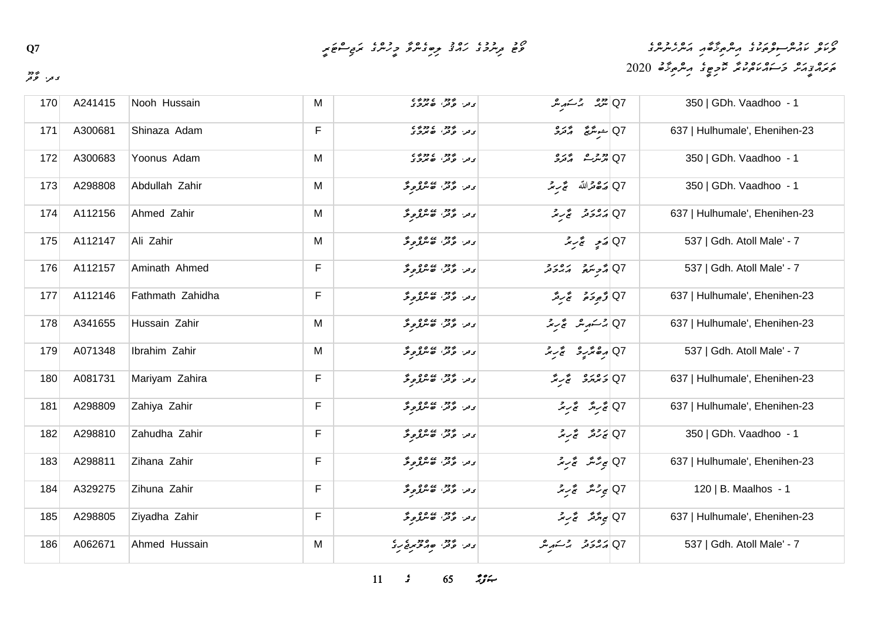| 170 | A241415 | Nooh Hussain | M | ގދ. ވާދޫ، ބުރުގާގެ | Q7 ނޫހް ހުސައިން | 350 \| GDh. Vaadhoo - 1 |
|---|---|---|---|---|---|---|
| 171 | A300681 | Shinaza Adam | F | ގދ. ވާދޫ، ބުރުގާގެ | Q7 ޝިނާޒާ އާދަމް | 637 \| Hulhumale', Ehenihen-23 |
| 172 | A300683 | Yoonus Adam | M | ގދ. ވާދޫ، ބުރުގާގެ | Q7 ޔޫނުސް އާދަމް | 350 \| GDh. Vaadhoo - 1 |
| 173 | A298808 | Abdullah Zahir | M | ގދ. ވާދޫ، ބޭންގުވިލާ | Q7 އަބްދުއްﷲ ޒާހިރު | 350 \| GDh. Vaadhoo - 1 |
| 174 | A112156 | Ahmed Zahir | M | ގދ. ވާދޫ، ބޭންގުވިލާ | Q7 އަހުމަދު ޒާހިރު | 637 \| Hulhumale', Ehenihen-23 |
| 175 | A112147 | Ali Zahir | M | ގދ. ވާދޫ، ބޭންގުވިލާ | Q7 އަލި ޒާހިރު | 537 \| Gdh. Atoll Male' - 7 |
| 176 | A112157 | Aminath Ahmed | F | ގދ. ވާދޫ، ބޭންގުވިލާ | Q7 އާމިނަތު އަހުމަދު | 537 \| Gdh. Atoll Male' - 7 |
| 177 | A112146 | Fathmath Zahidha | F | ގދ. ވާދޫ، ބޭންގުވިލާ | Q7 ފާތިމަތު ޒާހިދާ | 637 \| Hulhumale', Ehenihen-23 |
| 178 | A341655 | Hussain Zahir | M | ގދ. ވާދޫ، ބޭންގުވިލާ | Q7 ހުސައިން ޒާހިރު | 637 \| Hulhumale', Ehenihen-23 |
| 179 | A071348 | Ibrahim Zahir | M | ގދ. ވާދޫ، ބޭންގުވިލާ | Q7 އިބްރާހީމް ޒާހިރު | 537 \| Gdh. Atoll Male' - 7 |
| 180 | A081731 | Mariyam Zahira | F | ގދ. ވާދޫ، ބޭންގުވިލާ | Q7 މަރިޔަމް ޒާހިރާ | 637 \| Hulhumale', Ehenihen-23 |
| 181 | A298809 | Zahiya Zahir | F | ގދ. ވާދޫ، ބޭންގުވިލާ | Q7 ޒާހިޔާ ޒާހިރު | 637 \| Hulhumale', Ehenihen-23 |
| 182 | A298810 | Zahudha Zahir | F | ގދ. ވާދޫ، ބޭންގުވިލާ | Q7 ޒަހުދާ ޒާހިރު | 350 \| GDh. Vaadhoo - 1 |
| 183 | A298811 | Zihana Zahir | F | ގދ. ވާދޫ، ބޭންގުވިލާ | Q7 ޒިހާނާ ޒާހިރު | 637 \| Hulhumale', Ehenihen-23 |
| 184 | A329275 | Zihuna Zahir | F | ގދ. ވާދޫ، ބޭންގުވިލާ | Q7 ޒިހުނާ ޒާހިރު | 120 \| B. Maalhos - 1 |
| 185 | A298805 | Ziyadha Zahir | F | ގދ. ވާދޫ، ބޭންގުވިލާ | Q7 ޒިޔާދާ ޒާހިރު | 637 \| Hulhumale', Ehenihen-23 |
| 186 | A062671 | Ahmed Hussain | M | ގދ. ވާދޫ، ބިއްލޫރިގެ | Q7 އަހުމަދު ހުސައިން | 537 \| Gdh. Atoll Male' - 7 |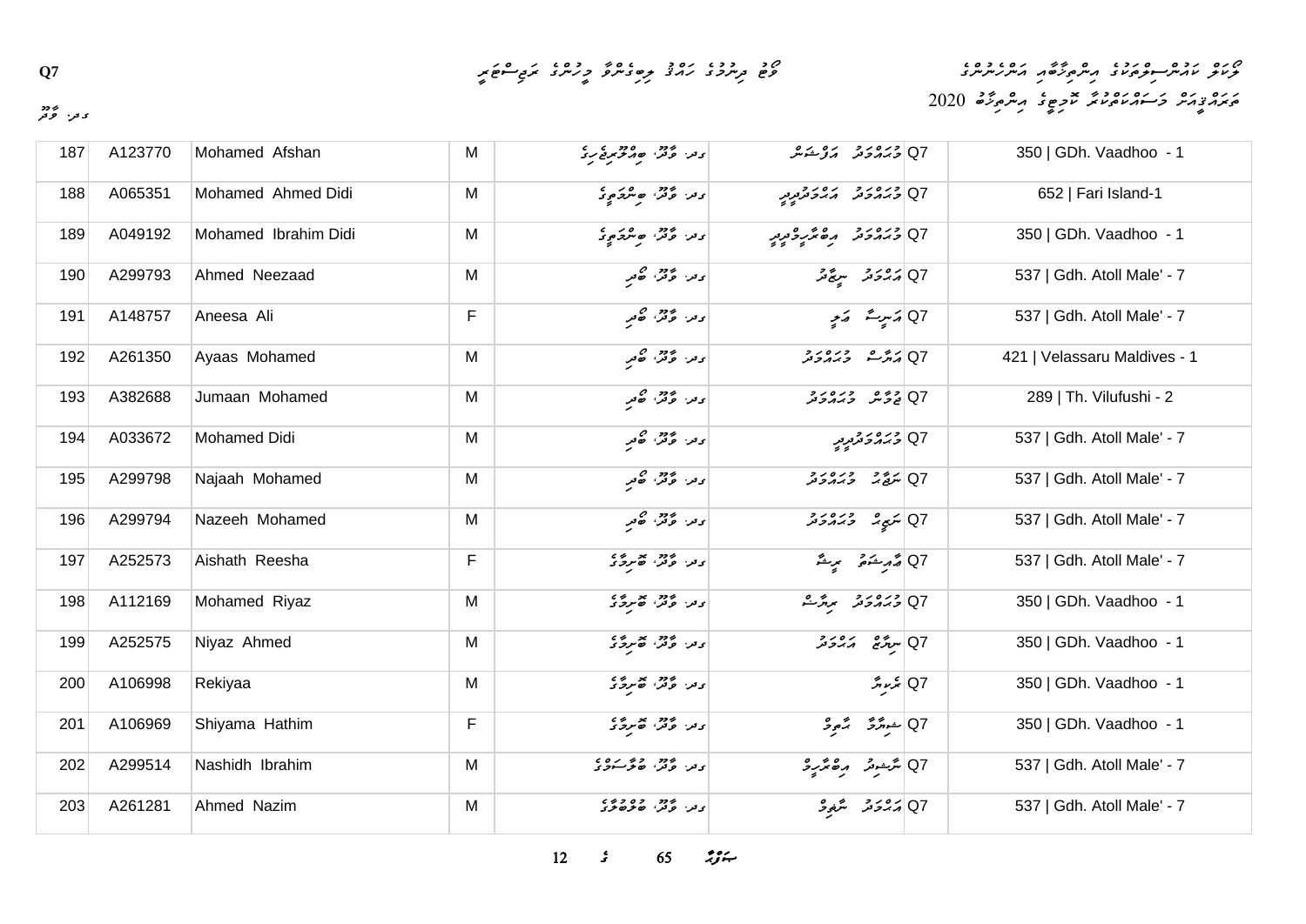| 187 | A123770 | Mohamed Afshan | M | ގދ. ވާދޫ، ބިއުލްރިޒް ހިޔާ | މުހައްމަދު އަފްޝާން Q7 | 350 \| GDh. Vaadhoo - 1 |
|---|---|---|---|---|---|---|
| 188 | A065351 | Mohamed Ahmed Didi | M | ގދ. ވާދޫ، ބިންގާޖެހޭ | މުހައްމަދު އަހްމަދުދީދީ Q7 | 652 \| Fari Island-1 |
| 189 | A049192 | Mohamed Ibrahim Didi | M | ގދ. ވާދޫ، ބިންގާޖެހޭ | މުހައްމަދު އިބްރާހީމްދީދީ Q7 | 350 \| GDh. Vaadhoo - 1 |
| 190 | A299793 | Ahmed Neezaad | M | ގދ. ވާދޫ، ބޭރި | އަހްމަދު ނީޒާދު Q7 | 537 \| Gdh. Atoll Male' - 7 |
| 191 | A148757 | Aneesa Ali | F | ގދ. ވާދޫ، ބޭރި | އަނީސާ އަލި Q7 | 537 \| Gdh. Atoll Male' - 7 |
| 192 | A261350 | Ayaas Mohamed | M | ގދ. ވާދޫ، ބޭރި | އަޔާސް މުހައްމަދު Q7 | 421 \| Velassaru Maldives - 1 |
| 193 | A382688 | Jumaan Mohamed | M | ގދ. ވާދޫ، ބޭރި | ޖުމާން މުހައްމަދު Q7 | 289 \| Th. Vilufushi - 2 |
| 194 | A033672 | Mohamed Didi | M | ގދ. ވާދޫ، ބޭރި | މުހައްމަދުދީދީ Q7 | 537 \| Gdh. Atoll Male' - 7 |
| 195 | A299798 | Najaah Mohamed | M | ގދ. ވާދޫ، ބޭރި | ނަޖާހު މުހައްމަދު Q7 | 537 \| Gdh. Atoll Male' - 7 |
| 196 | A299794 | Nazeeh Mohamed | M | ގދ. ވާދޫ، ބޭރި | ނަޒީހު މުހައްމަދު Q7 | 537 \| Gdh. Atoll Male' - 7 |
| 197 | A252573 | Aishath Reesha | F | ގދ. ވާދޫ، ބޮރުމާގެ | އާއިޝަތު ރީޝާ Q7 | 537 \| Gdh. Atoll Male' - 7 |
| 198 | A112169 | Mohamed Riyaz | M | ގދ. ވާދޫ، ބޮރުމާގެ | މުހައްމަދު ރިޔާޒް Q7 | 350 \| GDh. Vaadhoo - 1 |
| 199 | A252575 | Niyaz Ahmed | M | ގދ. ވާދޫ، ބޮރުމާގެ | ނިޔާޒް އަހްމަދު Q7 | 350 \| GDh. Vaadhoo - 1 |
| 200 | A106998 | Rekiyaa | M | ގދ. ވާދޫ، ބޮރުމާގެ | ރެކިޔާ Q7 | 350 \| GDh. Vaadhoo - 1 |
| 201 | A106969 | Shiyama Hathim | F | ގދ. ވާދޫ، ބޮރުމާގެ | ޝިޔާމާ ހާތިމް Q7 | 350 \| GDh. Vaadhoo - 1 |
| 202 | A299514 | Nashidh Ibrahim | M | ގދ. ވާދޫ، ބުލާސަރުގެ | ނާޝިދު އިބްރާހީމް Q7 | 537 \| Gdh. Atoll Male' - 7 |
| 203 | A261281 | Ahmed Nazim | M | ގދ. ވާދޫ، ބުރުބުރާގެ | އަހްމަދު ނާޒިމް Q7 | 537 \| Gdh. Atoll Male' - 7 |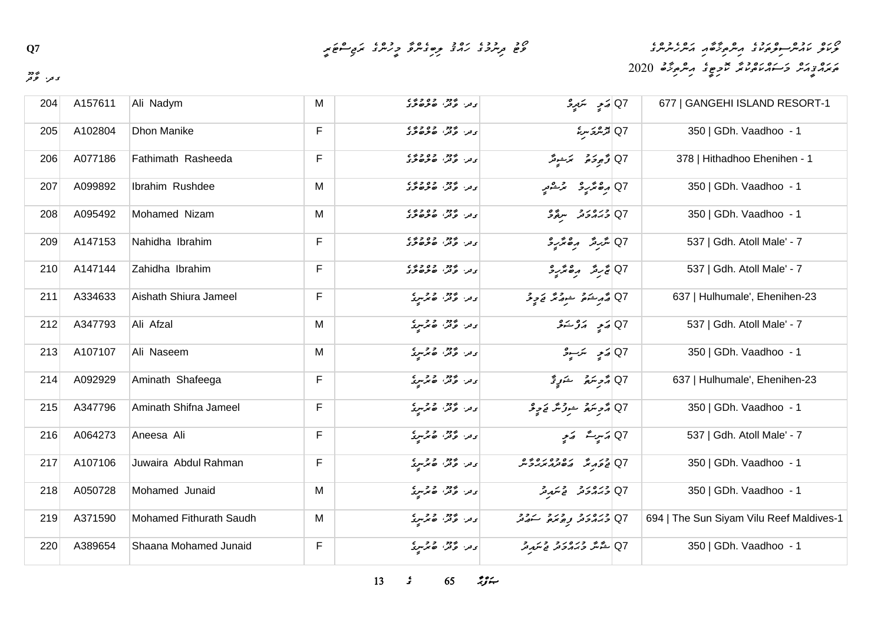| 204 | A157611 | Ali Nadym | M | ގދ. ވާދޫ، ބޮވުބޯވު | Q7 | 677 \| GANGEHI ISLAND RESORT-1 |
|---|---|---|---|---|---|---|
| 205 | A102804 | Dhon Manike | F | ގދ. ވާދޫ، ބޮވުބޯވު | Q7 | 350 \| GDh. Vaadhoo - 1 |
| 206 | A077186 | Fathimath Rasheeda | F | ގދ. ވާދޫ، ބޮވުބޯވު | Q7 | 378 \| Hithadhoo Ehenihen - 1 |
| 207 | A099892 | Ibrahim Rushdee | M | ގދ. ވާދޫ، ބޮވުބޯވު | Q7 | 350 \| GDh. Vaadhoo - 1 |
| 208 | A095492 | Mohamed Nizam | M | ގދ. ވާދޫ، ބޮވުބޯވު | Q7 | 350 \| GDh. Vaadhoo - 1 |
| 209 | A147153 | Nahidha Ibrahim | F | ގދ. ވާދޫ، ބޮވުބޯވު | Q7 | 537 \| Gdh. Atoll Male' - 7 |
| 210 | A147144 | Zahidha Ibrahim | F | ގދ. ވާދޫ، ބޮވުބޯވު | Q7 | 537 \| Gdh. Atoll Male' - 7 |
| 211 | A334633 | Aishath Shiura Jameel | F | ގދ. ވާދޫ، ބުރުނިގެ | Q7 | 637 \| Hulhumale', Ehenihen-23 |
| 212 | A347793 | Ali Afzal | M | ގދ. ވާދޫ، ބުރުނިގެ | Q7 | 537 \| Gdh. Atoll Male' - 7 |
| 213 | A107107 | Ali Naseem | M | ގދ. ވާދޫ، ބުރުނިގެ | Q7 | 350 \| GDh. Vaadhoo - 1 |
| 214 | A092929 | Aminath Shafeega | F | ގދ. ވާދޫ، ބުރުނިގެ | Q7 | 637 \| Hulhumale', Ehenihen-23 |
| 215 | A347796 | Aminath Shifna Jameel | F | ގދ. ވާދޫ، ބުރުނިގެ | Q7 | 350 \| GDh. Vaadhoo - 1 |
| 216 | A064273 | Aneesa Ali | F | ގދ. ވާދޫ، ބުރުނިގެ | Q7 | 537 \| Gdh. Atoll Male' - 7 |
| 217 | A107106 | Juwaira Abdul Rahman | F | ގދ. ވާދޫ، ބުރުނިގެ | Q7 | 350 \| GDh. Vaadhoo - 1 |
| 218 | A050728 | Mohamed Junaid | M | ގދ. ވާދޫ، ބުރުނިގެ | Q7 | 350 \| GDh. Vaadhoo - 1 |
| 219 | A371590 | Mohamed Fithurath Saudh | M | ގދ. ވާދޫ، ބުރުނިގެ | Q7 | 694 \| The Sun Siyam Vilu Reef Maldives-1 |
| 220 | A389654 | Shaana Mohamed Junaid | F | ގދ. ވާދޫ، ބުރުނިގެ | Q7 | 350 \| GDh. Vaadhoo - 1 |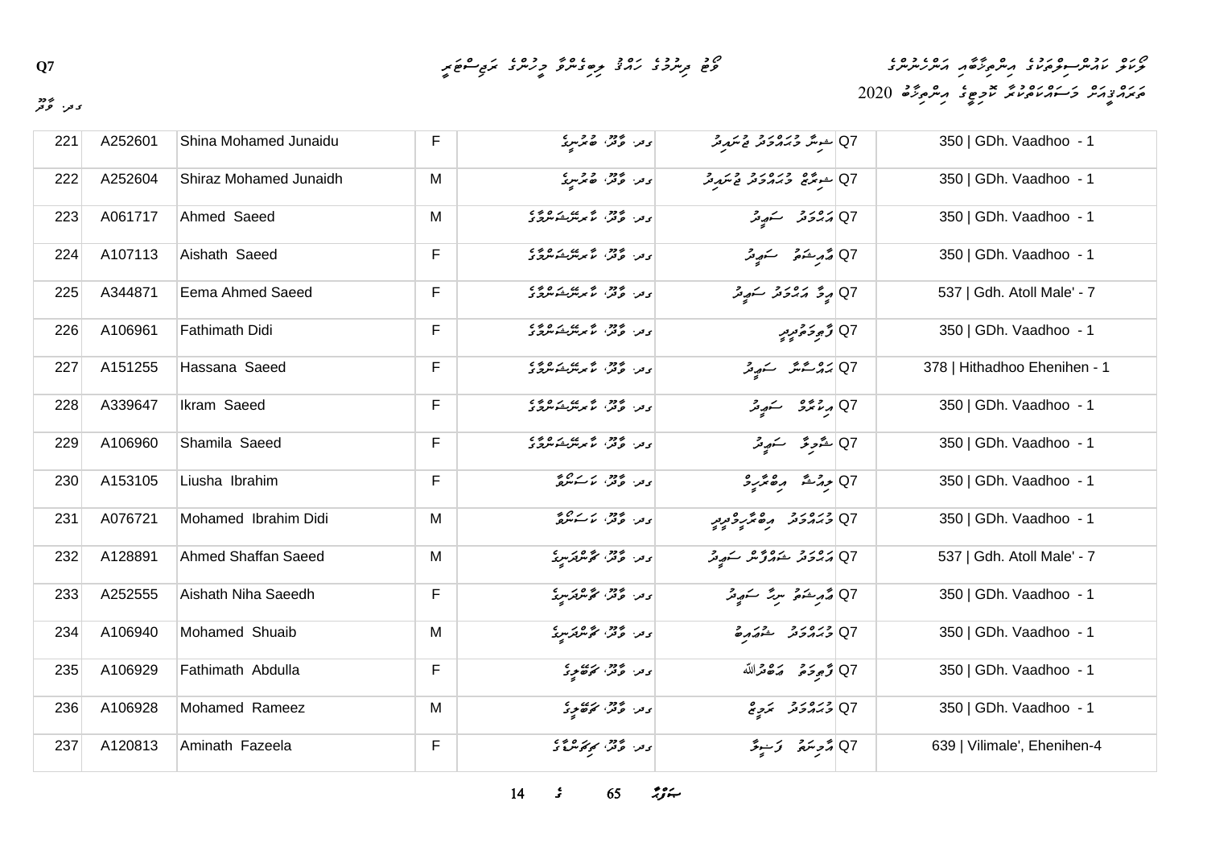| 221 | A252601 | Shina Mohamed Junaidu | F | ގދ. ވާދޫ، ބެރުނިގެ | Q7 ޝިނާ މުހައްމަދު ޖުނައިދު | 350 \| GDh. Vaadhoo - 1 |
|---|---|---|---|---|---|---|
| 222 | A252604 | Shiraz Mohamed Junaidh | M | ގދ. ވާދޫ، ބެރުނިގެ | Q7 ޝިރާޒް މުހައްމަދު ޖުނައިދު | 350 \| GDh. Vaadhoo - 1 |
| 223 | A061717 | Ahmed Saeed | M | ގދ. ވާދޫ، ނޫރާނީސަރަހައްދު | Q7 އަހުމަދު ސައީދު | 350 \| GDh. Vaadhoo - 1 |
| 224 | A107113 | Aishath Saeed | F | ގދ. ވާދޫ، ނޫރާނީސަރަހައްދު | Q7 އާއިޝަތު ސައީދު | 350 \| GDh. Vaadhoo - 1 |
| 225 | A344871 | Eema Ahmed Saeed | F | ގދ. ވާދޫ، ނޫރާނީސަރަހައްދު | Q7 އީމާ އަހުމަދު ސައީދު | 537 \| Gdh. Atoll Male' - 7 |
| 226 | A106961 | Fathimath Didi | F | ގދ. ވާދޫ، ނޫރާނީސަރަހައްދު | Q7 ފާތިމަތުދީދީ | 350 \| GDh. Vaadhoo - 1 |
| 227 | A151255 | Hassana Saeed | F | ގދ. ވާދޫ، ނޫރާނީސަރަހައްދު | Q7 ހައްސާނާ ސައީދު | 378 \| Hithadhoo Ehenihen - 1 |
| 228 | A339647 | Ikram Saeed | F | ގދ. ވާދޫ، ނޫރާނީސަރަހައްދު | Q7 އިކްރާމް ސައީދު | 350 \| GDh. Vaadhoo - 1 |
| 229 | A106960 | Shamila Saeed | F | ގދ. ވާދޫ، ނޫރާނީސަރަހައްދު | Q7 ޝާމިލާ ސައީދު | 350 \| GDh. Vaadhoo - 1 |
| 230 | A153105 | Liusha Ibrahim | F | ގދ. ވާދޫ، ކަސަންދާ | Q7 ލިއުޝާ އިބްރާހީމް | 350 \| GDh. Vaadhoo - 1 |
| 231 | A076721 | Mohamed Ibrahim Didi | M | ގދ. ވާދޫ، ކަސަންދާ | Q7 މުހައްމަދު އިބްރާހީމްދީދީ | 350 \| GDh. Vaadhoo - 1 |
| 232 | A128891 | Ahmed Shaffan Saeed | M | ގދ. ވާދޫ، ކޮންދަނިގެ | Q7 އަހުމަދު ޝައްފާން ސައީދު | 537 \| Gdh. Atoll Male' - 7 |
| 233 | A252555 | Aishath Niha Saeedh | F | ގދ. ވާދޫ، ކޮންދަނިގެ | Q7 އާއިޝަތު ނިހާ ސައީދު | 350 \| GDh. Vaadhoo - 1 |
| 234 | A106940 | Mohamed Shuaib | M | ގދ. ވާދޫ، ކޮންދަނިގެ | Q7 މުހައްމަދު ޝުޢައިބު | 350 \| GDh. Vaadhoo - 1 |
| 235 | A106929 | Fathimath Abdulla | F | ގދ. ވާދޫ، ކޮކާބުގެ | Q7 ފާތިމަތު އަބްދުﷲ | 350 \| GDh. Vaadhoo - 1 |
| 236 | A106928 | Mohamed Rameez | M | ގދ. ވާދޫ، ކޮކާބުގެ | Q7 މުހައްމަދު ރަމީޒު | 350 \| GDh. Vaadhoo - 1 |
| 237 | A120813 | Aminath Fazeela | F | ގދ. ވާދޫ، ކިޔަވަންގެ | Q7 އާމިނަތު ފަޒީލާ | 639 \| Vilimale', Ehenihen-4 |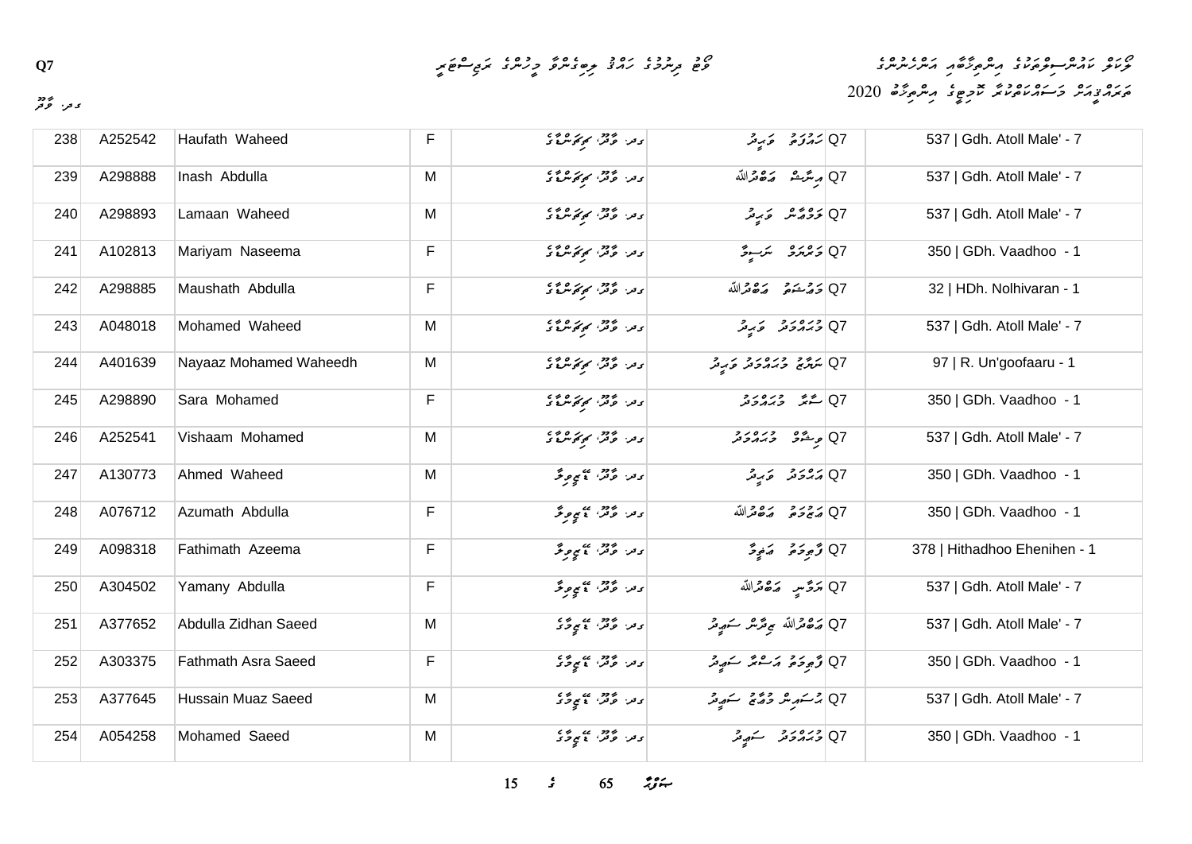| 238 | A252542 | Haufath Waheed | F | ގދ. ވާދޫ، ކިލަބުނާގެ | ހައުފަތް ވަޙީދު | Q7 | 537 \| Gdh. Atoll Male' - 7 |
|---|---|---|---|---|---|---|---|
| 239 | A298888 | Inash Abdulla | M | ގދ. ވާދޫ، ކިލަބުނާގެ | އިނާޝް އަބްދުﷲ | Q7 | 537 \| Gdh. Atoll Male' - 7 |
| 240 | A298893 | Lamaan Waheed | M | ގދ. ވާދޫ، ކިލަބުނާގެ | ލަމާން ވަޙީދު | Q7 | 537 \| Gdh. Atoll Male' - 7 |
| 241 | A102813 | Mariyam Naseema | F | ގދ. ވާދޫ، ކިލަބުނާގެ | މަރިޔަމް ނަސީމާ | Q7 | 350 \| GDh. Vaadhoo - 1 |
| 242 | A298885 | Maushath Abdulla | F | ގދ. ވާދޫ، ކިލަބުނާގެ | މައުޝަތު އަބްދުﷲ | Q7 | 32 \| HDh. Nolhivaran - 1 |
| 243 | A048018 | Mohamed Waheed | M | ގދ. ވާދޫ، ކިލަބުނާގެ | މުޙައްމަދު ވަޙީދު | Q7 | 537 \| Gdh. Atoll Male' - 7 |
| 244 | A401639 | Nayaaz Mohamed Waheedh | M | ގދ. ވާދޫ، ކިލަބުނާގެ | ނަޔާޒް މުޙައްމަދު ވަޙީދު | Q7 | 97 \| R. Un'goofaaru - 1 |
| 245 | A298890 | Sara Mohamed | F | ގދ. ވާދޫ، ކިލަބުނާގެ | ސާރާ މުޙައްމަދު | Q7 | 350 \| GDh. Vaadhoo - 1 |
| 246 | A252541 | Vishaam Mohamed | M | ގދ. ވާދޫ، ކިލަބުނާގެ | ވިޝާމް މުޙައްމަދު | Q7 | 537 \| Gdh. Atoll Male' - 7 |
| 247 | A130773 | Ahmed Waheed | M | ގދ. ވާދޫ، ޗާނދިވިލާ | އަޙްމަދު ވަޙީދު | Q7 | 350 \| GDh. Vaadhoo - 1 |
| 248 | A076712 | Azumath Abdulla | F | ގދ. ވާދޫ، ޗާނދިވިލާ | އަޒުމަތު އަބްދުﷲ | Q7 | 350 \| GDh. Vaadhoo - 1 |
| 249 | A098318 | Fathimath Azeema | F | ގދ. ވާދޫ، ޗާނދިވިލާ | ފާތިމަތު އަޒީމާ | Q7 | 378 \| Hithadhoo Ehenihen - 1 |
| 250 | A304502 | Yamany Abdulla | F | ގދ. ވާދޫ، ޗާނދިވިލާ | ޔަމާނީ އަބްދުﷲ | Q7 | 537 \| Gdh. Atoll Male' - 7 |
| 251 | A377652 | Abdulla Zidhan Saeed | M | ގދ. ވާދޫ، ޗާނދިމާގެ | އަބްދުﷲ ޒިދާން ސަޢީދު | Q7 | 537 \| Gdh. Atoll Male' - 7 |
| 252 | A303375 | Fathmath Asra Saeed | F | ގދ. ވާދޫ، ޗާނދިމާގެ | ފާތިމަތު އަސްރާ ސަޢީދު | Q7 | 350 \| GDh. Vaadhoo - 1 |
| 253 | A377645 | Hussain Muaz Saeed | M | ގދ. ވާދޫ، ޗާނދިމާގެ | ހުސައިން މުޢާޒު ސަޢީދު | Q7 | 537 \| Gdh. Atoll Male' - 7 |
| 254 | A054258 | Mohamed Saeed | M | ގދ. ވާދޫ، ޗާނދިމާގެ | މުޙައްމަދު ސަޢީދު | Q7 | 350 \| GDh. Vaadhoo - 1 |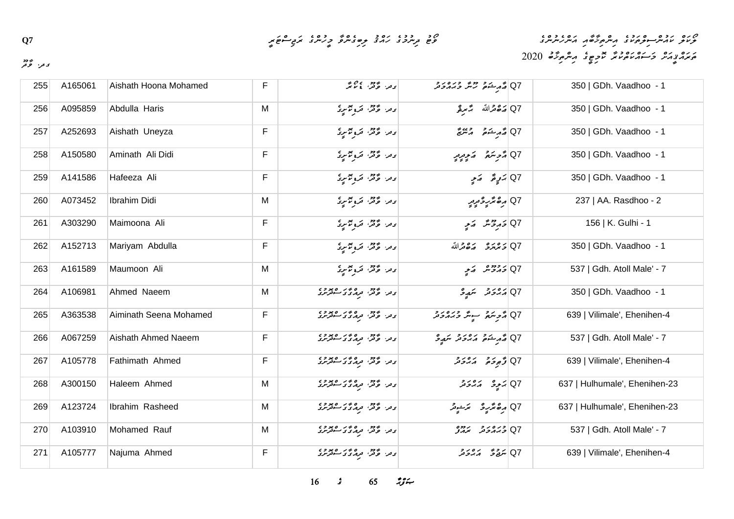| 255 | A165061 | Aishath Hoona Mohamed | F | ގދ. ވާދޫ، ޤުބާރާ | Q7 | 350 \| GDh. Vaadhoo - 1 |
|---|---|---|---|---|---|---|
| 256 | A095859 | Abdulla Haris | M | ގދ. ވާދޫ، ދަރިވަރުގެ | Q7 | 350 \| GDh. Vaadhoo - 1 |
| 257 | A252693 | Aishath Uneyza | F | ގދ. ވާދޫ، ދަރިވަރުގެ | Q7 | 350 \| GDh. Vaadhoo - 1 |
| 258 | A150580 | Aminath Ali Didi | F | ގދ. ވާދޫ، ދަރިވަރުގެ | Q7 | 350 \| GDh. Vaadhoo - 1 |
| 259 | A141586 | Hafeeza Ali | F | ގދ. ވާދޫ، ދަރިވަރުގެ | Q7 | 350 \| GDh. Vaadhoo - 1 |
| 260 | A073452 | Ibrahim Didi | M | ގދ. ވާދޫ، ދަރިވަރުގެ | Q7 | 237 \| AA. Rasdhoo - 2 |
| 261 | A303290 | Maimoona Ali | F | ގދ. ވާދޫ، ދަރިވަރުގެ | Q7 | 156 \| K. Gulhi - 1 |
| 262 | A152713 | Mariyam Abdulla | F | ގދ. ވާދޫ، ދަރިވަރުގެ | Q7 | 350 \| GDh. Vaadhoo - 1 |
| 263 | A161589 | Maumoon Ali | M | ގދ. ވާދޫ، ދަރިވަރުގެ | Q7 | 537 \| Gdh. Atoll Male' - 7 |
| 264 | A106981 | Ahmed Naeem | M | ގދ. ވާދޫ، ދިއްގާރަސްދޫނުގެ | Q7 | 350 \| GDh. Vaadhoo - 1 |
| 265 | A363538 | Aiminath Seena Mohamed | F | ގދ. ވާދޫ، ދިއްގާރަސްދޫނުގެ | Q7 | 639 \| Vilimale', Ehenihen-4 |
| 266 | A067259 | Aishath Ahmed Naeem | F | ގދ. ވާދޫ، ދިއްގާރަސްދޫނުގެ | Q7 | 537 \| Gdh. Atoll Male' - 7 |
| 267 | A105778 | Fathimath Ahmed | F | ގދ. ވާދޫ، ދިއްގާރަސްދޫނުގެ | Q7 | 639 \| Vilimale', Ehenihen-4 |
| 268 | A300150 | Haleem Ahmed | M | ގދ. ވާދޫ، ދިއްގާރަސްދޫނުގެ | Q7 | 637 \| Hulhumale', Ehenihen-23 |
| 269 | A123724 | Ibrahim Rasheed | M | ގދ. ވާދޫ، ދިއްގާރަސްދޫނުގެ | Q7 | 637 \| Hulhumale', Ehenihen-23 |
| 270 | A103910 | Mohamed Rauf | M | ގދ. ވާދޫ، ދިއްގާރަސްދޫނުގެ | Q7 | 537 \| Gdh. Atoll Male' - 7 |
| 271 | A105777 | Najuma Ahmed | F | ގދ. ވާދޫ، ދިއްގާރަސްދޫނުގެ | Q7 | 639 \| Vilimale', Ehenihen-4 |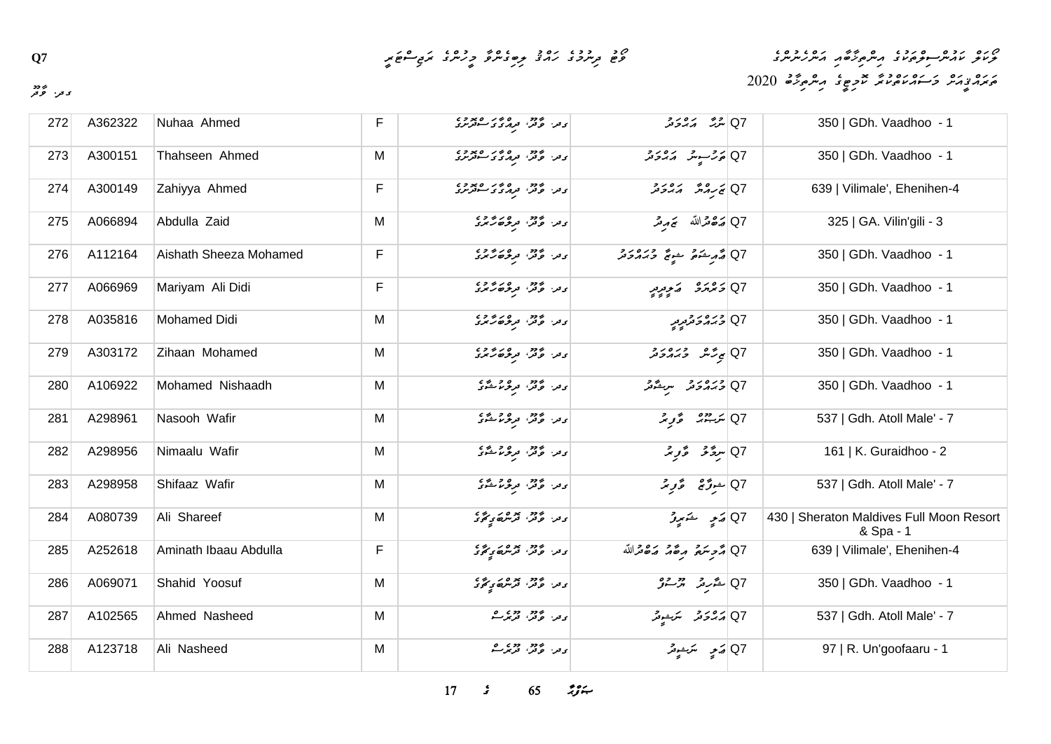| 272 | A362322 | Nuhaa Ahmed | F | ގދ. ވާދޫ، ދިއްގުރޭސްދޮރު | ނުހާ އަޙްމަދު Q7 | 350 \| GDh. Vaadhoo - 1 |
|---|---|---|---|---|---|---|
| 273 | A300151 | Thahseen Ahmed | M | ގދ. ވާދޫ، ދިއްގުރޭސްދޮރު | ތަޙްސީން އަޙްމަދު Q7 | 350 \| GDh. Vaadhoo - 1 |
| 274 | A300149 | Zahiyya Ahmed | F | ގދ. ވާދޫ، ދިއްގުރޭސްދޮރު | ޒަހިއްޔާ އަޙްމަދު Q7 | 639 \| Vilimale', Ehenihen-4 |
| 275 | A066894 | Abdulla Zaid | M | ގދ. ވާދޫ، ދިލްބަހާރުގެ | އަބްދުﷲ ޒައިދު Q7 | 325 \| GA. Vilin'gili - 3 |
| 276 | A112164 | Aishath Sheeza Mohamed | F | ގދ. ވާދޫ، ދިލްބަހާރުގެ | އާއިޝަތު ޝީޒާ މުޙައްމަދު Q7 | 350 \| GDh. Vaadhoo - 1 |
| 277 | A066969 | Mariyam Ali Didi | F | ގދ. ވާދޫ، ދިލްބަހާރުގެ | މަރިޔަމް އަލިދީދީ Q7 | 350 \| GDh. Vaadhoo - 1 |
| 278 | A035816 | Mohamed Didi | M | ގދ. ވާދޫ، ދިލްބަހާރުގެ | މުޙައްމަދުދީދީ Q7 | 350 \| GDh. Vaadhoo - 1 |
| 279 | A303172 | Zihaan Mohamed | M | ގދ. ވާދޫ، ދިލްބަހާރުގެ | ޒިހާން މުޙައްމަދު Q7 | 350 \| GDh. Vaadhoo - 1 |
| 280 | A106922 | Mohamed Nishaadh | M | ގދ. ވާދޫ، ދިލްދާރުގެ | މުޙައްމަދު ނިޝާދު Q7 | 350 \| GDh. Vaadhoo - 1 |
| 281 | A298961 | Nasooh Wafir | M | ގދ. ވާދޫ، ދިލްދާރުގެ | ނަސޫޙު ވާފިރު Q7 | 537 \| Gdh. Atoll Male' - 7 |
| 282 | A298956 | Nimaalu Wafir | M | ގދ. ވާދޫ، ދިލްދާރުގެ | ނިމާލު ވާފިރު Q7 | 161 \| K. Guraidhoo - 2 |
| 283 | A298958 | Shifaaz Wafir | M | ގދ. ވާދޫ، ދިލްދާރުގެ | ޝިފާޒް ވާފިރު Q7 | 537 \| Gdh. Atoll Male' - 7 |
| 284 | A080739 | Ali Shareef | M | ގދ. ވާދޫ، ދޮންބެލިމާގެ | އަލި ޝަރީފު Q7 | 430 \| Sheraton Maldives Full Moon Resort & Spa - 1 |
| 285 | A252618 | Aminath Ibaau Abdulla | F | ގދ. ވާދޫ، ދޮންބެލިމާގެ | އާމިނަތު އިބާއު އަބްދުﷲ Q7 | 639 \| Vilimale', Ehenihen-4 |
| 286 | A069071 | Shahid Yoosuf | M | ގދ. ވާދޫ، ދޮންބެލިމާގެ | ޝާހިދު ޔޫސުފު Q7 | 350 \| GDh. Vaadhoo - 1 |
| 287 | A102565 | Ahmed Nasheed | M | ގދ. ވާދޫ، ދޫރެސް | އަޙްމަދު ނަޝީދު Q7 | 537 \| Gdh. Atoll Male' - 7 |
| 288 | A123718 | Ali Nasheed | M | ގދ. ވާދޫ، ދޫރެސް | އަލި ނަޝީދު Q7 | 97 \| R. Un'goofaaru - 1 |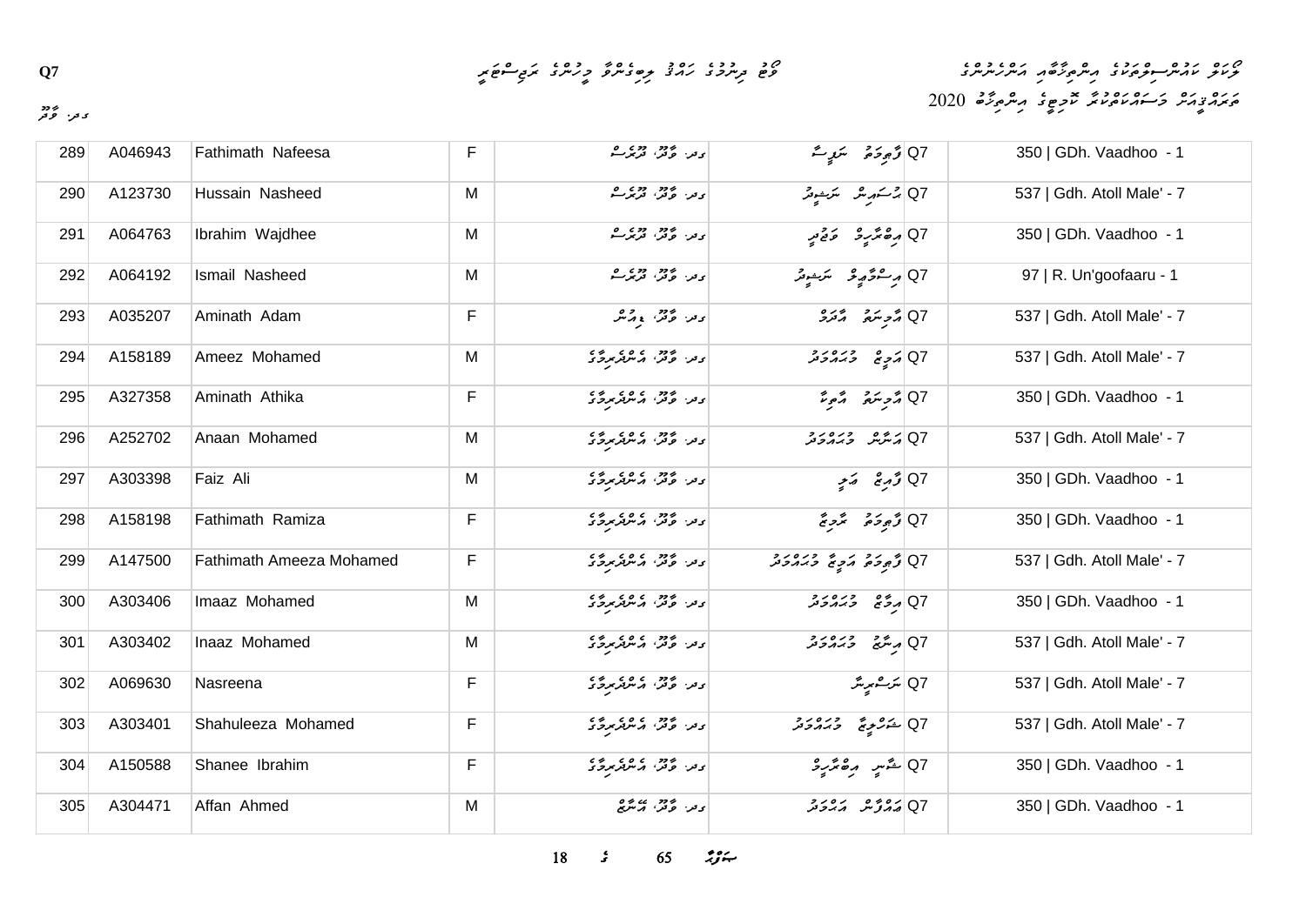| 289 | A046943 | Fathimath Nafeesa | F | ގދ. ވާދޫ، ދޫރެސް | ފާތިމަތު ނަފީސާ Q7 | 350 \| GDh. Vaadhoo - 1 |
|---|---|---|---|---|---|---|
| 290 | A123730 | Hussain Nasheed | M | ގދ. ވާދޫ، ދޫރެސް | ހުސައިން ނަޝީދު Q7 | 537 \| Gdh. Atoll Male' - 7 |
| 291 | A064763 | Ibrahim Wajdhee | M | ގދ. ވާދޫ، ދޫރެސް | އިބްރާހީމް ވަޖްދީ Q7 | 350 \| GDh. Vaadhoo - 1 |
| 292 | A064192 | Ismail Nasheed | M | ގދ. ވާދޫ، ދޫރެސް | އިސްމާޢީލް ނަޝީދު Q7 | 97 \| R. Un'goofaaru - 1 |
| 293 | A035207 | Aminath Adam | F | ގދ. ވާދޫ، ޑިއުން | އާމިނަތު އާދަމް Q7 | 537 \| Gdh. Atoll Male' - 7 |
| 294 | A158189 | Ameez Mohamed | M | ގދ. ވާދޫ، އަންދަރިމާގެ | އަމީޒު މުޙައްމަދު Q7 | 537 \| Gdh. Atoll Male' - 7 |
| 295 | A327358 | Aminath Athika | F | ގދ. ވާދޫ، އަންދަރިމާގެ | އާމިނަތު އާތިކާ Q7 | 350 \| GDh. Vaadhoo - 1 |
| 296 | A252702 | Anaan Mohamed | M | ގދ. ވާދޫ، އަންދަރިމާގެ | އަނާން މުޙައްމަދު Q7 | 537 \| Gdh. Atoll Male' - 7 |
| 297 | A303398 | Faiz Ali | M | ގދ. ވާދޫ، އަންދަރިމާގެ | ފާއިޒް ޢަލީ Q7 | 350 \| GDh. Vaadhoo - 1 |
| 298 | A158198 | Fathimath Ramiza | F | ގދ. ވާދޫ، އަންދަރިމާގެ | ފާތިމަތު ރާމިޒާ Q7 | 350 \| GDh. Vaadhoo - 1 |
| 299 | A147500 | Fathimath Ameeza Mohamed | F | ގދ. ވާދޫ، އަންދަރިމާގެ | ފާތިމަތު އަމީޒާ މުޙައްމަދު Q7 | 537 \| Gdh. Atoll Male' - 7 |
| 300 | A303406 | Imaaz Mohamed | M | ގދ. ވާދޫ، އަންދަރިމާގެ | އިމާޒް މުޙައްމަދު Q7 | 350 \| GDh. Vaadhoo - 1 |
| 301 | A303402 | Inaaz Mohamed | M | ގދ. ވާދޫ، އަންދަރިމާގެ | އިނާޒް މުޙައްމަދު Q7 | 537 \| Gdh. Atoll Male' - 7 |
| 302 | A069630 | Nasreena | F | ގދ. ވާދޫ، އަންދަރިމާގެ | ނަސްރީނާ Q7 | 537 \| Gdh. Atoll Male' - 7 |
| 303 | A303401 | Shahuleeza Mohamed | F | ގދ. ވާދޫ، އަންދަރިމާގެ | ޝަހުލީޒާ މުޙައްމަދު Q7 | 537 \| Gdh. Atoll Male' - 7 |
| 304 | A150588 | Shanee Ibrahim | F | ގދ. ވާދޫ، އަންދަރިމާގެ | ޝާނީ އިބްރާހީމް Q7 | 350 \| GDh. Vaadhoo - 1 |
| 305 | A304471 | Affan Ahmed | M | ގދ. ވާދޫ، އަސްރަޖް | އައްފާން އަޙްމަދު Q7 | 350 \| GDh. Vaadhoo - 1 |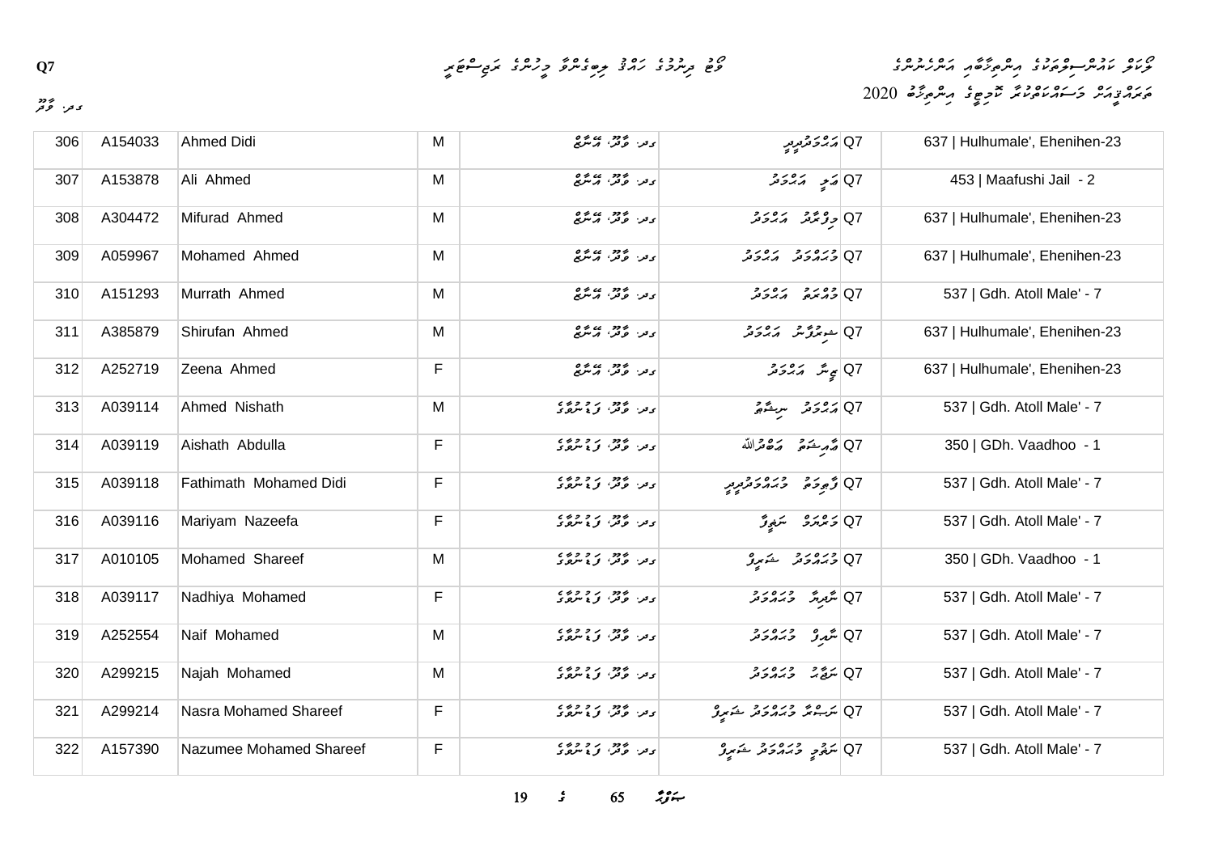| 306 | A154033 | Ahmed Didi | M | ގދ. ވާދޫ، ޢަރުޝް | Q7 އަޙްމަދުދީދީ | 637 \| Hulhumale', Ehenihen-23 |
|---|---|---|---|---|---|---|
| 307 | A153878 | Ali Ahmed | M | ގދ. ވާދޫ، ޢަރުޝް | Q7 ޢަލީ އަޙްމަދު | 453 \| Maafushi Jail - 2 |
| 308 | A304472 | Mifurad Ahmed | M | ގދ. ވާދޫ، ޢަރުޝް | Q7 މިފުރާދު އަޙްމަދު | 637 \| Hulhumale', Ehenihen-23 |
| 309 | A059967 | Mohamed Ahmed | M | ގދ. ވާދޫ، ޢަރުޝް | Q7 މުޙައްމަދު އަޙްމަދު | 637 \| Hulhumale', Ehenihen-23 |
| 310 | A151293 | Murrath Ahmed | M | ގދ. ވާދޫ، ޢަރުޝް | Q7 މުއްރަތު އަޙްމަދު | 537 \| Gdh. Atoll Male' - 7 |
| 311 | A385879 | Shirufan Ahmed | M | ގދ. ވާދޫ، ޢަރުޝް | Q7 ޝިރުފާން އަޙްމަދު | 637 \| Hulhumale', Ehenihen-23 |
| 312 | A252719 | Zeena Ahmed | F | ގދ. ވާދޫ، ޢަރުޝް | Q7 ޒީނާ އަޙްމަދު | 637 \| Hulhumale', Ehenihen-23 |
| 313 | A039114 | Ahmed Nishath | M | ގދ. ވާދޫ، ވަޖުނޫގެ | Q7 އަޙްމަދު ނިޝާތު | 537 \| Gdh. Atoll Male' - 7 |
| 314 | A039119 | Aishath Abdulla | F | ގދ. ވާދޫ، ވަޖުނޫގެ | Q7 އާއިޝަތު އަބްދުﷲ | 350 \| GDh. Vaadhoo - 1 |
| 315 | A039118 | Fathimath Mohamed Didi | F | ގދ. ވާދޫ، ވަޖުނޫގެ | Q7 ފާތިމަތު މުޙައްމަދުދީދީ | 537 \| Gdh. Atoll Male' - 7 |
| 316 | A039116 | Mariyam Nazeefa | F | ގދ. ވާދޫ، ވަޖުނޫގެ | Q7 މަރިޔަމް ނަޒީފާ | 537 \| Gdh. Atoll Male' - 7 |
| 317 | A010105 | Mohamed Shareef | M | ގދ. ވާދޫ، ވަޖުނޫގެ | Q7 މުޙައްމަދު ޝަރީފު | 350 \| GDh. Vaadhoo - 1 |
| 318 | A039117 | Nadhiya Mohamed | F | ގދ. ވާދޫ، ވަޖުނޫގެ | Q7 ނާދިޔާ މުޙައްމަދު | 537 \| Gdh. Atoll Male' - 7 |
| 319 | A252554 | Naif Mohamed | M | ގދ. ވާދޫ، ވަޖުނޫގެ | Q7 ނާއިފު މުޙައްމަދު | 537 \| Gdh. Atoll Male' - 7 |
| 320 | A299215 | Najah Mohamed | M | ގދ. ވާދޫ، ވަޖުނޫގެ | Q7 ނަޖާޙް މުޙައްމަދު | 537 \| Gdh. Atoll Male' - 7 |
| 321 | A299214 | Nasra Mohamed Shareef | F | ގދ. ވާދޫ، ވަޖުނޫގެ | Q7 ނަޞްރާ މުޙައްމަދު ޝަރީފު | 537 \| Gdh. Atoll Male' - 7 |
| 322 | A157390 | Nazumee Mohamed Shareef | F | ގދ. ވާދޫ، ވަޖުނޫގެ | Q7 ނަޒުމީ މުޙައްމަދު ޝަރީފު | 537 \| Gdh. Atoll Male' - 7 |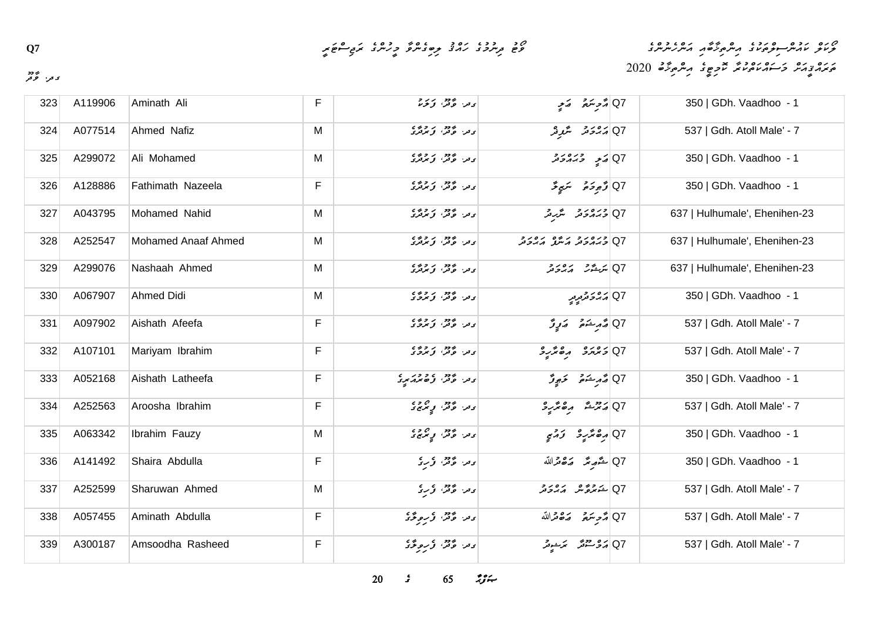| 323 | A119906 | Aminath Ali | F | ގދ. ވާދޫ، ފަރަހާ | އާމިނަތު އަލި Q7 | 350 \| GDh. Vaadhoo - 1 |
|---|---|---|---|---|---|---|
| 324 | A077514 | Ahmed Nafiz | M | ގދ. ވާދޫ، ފަރުދާގެ | އަހުމަދު ނާފިޒު Q7 | 537 \| Gdh. Atoll Male' - 7 |
| 325 | A299072 | Ali Mohamed | M | ގދ. ވާދޫ، ފަރުދާގެ | އަލި މުހައްމަދު Q7 | 350 \| GDh. Vaadhoo - 1 |
| 326 | A128886 | Fathimath Nazeela | F | ގދ. ވާދޫ، ފަރުދާގެ | ފާތިމަތު ނަޒީލާ Q7 | 350 \| GDh. Vaadhoo - 1 |
| 327 | A043795 | Mohamed Nahid | M | ގދ. ވާދޫ، ފަރުދާގެ | މުހައްމަދު ނާހިދު Q7 | 637 \| Hulhumale', Ehenihen-23 |
| 328 | A252547 | Mohamed Anaaf Ahmed | M | ގދ. ވާދޫ، ފަރުދާގެ | މުހައްމަދު އަނާފް އަހުމަދު Q7 | 637 \| Hulhumale', Ehenihen-23 |
| 329 | A299076 | Nashaah Ahmed | M | ގދ. ވާދޫ، ފަރުދާގެ | ނަޝާހް އަހުމަދު Q7 | 637 \| Hulhumale', Ehenihen-23 |
| 330 | A067907 | Ahmed Didi | M | ގދ. ވާދޫ، ފަރުވާގެ | އަހުމަދުދީދީ Q7 | 350 \| GDh. Vaadhoo - 1 |
| 331 | A097902 | Aishath Afeefa | F | ގދ. ވާދޫ، ފަރުވާގެ | އާއިޝަތު އަފީފާ Q7 | 537 \| Gdh. Atoll Male' - 7 |
| 332 | A107101 | Mariyam Ibrahim | F | ގދ. ވާދޫ، ފަރުވާގެ | މަރިޔަމް އިބްރާހީމް Q7 | 537 \| Gdh. Atoll Male' - 7 |
| 333 | A052168 | Aishath Latheefa | F | ގދ. ވާދޫ، ފެހިރުއަރީގެ | އާއިޝަތު ލަތީފާ Q7 | 350 \| GDh. Vaadhoo - 1 |
| 334 | A252563 | Aroosha Ibrahim | F | ގދ. ވާދޫ، ފިނޮޅުގެ | އަރޫޝާ އިބްރާހީމް Q7 | 537 \| Gdh. Atoll Male' - 7 |
| 335 | A063342 | Ibrahim Fauzy | M | ގދ. ވާދޫ، ފިނޮޅުގެ | އިބްރާހީމް ފައުޒީ Q7 | 350 \| GDh. Vaadhoo - 1 |
| 336 | A141492 | Shaira Abdulla | F | ގދ. ވާދޫ، ފުރަގެ | ޝާއިރާ އަބްދުﷲ Q7 | 350 \| GDh. Vaadhoo - 1 |
| 337 | A252599 | Sharuwan Ahmed | M | ގދ. ވާދޫ، ފުރަގެ | ޝަރުވާން އަހުމަދު Q7 | 537 \| Gdh. Atoll Male' - 7 |
| 338 | A057455 | Aminath Abdulla | F | ގދ. ވާދޫ، ފުރަހިވާގެ | އާމިނަތު އަބްދުﷲ Q7 | 537 \| Gdh. Atoll Male' - 7 |
| 339 | A300187 | Amsoodha Rasheed | F | ގދ. ވާދޫ، ފުރަހިވާގެ | އަމްސޫދާ ރަޝީދު Q7 | 537 \| Gdh. Atoll Male' - 7 |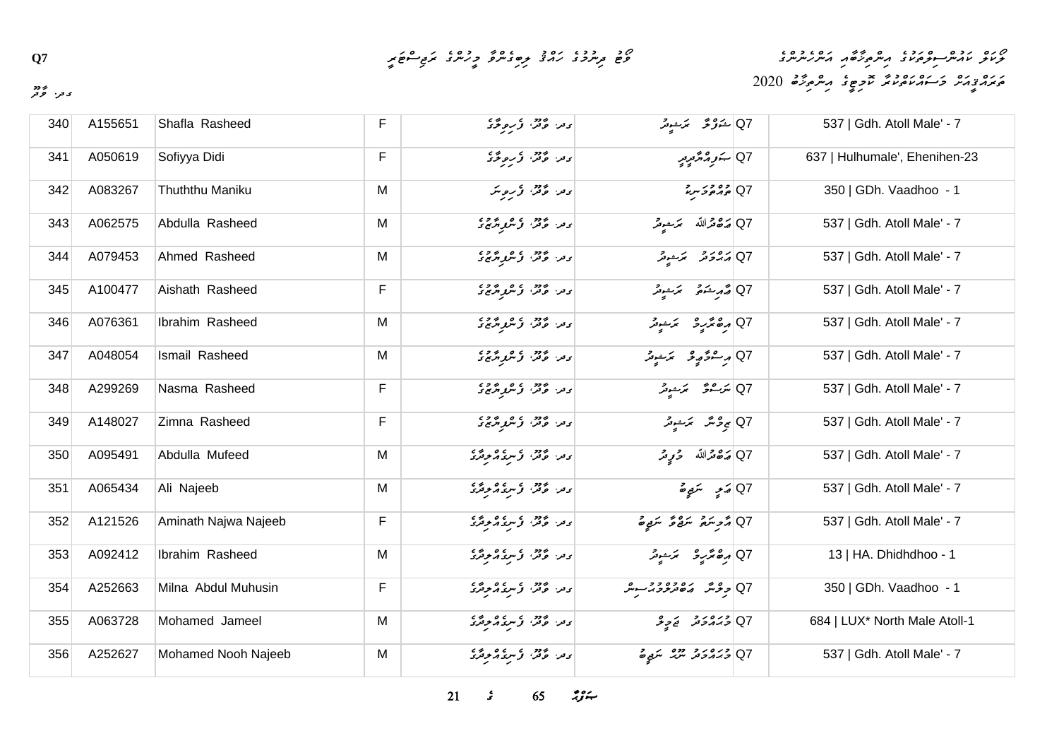| 340 | A155651 | Shafla Rasheed | F | ގދ. ވާދޫ، ފްލިވަރގެ | Q7 | ޝަފްލާ ރަޝީދު | 537 \| Gdh. Atoll Male' - 7 |
|---|---|---|---|---|---|---|---|
| 341 | A050619 | Sofiyya Didi | F | ގދ. ވާދޫ، ފްލިވަރގެ | Q7 | ސޯފިއްޔާދީދީ | 637 \| Hulhumale', Ehenihen-23 |
| 342 | A083267 | Thuththu Maniku | M | ގދ. ވާދޫ، ފްލިވަރ | Q7 | ތުއްތުމަނިކު | 350 \| GDh. Vaadhoo - 1 |
| 343 | A062575 | Abdulla Rasheed | M | ގދ. ވާދޫ، ފްލޮރިޑާގެ | Q7 | އަބްދުﷲ ރަޝީދު | 537 \| Gdh. Atoll Male' - 7 |
| 344 | A079453 | Ahmed Rasheed | M | ގދ. ވާދޫ، ފްލޮރިޑާގެ | Q7 | އަހްމަދު ރަޝީދު | 537 \| Gdh. Atoll Male' - 7 |
| 345 | A100477 | Aishath Rasheed | F | ގދ. ވާދޫ، ފްލޮރިޑާގެ | Q7 | އާއިޝަތު ރަޝީދު | 537 \| Gdh. Atoll Male' - 7 |
| 346 | A076361 | Ibrahim Rasheed | M | ގދ. ވާދޫ، ފްލޮރިޑާގެ | Q7 | އިބްރާހީމް ރަޝީދު | 537 \| Gdh. Atoll Male' - 7 |
| 347 | A048054 | Ismail Rasheed | M | ގދ. ވާދޫ، ފްލޮރިޑާގެ | Q7 | އިސްމާއީލް ރަޝީދު | 537 \| Gdh. Atoll Male' - 7 |
| 348 | A299269 | Nasma Rasheed | F | ގދ. ވާދޫ، ފްލޮރިޑާގެ | Q7 | ނަސްމާ ރަޝީދު | 537 \| Gdh. Atoll Male' - 7 |
| 349 | A148027 | Zimna Rasheed | F | ގދ. ވާދޫ، ފްލޮރިޑާގެ | Q7 | ޒިމްނާ ރަޝީދު | 537 \| Gdh. Atoll Male' - 7 |
| 350 | A095491 | Abdulla Mufeed | M | ގދ. ވާދޫ، ފްރެންޑްލިއާގެ | Q7 | އަބްދުﷲ މުފީދު | 537 \| Gdh. Atoll Male' - 7 |
| 351 | A065434 | Ali Najeeb | M | ގދ. ވާދޫ، ފްރެންޑްލިއާގެ | Q7 | އަލި ނަޖީބު | 537 \| Gdh. Atoll Male' - 7 |
| 352 | A121526 | Aminath Najwa Najeeb | F | ގދ. ވާދޫ، ފްރެންޑްލިއާގެ | Q7 | އާމިނަތު ނަޖްވާ ނަޖީބު | 537 \| Gdh. Atoll Male' - 7 |
| 353 | A092412 | Ibrahim Rasheed | M | ގދ. ވާދޫ، ފްރެންޑްލިއާގެ | Q7 | އިބްރާހީމް ރަޝީދު | 13 \| HA. Dhidhdhoo - 1 |
| 354 | A252663 | Milna Abdul Muhusin | F | ގދ. ވާދޫ، ފްރެންޑްލިއާގެ | Q7 | މިލްނާ އަބްދުލްމުހުސިން | 350 \| GDh. Vaadhoo - 1 |
| 355 | A063728 | Mohamed Jameel | M | ގދ. ވާދޫ، ފްރެންޑްލިއާގެ | Q7 | މުހައްމަދު ޖަމީލް | 684 \| LUX* North Male Atoll-1 |
| 356 | A252627 | Mohamed Nooh Najeeb | M | ގދ. ވާދޫ، ފްރެންޑްލިއާގެ | Q7 | މުހައްމަދު ނޫހް ނަޖީބު | 537 \| Gdh. Atoll Male' - 7 |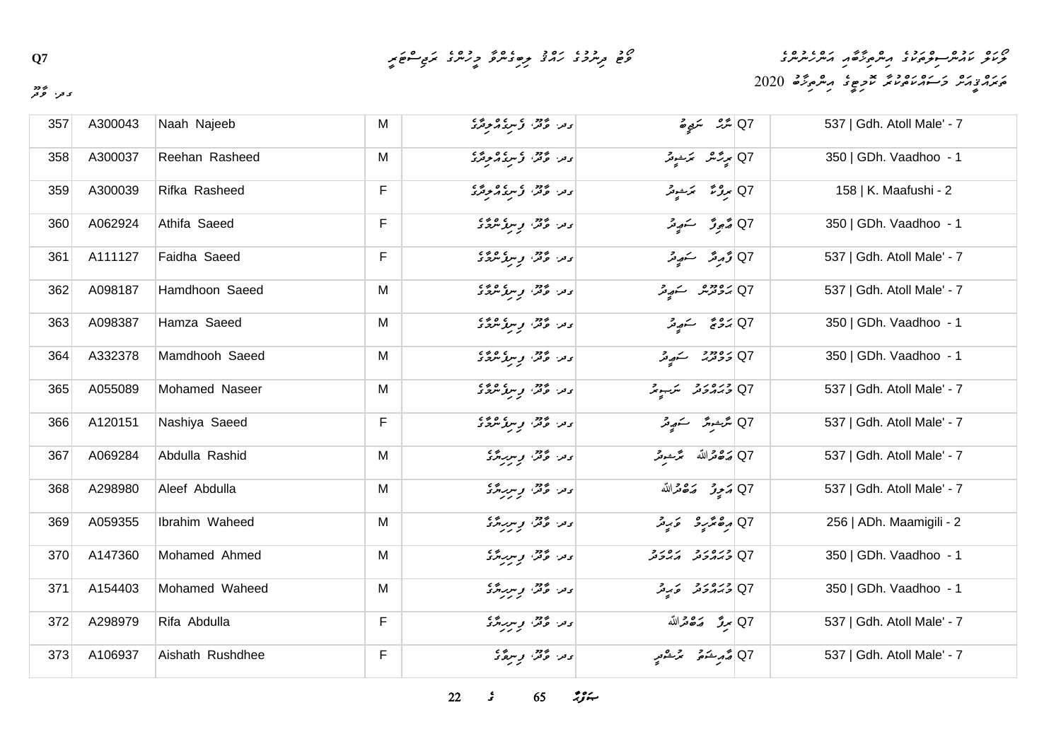| 357 | A300043 | Naah Najeeb | M | ގދ. ވާދޫ، ފެހިގެއްލިދާރު | ނާހް ނަޖީބު Q7 | 537 \| Gdh. Atoll Male' - 7 |
|---|---|---|---|---|---|---|
| 358 | A300037 | Reehan Rasheed | M | ގދ. ވާދޫ، ފެހިގެއްލިދާރު | ރީހާން ރަޝީދު Q7 | 350 \| GDh. Vaadhoo - 1 |
| 359 | A300039 | Rifka Rasheed | F | ގދ. ވާދޫ، ފެހިގެއްލިދާރު | ރިފްކާ ރަޝީދު Q7 | 158 \| K. Maafushi - 2 |
| 360 | A062924 | Athifa Saeed | F | ގދ. ވާދޫ، ވިނަވަންދާގެ | އާތިފާ ސައީދު Q7 | 350 \| GDh. Vaadhoo - 1 |
| 361 | A111127 | Faidha Saeed | F | ގދ. ވާދޫ، ވިނަވަންދާގެ | ފާއިދާ ސައީދު Q7 | 537 \| Gdh. Atoll Male' - 7 |
| 362 | A098187 | Hamdhoon Saeed | M | ގދ. ވާދޫ، ވިނަވަންދާގެ | ހަމްދޫން ސައީދު Q7 | 537 \| Gdh. Atoll Male' - 7 |
| 363 | A098387 | Hamza Saeed | M | ގދ. ވާދޫ، ވިނަވަންދާގެ | ހަމްޒާ ސައީދު Q7 | 350 \| GDh. Vaadhoo - 1 |
| 364 | A332378 | Mamdhooh Saeed | M | ގދ. ވާދޫ، ވިނަވަންދާގެ | މަމްދޫހު ސައީދު Q7 | 350 \| GDh. Vaadhoo - 1 |
| 365 | A055089 | Mohamed Naseer | M | ގދ. ވާދޫ، ވިނަވަންދާގެ | މުހައްމަދު ނަސީރު Q7 | 537 \| Gdh. Atoll Male' - 7 |
| 366 | A120151 | Nashiya Saeed | F | ގދ. ވާދޫ، ވިނަވަންދާގެ | ނާޝިޔާ ސައީދު Q7 | 537 \| Gdh. Atoll Male' - 7 |
| 367 | A069284 | Abdulla Rashid | M | ގދ. ވާދޫ، ވިނިނިއާގެ | އަބްދުﷲ ރާޝިދު Q7 | 537 \| Gdh. Atoll Male' - 7 |
| 368 | A298980 | Aleef Abdulla | M | ގދ. ވާދޫ، ވިނިނިއާގެ | އަލީފު އަބްދުﷲ Q7 | 537 \| Gdh. Atoll Male' - 7 |
| 369 | A059355 | Ibrahim Waheed | M | ގދ. ވާދޫ، ވިނިނިއާގެ | އިބްރާހީމް ވަހީދު Q7 | 256 \| ADh. Maamigili - 2 |
| 370 | A147360 | Mohamed Ahmed | M | ގދ. ވާދޫ، ވިނިނިއާގެ | މުހައްމަދު އަހްމަދު Q7 | 350 \| GDh. Vaadhoo - 1 |
| 371 | A154403 | Mohamed Waheed | M | ގދ. ވާދޫ، ވިނިނިއާގެ | މުހައްމަދު ވަހީދު Q7 | 350 \| GDh. Vaadhoo - 1 |
| 372 | A298979 | Rifa Abdulla | F | ގދ. ވާދޫ، ވިނިނިއާގެ | ރިފާ އަބްދުﷲ Q7 | 537 \| Gdh. Atoll Male' - 7 |
| 373 | A106937 | Aishath Rushdhee | F | ގދ. ވާދޫ، ވިނިވާގެ | އާއިޝަތު ރުޝްދީ Q7 | 537 \| Gdh. Atoll Male' - 7 |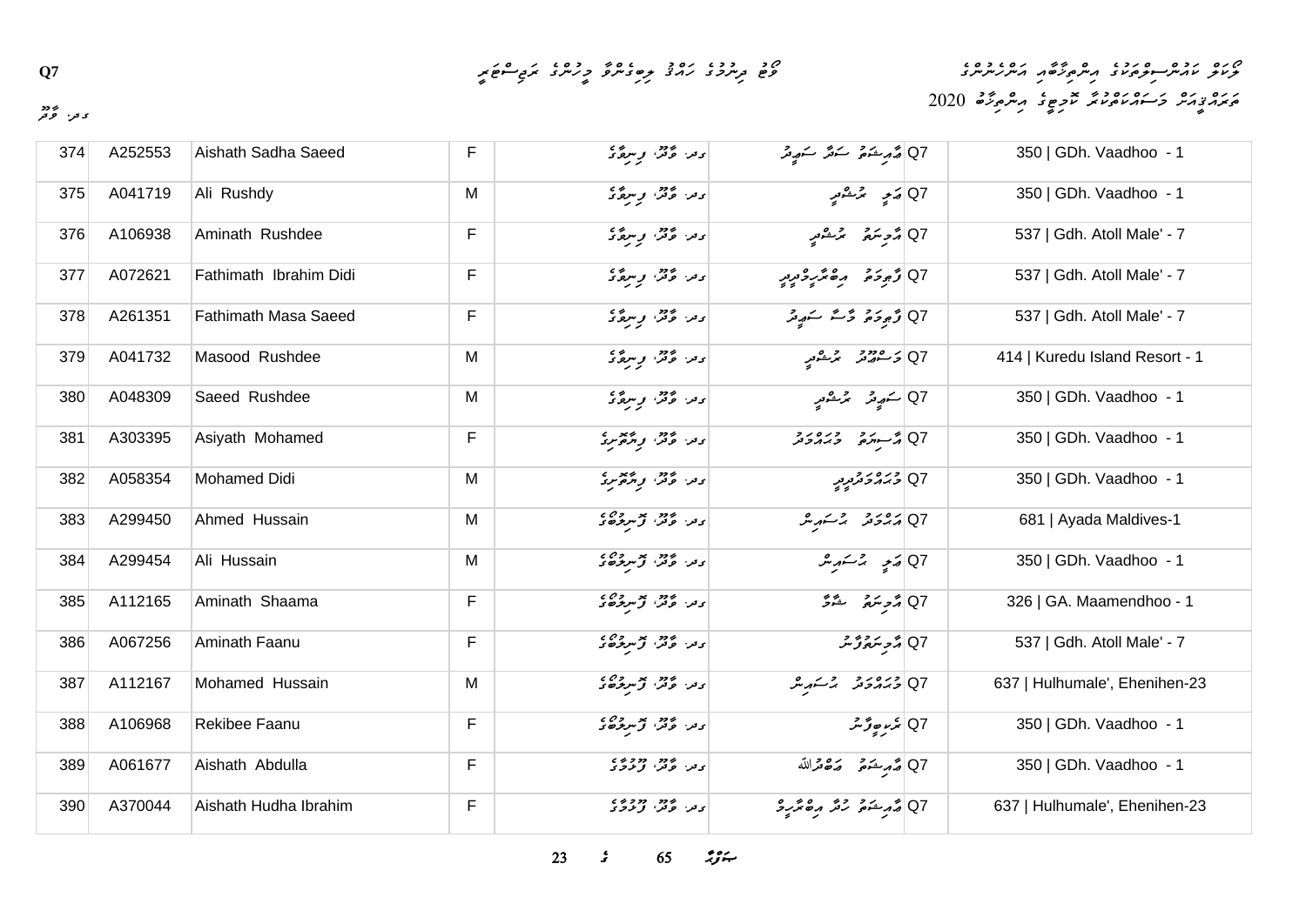| 374 | A252553 | Aishath Sadha Saeed | F | ގދ. ވާދޫ، ވިނަވާގެ | Q7 އާއިޝަތު ސަދާ ސަޢީދު | 350 \| GDh. Vaadhoo - 1 |
|---|---|---|---|---|---|---|
| 375 | A041719 | Ali Rushdy | M | ގދ. ވާދޫ، ވިނަވާގެ | Q7 އަލީ ރުޝްދީ | 350 \| GDh. Vaadhoo - 1 |
| 376 | A106938 | Aminath Rushdee | F | ގދ. ވާދޫ، ވިނަވާގެ | Q7 އާމިނަތު ރުޝްދީ | 537 \| Gdh. Atoll Male' - 7 |
| 377 | A072621 | Fathimath Ibrahim Didi | F | ގދ. ވާދޫ، ވިނަވާގެ | Q7 ފާތިމަތު އިބްރާހިމްދީދީ | 537 \| Gdh. Atoll Male' - 7 |
| 378 | A261351 | Fathimath Masa Saeed | F | ގދ. ވާދޫ، ވިނަވާގެ | Q7 ފާތިމަތު މާސާ ސަޢީދު | 537 \| Gdh. Atoll Male' - 7 |
| 379 | A041732 | Masood Rushdee | M | ގދ. ވާދޫ، ވިނަވާގެ | Q7 މަސްޢޫދު ރުޝްދީ | 414 \| Kuredu Island Resort - 1 |
| 380 | A048309 | Saeed Rushdee | M | ގދ. ވާދޫ، ވިނަވާގެ | Q7 ސަޢީދު ރުޝްދީ | 350 \| GDh. Vaadhoo - 1 |
| 381 | A303395 | Asiyath Mohamed | F | ގދ. ވާދޫ، ވިއްލާނީގެ | Q7 އާސިޔަތު މުޙައްމަދު | 350 \| GDh. Vaadhoo - 1 |
| 382 | A058354 | Mohamed Didi | M | ގދ. ވާދޫ، ވިއްލާނީގެ | Q7 މުޙައްމަދުދީދީ | 350 \| GDh. Vaadhoo - 1 |
| 383 | A299450 | Ahmed Hussain | M | ގދ. ވާދޫ، ވޭނިވާގެ | Q7 އަޙްމަދު ޙުސައިން | 681 \| Ayada Maldives-1 |
| 384 | A299454 | Ali Hussain | M | ގދ. ވާދޫ، ވޭނިވާގެ | Q7 އަލީ ޙުސައިން | 350 \| GDh. Vaadhoo - 1 |
| 385 | A112165 | Aminath Shaama | F | ގދ. ވާދޫ، ވޭނިވާގެ | Q7 އާމިނަތު ޝާމާ | 326 \| GA. Maamendhoo - 1 |
| 386 | A067256 | Aminath Faanu | F | ގދ. ވާދޫ، ވޭނިވާގެ | Q7 އާމިނަތުފާނު | 537 \| Gdh. Atoll Male' - 7 |
| 387 | A112167 | Mohamed Hussain | M | ގދ. ވާދޫ، ވޭނިވާގެ | Q7 މުޙައްމަދު ޙުސައިން | 637 \| Hulhumale', Ehenihen-23 |
| 388 | A106968 | Rekibee Faanu | F | ގދ. ވާދޫ، ވޭނިވާގެ | Q7 ރެކިބީފާނު | 350 \| GDh. Vaadhoo - 1 |
| 389 | A061677 | Aishath Abdulla | F | ގދ. ވާދޫ، ވޫދުވާގެ | Q7 އާއިޝަތު އަބްދުﷲ | 350 \| GDh. Vaadhoo - 1 |
| 390 | A370044 | Aishath Hudha Ibrahim | F | ގދ. ވާދޫ، ވޫދުވާގެ | Q7 އާއިޝަތު ހުދާ އިބްރާހީމް | 637 \| Hulhumale', Ehenihen-23 |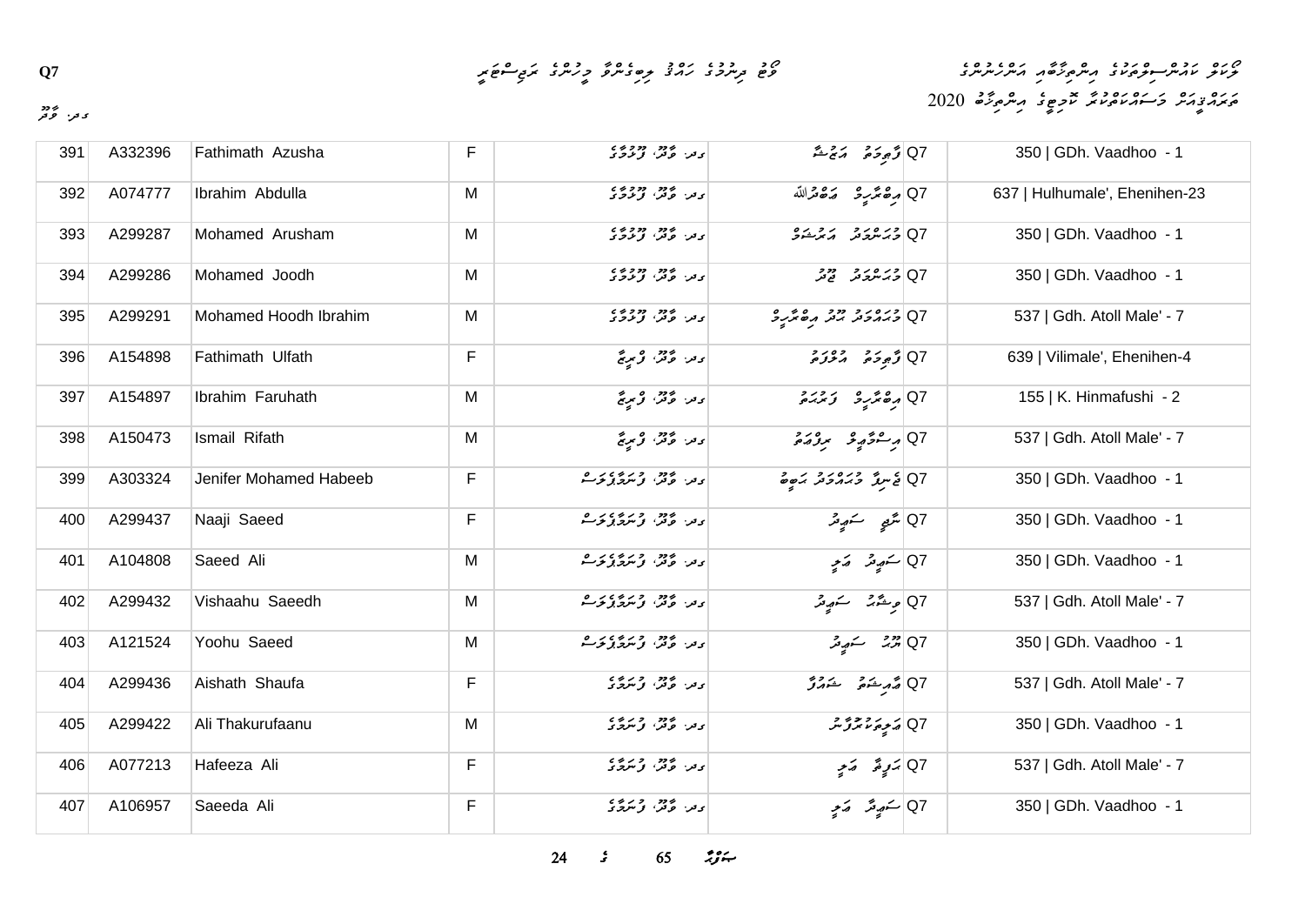| 391 | A332396 | Fathimath Azusha | F | ގދ. ވާދޫ، ފޫފުމާގެ | Q7 ފާތިމަތު އަޒޫޝާ | 350 \| GDh. Vaadhoo - 1 |
|---|---|---|---|---|---|---|
| 392 | A074777 | Ibrahim Abdulla | M | ގދ. ވާދޫ، ފޫފުމާގެ | Q7 އިބްރާހީމް އަބްދުﷲ | 637 \| Hulhumale', Ehenihen-23 |
| 393 | A299287 | Mohamed Arusham | M | ގދ. ވާދޫ، ފޫފުމާގެ | Q7 މުހައްމަދު އަރުޝަމް | 350 \| GDh. Vaadhoo - 1 |
| 394 | A299286 | Mohamed Joodh | M | ގދ. ވާދޫ، ފޫފުމާގެ | Q7 މުހައްމަދު ޖޫދު | 350 \| GDh. Vaadhoo - 1 |
| 395 | A299291 | Mohamed Hoodh Ibrahim | M | ގދ. ވާދޫ، ފޫފުމާގެ | Q7 މުހައްމަދު ހޫދު އިބްރާހީމް | 537 \| Gdh. Atoll Male' - 7 |
| 396 | A154898 | Fathimath Ulfath | F | ގދ. ވާދޫ، ފެރީޖް | Q7 ފާތިމަތު އުލްފަތު | 639 \| Vilimale', Ehenihen-4 |
| 397 | A154897 | Ibrahim Faruhath | M | ގދ. ވާދޫ، ފެރީޖް | Q7 އިބްރާހީމް ފަރުހަތު | 155 \| K. Hinmafushi - 2 |
| 398 | A150473 | Ismail Rifath | M | ގދ. ވާދޫ، ފެރީޖް | Q7 އިސްމާޢީލް ރިފްއަތު | 537 \| Gdh. Atoll Male' - 7 |
| 399 | A303324 | Jenifer Mohamed Habeeb | F | ގދ. ވާދޫ، ފެނަފޫގަސް | Q7 ޖެނިފާ މުހައްމަދު ހަބީބު | 350 \| GDh. Vaadhoo - 1 |
| 400 | A299437 | Naaji Saeed | F | ގދ. ވާދޫ، ފެނަފޫގަސް | Q7 ނާޖީ ސައީދު | 350 \| GDh. Vaadhoo - 1 |
| 401 | A104808 | Saeed Ali | M | ގދ. ވާދޫ، ފެނަފޫގަސް | Q7 ސައީދު އަލި | 350 \| GDh. Vaadhoo - 1 |
| 402 | A299432 | Vishaahu Saeedh | M | ގދ. ވާދޫ، ފެނަފޫގަސް | Q7 ވިޝާހު ސައީދު | 537 \| Gdh. Atoll Male' - 7 |
| 403 | A121524 | Yoohu Saeed | M | ގދ. ވާދޫ، ފެނަފޫގަސް | Q7 ޔޫހު ސައީދު | 350 \| GDh. Vaadhoo - 1 |
| 404 | A299436 | Aishath Shaufa | F | ގދ. ވާދޫ، ފެނަމާގެ | Q7 އާއިޝަތު ޝައުފާ | 537 \| Gdh. Atoll Male' - 7 |
| 405 | A299422 | Ali Thakurufaanu | M | ގދ. ވާދޫ، ފެނަމާގެ | Q7 އަލިތަކުރުފާނު | 350 \| GDh. Vaadhoo - 1 |
| 406 | A077213 | Hafeeza Ali | F | ގދ. ވާދޫ، ފެނަމާގެ | Q7 ހަފީޒާ އަލި | 537 \| Gdh. Atoll Male' - 7 |
| 407 | A106957 | Saeeda Ali | F | ގދ. ވާދޫ، ފެނަމާގެ | Q7 ސައީދާ އަލި | 350 \| GDh. Vaadhoo - 1 |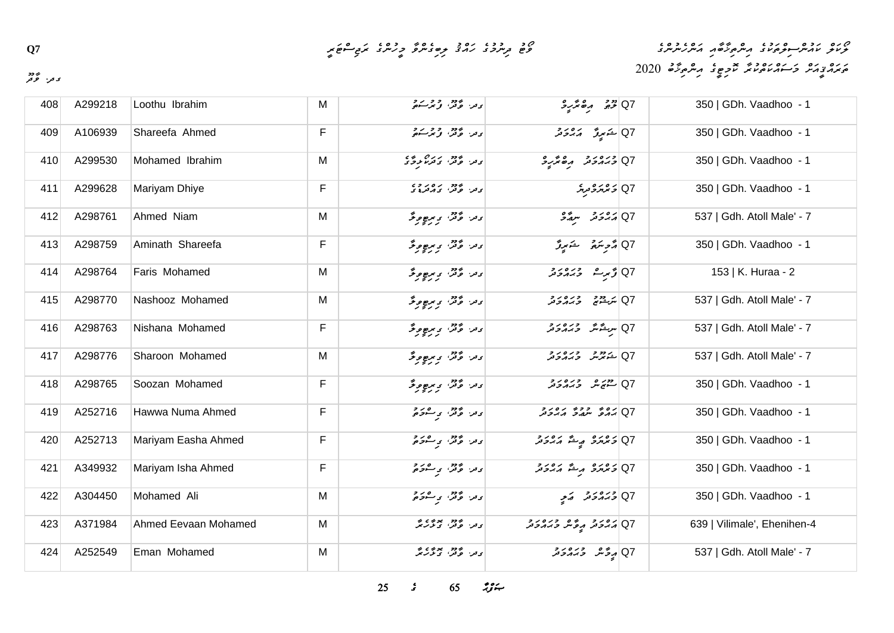| 408 | A299218 | Loothu Ibrahim | M | ގދ. ވާދޫ، ފުރުސަތު | ލޫތު އިބްރާހީމް Q7 | 350 \| GDh. Vaadhoo - 1 |
|---|---|---|---|---|---|---|
| 409 | A106939 | Shareefa Ahmed | F | ގދ. ވާދޫ، ފުރުސަތު | ޝަރީފާ އަހްމަދު Q7 | 350 \| GDh. Vaadhoo - 1 |
| 410 | A299530 | Mohamed Ibrahim | M | ގދ. ވާދޫ، ގަދަފުޅުގޭ | މުހައްމަދު އިބްރާހީމް Q7 | 350 \| GDh. Vaadhoo - 1 |
| 411 | A299628 | Mariyam Dhiye | F | ގދ. ވާދޫ، ގުލްޝަނުގޭ | މަރިޔަމްދިޔެ Q7 | 350 \| GDh. Vaadhoo - 1 |
| 412 | A298761 | Ahmed Niam | M | ގދ. ވާދޫ، ގުރުޖީވިލާ | އަހްމަދު ނިޢާމް Q7 | 537 \| Gdh. Atoll Male' - 7 |
| 413 | A298759 | Aminath Shareefa | F | ގދ. ވާދޫ، ގުރުޖީވިލާ | އާމިނަތު ޝަރީފާ Q7 | 350 \| GDh. Vaadhoo - 1 |
| 414 | A298764 | Faris Mohamed | M | ގދ. ވާދޫ، ގުރުޖީވިލާ | ފާރިސް މުހައްމަދު Q7 | 153 \| K. Huraa - 2 |
| 415 | A298770 | Nashooz Mohamed | M | ގދ. ވާދޫ، ގުރުޖީވިލާ | ނަޝޫޒް މުހައްމަދު Q7 | 537 \| Gdh. Atoll Male' - 7 |
| 416 | A298763 | Nishana Mohamed | F | ގދ. ވާދޫ، ގުރުޖީވިލާ | ނިޝާނާ މުހައްމަދު Q7 | 537 \| Gdh. Atoll Male' - 7 |
| 417 | A298776 | Sharoon Mohamed | M | ގދ. ވާދޫ، ގުރުޖީވިލާ | ޝަރޫން މުހައްމަދު Q7 | 537 \| Gdh. Atoll Male' - 7 |
| 418 | A298765 | Soozan Mohamed | F | ގދ. ވާދޫ، ގުރުޖީވިލާ | ސޫޒަން މުހައްމަދު Q7 | 350 \| GDh. Vaadhoo - 1 |
| 419 | A252716 | Hawwa Numa Ahmed | F | ގދ. ވާދޫ، ގުލިސްތާން | ހައްވާ ނުމާ އަހްމަދު Q7 | 350 \| GDh. Vaadhoo - 1 |
| 420 | A252713 | Mariyam Easha Ahmed | F | ގދ. ވާދޫ، ގުލިސްތާން | މަރިޔަމް އީޝާ އަހްމަދު Q7 | 350 \| GDh. Vaadhoo - 1 |
| 421 | A349932 | Mariyam Isha Ahmed | F | ގދ. ވާދޫ، ގުލިސްތާން | މަރިޔަމް އިޝާ އަހްމަދު Q7 | 350 \| GDh. Vaadhoo - 1 |
| 422 | A304450 | Mohamed Ali | M | ގދ. ވާދޫ، ގުލިސްތާން | މުހައްމަދު އަލި Q7 | 350 \| GDh. Vaadhoo - 1 |
| 423 | A371984 | Ahmed Eevaan Mohamed | M | ގދ. ވާދޫ، ގޯލްޑަން | އަހްމަދު އީވާން މުހައްމަދު Q7 | 639 \| Vilimale', Ehenihen-4 |
| 424 | A252549 | Eman Mohamed | M | ގދ. ވާދޫ، ގޯލްޑަން | އީމާން މުހައްމަދު Q7 | 537 \| Gdh. Atoll Male' - 7 |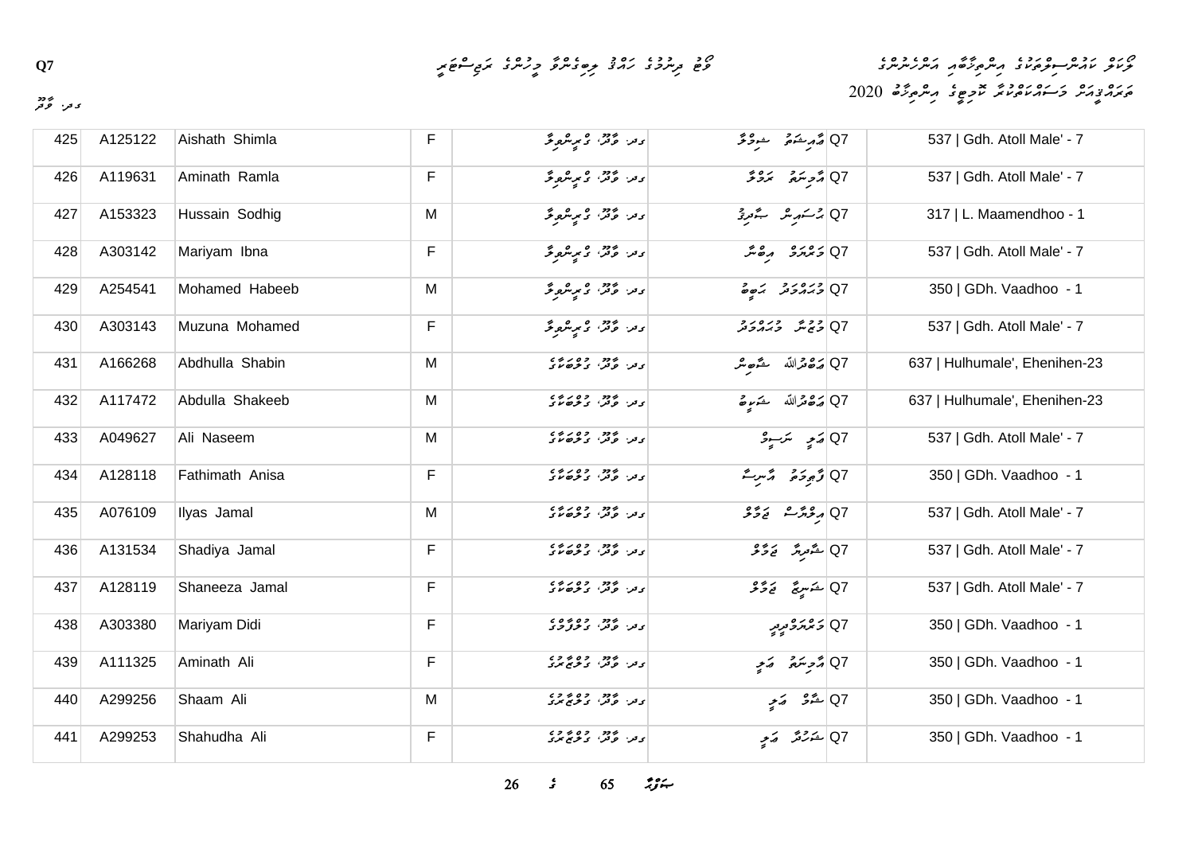| 425 | A125122 | Aishath Shimla | F | ގދ. ވާދޫ، ޖެރީންވިލާ | Q7 ޢާއިޝަތު ޝިމްލާ | 537 \| Gdh. Atoll Male' - 7 |
|---|---|---|---|---|---|---|
| 426 | A119631 | Aminath Ramla | F | ގދ. ވާދޫ، ޖެރީންވިލާ | Q7 އާމިނަތު ރަމްލާ | 537 \| Gdh. Atoll Male' - 7 |
| 427 | A153323 | Hussain Sodhig | M | ގދ. ވާދޫ، ޖެރީންވިލާ | Q7 ހުސައިން ސާދިޤު | 317 \| L. Maamendhoo - 1 |
| 428 | A303142 | Mariyam Ibna | F | ގދ. ވާދޫ، ޖެރީންވިލާ | Q7 މަރިޔަމް އިބްނާ | 537 \| Gdh. Atoll Male' - 7 |
| 429 | A254541 | Mohamed Habeeb | M | ގދ. ވާދޫ، ޖެރީންވިލާ | Q7 މުޙައްމަދު ހަބީބު | 350 \| GDh. Vaadhoo - 1 |
| 430 | A303143 | Muzuna Mohamed | F | ގދ. ވާދޫ، ޖެރީންވިލާ | Q7 މުޒުނާ މުޙައްމަދު | 537 \| Gdh. Atoll Male' - 7 |
| 431 | A166268 | Abdhulla Shabin | M | ގދ. ވާދޫ، ގުލްޝަނުގެ | Q7 އަބްދުﷲ ޝާބިން | 637 \| Hulhumale', Ehenihen-23 |
| 432 | A117472 | Abdulla Shakeeb | M | ގދ. ވާދޫ، ގުލްޝަނުގެ | Q7 އަބްދުﷲ ޝަކީބު | 637 \| Hulhumale', Ehenihen-23 |
| 433 | A049627 | Ali Naseem | M | ގދ. ވާދޫ، ގުލްޝަނުގެ | Q7 އަލީ ނަސީމު | 537 \| Gdh. Atoll Male' - 7 |
| 434 | A128118 | Fathimath Anisa | F | ގދ. ވާދޫ، ގުލްޝަނުގެ | Q7 ފާތިމަތު އަނީސާ | 350 \| GDh. Vaadhoo - 1 |
| 435 | A076109 | Ilyas Jamal | M | ގދ. ވާދޫ، ގުލްޝަނުގެ | Q7 އިލްޔާސް ޖަމާލު | 537 \| Gdh. Atoll Male' - 7 |
| 436 | A131534 | Shadiya Jamal | F | ގދ. ވާދޫ، ގުލްޝަނުގެ | Q7 ޝާދިޔާ ޖަމާލު | 537 \| Gdh. Atoll Male' - 7 |
| 437 | A128119 | Shaneeza Jamal | F | ގދ. ވާދޫ، ގުލްޝަނުގެ | Q7 ޝަނީޒާ ޖަމާލު | 537 \| Gdh. Atoll Male' - 7 |
| 438 | A303380 | Mariyam Didi | F | ގދ. ވާދޫ، ގުލްފާމްގެ | Q7 މަރިޔަމްދީދީ | 350 \| GDh. Vaadhoo - 1 |
| 439 | A111325 | Aminath Ali | F | ގދ. ވާދޫ، ގުލްޒާރުގެ | Q7 އާމިނަތު އަލީ | 350 \| GDh. Vaadhoo - 1 |
| 440 | A299256 | Shaam Ali | M | ގދ. ވާދޫ، ގުލްޒާރުގެ | Q7 ޝާމް އަލީ | 350 \| GDh. Vaadhoo - 1 |
| 441 | A299253 | Shahudha Ali | F | ގދ. ވާދޫ، ގުލްޒާރުގެ | Q7 ޝަހުދާ އަލީ | 350 \| GDh. Vaadhoo - 1 |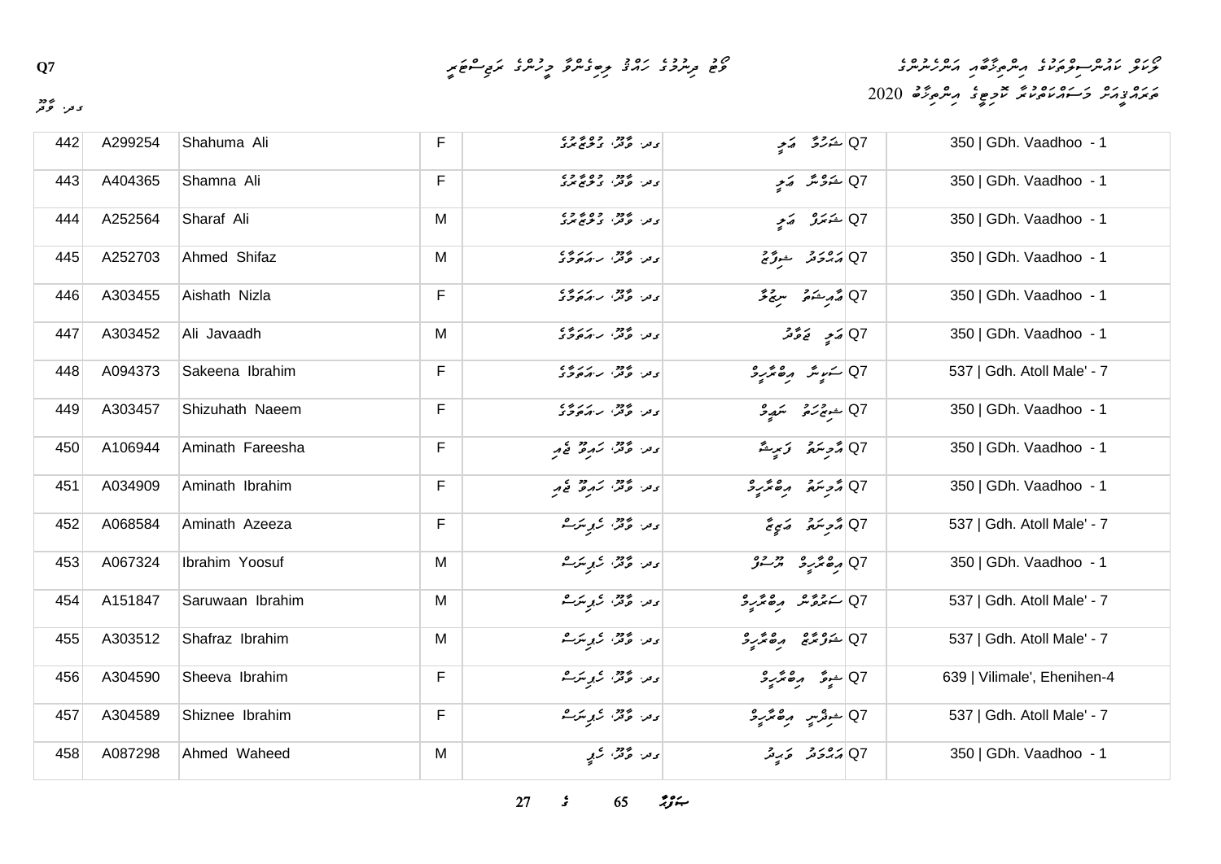| 442 | A299254 | Shahuma Ali | F | ގދ. ވާދޫ، ގުލްޝަނާގެ | ޝަހުމާ ޢަލީ Q7 | 350 \| GDh. Vaadhoo - 1 |
|---|---|---|---|---|---|---|
| 443 | A404365 | Shamna Ali | F | ގދ. ވާދޫ، ގުލްޝަނާގެ | ޝަމްނާ ޢަލީ Q7 | 350 \| GDh. Vaadhoo - 1 |
| 444 | A252564 | Sharaf Ali | M | ގދ. ވާދޫ، ގުލްޝަނާގެ | ޝަރަފް ޢަލީ Q7 | 350 \| GDh. Vaadhoo - 1 |
| 445 | A252703 | Ahmed Shifaz | M | ގދ. ވާދޫ، ސަޢަބަގެ | އަހްމަދު ޝިފާޒު Q7 | 350 \| GDh. Vaadhoo - 1 |
| 446 | A303455 | Aishath Nizla | F | ގދ. ވާދޫ، ސަޢަބަގެ | އާއިޝަތު ނިޒްލާ Q7 | 350 \| GDh. Vaadhoo - 1 |
| 447 | A303452 | Ali Javaadh | M | ގދ. ވާދޫ، ސަޢަބަގެ | ޢަލީ ޖަވާދު Q7 | 350 \| GDh. Vaadhoo - 1 |
| 448 | A094373 | Sakeena Ibrahim | F | ގދ. ވާދޫ، ސަޢަބަގެ | ސަކީނާ އިބްރާހީމް Q7 | 537 \| Gdh. Atoll Male' - 7 |
| 449 | A303457 | Shizuhath Naeem | F | ގދ. ވާދޫ، ސަޢަބަގެ | ޝިޒުހަތު ނަޢީމް Q7 | 350 \| GDh. Vaadhoo - 1 |
| 450 | A106944 | Aminath Fareesha | F | ގދ. ވާދޫ، ހަޅުވީ ޖެއި | އާމިނަތު ފަރީޝާ Q7 | 350 \| GDh. Vaadhoo - 1 |
| 451 | A034909 | Aminath Ibrahim | F | ގދ. ވާދޫ، ހަޅުވީ ޖެއި | އާމިނަތު އިބްރާހީމް Q7 | 350 \| GDh. Vaadhoo - 1 |
| 452 | A068584 | Aminath Azeeza | F | ގދ. ވާދޫ، ހެވިނަސް | އާމިނަތު ޢަޒީޒާ Q7 | 537 \| Gdh. Atoll Male' - 7 |
| 453 | A067324 | Ibrahim Yoosuf | M | ގދ. ވާދޫ، ހެވިނަސް | އިބްރާހީމް ޔޫސުފް Q7 | 350 \| GDh. Vaadhoo - 1 |
| 454 | A151847 | Saruwaan Ibrahim | M | ގދ. ވާދޫ، ހެވިނަސް | ސަރުވާން އިބްރާހީމް Q7 | 537 \| Gdh. Atoll Male' - 7 |
| 455 | A303512 | Shafraz Ibrahim | M | ގދ. ވާދޫ، ހެވިނަސް | ޝަފްރާޒް އިބްރާހީމް Q7 | 537 \| Gdh. Atoll Male' - 7 |
| 456 | A304590 | Sheeva Ibrahim | F | ގދ. ވާދޫ، ހެވިނަސް | ޝީވާ އިބްރާހީމް Q7 | 639 \| Vilimale', Ehenihen-4 |
| 457 | A304589 | Shiznee Ibrahim | F | ގދ. ވާދޫ، ހެވިނަސް | ޝިޒްނީ އިބްރާހީމް Q7 | 537 \| Gdh. Atoll Male' - 7 |
| 458 | A087298 | Ahmed Waheed | M | ގދ. ވާދޫ، ހެލީ | އަހްމަދު ވަހީދު Q7 | 350 \| GDh. Vaadhoo - 1 |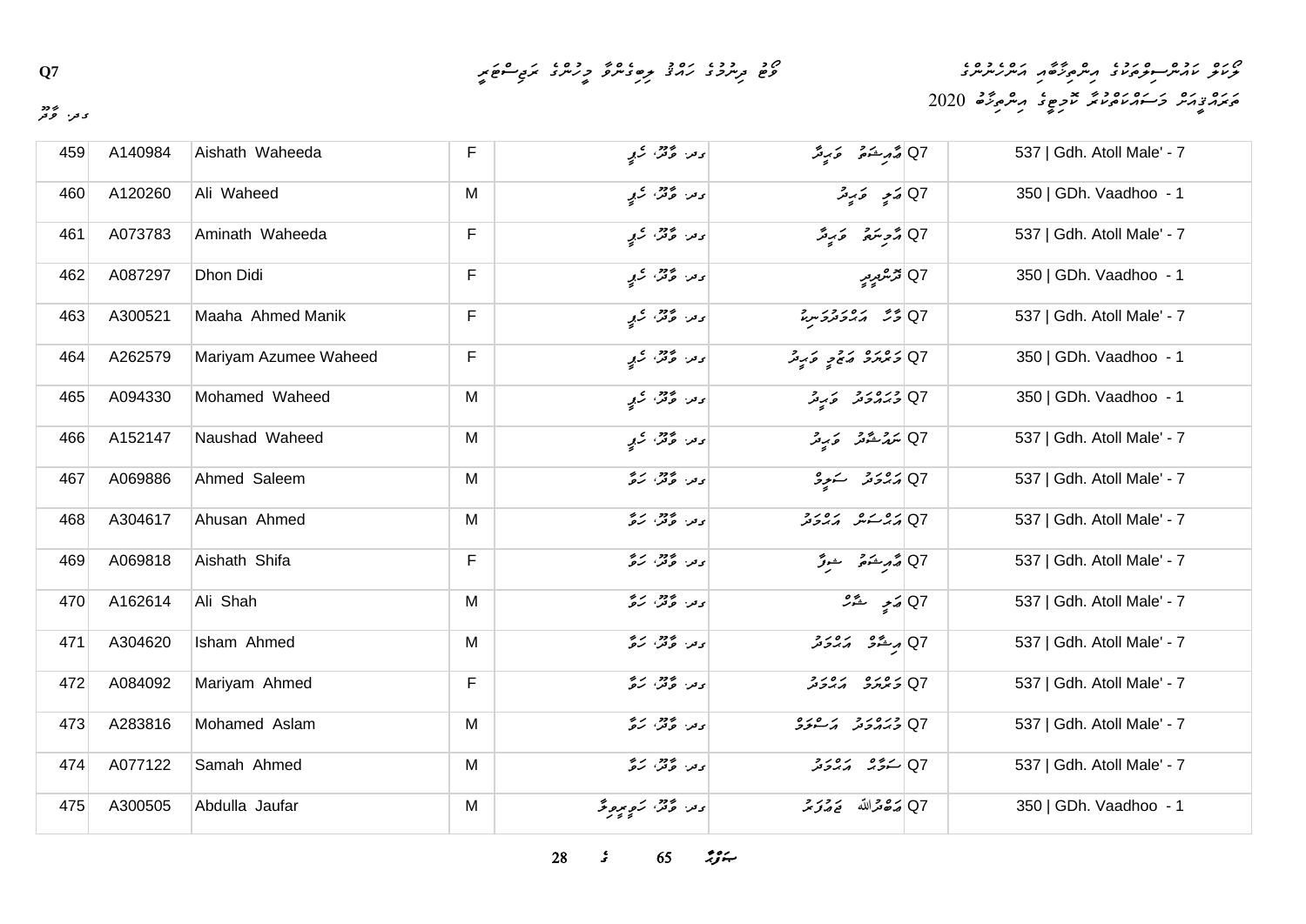| 459 | A140984 | Aishath Waheeda | F | ގދ. ވާދޫ، ހެޔޮ | Q7 އައިޝަތު ވަހީދާ | 537 \| Gdh. Atoll Male' - 7 |
|---|---|---|---|---|---|---|
| 460 | A120260 | Ali Waheed | M | ގދ. ވާދޫ، ހެޔޮ | Q7 އަލި ވަހީދު | 350 \| GDh. Vaadhoo - 1 |
| 461 | A073783 | Aminath Waheeda | F | ގދ. ވާދޫ، ހެޔޮ | Q7 އާމިނަތު ވަހީދާ | 537 \| Gdh. Atoll Male' - 7 |
| 462 | A087297 | Dhon Didi | F | ގދ. ވާދޫ، ހެޔޮ | Q7 ދޮންދިދި | 350 \| GDh. Vaadhoo - 1 |
| 463 | A300521 | Maaha Ahmed Manik | F | ގދ. ވާދޫ، ހެޔޮ | Q7 މާހާ އަޙްމަދުމަނިކު | 537 \| Gdh. Atoll Male' - 7 |
| 464 | A262579 | Mariyam Azumee Waheed | F | ގދ. ވާދޫ، ހެޔޮ | Q7 މަރިޔަމް އަޒުމީ ވަހީދު | 350 \| GDh. Vaadhoo - 1 |
| 465 | A094330 | Mohamed Waheed | M | ގދ. ވާދޫ، ހެޔޮ | Q7 މުޙައްމަދު ވަހީދު | 350 \| GDh. Vaadhoo - 1 |
| 466 | A152147 | Naushad Waheed | M | ގދ. ވާދޫ، ހެޔޮ | Q7 ނައުޝާދު ވަހީދު | 537 \| Gdh. Atoll Male' - 7 |
| 467 | A069886 | Ahmed Saleem | M | ގދ. ވާދޫ، ހަވާ | Q7 އަޙްމަދު ސަލީމް | 537 \| Gdh. Atoll Male' - 7 |
| 468 | A304617 | Ahusan Ahmed | M | ގދ. ވާދޫ، ހަވާ | Q7 އަޙްސަން އަޙްމަދު | 537 \| Gdh. Atoll Male' - 7 |
| 469 | A069818 | Aishath Shifa | F | ގދ. ވާދޫ، ހަވާ | Q7 އާއިޝަތު ޝިފާ | 537 \| Gdh. Atoll Male' - 7 |
| 470 | A162614 | Ali Shah | M | ގދ. ވާދޫ، ހަވާ | Q7 އަލި ޝާހް | 537 \| Gdh. Atoll Male' - 7 |
| 471 | A304620 | Isham Ahmed | M | ގދ. ވާދޫ، ހަވާ | Q7 އިޝާމް އަޙްމަދު | 537 \| Gdh. Atoll Male' - 7 |
| 472 | A084092 | Mariyam Ahmed | F | ގދ. ވާދޫ، ހަވާ | Q7 މަރިޔަމް އަޙްމަދު | 537 \| Gdh. Atoll Male' - 7 |
| 473 | A283816 | Mohamed Aslam | M | ގދ. ވާދޫ، ހަވާ | Q7 މުޙައްމަދު އަސްލަމް | 537 \| Gdh. Atoll Male' - 7 |
| 474 | A077122 | Samah Ahmed | M | ގދ. ވާދޫ، ހަވާ | Q7 ސަމާޙް އަޙްމަދު | 537 \| Gdh. Atoll Male' - 7 |
| 475 | A300505 | Abdulla Jaufar | M | ގދ. ވާދޫ، ހަވީރިވާ | Q7 އަބްދުﷲ ޖައުފަރު | 350 \| GDh. Vaadhoo - 1 |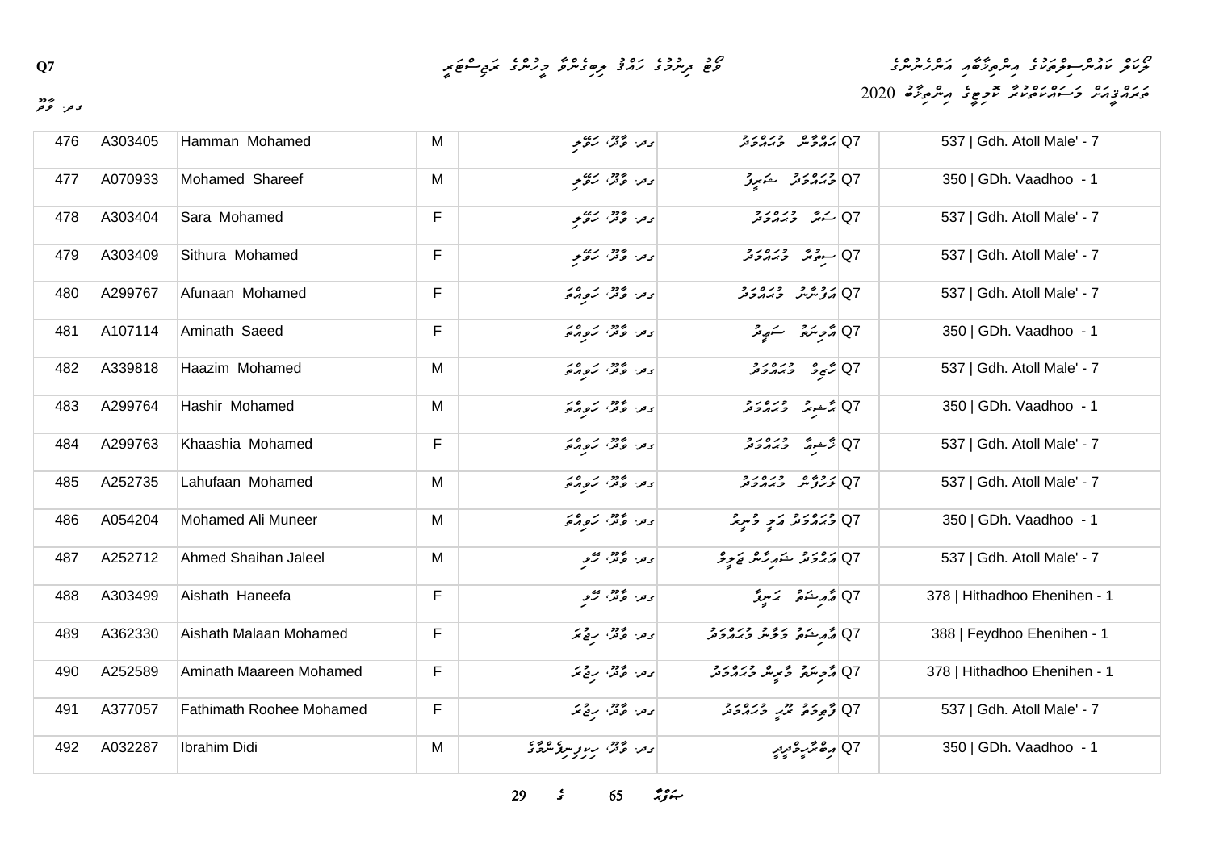| 476 | A303405 | Hamman Mohamed | M | ގދ. ވާދޫ، ހަވާލި | Q7 ހައްމާން މުހައްމަދު | 537 \| Gdh. Atoll Male' - 7 |
|---|---|---|---|---|---|---|
| 477 | A070933 | Mohamed Shareef | M | ގދ. ވާދޫ، ހަވާލި | Q7 މުހައްމަދު ޝަރީފް | 350 \| GDh. Vaadhoo - 1 |
| 478 | A303404 | Sara Mohamed | F | ގދ. ވާދޫ، ހަވާލި | Q7 ސާރާ މުހައްމަދު | 537 \| Gdh. Atoll Male' - 7 |
| 479 | A303409 | Sithura Mohamed | F | ގދ. ވާދޫ، ހަވާލި | Q7 ސިތުރާ މުހައްމަދު | 537 \| Gdh. Atoll Male' - 7 |
| 480 | A299767 | Afunaan Mohamed | F | ގދ. ވާދޫ، ހަވިއްތަ | Q7 އަފުނާން މުހައްމަދު | 537 \| Gdh. Atoll Male' - 7 |
| 481 | A107114 | Aminath Saeed | F | ގދ. ވާދޫ، ހަވިއްތަ | Q7 އާމިނަތު ސަޢީދު | 350 \| GDh. Vaadhoo - 1 |
| 482 | A339818 | Haazim Mohamed | M | ގދ. ވާދޫ، ހަވިއްތަ | Q7 ހާޒިމް މުހައްމަދު | 537 \| Gdh. Atoll Male' - 7 |
| 483 | A299764 | Hashir Mohamed | M | ގދ. ވާދޫ، ހަވިއްތަ | Q7 ހާޝިރު މުހައްމަދު | 350 \| GDh. Vaadhoo - 1 |
| 484 | A299763 | Khaashia Mohamed | F | ގދ. ވާދޫ، ހަވިއްތަ | Q7 ޚާޝިޢާ މުހައްމަދު | 537 \| Gdh. Atoll Male' - 7 |
| 485 | A252735 | Lahufaan Mohamed | M | ގދ. ވާދޫ، ހަވިއްތަ | Q7 ލަހުފާން މުހައްމަދު | 537 \| Gdh. Atoll Male' - 7 |
| 486 | A054204 | Mohamed Ali Muneer | M | ގދ. ވާދޫ، ހަވިއްތަ | Q7 މުހައްމަދު ޢަލީ މުނީރު | 350 \| GDh. Vaadhoo - 1 |
| 487 | A252712 | Ahmed Shaihan Jaleel | M | ގދ. ވާދޫ، ހާލި | Q7 އަހްމަދު ޝައިހާން ޖަލީލް | 537 \| Gdh. Atoll Male' - 7 |
| 488 | A303499 | Aishath Haneefa | F | ގދ. ވާދޫ، ހާލި | Q7 އާއިޝަތު ހަނީފާ | 378 \| Hithadhoo Ehenihen - 1 |
| 489 | A362330 | Aishath Malaan Mohamed | F | ގދ. ވާދޫ، ހިލަރި | Q7 އާއިޝަތު މަލާން މުހައްމަދު | 388 \| Feydhoo Ehenihen - 1 |
| 490 | A252589 | Aminath Maareen Mohamed | F | ގދ. ވާދޫ، ހިލަރި | Q7 އާމިނަތު މާރީން މުހައްމަދު | 378 \| Hithadhoo Ehenihen - 1 |
| 491 | A377057 | Fathimath Roohee Mohamed | F | ގދ. ވާދޫ، ހިލަރި | Q7 ފާތިމަތު ރޫހީ މުހައްމަދު | 537 \| Gdh. Atoll Male' - 7 |
| 492 | A032287 | Ibrahim Didi | M | ގދ. ވާދޫ، ހިރިވިނިފެންމާގެ | Q7 އިބްރާހީމްދީދީ | 350 \| GDh. Vaadhoo - 1 |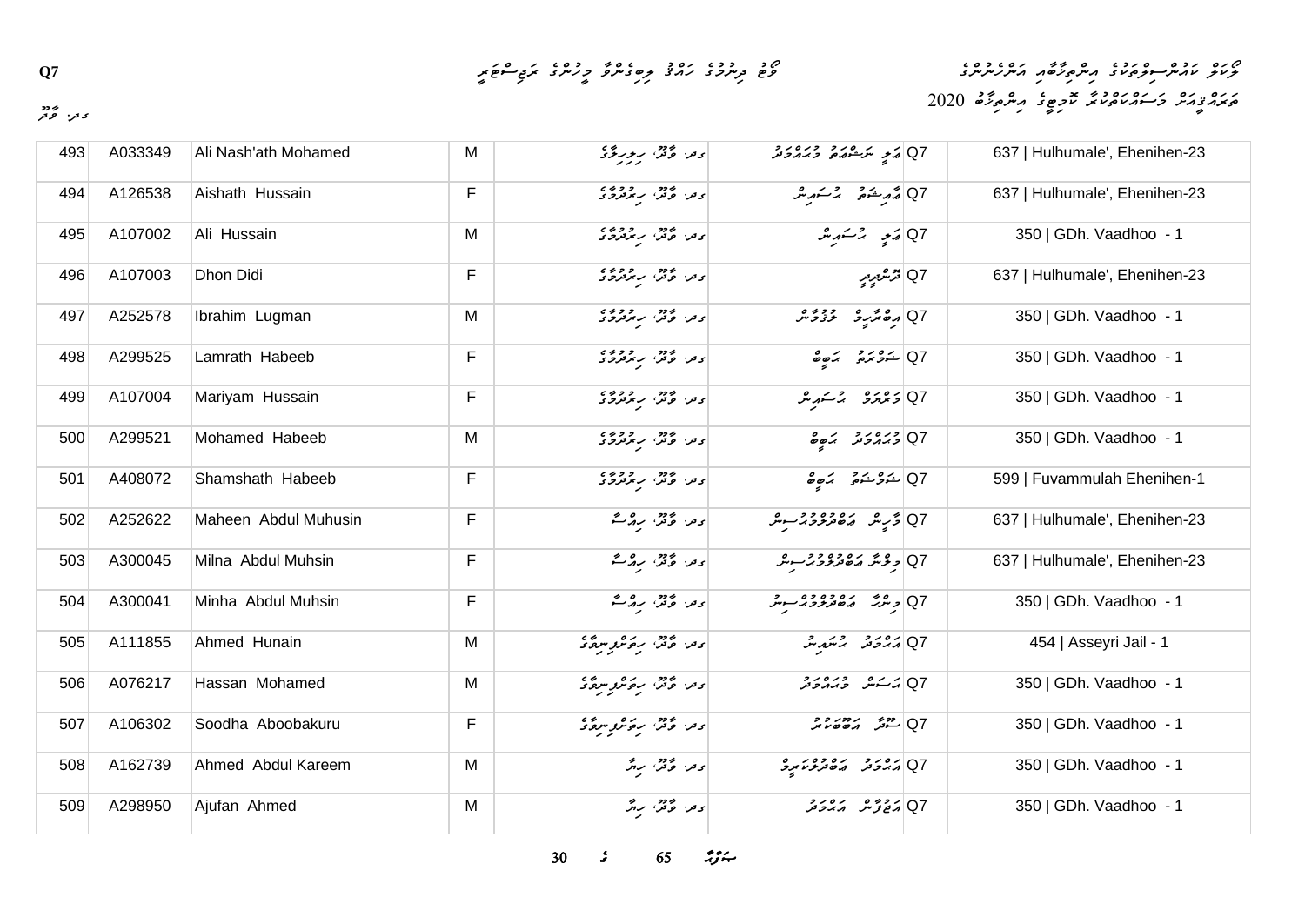| 493 | A033349 | Ali Nash'ath Mohamed | M | ގދ. ވާދޫ، ހިލިހިލާގެ | Q7 އަލީ ނަޝްއަތު މުހައްމަދު | 637 \| Hulhumale', Ehenihen-23 |
|---|---|---|---|---|---|---|
| 494 | A126538 | Aishath Hussain | F | ގދ. ވާދޫ، ހިރުދުގެ | Q7 އާއިޝަތު ހުސައިން | 637 \| Hulhumale', Ehenihen-23 |
| 495 | A107002 | Ali Hussain | M | ގދ. ވާދޫ، ހިރުދުގެ | Q7 އަލީ ހުސައިން | 350 \| GDh. Vaadhoo - 1 |
| 496 | A107003 | Dhon Didi | F | ގދ. ވާދޫ، ހިރުދުގެ | Q7 ދޮންދިދި | 637 \| Hulhumale', Ehenihen-23 |
| 497 | A252578 | Ibrahim Lugman | M | ގދ. ވާދޫ، ހިރުދުގެ | Q7 އިބްރާހީމް ލުގްމާން | 350 \| GDh. Vaadhoo - 1 |
| 498 | A299525 | Lamrath Habeeb | F | ގދ. ވާދޫ، ހިރުދުގެ | Q7 ލަމްރަތު ހަބީބު | 350 \| GDh. Vaadhoo - 1 |
| 499 | A107004 | Mariyam Hussain | F | ގދ. ވާދޫ، ހިރުދުގެ | Q7 މަރިޔަމް ހުސައިން | 350 \| GDh. Vaadhoo - 1 |
| 500 | A299521 | Mohamed Habeeb | M | ގދ. ވާދޫ، ހިރުދުގެ | Q7 މުހައްމަދު ހަބީބު | 350 \| GDh. Vaadhoo - 1 |
| 501 | A408072 | Shamshath Habeeb | F | ގދ. ވާދޫ، ހިރުދުގެ | Q7 ޝަމްޝަތު ހަބީބު | 599 \| Fuvammulah Ehenihen-1 |
| 502 | A252622 | Maheen Abdul Muhusin | F | ގދ. ވާދޫ، ހިޔާސާ | Q7 މާހީން އަބްދުލްމުހުސިން | 637 \| Hulhumale', Ehenihen-23 |
| 503 | A300045 | Milna Abdul Muhsin | F | ގދ. ވާދޫ، ހިޔާސާ | Q7 މިލްނާ އަބްދުލްމުހުސިން | 637 \| Hulhumale', Ehenihen-23 |
| 504 | A300041 | Minha Abdul Muhsin | F | ގދ. ވާދޫ، ހިޔާސާ | Q7 މިންހާ އަބްދުލްމުހުސިން | 350 \| GDh. Vaadhoo - 1 |
| 505 | A111855 | Ahmed Hunain | M | ގދ. ވާދޫ، ހިތަދޫނިވާގެ | Q7 އަހްމަދު ހުނައިން | 454 \| Asseyri Jail - 1 |
| 506 | A076217 | Hassan Mohamed | M | ގދ. ވާދޫ، ހިތަދޫނިވާގެ | Q7 ހަސަން މުހައްމަދު | 350 \| GDh. Vaadhoo - 1 |
| 507 | A106302 | Soodha Aboobakuru | F | ގދ. ވާދޫ، ހިތަދޫނިވާގެ | Q7 ސޫދާ އަބޫބަކުރު | 350 \| GDh. Vaadhoo - 1 |
| 508 | A162739 | Ahmed Abdul Kareem | M | ގދ. ވާދޫ، ހިރާ | Q7 އަހްމަދު އަބްދުލްކަރީމް | 350 \| GDh. Vaadhoo - 1 |
| 509 | A298950 | Ajufan Ahmed | M | ގދ. ވާދޫ، ހިރާ | Q7 އަޖުފާން އަހްމަދު | 350 \| GDh. Vaadhoo - 1 |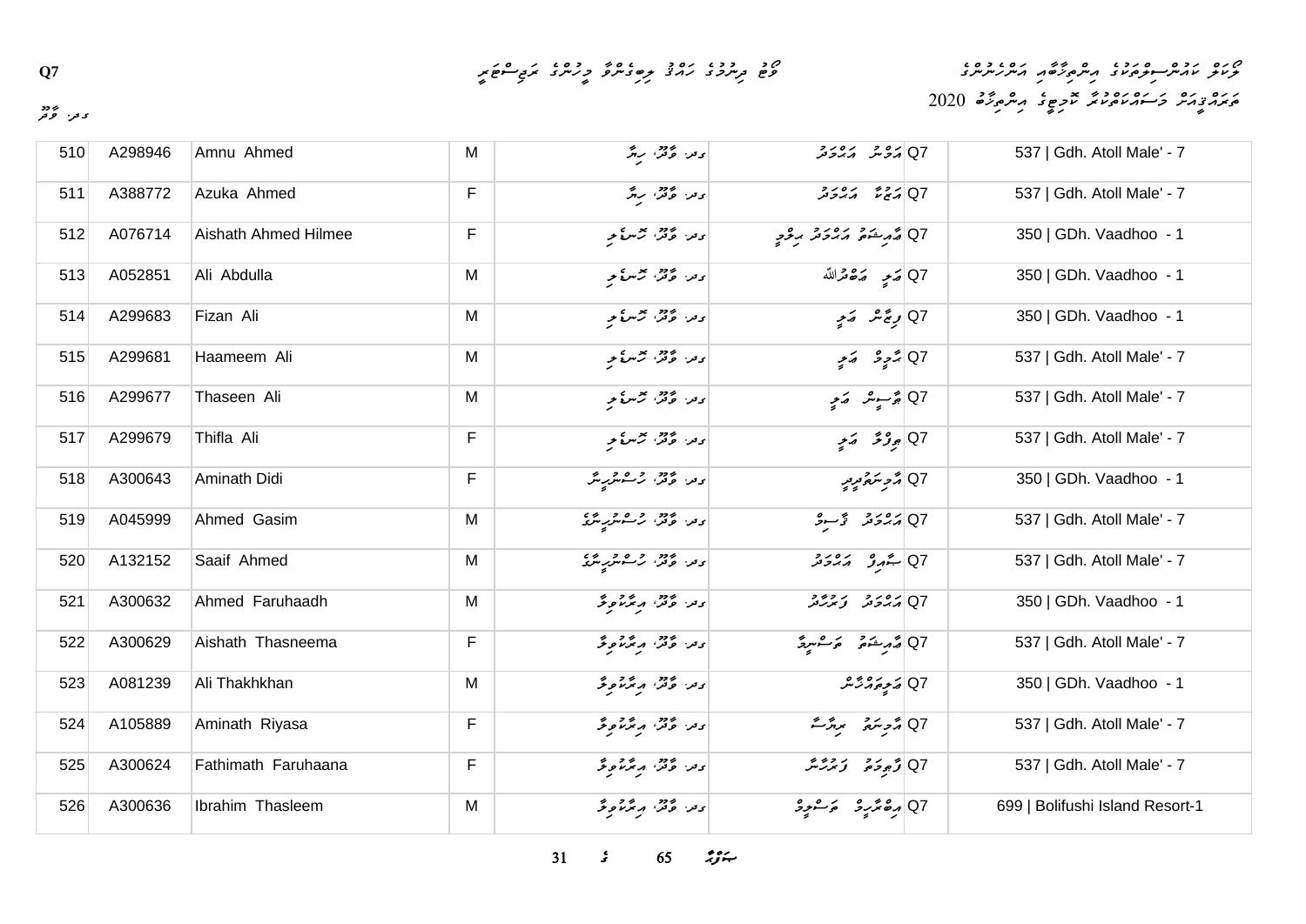| 510 | A298946 | Amnu Ahmed | M | ގދ. ވާދޫ، ހިލާ | އަމްނު އަހުމަދު Q7 | 537 \| Gdh. Atoll Male' - 7 |
|---|---|---|---|---|---|---|
| 511 | A388772 | Azuka Ahmed | F | ގދ. ވާދޫ، ހިލާ | އަޒުކާ އަހުމަދު Q7 | 537 \| Gdh. Atoll Male' - 7 |
| 512 | A076714 | Aishath Ahmed Hilmee | F | ގދ. ވާދޫ، ހޮސްޓެލް | އައިޝަތު އަހުމަދު ހިލްމީ Q7 | 350 \| GDh. Vaadhoo - 1 |
| 513 | A052851 | Ali Abdulla | M | ގދ. ވާދޫ، ހޮސްޓެލް | އަލި އަބްދުﷲ Q7 | 350 \| GDh. Vaadhoo - 1 |
| 514 | A299683 | Fizan Ali | M | ގދ. ވާދޫ، ހޮސްޓެލް | ފިޒާން އަލި Q7 | 350 \| GDh. Vaadhoo - 1 |
| 515 | A299681 | Haameem Ali | M | ގދ. ވާދޫ، ހޮސްޓެލް | ހާމީމް އަލި Q7 | 537 \| Gdh. Atoll Male' - 7 |
| 516 | A299677 | Thaseen Ali | M | ގދ. ވާދޫ، ހޮސްޓެލް | ތާސީން އަލި Q7 | 537 \| Gdh. Atoll Male' - 7 |
| 517 | A299679 | Thifla Ali | F | ގދ. ވާދޫ، ހޮސްޓެލް | ތިފްލާ އަލި Q7 | 537 \| Gdh. Atoll Male' - 7 |
| 518 | A300643 | Aminath Didi | F | ގދ. ވާދޫ، ހުސްނުހިނާ | އާމިނަތުދީދީ Q7 | 350 \| GDh. Vaadhoo - 1 |
| 519 | A045999 | Ahmed Gasim | M | ގދ. ވާދޫ، ހުސްނުހިނާގެ | އަހުމަދު ގާސިމް Q7 | 537 \| Gdh. Atoll Male' - 7 |
| 520 | A132152 | Saaif Ahmed | M | ގދ. ވާދޫ، ހުސްނުހިނާގެ | ސާއިފް އަހުމަދު Q7 | 537 \| Gdh. Atoll Male' - 7 |
| 521 | A300632 | Ahmed Faruhaadh | M | ގދ. ވާދޫ، އިރުމާވިލާ | އަހުމަދު ފަރުހާދު Q7 | 350 \| GDh. Vaadhoo - 1 |
| 522 | A300629 | Aishath Thasneema | F | ގދ. ވާދޫ، އިރުމާވިލާ | އައިޝަތު ތަސްނީމާ Q7 | 537 \| Gdh. Atoll Male' - 7 |
| 523 | A081239 | Ali Thakhkhan | M | ގދ. ވާދޫ، އިރުމާވިލާ | އަލިތައްޚާން Q7 | 350 \| GDh. Vaadhoo - 1 |
| 524 | A105889 | Aminath Riyasa | F | ގދ. ވާދޫ، އިރުމާވިލާ | އާމިނަތު ރިޔާސާ Q7 | 537 \| Gdh. Atoll Male' - 7 |
| 525 | A300624 | Fathimath Faruhaana | F | ގދ. ވާދޫ، އިރުމާވިލާ | ފާތިމަތު ފަރުހާނާ Q7 | 537 \| Gdh. Atoll Male' - 7 |
| 526 | A300636 | Ibrahim Thasleem | M | ގދ. ވާދޫ، އިރުމާވިލާ | އިބްރާހީމް ތަސްލީމް Q7 | 699 \| Bolifushi Island Resort-1 |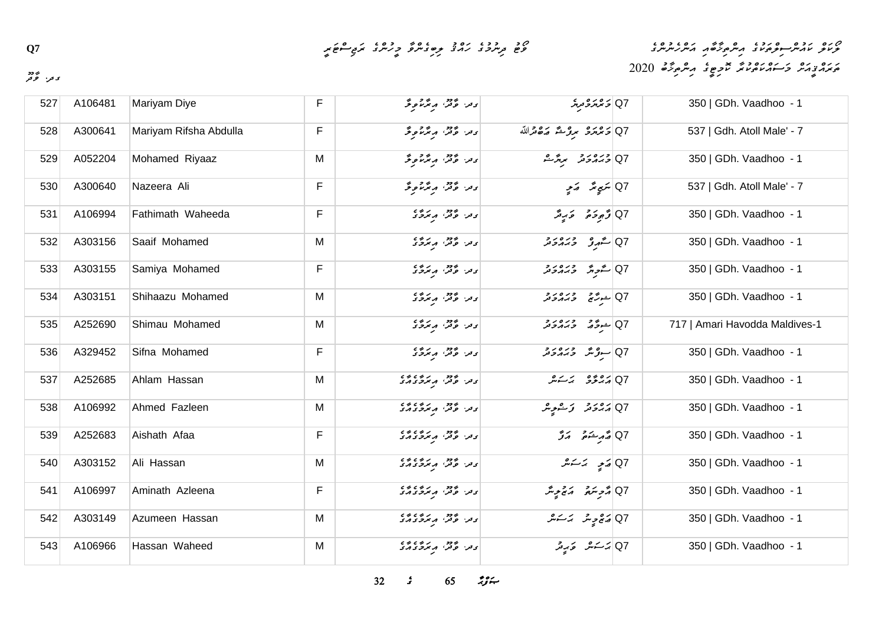| 527 | A106481 | Mariyam Diye | F | ގދ. ވާދޫ، އިރާޓޮވާ | Q7 ޕޮރޭއާދިޔާ | 350 \| GDh. Vaadhoo - 1 |
|---|---|---|---|---|---|---|
| 528 | A300641 | Mariyam Rifsha Abdulla | F | ގދ. ވާދޫ، އިރާޓޮވާ | Q7 މަރިޔަމް ރިފްޝާ އަބްދުﷲ | 537 \| Gdh. Atoll Male' - 7 |
| 529 | A052204 | Mohamed Riyaaz | M | ގދ. ވާދޫ، އިރާޓޮވާ | Q7 މުހައްމަދު ރިޔާޒް | 350 \| GDh. Vaadhoo - 1 |
| 530 | A300640 | Nazeera Ali | F | ގދ. ވާދޫ، އިރާޓޮވާ | Q7 ނަޒީރާ ޢަލީ | 537 \| Gdh. Atoll Male' - 7 |
| 531 | A106994 | Fathimath Waheeda | F | ގދ. ވާދޫ، އިރަވާގެ | Q7 ފާތިމަތު ވަހީދާ | 350 \| GDh. Vaadhoo - 1 |
| 532 | A303156 | Saaif Mohamed | M | ގދ. ވާދޫ، އިރަވާގެ | Q7 ސާއިފް މުހައްމަދު | 350 \| GDh. Vaadhoo - 1 |
| 533 | A303155 | Samiya Mohamed | F | ގދ. ވާދޫ، އިރަވާގެ | Q7 ސާމިޔާ މުހައްމަދު | 350 \| GDh. Vaadhoo - 1 |
| 534 | A303151 | Shihaazu Mohamed | M | ގދ. ވާދޫ، އިރަވާގެ | Q7 ޝިހާޒު މުހައްމަދު | 350 \| GDh. Vaadhoo - 1 |
| 535 | A252690 | Shimau Mohamed | M | ގދ. ވާދޫ، އިރަވާގެ | Q7 ޝިމާއު މުހައްމަދު | 717 \| Amari Havodda Maldives-1 |
| 536 | A329452 | Sifna Mohamed | F | ގދ. ވާދޫ، އިރަވާގެ | Q7 ސިފްނާ މުހައްމަދު | 350 \| GDh. Vaadhoo - 1 |
| 537 | A252685 | Ahlam Hassan | M | ގދ. ވާދޫ، އިރަވާގެއާގެ | Q7 އަހްލާމް ހަސަން | 350 \| GDh. Vaadhoo - 1 |
| 538 | A106992 | Ahmed Fazleen | M | ގދ. ވާދޫ، އިރަވާގެއާގެ | Q7 އަހްމަދު ފަޟްލީން | 350 \| GDh. Vaadhoo - 1 |
| 539 | A252683 | Aishath Afaa | F | ގދ. ވާދޫ، އިރަވާގެއާގެ | Q7 އާއިޝަތު އަފާ | 350 \| GDh. Vaadhoo - 1 |
| 540 | A303152 | Ali Hassan | M | ގދ. ވާދޫ، އިރަވާގެއާގެ | Q7 ޢަލީ ހަސަން | 350 \| GDh. Vaadhoo - 1 |
| 541 | A106997 | Aminath Azleena | F | ގދ. ވާދޫ، އިރަވާގެއާގެ | Q7 އާމިނަތު އަޒްލީނާ | 350 \| GDh. Vaadhoo - 1 |
| 542 | A303149 | Azumeen Hassan | M | ގދ. ވާދޫ، އިރަވާގެއާގެ | Q7 އަޒުމީން ހަސަން | 350 \| GDh. Vaadhoo - 1 |
| 543 | A106966 | Hassan Waheed | M | ގދ. ވާދޫ، އިރަވާގެއާގެ | Q7 ހަސަން ވަހީދު | 350 \| GDh. Vaadhoo - 1 |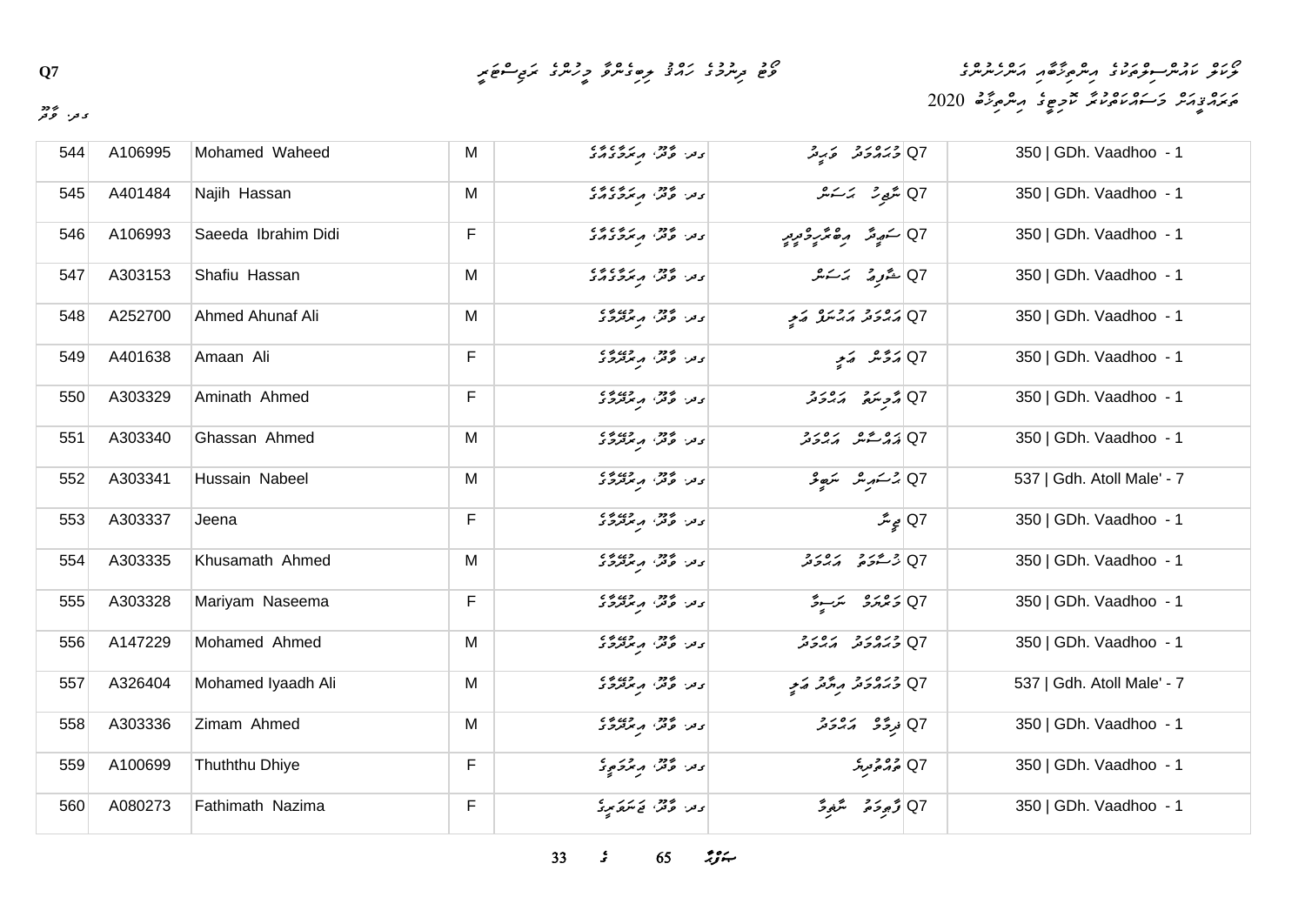| 544 | A106995 | Mohamed Waheed | M | ގދ. ވާދޫ، އިރުމަގުމާގެ | Q7  މުހައްމަދު ވަޙީދު | 350 \| GDh. Vaadhoo - 1 |
|---|---|---|---|---|---|---|
| 545 | A401484 | Najih Hassan | M | ގދ. ވާދޫ، އިރުމަގުމާގެ | Q7 ނާޖިހް ހަސަން | 350 \| GDh. Vaadhoo - 1 |
| 546 | A106993 | Saeeda Ibrahim Didi | F | ގދ. ވާދޫ، އިރުމަގުމާގެ | Q7 ސަޢީދާ އިބްރާހީމްދީދީ | 350 \| GDh. Vaadhoo - 1 |
| 547 | A303153 | Shafiu Hassan | M | ގދ. ވާދޫ، އިރުމަގުމާގެ | Q7 ޝާފިޢު ހަސަން | 350 \| GDh. Vaadhoo - 1 |
| 548 | A252700 | Ahmed Ahunaf Ali | M | ގދ. ވާދޫ، އިރުދޫގެ | Q7 އަހްމަދު އަޙުނަފް ޢަލީ | 350 \| GDh. Vaadhoo - 1 |
| 549 | A401638 | Amaan Ali | F | ގދ. ވާދޫ، އިރުދޫގެ | Q7 އަމާން ޢަލީ | 350 \| GDh. Vaadhoo - 1 |
| 550 | A303329 | Aminath Ahmed | F | ގދ. ވާދޫ، އިރުދޫގެ | Q7 އާމިނަތު އަހްމަދު | 350 \| GDh. Vaadhoo - 1 |
| 551 | A303340 | Ghassan Ahmed | M | ގދ. ވާދޫ، އިރުދޫގެ | Q7 ޣައްސާން އަހްމަދު | 350 \| GDh. Vaadhoo - 1 |
| 552 | A303341 | Hussain Nabeel | M | ގދ. ވާދޫ، އިރުދޫގެ | Q7 ހުސައިން ނަބީލް | 537 \| Gdh. Atoll Male' - 7 |
| 553 | A303337 | Jeena | F | ގދ. ވާދޫ، އިރުދޫގެ | Q7 ޖީނާ | 350 \| GDh. Vaadhoo - 1 |
| 554 | A303335 | Khusamath Ahmed | M | ގދ. ވާދޫ، އިރުދޫގެ | Q7 ހުސަމަތު އަހްމަދު | 350 \| GDh. Vaadhoo - 1 |
| 555 | A303328 | Mariyam Naseema | F | ގދ. ވާދޫ، އިރުދޫގެ | Q7 މަރިޔަމް ނަސީމާ | 350 \| GDh. Vaadhoo - 1 |
| 556 | A147229 | Mohamed Ahmed | M | ގދ. ވާދޫ، އިރުދޫގެ | Q7 މުހައްމަދު އަހްމަދު | 350 \| GDh. Vaadhoo - 1 |
| 557 | A326404 | Mohamed Iyaadh Ali | M | ގދ. ވާދޫ، އިރުދޫގެ | Q7 މުހައްމަދު އިޔާދު ޢަލީ | 537 \| Gdh. Atoll Male' - 7 |
| 558 | A303336 | Zimam Ahmed | M | ގދ. ވާދޫ، އިރުދޫގެ | Q7 ޒިމާމް އަހްމަދު | 350 \| GDh. Vaadhoo - 1 |
| 559 | A100699 | Thuththu Dhiye | F | ގދ. ވާދޫ، އިރުމަތިގެ | Q7 ތުއްތުދިޔެ | 350 \| GDh. Vaadhoo - 1 |
| 560 | A080273 | Fathimath Nazima | F | ގދ. ވާދޫ، ޤަނަޢަތުގެ | Q7 ފާތިމަތު ނާޒިމާ | 350 \| GDh. Vaadhoo - 1 |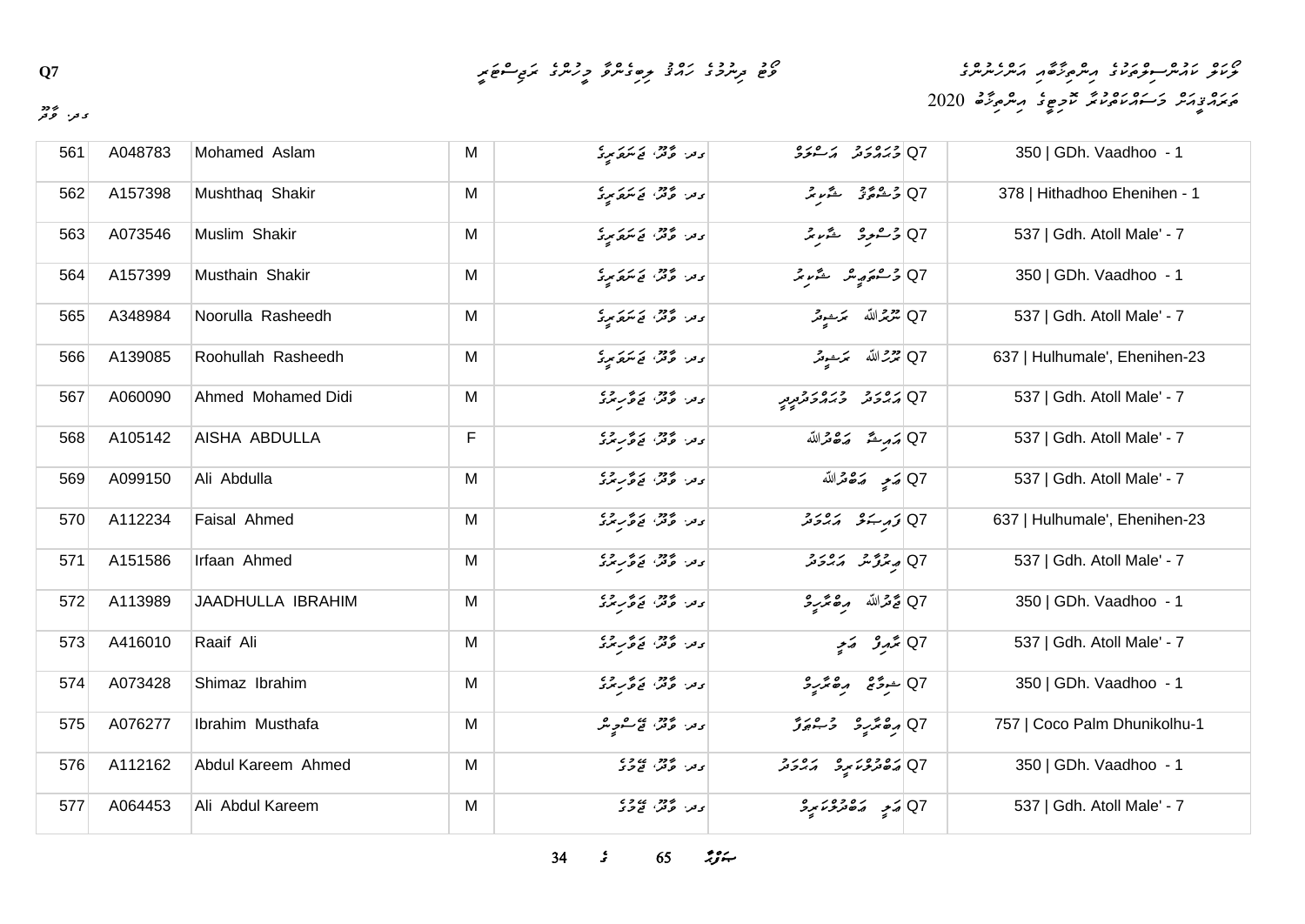| 561 | A048783 | Mohamed Aslam | M | ގދ. ވާދޫ، ޤަނަޤަރީގެ | Q7 މުޙައްމަދު އަސްލަމް | 350 \| GDh. Vaadhoo - 1 |
|---|---|---|---|---|---|---|
| 562 | A157398 | Mushthaq Shakir | M | ގދ. ވާދޫ، ޤަނަޤަރީގެ | Q7 މުޝްތާޤު ޝާކިރު | 378 \| Hithadhoo Ehenihen - 1 |
| 563 | A073546 | Muslim Shakir | M | ގދ. ވާދޫ، ޤަނަޤަރީގެ | Q7 މުސްލިމް ޝާކިރު | 537 \| Gdh. Atoll Male' - 7 |
| 564 | A157399 | Musthain Shakir | M | ގދ. ވާދޫ، ޤަނަޤަރީގެ | Q7 މުސްތައިން ޝާކިރު | 350 \| GDh. Vaadhoo - 1 |
| 565 | A348984 | Noorulla Rasheedh | M | ގދ. ވާދޫ، ޤަނަޤަރީގެ | Q7 ނޫރުﷲ ރަޝީދު | 537 \| Gdh. Atoll Male' - 7 |
| 566 | A139085 | Roohullah Rasheedh | M | ގދ. ވާދޫ، ޤަނަޤަރީގެ | Q7 ރޫހުﷲ ރަޝީދު | 637 \| Hulhumale', Ehenihen-23 |
| 567 | A060090 | Ahmed Mohamed Didi | M | ގދ. ވާދޫ، ޤަވާރިދުގެ | Q7 އަޙްމަދު މުޙައްމަދުދީދީ | 537 \| Gdh. Atoll Male' - 7 |
| 568 | A105142 | AISHA ABDULLA | F | ގދ. ވާދޫ، ޤަވާރިދުގެ | Q7 އައިޝާ އަބްދުﷲ | 537 \| Gdh. Atoll Male' - 7 |
| 569 | A099150 | Ali Abdulla | M | ގދ. ވާދޫ، ޤަވާރިދުގެ | Q7 އަލި އަބްދުﷲ | 537 \| Gdh. Atoll Male' - 7 |
| 570 | A112234 | Faisal Ahmed | M | ގދ. ވާދޫ، ޤަވާރިދުގެ | Q7 ފައިސަލް އަޙްމަދު | 637 \| Hulhumale', Ehenihen-23 |
| 571 | A151586 | Irfaan Ahmed | M | ގދ. ވާދޫ، ޤަވާރިދުގެ | Q7 އިރުފާން އަޙްމަދު | 537 \| Gdh. Atoll Male' - 7 |
| 572 | A113989 | JAADHULLA IBRAHIM | M | ގދ. ވާދޫ، ޤަވާރިދުގެ | Q7 ޖާދުﷲ އިބްރާހީމް | 350 \| GDh. Vaadhoo - 1 |
| 573 | A416010 | Raaif Ali | M | ގދ. ވާދޫ، ޤަވާރިދުގެ | Q7 ރާއިފް އަލި | 537 \| Gdh. Atoll Male' - 7 |
| 574 | A073428 | Shimaz Ibrahim | M | ގދ. ވާދޫ، ޤަވާރިދުގެ | Q7 ޝިމާޒް އިބްރާހީމް | 350 \| GDh. Vaadhoo - 1 |
| 575 | A076277 | Ibrahim Musthafa | M | ގދ. ވާދޫ، ޤަސްވީން | Q7 އިބްރާހީމް މުސްތަފާ | 757 \| Coco Palm Dhunikolhu-1 |
| 576 | A112162 | Abdul Kareem Ahmed | M | ގދ. ވާދޫ، ޤަމަރު | Q7 އަބްދުލްކަރީމް އަޙްމަދު | 350 \| GDh. Vaadhoo - 1 |
| 577 | A064453 | Ali Abdul Kareem | M | ގދ. ވާދޫ، ޤަމަރު | Q7 އަލި އަބްދުލްކަރީމް | 537 \| Gdh. Atoll Male' - 7 |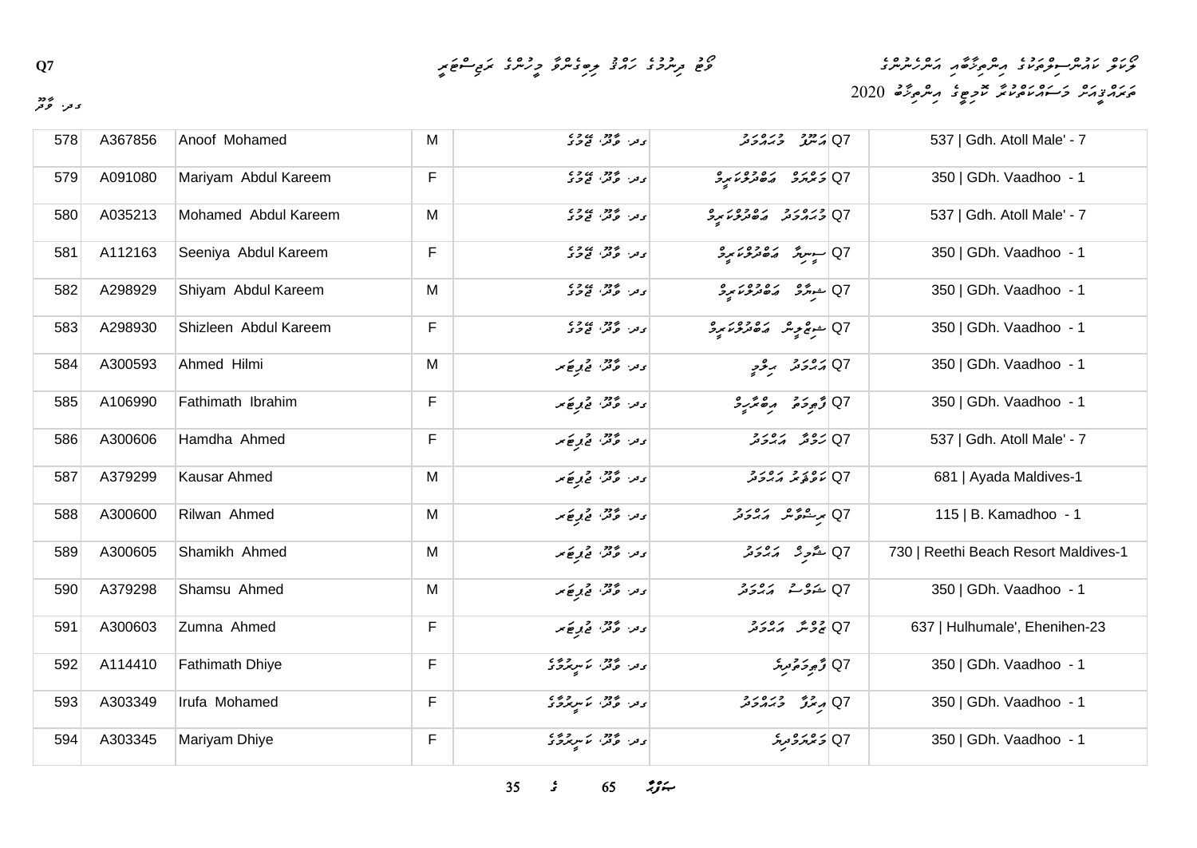| 578 | A367856 | Anoof Mohamed | M | ގދ. ވާދޫ، ޤަމަރު | އަނޫފް މުޙައްމަދު Q7 | 537 \| Gdh. Atoll Male' - 7 |
|---|---|---|---|---|---|---|
| 579 | A091080 | Mariyam Abdul Kareem | F | ގދ. ވާދޫ، ޤަމަރު | މަރިޔަމް ޢަބްދުލްކަރީމް Q7 | 350 \| GDh. Vaadhoo - 1 |
| 580 | A035213 | Mohamed Abdul Kareem | M | ގދ. ވާދޫ، ޤަމަރު | މުޙައްމަދު ޢަބްދުލްކަރީމް Q7 | 537 \| Gdh. Atoll Male' - 7 |
| 581 | A112163 | Seeniya Abdul Kareem | F | ގދ. ވާދޫ، ޤަމަރު | ސީނިޔާ ޢަބްދުލްކަރީމް Q7 | 350 \| GDh. Vaadhoo - 1 |
| 582 | A298929 | Shiyam Abdul Kareem | M | ގދ. ވާދޫ، ޤަމަރު | ޝިޔާމް ޢަބްދުލްކަރީމް Q7 | 350 \| GDh. Vaadhoo - 1 |
| 583 | A298930 | Shizleen Abdul Kareem | F | ގދ. ވާދޫ، ޤަމަރު | ޝިޒްލީން ޢަބްދުލްކަރީމް Q7 | 350 \| GDh. Vaadhoo - 1 |
| 584 | A300593 | Ahmed Hilmi | M | ގދ. ވާދޫ، ޤަދީރުވިލާ | އަޙްމަދު ހިލްމީ Q7 | 350 \| GDh. Vaadhoo - 1 |
| 585 | A106990 | Fathimath Ibrahim | F | ގދ. ވާދޫ، ޤަދީރުވިލާ | ފާތިމަތު އިބްރާހީމް Q7 | 350 \| GDh. Vaadhoo - 1 |
| 586 | A300606 | Hamdha Ahmed | F | ގދ. ވާދޫ، ޤަދީރުވިލާ | ހަމްދާ އަޙްމަދު Q7 | 537 \| Gdh. Atoll Male' - 7 |
| 587 | A379299 | Kausar Ahmed | M | ގދ. ވާދޫ، ޤަދީރުވިލާ | ކައުސަރު އަޙްމަދު Q7 | 681 \| Ayada Maldives-1 |
| 588 | A300600 | Rilwan Ahmed | M | ގދ. ވާދޫ، ޤަދީރުވިލާ | ރިލްވާން އަޙްމަދު Q7 | 115 \| B. Kamadhoo - 1 |
| 589 | A300605 | Shamikh Ahmed | M | ގދ. ވާދޫ، ޤަދީރުވިލާ | ޝާމިޚް އަޙްމަދު Q7 | 730 \| Reethi Beach Resort Maldives-1 |
| 590 | A379298 | Shamsu Ahmed | M | ގދ. ވާދޫ، ޤަދީރުވިލާ | ޝަމްސު އަޙްމަދު Q7 | 350 \| GDh. Vaadhoo - 1 |
| 591 | A300603 | Zumna Ahmed | F | ގދ. ވާދޫ، ޤަދީރުވިލާ | ޒުމްނާ އަޙްމަދު Q7 | 637 \| Hulhumale', Ehenihen-23 |
| 592 | A114410 | Fathimath Dhiye | F | ގދ. ވާދޫ، ކަނިރުމާގެ | ފާތިމަތުދިޔެ Q7 | 350 \| GDh. Vaadhoo - 1 |
| 593 | A303349 | Irufa Mohamed | F | ގދ. ވާދޫ، ކަނިރުމާގެ | އިރުފާ މުޙައްމަދު Q7 | 350 \| GDh. Vaadhoo - 1 |
| 594 | A303345 | Mariyam Dhiye | F | ގދ. ވާދޫ، ކަނިރުމާގެ | މަރިޔަމްދިޔެ Q7 | 350 \| GDh. Vaadhoo - 1 |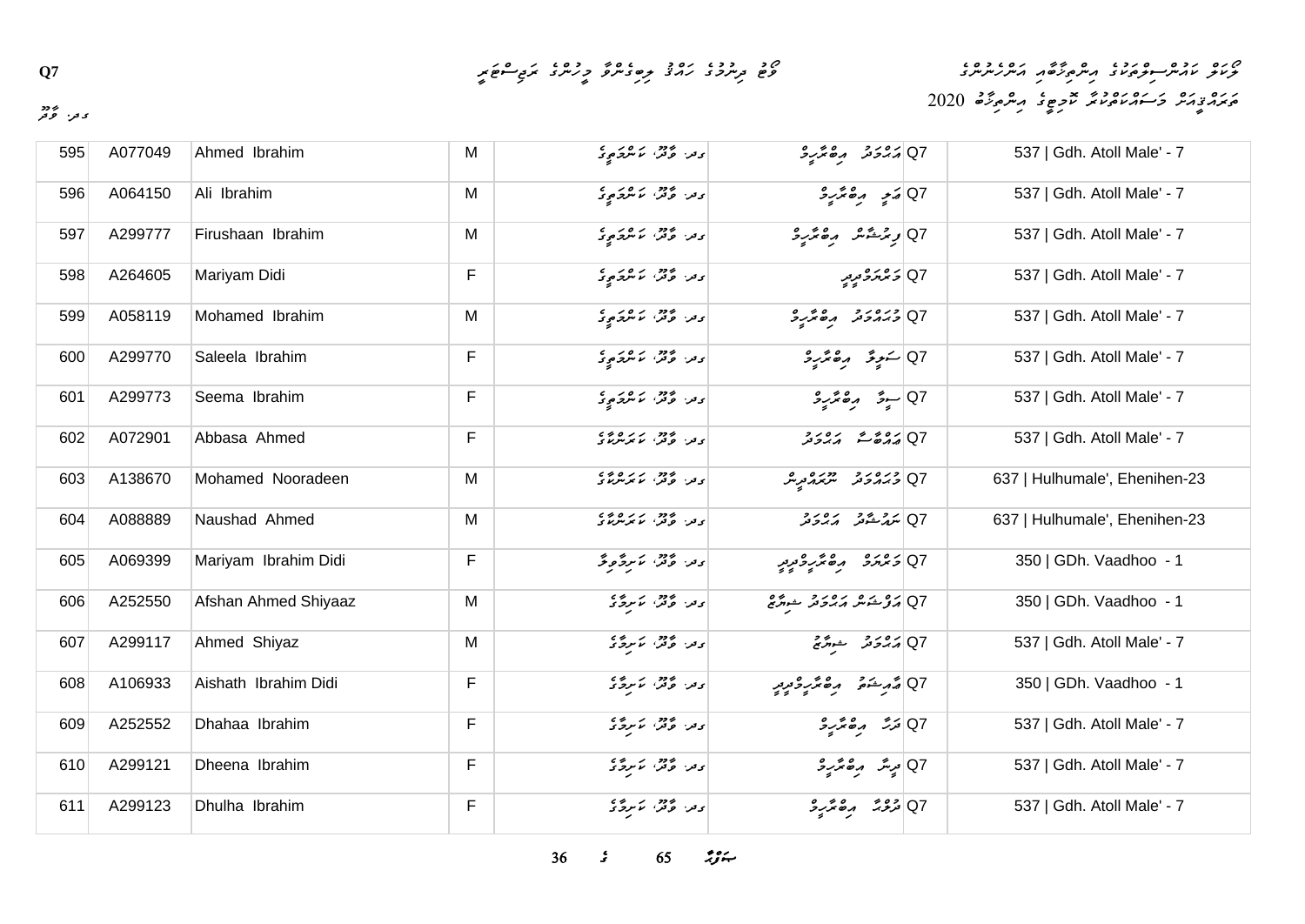| 595 | A077049 | Ahmed Ibrahim | M | ގދ. ވާދޫ، ކަނަރުގެ | އަޙްމަދު އިބްރާހީމް Q7 | 537 \| Gdh. Atoll Male' - 7 |
|---|---|---|---|---|---|---|
| 596 | A064150 | Ali Ibrahim | M | ގދ. ވާދޫ، ކަނަރުގެ | އަލި އިބްރާހީމް Q7 | 537 \| Gdh. Atoll Male' - 7 |
| 597 | A299777 | Firushaan Ibrahim | M | ގދ. ވާދޫ، ކަނަރުގެ | ފިރުޝާން އިބްރާހީމް Q7 | 537 \| Gdh. Atoll Male' - 7 |
| 598 | A264605 | Mariyam Didi | F | ގދ. ވާދޫ، ކަނަރުގެ | މަރިޔަމްދީދީ Q7 | 537 \| Gdh. Atoll Male' - 7 |
| 599 | A058119 | Mohamed Ibrahim | M | ގދ. ވާދޫ، ކަނަރުގެ | މުޙައްމަދު އިބްރާހީމް Q7 | 537 \| Gdh. Atoll Male' - 7 |
| 600 | A299770 | Saleela Ibrahim | F | ގދ. ވާދޫ، ކަނަރުގެ | ސަލީލާ އިބްރާހީމް Q7 | 537 \| Gdh. Atoll Male' - 7 |
| 601 | A299773 | Seema Ibrahim | F | ގދ. ވާދޫ، ކަނަރުގެ | ސީމާ އިބްރާހީމް Q7 | 537 \| Gdh. Atoll Male' - 7 |
| 602 | A072901 | Abbasa Ahmed | F | ގދ. ވާދޫ، ކަރަންކާގެ | އައްބާސާ އަޙްމަދު Q7 | 537 \| Gdh. Atoll Male' - 7 |
| 603 | A138670 | Mohamed Nooradeen | M | ގދ. ވާދޫ، ކަރަންކާގެ | މުޙައްމަދު ނޫރައްދީން Q7 | 637 \| Hulhumale', Ehenihen-23 |
| 604 | A088889 | Naushad Ahmed | M | ގދ. ވާދޫ، ކަރަންކާގެ | ނައުޝާދު އަޙްމަދު Q7 | 637 \| Hulhumale', Ehenihen-23 |
| 605 | A069399 | Mariyam Ibrahim Didi | F | ގދ. ވާދޫ، ކަނިވާރުގެ | މަރިޔަމް އިބްރާހީމްދީދީ Q7 | 350 \| GDh. Vaadhoo - 1 |
| 606 | A252550 | Afshan Ahmed Shiyaaz | M | ގދ. ވާދޫ، ކަނިވާގެ | އަފްޝަން އަޙްމަދު ޝިޔާޒް Q7 | 350 \| GDh. Vaadhoo - 1 |
| 607 | A299117 | Ahmed Shiyaz | M | ގދ. ވާދޫ، ކަނިވާގެ | އަޙްމަދު ޝިޔާޒް Q7 | 537 \| Gdh. Atoll Male' - 7 |
| 608 | A106933 | Aishath Ibrahim Didi | F | ގދ. ވާދޫ، ކަނިވާގެ | އާއިޝަތު އިބްރާހީމްދީދީ Q7 | 350 \| GDh. Vaadhoo - 1 |
| 609 | A252552 | Dhahaa Ibrahim | F | ގދ. ވާދޫ، ކަނިވާގެ | ދަހާ އިބްރާހީމް Q7 | 537 \| Gdh. Atoll Male' - 7 |
| 610 | A299121 | Dheena Ibrahim | F | ގދ. ވާދޫ، ކަނިވާގެ | ދީނާ އިބްރާހީމް Q7 | 537 \| Gdh. Atoll Male' - 7 |
| 611 | A299123 | Dhulha Ibrahim | F | ގދ. ވާދޫ، ކަނިވާގެ | ދުލްހާ އިބްރާހީމް Q7 | 537 \| Gdh. Atoll Male' - 7 |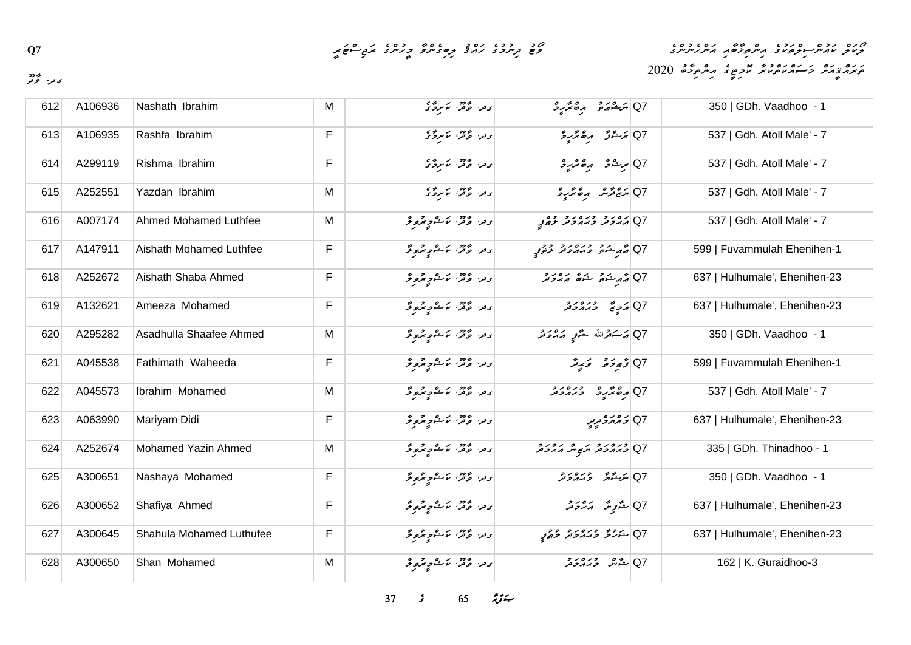| 612 | A106936 | Nashath Ibrahim | M | ގދ. ވާދޫ، ކަނިވާގެ | ނަޝާތު އިބްރާހީމް Q7 | 350 \| GDh. Vaadhoo - 1 |
|---|---|---|---|---|---|---|
| 613 | A106935 | Rashfa Ibrahim | F | ގދ. ވާދޫ، ކަނިވާގެ | ރަޝްފާ އިބްރާހީމް Q7 | 537 \| Gdh. Atoll Male' - 7 |
| 614 | A299119 | Rishma Ibrahim | F | ގދ. ވާދޫ، ކަނިވާގެ | ރިޝްމާ އިބްރާހީމް Q7 | 537 \| Gdh. Atoll Male' - 7 |
| 615 | A252551 | Yazdan Ibrahim | M | ގދ. ވާދޫ، ކަނިވާގެ | ޔަޒްދާން އިބްރާހީމް Q7 | 537 \| Gdh. Atoll Male' - 7 |
| 616 | A007174 | Ahmed Mohamed Luthfee | M | ގދ. ވާދޫ، ކަސްތޫރިވިލާ | އަހުމަދު މުހައްމަދު ލުތުފީ Q7 | 537 \| Gdh. Atoll Male' - 7 |
| 617 | A147911 | Aishath Mohamed Luthfee | F | ގދ. ވާދޫ، ކަސްތޫރިވިލާ | އައިޝަތު މުހައްމަދު ލުތުފީ Q7 | 599 \| Fuvammulah Ehenihen-1 |
| 618 | A252672 | Aishath Shaba Ahmed | F | ގދ. ވާދޫ، ކަސްތޫރިވިލާ | އައިޝަތު ޝަބާ އަހުމަދު Q7 | 637 \| Hulhumale', Ehenihen-23 |
| 619 | A132621 | Ameeza Mohamed | F | ގދ. ވާދޫ، ކަސްތޫރިވިލާ | އަމީޒާ މުހައްމަދު Q7 | 637 \| Hulhumale', Ehenihen-23 |
| 620 | A295282 | Asadhulla Shaafee Ahmed | M | ގދ. ވާދޫ، ކަސްތޫރިވިލާ | އަސަދުﷲ ޝާފީ އަހުމަދު Q7 | 350 \| GDh. Vaadhoo - 1 |
| 621 | A045538 | Fathimath Waheeda | F | ގދ. ވާދޫ، ކަސްތޫރިވިލާ | ފާތިމަތު ވަހީދާ Q7 | 599 \| Fuvammulah Ehenihen-1 |
| 622 | A045573 | Ibrahim Mohamed | M | ގދ. ވާދޫ، ކަސްތޫރިވިލާ | އިބްރާހީމް މުހައްމަދު Q7 | 537 \| Gdh. Atoll Male' - 7 |
| 623 | A063990 | Mariyam Didi | F | ގދ. ވާދޫ، ކަސްތޫރިވިލާ | މަރިޔަމްދީދީ Q7 | 637 \| Hulhumale', Ehenihen-23 |
| 624 | A252674 | Mohamed Yazin Ahmed | M | ގދ. ވާދޫ، ކަސްތޫރިވިލާ | މުހައްމަދު ޔަޒީން އަހުމަދު Q7 | 335 \| GDh. Thinadhoo - 1 |
| 625 | A300651 | Nashaya Mohamed | F | ގދ. ވާދޫ، ކަސްތޫރިވިލާ | ނަޝާޔާ މުހައްމަދު Q7 | 350 \| GDh. Vaadhoo - 1 |
| 626 | A300652 | Shafiya Ahmed | F | ގދ. ވާދޫ، ކަސްތޫރިވިލާ | ޝާފިޔާ އަހުމަދު Q7 | 637 \| Hulhumale', Ehenihen-23 |
| 627 | A300645 | Shahula Mohamed Luthufee | F | ގދ. ވާދޫ، ކަސްތޫރިވިލާ | ޝަހުލާ މުހައްމަދު ލުތުފީ Q7 | 637 \| Hulhumale', Ehenihen-23 |
| 628 | A300650 | Shan Mohamed | M | ގދ. ވާދޫ، ކަސްތޫރިވިލާ | ޝާން މުހައްމަދު Q7 | 162 \| K. Guraidhoo-3 |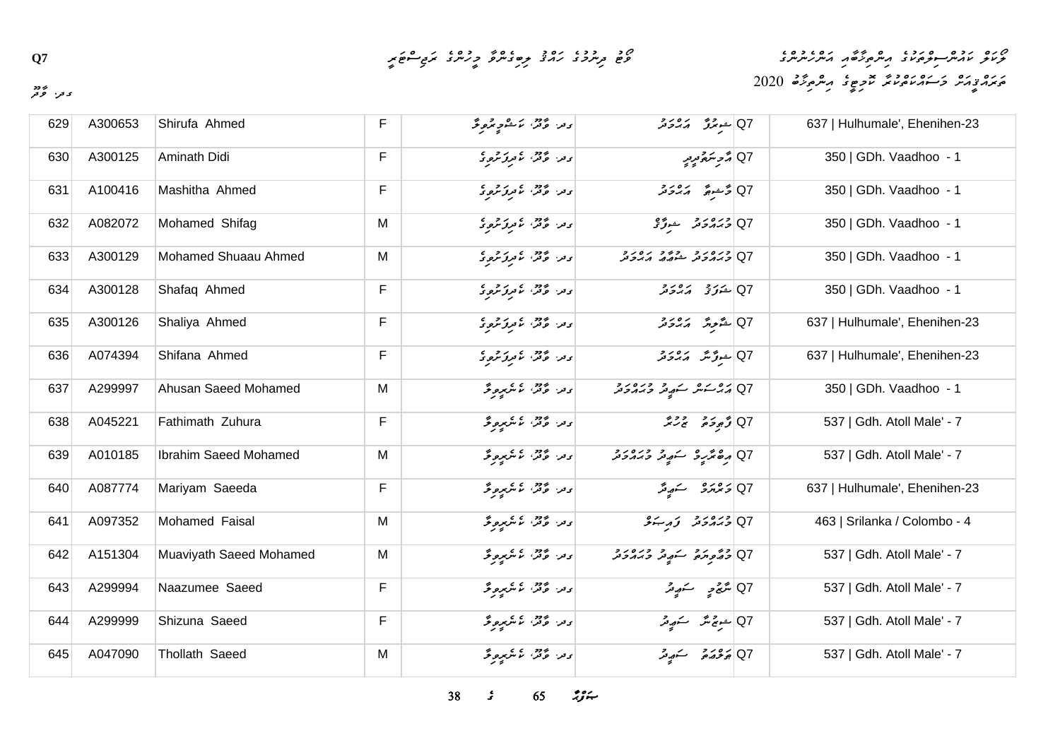| 629 | A300653 | Shirufa Ahmed | F | ގދ. ވާދޫ، ކަޝްފީނުވިލާ | ޝިރުފާ އަޙްމަދު Q7 | 637 \| Hulhumale', Ehenihen-23 |
|---|---|---|---|---|---|---|
| 630 | A300125 | Aminath Didi | F | ގދ. ވާދޫ، ކުރިފަރުވާގެ | އާމިނަތުދީދީ Q7 | 350 \| GDh. Vaadhoo - 1 |
| 631 | A100416 | Mashitha Ahmed | F | ގދ. ވާދޫ، ކުރިފަރުވާގެ | މާޝިތާ އަޙްމަދު Q7 | 350 \| GDh. Vaadhoo - 1 |
| 632 | A082072 | Mohamed Shifag | M | ގދ. ވާދޫ، ކުރިފަރުވާގެ | މުޙައްމަދު ޝިފާގު Q7 | 350 \| GDh. Vaadhoo - 1 |
| 633 | A300129 | Mohamed Shuaau Ahmed | M | ގދ. ވާދޫ، ކުރިފަރުވާގެ | މުޙައްމަދު ޝުޢާޢު އަޙްމަދު Q7 | 350 \| GDh. Vaadhoo - 1 |
| 634 | A300128 | Shafaq Ahmed | F | ގދ. ވާދޫ، ކުރިފަރުވާގެ | ޝަފަގު އަޙްމަދު Q7 | 350 \| GDh. Vaadhoo - 1 |
| 635 | A300126 | Shaliya Ahmed | F | ގދ. ވާދޫ، ކުރިފަރުވާގެ | ޝާލިޔާ އަޙްމަދު Q7 | 637 \| Hulhumale', Ehenihen-23 |
| 636 | A074394 | Shifana Ahmed | F | ގދ. ވާދޫ، ކުރިފަރުވާގެ | ޝިފާނާ އަޙްމަދު Q7 | 637 \| Hulhumale', Ehenihen-23 |
| 637 | A299997 | Ahusan Saeed Mohamed | M | ގދ. ވާދޫ، ކަނބިލިވާ | އަހުސަން ސަޢީދު މުޙައްމަދު Q7 | 350 \| GDh. Vaadhoo - 1 |
| 638 | A045221 | Fathimath Zuhura | F | ގދ. ވާދޫ، ކަނބިލިވާ | ފާތިމަތު ޒުހުރާ Q7 | 537 \| Gdh. Atoll Male' - 7 |
| 639 | A010185 | Ibrahim Saeed Mohamed | M | ގދ. ވާދޫ، ކަނބިލިވާ | އިބްރާހީމް ސަޢީދު މުޙައްމަދު Q7 | 537 \| Gdh. Atoll Male' - 7 |
| 640 | A087774 | Mariyam Saeeda | F | ގދ. ވާދޫ، ކަނބިލިވާ | މަރިޔަމް ސަޢީދާ Q7 | 637 \| Hulhumale', Ehenihen-23 |
| 641 | A097352 | Mohamed Faisal | M | ގދ. ވާދޫ، ކަނބިލިވާ | މުޙައްމަދު ފައިސަލް Q7 | 463 \| Srilanka / Colombo - 4 |
| 642 | A151304 | Muaviyath Saeed Mohamed | M | ގދ. ވާދޫ، ކަނބިލިވާ | މުޢާވިޔަތު ސަޢީދު މުޙައްމަދު Q7 | 537 \| Gdh. Atoll Male' - 7 |
| 643 | A299994 | Naazumee Saeed | F | ގދ. ވާދޫ، ކަނބިލިވާ | ނާޒުމީ ސަޢީދު Q7 | 537 \| Gdh. Atoll Male' - 7 |
| 644 | A299999 | Shizuna Saeed | F | ގދ. ވާދޫ، ކަނބިލިވާ | ޝިޒުނާ ސަޢީދު Q7 | 537 \| Gdh. Atoll Male' - 7 |
| 645 | A047090 | Thollath Saeed | M | ގދ. ވާދޫ، ކަނބިލިވާ | ތޮއްލަތު ސަޢީދު Q7 | 537 \| Gdh. Atoll Male' - 7 |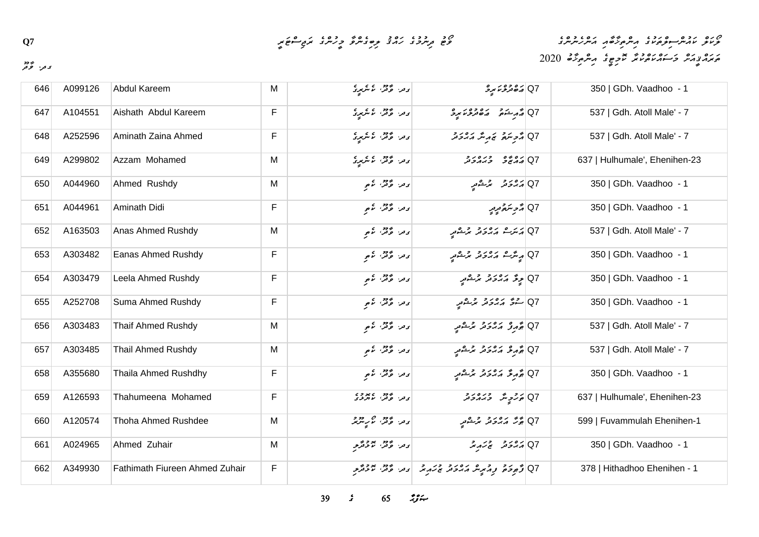| 646 | A099126 | Abdul Kareem | M | ގދ. ވާދޫ، ކަނަރީގެ | Q7 ޢަބްދުލްކަރީމް | 350 \| GDh. Vaadhoo - 1 |
|---|---|---|---|---|---|---|
| 647 | A104551 | Aishath Abdul Kareem | F | ގދ. ވާދޫ، ކަނަރީގެ | Q7 އާއިޝަތު ޢަބްދުލްކަރީމް | 537 \| Gdh. Atoll Male' - 7 |
| 648 | A252596 | Aminath Zaina Ahmed | F | ގދ. ވާދޫ، ކަނަރީގެ | Q7 އާމިނަތު ޒައިނާ އަޙްމަދު | 537 \| Gdh. Atoll Male' - 7 |
| 649 | A299802 | Azzam Mohamed | M | ގދ. ވާދޫ، ކަނަރީގެ | Q7 އައްޒާމް މުޙައްމަދު | 637 \| Hulhumale', Ehenihen-23 |
| 650 | A044960 | Ahmed Rushdy | M | ގދ. ވާދޫ، ކާމި | Q7 އަޙްމަދު ރުޝްދީ | 350 \| GDh. Vaadhoo - 1 |
| 651 | A044961 | Aminath Didi | F | ގދ. ވާދޫ، ކާމި | Q7 އާމިނަތުދީދީ | 350 \| GDh. Vaadhoo - 1 |
| 652 | A163503 | Anas Ahmed Rushdy | M | ގދ. ވާދޫ، ކާމި | Q7 އަނަސް އަޙްމަދު ރުޝްދީ | 537 \| Gdh. Atoll Male' - 7 |
| 653 | A303482 | Eanas Ahmed Rushdy | F | ގދ. ވާދޫ، ކާމި | Q7 އީނާސް އަޙްމަދު ރުޝްދީ | 350 \| GDh. Vaadhoo - 1 |
| 654 | A303479 | Leela Ahmed Rushdy | F | ގދ. ވާދޫ، ކާމި | Q7 ލީލާ އަޙްމަދު ރުޝްދީ | 350 \| GDh. Vaadhoo - 1 |
| 655 | A252708 | Suma Ahmed Rushdy | F | ގދ. ވާދޫ، ކާމި | Q7 ސުމާ އަޙްމަދު ރުޝްދީ | 350 \| GDh. Vaadhoo - 1 |
| 656 | A303483 | Thaif Ahmed Rushdy | M | ގދ. ވާދޫ، ކާމި | Q7 ޠާއިފް އަޙްމަދު ރުޝްދީ | 537 \| Gdh. Atoll Male' - 7 |
| 657 | A303485 | Thail Ahmed Rushdy | M | ގދ. ވާދޫ، ކާމި | Q7 ޠާއިލް އަޙްމަދު ރުޝްދީ | 537 \| Gdh. Atoll Male' - 7 |
| 658 | A355680 | Thaila Ahmed Rushdhy | F | ގދ. ވާދޫ، ކާމި | Q7 ޠާއިލާ އަޙްމަދު ރުޝްދީ | 350 \| GDh. Vaadhoo - 1 |
| 659 | A126593 | Thahumeena Mohamed | F | ގދ. ވާދޫ، ކުރުގެ | Q7 ތަހުމީނާ މުޙައްމަދު | 637 \| Hulhumale', Ehenihen-23 |
| 660 | A120574 | Thoha Ahmed Rushdee | M | ގދ. ވާދޫ، ކާރިނދު | Q7 ޠާހާ އަޙްމަދު ރުޝްދީ | 599 \| Fuvammulah Ehenihen-1 |
| 661 | A024965 | Ahmed Zuhair | M | ގދ. ވާދޫ، ކުލުދާރު | Q7 އަޙްމަދު ޒުހައިރު | 350 \| GDh. Vaadhoo - 1 |
| 662 | A349930 | Fathimath Fiureen Ahmed Zuhair | F | ގދ. ވާދޫ، ކުލުދާރު | Q7 ފާތިމަތު ފިއުރީން އަޙްމަދު ޒުހައިރު | 378 \| Hithadhoo Ehenihen - 1 |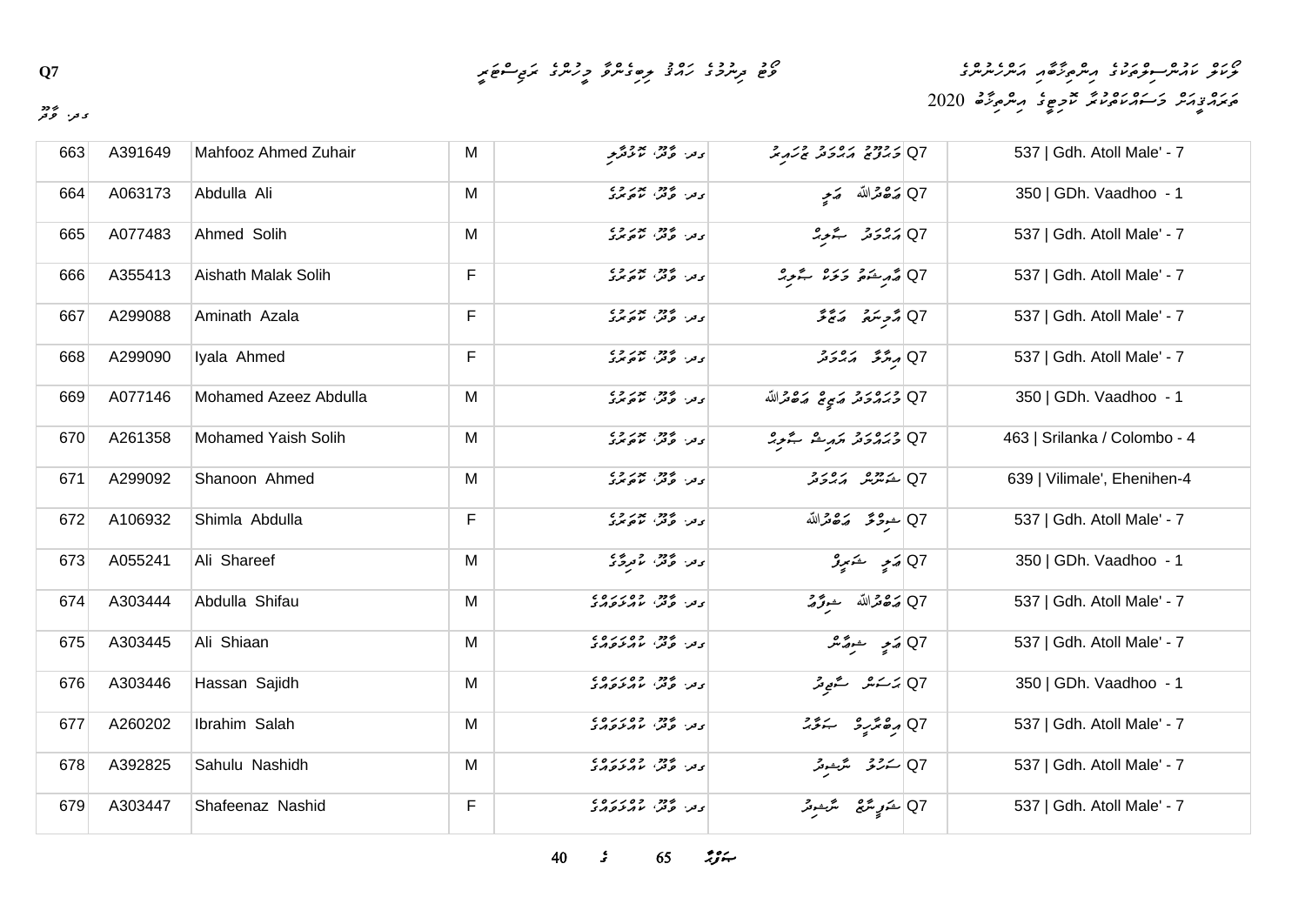| 663 | A391649 | Mahfooz Ahmed Zuhair | M | ގދ. ވާދޫ، ކޮކާނާގެ | Q7 މަޙްފޫޒް އަޙްމަދު ޒުހައިރު | 537 \| Gdh. Atoll Male' - 7 |
|---|---|---|---|---|---|---|
| 664 | A063173 | Abdulla Ali | M | ގދ. ވާދޫ، ކޮބަރާގެ | Q7 އަބްދުﷲ ޢަލީ | 350 \| GDh. Vaadhoo - 1 |
| 665 | A077483 | Ahmed Solih | M | ގދ. ވާދޫ، ކޮބަރާގެ | Q7 އަޙްމަދު ޞާލިޙް | 537 \| Gdh. Atoll Male' - 7 |
| 666 | A355413 | Aishath Malak Solih | F | ގދ. ވާދޫ، ކޮބަރާގެ | Q7 ޢައިޝަތު މަލަކް ޞާލިޙް | 537 \| Gdh. Atoll Male' - 7 |
| 667 | A299088 | Aminath Azala | F | ގދ. ވާދޫ، ކޮބަރާގެ | Q7 އާމިނަތު އަޒާލާ | 537 \| Gdh. Atoll Male' - 7 |
| 668 | A299090 | Iyala Ahmed | F | ގދ. ވާދޫ، ކޮބަރާގެ | Q7 އިޔާލާ އަޙްމަދު | 537 \| Gdh. Atoll Male' - 7 |
| 669 | A077146 | Mohamed Azeez Abdulla | M | ގދ. ވާދޫ، ކޮބަރާގެ | Q7 މުޙައްމަދު ޢަޒީޒު ޢަބްދުﷲ | 350 \| GDh. Vaadhoo - 1 |
| 670 | A261358 | Mohamed Yaish Solih | M | ގދ. ވާދޫ، ކޮބަރާގެ | Q7 މުޙައްމަދު ޔަޢިޝް ޞާލިޙް | 463 \| Srilanka / Colombo - 4 |
| 671 | A299092 | Shanoon Ahmed | M | ގދ. ވާދޫ، ކޮބަރާގެ | Q7 ޝަނޫން އަޙްމަދު | 639 \| Vilimale', Ehenihen-4 |
| 672 | A106932 | Shimla Abdulla | F | ގދ. ވާދޫ، ކޮބަރާގެ | Q7 ޝިމްލާ އަބްދުﷲ | 537 \| Gdh. Atoll Male' - 7 |
| 673 | A055241 | Ali Shareef | M | ގދ. ވާދޫ، ކުރިމަގު | Q7 ޢަލީ ޝަރީފް | 350 \| GDh. Vaadhoo - 1 |
| 674 | A303444 | Abdulla Shifau | M | ގދ. ވާދޫ، ކުއްޔަވެހިގެ | Q7 އަބްދުﷲ ޝިފާއު | 537 \| Gdh. Atoll Male' - 7 |
| 675 | A303445 | Ali Shiaan | M | ގދ. ވާދޫ، ކުއްޔަވެހިގެ | Q7 ޢަލީ ޝިއާން | 537 \| Gdh. Atoll Male' - 7 |
| 676 | A303446 | Hassan Sajidh | M | ގދ. ވާދޫ، ކުއްޔަވެހިގެ | Q7 ޙަސަން ސާޖިދު | 350 \| GDh. Vaadhoo - 1 |
| 677 | A260202 | Ibrahim Salah | M | ގދ. ވާދޫ، ކުއްޔަވެހިގެ | Q7 އިބްރާހީމް ޞަލާޙް | 537 \| Gdh. Atoll Male' - 7 |
| 678 | A392825 | Sahulu Nashidh | M | ގދ. ވާދޫ، ކުއްޔަވެހިގެ | Q7 ސަހުލު ނާޝިދު | 537 \| Gdh. Atoll Male' - 7 |
| 679 | A303447 | Shafeenaz Nashid | F | ގދ. ވާދޫ، ކުއްޔަވެހިގެ | Q7 ޝަފީނާޒް ނާޝިދު | 537 \| Gdh. Atoll Male' - 7 |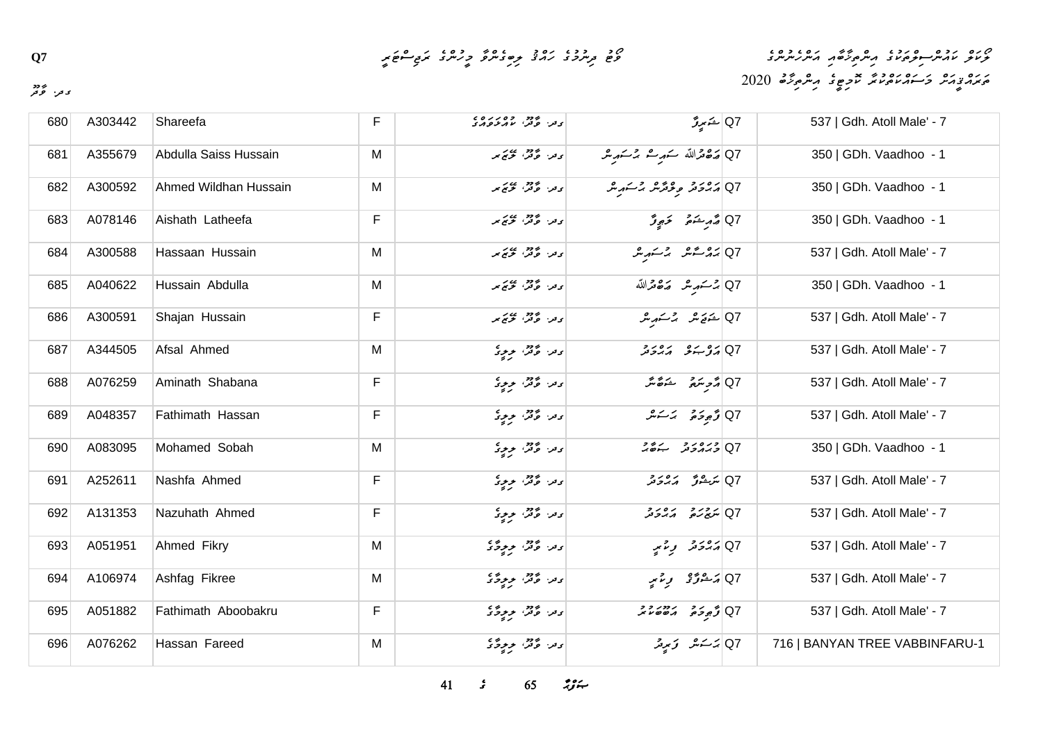| 680 | A303442 | Shareefa | F | ގދ. ވާދޫ، ކުއްތަލެއްގެ | Q7 ޝަރީފާ | 537 \| Gdh. Atoll Male' - 7 |
|---|---|---|---|---|---|---|
| 681 | A355679 | Abdulla Saiss Hussain | M | ގދ. ވާދޫ، ރޯޒާ | Q7 އަބްދުالله ސައިސް ހުސައިން | 350 \| GDh. Vaadhoo - 1 |
| 682 | A300592 | Ahmed Wildhan Hussain | M | ގދ. ވާދޫ، ރޯޒާ | Q7 އަހްމަދު ވިލްދާން ހުސައިން | 350 \| GDh. Vaadhoo - 1 |
| 683 | A078146 | Aishath Latheefa | F | ގދ. ވާދޫ، ރޯޒާ | Q7 އާއިشަތު ލަތީފާ | 350 \| GDh. Vaadhoo - 1 |
| 684 | A300588 | Hassaan Hussain | M | ގދ. ވާދޫ، ރޯޒާ | Q7 ހައްސާން ހުސައިން | 537 \| Gdh. Atoll Male' - 7 |
| 685 | A040622 | Hussain Abdulla | M | ގދ. ވާދޫ، ރޯޒާ | Q7 ހުސައިން އަބްދުالله | 350 \| GDh. Vaadhoo - 1 |
| 686 | A300591 | Shajan Hussain | F | ގދ. ވާދޫ، ރޯޒާ | Q7 ޝަޖަން ހުސައިން | 537 \| Gdh. Atoll Male' - 7 |
| 687 | A344505 | Afsal Ahmed | M | ގދ. ވާދޫ، ލިލީ | Q7 އަފްސަލް އަހްމަދު | 537 \| Gdh. Atoll Male' - 7 |
| 688 | A076259 | Aminath Shabana | F | ގދ. ވާދޫ، ލިލީ | Q7 އާމިނަތު ޝަބާނާ | 537 \| Gdh. Atoll Male' - 7 |
| 689 | A048357 | Fathimath Hassan | F | ގދ. ވާދޫ، ލިލީ | Q7 ފާތިމަތު ހަސަން | 537 \| Gdh. Atoll Male' - 7 |
| 690 | A083095 | Mohamed Sobah | M | ގދ. ވާދޫ، ލިލީ | Q7 މުހައްމަދު ސަބާހު | 350 \| GDh. Vaadhoo - 1 |
| 691 | A252611 | Nashfa Ahmed | F | ގދ. ވާދޫ، ލިލީ | Q7 ނަޝްފާ އަހްމަދު | 537 \| Gdh. Atoll Male' - 7 |
| 692 | A131353 | Nazuhath Ahmed | F | ގދ. ވާދޫ، ލިލީ | Q7 ނަޒުހަތު އަހްމަދު | 537 \| Gdh. Atoll Male' - 7 |
| 693 | A051951 | Ahmed Fikry | M | ގދ. ވާދޫ، ލިލީމާގެ | Q7 އަހްމަދު ފިކްރީ | 537 \| Gdh. Atoll Male' - 7 |
| 694 | A106974 | Ashfag Fikree | M | ގދ. ވާދޫ، ލިލީމާގެ | Q7 އަޝްފާގު ފިކްރީ | 537 \| Gdh. Atoll Male' - 7 |
| 695 | A051882 | Fathimath Aboobakru | F | ގދ. ވާދޫ، ލިލީމާގެ | Q7 ފާތިމަތު އަބޫބަކުރު | 537 \| Gdh. Atoll Male' - 7 |
| 696 | A076262 | Hassan Fareed | M | ގދ. ވާދޫ، ލިލީމާގެ | Q7 ހަސަން ފަރީދު | 716 \| BANYAN TREE VABBINFARU-1 |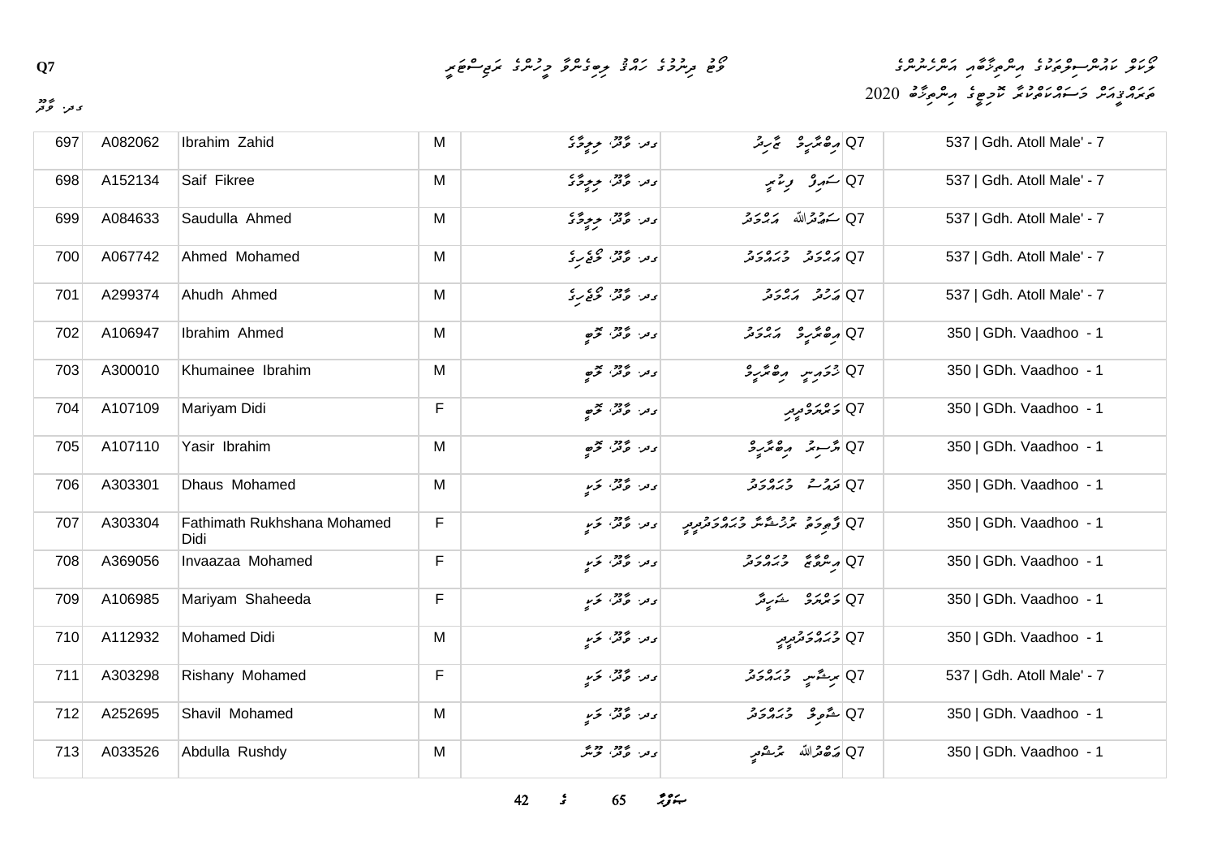| 697 | A082062 | Ibrahim Zahid | M | ގދ. ވާދޫ، ރިލިވާގެ | Q7  އިބްރާހީމް ޒާހިދު | 537 \| Gdh. Atoll Male' - 7 |
|---|---|---|---|---|---|---|
| 698 | A152134 | Saif Fikree | M | ގދ. ވާދޫ، ރިލިވާގެ | Q7 ސައިފް ފިކްރީ | 537 \| Gdh. Atoll Male' - 7 |
| 699 | A084633 | Saudulla Ahmed | M | ގދ. ވާދޫ، ރިލިވާގެ | Q7 ސަޢުދުﷲ އަޙްމަދު | 537 \| Gdh. Atoll Male' - 7 |
| 700 | A067742 | Ahmed Mohamed | M | ގދ. ވާދޫ، ރޯޒްހިލް | Q7 އަޙްމަދު މުޙައްމަދު | 537 \| Gdh. Atoll Male' - 7 |
| 701 | A299374 | Ahudh Ahmed | M | ގދ. ވާދޫ، ރޯޒްހިލް | Q7 އަހުދު އަޙްމަދު | 537 \| Gdh. Atoll Male' - 7 |
| 702 | A106947 | Ibrahim Ahmed | M | ގދ. ވާދޫ، ރޯޒީ | Q7 އިބްރާހީމް އަޙްމަދު | 350 \| GDh. Vaadhoo - 1 |
| 703 | A300010 | Khumainee Ibrahim | M | ގދ. ވާދޫ، ރޯޒީ | Q7 ހުމައިނީ އިބްރާހީމް | 350 \| GDh. Vaadhoo - 1 |
| 704 | A107109 | Mariyam Didi | F | ގދ. ވާދޫ، ރޯޒީ | Q7 މަރިޔަމްދީދީ | 350 \| GDh. Vaadhoo - 1 |
| 705 | A107110 | Yasir Ibrahim | M | ގދ. ވާދޫ، ރޯޒީ | Q7 ޔާސިރު އިބްރާހީމް | 350 \| GDh. Vaadhoo - 1 |
| 706 | A303301 | Dhaus Mohamed | M | ގދ. ވާދޫ، ލަނީ | Q7 ދައުސް މުޙައްމަދު | 350 \| GDh. Vaadhoo - 1 |
| 707 | A303304 | Fathimath Rukhshana Mohamed Didi | F | ގދ. ވާދޫ، ލަނީ | Q7 ފާތިމަތު ރުޚްޝާނާ މުޙައްމަދުދީދީ | 350 \| GDh. Vaadhoo - 1 |
| 708 | A369056 | Invaazaa Mohamed | F | ގދ. ވާދޫ، ލަނީ | Q7 އިންވާޒާ މުޙައްމަދު | 350 \| GDh. Vaadhoo - 1 |
| 709 | A106985 | Mariyam Shaheeda | F | ގދ. ވާދޫ، ލަނީ | Q7 މަރިޔަމް ޝަހީދާ | 350 \| GDh. Vaadhoo - 1 |
| 710 | A112932 | Mohamed Didi | M | ގދ. ވާދޫ، ލަނީ | Q7 މުޙައްމަދުދީދީ | 350 \| GDh. Vaadhoo - 1 |
| 711 | A303298 | Rishany Mohamed | F | ގދ. ވާދޫ، ލަނީ | Q7 ރިޝާނީ މުޙައްމަދު | 537 \| Gdh. Atoll Male' - 7 |
| 712 | A252695 | Shavil Mohamed | M | ގދ. ވާދޫ، ލަނީ | Q7 ޝާވިލް މުޙައްމަދު | 350 \| GDh. Vaadhoo - 1 |
| 713 | A033526 | Abdulla Rushdy | M | ގދ. ވާދޫ، ލޫނާ | Q7 އަބްދުﷲ ރުޝްދީ | 350 \| GDh. Vaadhoo - 1 |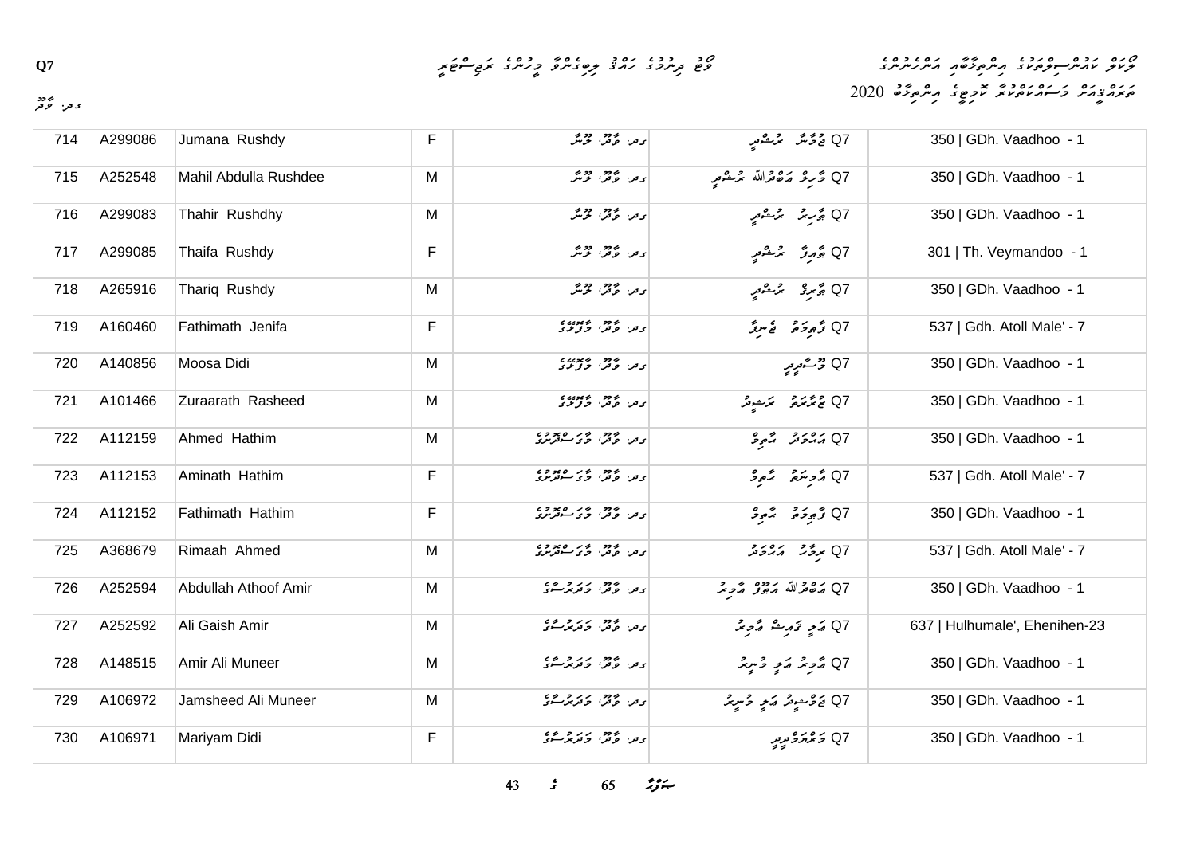| 714 | A299086 | Jumana Rushdy | F | ގދ. ވާދޫ، ޖޫނާ | ޖުމާނާ ރުޝްދީ Q7 | 350 \| GDh. Vaadhoo - 1 |
|---|---|---|---|---|---|---|
| 715 | A252548 | Mahil Abdulla Rushdee | M | ގދ. ވާދޫ، ޖޫނާ | މާހިލް އަބްދުﷲ ރުޝްދީ Q7 | 350 \| GDh. Vaadhoo - 1 |
| 716 | A299083 | Thahir Rushdhy | M | ގދ. ވާދޫ، ޖޫނާ | ތާހިރު ރުޝްދީ Q7 | 350 \| GDh. Vaadhoo - 1 |
| 717 | A299085 | Thaifa Rushdy | F | ގދ. ވާދޫ، ޖޫނާ | ތާއިފާ ރުޝްދީ Q7 | 301 \| Th. Veymandoo - 1 |
| 718 | A265916 | Thariq Rushdy | M | ގދ. ވާދޫ، ޖޫނާ | ތާރިގް ރުޝްދީ Q7 | 350 \| GDh. Vaadhoo - 1 |
| 719 | A160460 | Fathimath Jenifa | F | ގދ. ވާދޫ، މާފޮޅޭގެ | ފާތިމަތު ޖެނިފާ Q7 | 537 \| Gdh. Atoll Male' - 7 |
| 720 | A140856 | Moosa Didi | M | ގދ. ވާދޫ، މާފޮޅޭގެ | މޫސާދީދީ Q7 | 350 \| GDh. Vaadhoo - 1 |
| 721 | A101466 | Zuraarath Rasheed | M | ގދ. ވާދޫ، މާފޮޅޭގެ | ޒުރާރަތު ރަޝީދު Q7 | 350 \| GDh. Vaadhoo - 1 |
| 722 | A112159 | Ahmed Hathim | M | ގދ. ވާދޫ، މާގަސްދޮރުގެ | އަހްމަދު ހާތިމް Q7 | 350 \| GDh. Vaadhoo - 1 |
| 723 | A112153 | Aminath Hathim | F | ގދ. ވާދޫ، މާގަސްދޮރުގެ | އާމިނަތު ހާތިމް Q7 | 537 \| Gdh. Atoll Male' - 7 |
| 724 | A112152 | Fathimath Hathim | F | ގދ. ވާދޫ، މާގަސްދޮރުގެ | ފާތިމަތު ހާތިމް Q7 | 350 \| GDh. Vaadhoo - 1 |
| 725 | A368679 | Rimaah Ahmed | M | ގދ. ވާދޫ، މާގަސްދޮރުގެ | ރިމާހް އަހްމަދު Q7 | 537 \| Gdh. Atoll Male' - 7 |
| 726 | A252594 | Abdullah Athoof Amir | M | ގދ. ވާދޫ، މަދަރުސާގެ | އަބްދުﷲ އަތޫފް އާމިރު Q7 | 350 \| GDh. Vaadhoo - 1 |
| 727 | A252592 | Ali Gaish Amir | M | ގދ. ވާދޫ، މަދަރުސާގެ | އަލި ގައިޝް އާމިރު Q7 | 637 \| Hulhumale', Ehenihen-23 |
| 728 | A148515 | Amir Ali Muneer | M | ގދ. ވާދޫ، މަދަރުސާގެ | އާމިރު އަލި މުނީރު Q7 | 350 \| GDh. Vaadhoo - 1 |
| 729 | A106972 | Jamsheed Ali Muneer | M | ގދ. ވާދޫ، މަދަރުސާގެ | ޖަމްޝީދު އަލި މުނީރު Q7 | 350 \| GDh. Vaadhoo - 1 |
| 730 | A106971 | Mariyam Didi | F | ގދ. ވާދޫ، މަދަރުސާގެ | މަރިޔަމްދީދީ Q7 | 350 \| GDh. Vaadhoo - 1 |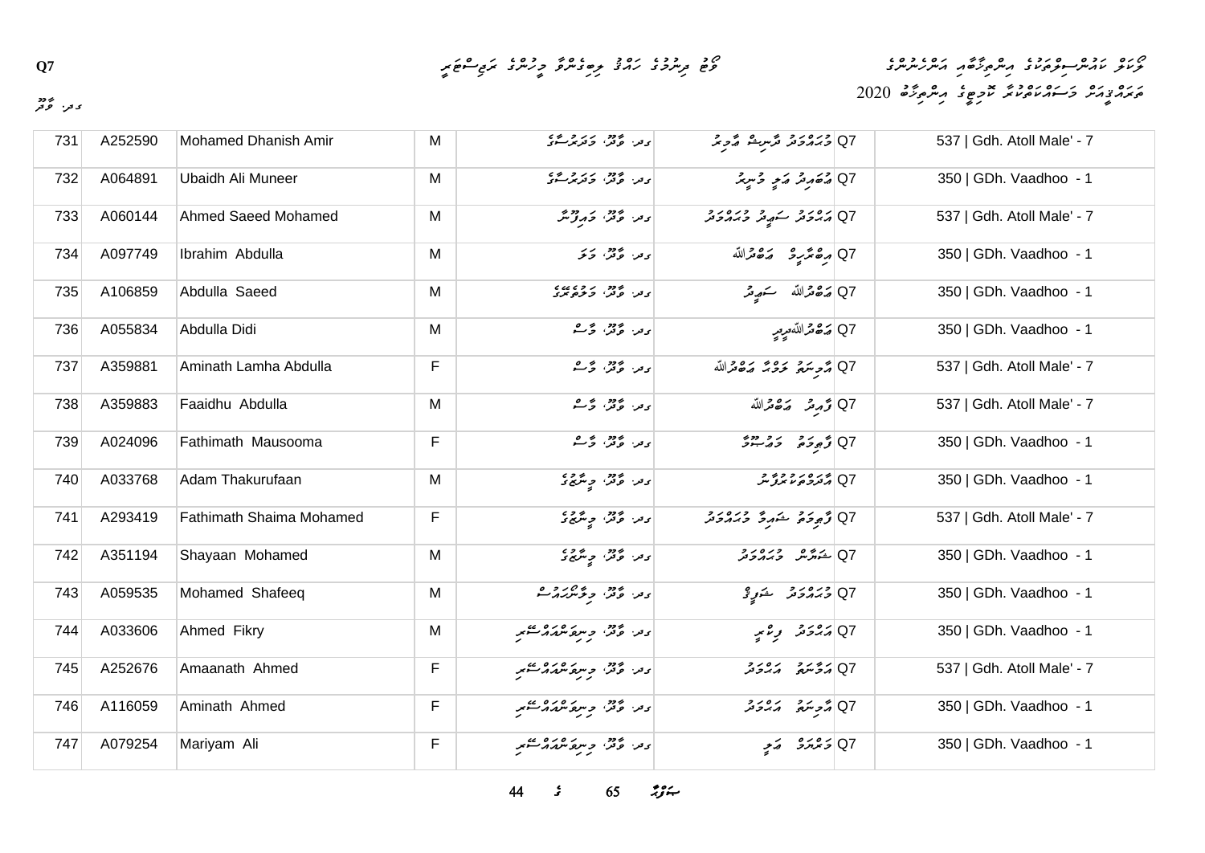| 731 | A252590 | Mohamed Dhanish Amir | M | ގދ. ވާދޫ، ވަދަރުސާގެ | Q7 މުހައްމަދު ދާނިޝް އާމިރު | 537 \| Gdh. Atoll Male' - 7 |
|---|---|---|---|---|---|---|
| 732 | A064891 | Ubaidh Ali Muneer | M | ގދ. ވާދޫ، ވަދަރުސާގެ | Q7 ޢުބައިދު ޢަލީ މުނީރު | 350 \| GDh. Vaadhoo - 1 |
| 733 | A060144 | Ahmed Saeed Mohamed | M | ގދ. ވާދޫ، ވައިވާން | Q7 އަހުމަދު ސަޢީދު މުހައްމަދު | 537 \| Gdh. Atoll Male' - 7 |
| 734 | A097749 | Ibrahim Abdulla | M | ގދ. ވާދޫ، ވަވަ | Q7 އިބްރާހީމް ޢަބްދުﷲ | 350 \| GDh. Vaadhoo - 1 |
| 735 | A106859 | Abdulla Saeed | M | ގދ. ވާދޫ، ވަވުޖެހޭގެ | Q7 ޢަބްދުﷲ ސަޢީދު | 350 \| GDh. Vaadhoo - 1 |
| 736 | A055834 | Abdulla Didi | M | ގދ. ވާދޫ، ވާސް | Q7 ޢަބްދުﷲދީދީ | 350 \| GDh. Vaadhoo - 1 |
| 737 | A359881 | Aminath Lamha Abdulla | F | ގދ. ވާދޫ، ވާސް | Q7 އާމިނަތު ލަމްހާ ޢަބްދުﷲ | 537 \| Gdh. Atoll Male' - 7 |
| 738 | A359883 | Faaidhu Abdulla | M | ގދ. ވާދޫ، ވާސް | Q7 ފާއިދު ޢަބްދުﷲ | 537 \| Gdh. Atoll Male' - 7 |
| 739 | A024096 | Fathimath Mausooma | F | ގދ. ވާދޫ، ވާސް | Q7 ފާތިމަތު މައުސޫމާ | 350 \| GDh. Vaadhoo - 1 |
| 740 | A033768 | Adam Thakurufaan | M | ގދ. ވާދޫ، ވިނަރުގެ | Q7 އާދަމް ތަކުރުފާން | 350 \| GDh. Vaadhoo - 1 |
| 741 | A293419 | Fathimath Shaima Mohamed | F | ގދ. ވާދޫ، ވިނަރުގެ | Q7 ފާތިމަތު ޝައިމާ މުހައްމަދު | 537 \| Gdh. Atoll Male' - 7 |
| 742 | A351194 | Shayaan Mohamed | M | ގދ. ވާދޫ، ވިނަރުގެ | Q7 ޝަޔާން މުހައްމަދު | 350 \| GDh. Vaadhoo - 1 |
| 743 | A059535 | Mohamed Shafeeq | M | ގދ. ވާދޫ، ވިލާސްރަށުސް | Q7 މުހައްމަދު ޝަފީޤު | 350 \| GDh. Vaadhoo - 1 |
| 744 | A033606 | Ahmed Fikry | M | ގދ. ވާދޫ، ވިނިވަންހައުސްރ | Q7 އަހުމަދު ފިކްރީ | 350 \| GDh. Vaadhoo - 1 |
| 745 | A252676 | Amaanath Ahmed | F | ގދ. ވާދޫ، ވިނިވަންހައުސްރ | Q7 އަމާނަތު އަހުމަދު | 537 \| Gdh. Atoll Male' - 7 |
| 746 | A116059 | Aminath Ahmed | F | ގދ. ވާދޫ، ވިނިވަންހައުސްރ | Q7 އާމިނަތު އަހުމަދު | 350 \| GDh. Vaadhoo - 1 |
| 747 | A079254 | Mariyam Ali | F | ގދ. ވާދޫ، ވިނިވަންހައުސްރ | Q7 މަރިޔަމް ޢަލީ | 350 \| GDh. Vaadhoo - 1 |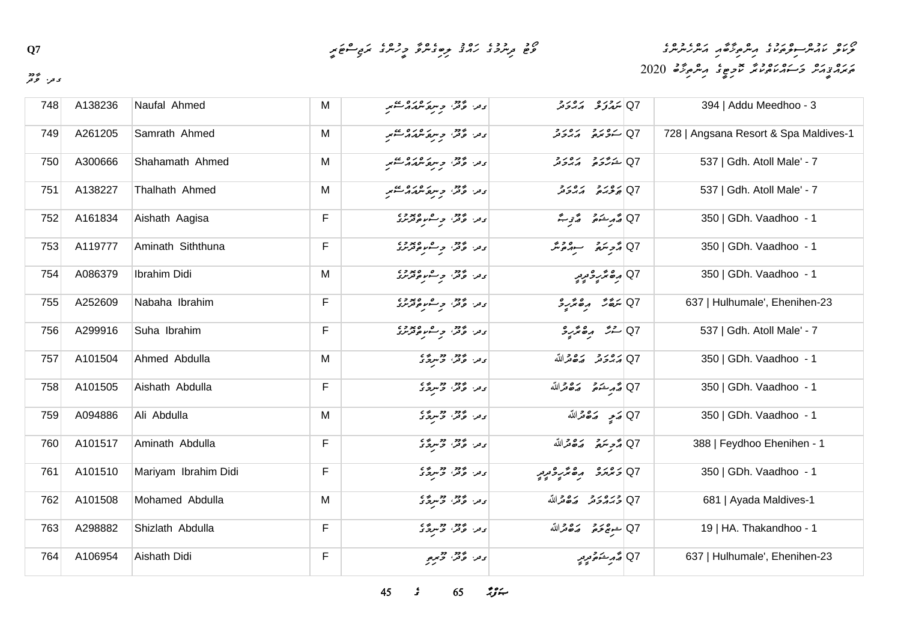| 748 | A138236 | Naufal Ahmed | M | ގދ. ވާދޫ، ވިނަވަންދައުސްކޮ | ނައުފަލް އަހުމަދު Q7 | 394 \| Addu Meedhoo - 3 |
|---|---|---|---|---|---|---|
| 749 | A261205 | Samrath Ahmed | M | ގދ. ވާދޫ، ވިނަވަންދައުސްކޮ | ސަމްރަތު އަހުމަދު Q7 | 728 \| Angsana Resort & Spa Maldives-1 |
| 750 | A300666 | Shahamath Ahmed | M | ގދ. ވާދޫ، ވިނަވަންދައުސްކޮ | ޝަހާމަތު އަހުމަދު Q7 | 537 \| Gdh. Atoll Male' - 7 |
| 751 | A138227 | Thalhath Ahmed | M | ގދ. ވާދޫ، ވިނަވަންދައުސްކޮ | ތަލްހަތު އަހުމަދު Q7 | 537 \| Gdh. Atoll Male' - 7 |
| 752 | A161834 | Aishath Aagisa | F | ގދ. ވާދޫ، ވިސްނިވޭދާރުގެ | އާއިޝަތު އާގިސާ Q7 | 350 \| GDh. Vaadhoo - 1 |
| 753 | A119777 | Aminath Siththuna | F | ގދ. ވާދޫ، ވިސްނިވޭދާރުގެ | އާމިނަތު ސިއްތުނާ Q7 | 350 \| GDh. Vaadhoo - 1 |
| 754 | A086379 | Ibrahim Didi | M | ގދ. ވާދޫ، ވިސްނިވޭދާރުގެ | އިބްރާހީމްދީދީ Q7 | 350 \| GDh. Vaadhoo - 1 |
| 755 | A252609 | Nabaha Ibrahim | F | ގދ. ވާދޫ، ވިސްނިވޭދާރުގެ | ނަބާހާ އިބްރާހީމް Q7 | 637 \| Hulhumale', Ehenihen-23 |
| 756 | A299916 | Suha Ibrahim | F | ގދ. ވާދޫ، ވިސްނިވޭދާރުގެ | ސުހާ އިބްރާހީމް Q7 | 537 \| Gdh. Atoll Male' - 7 |
| 757 | A101504 | Ahmed Abdulla | M | ގދ. ވާދޫ، ވޫނިމާގެ | އަހުމަދު އަބްދުالله Q7 | 350 \| GDh. Vaadhoo - 1 |
| 758 | A101505 | Aishath Abdulla | F | ގދ. ވާދޫ، ވޫނިމާގެ | އާއިޝަތު އަބްދުالله Q7 | 350 \| GDh. Vaadhoo - 1 |
| 759 | A094886 | Ali Abdulla | M | ގދ. ވާދޫ، ވޫނިމާގެ | އަލި އަބްދުالله Q7 | 350 \| GDh. Vaadhoo - 1 |
| 760 | A101517 | Aminath Abdulla | F | ގދ. ވާދޫ، ވޫނިމާގެ | އާމިނަތު އަބްދުالله Q7 | 388 \| Feydhoo Ehenihen - 1 |
| 761 | A101510 | Mariyam Ibrahim Didi | F | ގދ. ވާދޫ، ވޫނިމާގެ | މަރިޔަމް އިބްރާހީމްދީދީ Q7 | 350 \| GDh. Vaadhoo - 1 |
| 762 | A101508 | Mohamed Abdulla | M | ގދ. ވާދޫ، ވޫނިމާގެ | މުހައްމަދު އަބްދުالله Q7 | 681 \| Ayada Maldives-1 |
| 763 | A298882 | Shizlath Abdulla | F | ގދ. ވާދޫ، ވޫނިމާގެ | ޝިޒްލަތު އަބްދުالله Q7 | 19 \| HA. Thakandhoo - 1 |
| 764 | A106954 | Aishath Didi | F | ގދ. ވާދޫ، ވޫރިތި | އާއިޝަތުދީދީ Q7 | 637 \| Hulhumale', Ehenihen-23 |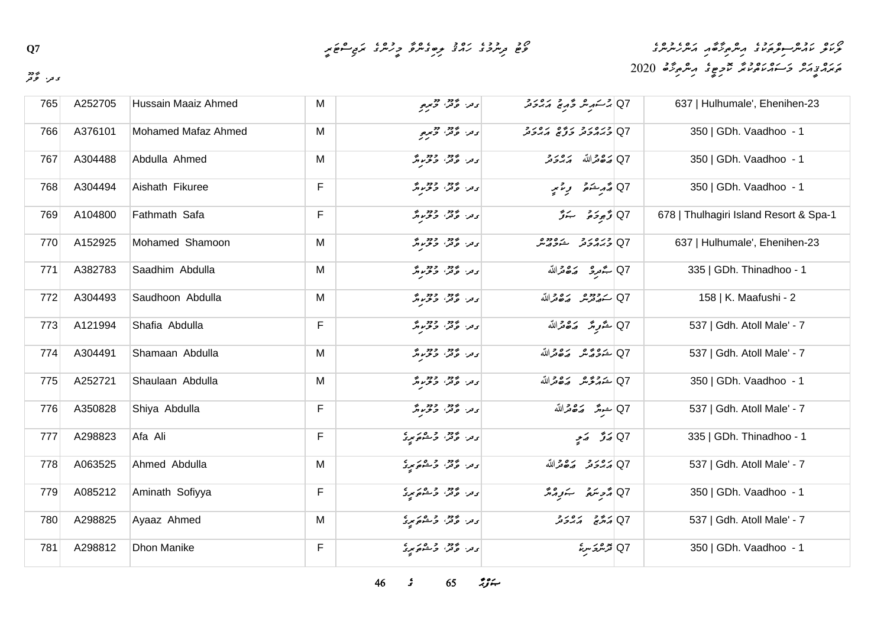| 765 | A252705 | Hussain Maaiz Ahmed | M | ގދ. ވާދޫ، މާރީޖ | ޙުސައިން މާއިޒް އަޙްމަދު Q7 | 637 \| Hulhumale', Ehenihen-23 |
|---|---|---|---|---|---|---|
| 766 | A376101 | Mohamed Mafaz Ahmed | M | ގދ. ވާދޫ، މާރީޖ | މުޙައްމަދު މަފާޒް އަޙްމަދު Q7 | 350 \| GDh. Vaadhoo - 1 |
| 767 | A304488 | Abdulla Ahmed | M | ގދ. ވާދޫ، މުލްކުއްޔާ | އަބްދުﷲ އަޙްމަދު Q7 | 350 \| GDh. Vaadhoo - 1 |
| 768 | A304494 | Aishath Fikuree | F | ގދ. ވާދޫ، މުލްކުއްޔާ | އާއިޝަތު ފިކުރީ Q7 | 350 \| GDh. Vaadhoo - 1 |
| 769 | A104800 | Fathmath Safa | F | ގދ. ވާދޫ، މުލްކުއްޔާ | ފާތިމަތު ސަފާ Q7 | 678 \| Thulhagiri Island Resort & Spa-1 |
| 770 | A152925 | Mohamed Shamoon | M | ގދ. ވާދޫ، މުލްކުއްޔާ | މުޙައްމަދު ޝަމްޢޫން Q7 | 637 \| Hulhumale', Ehenihen-23 |
| 771 | A382783 | Saadhim Abdulla | M | ގދ. ވާދޫ، މުލްކުއްޔާ | ސާދިމް އަބްދުﷲ Q7 | 335 \| GDh. Thinadhoo - 1 |
| 772 | A304493 | Saudhoon Abdulla | M | ގދ. ވާދޫ، މުލްކުއްޔާ | ސައުދޫން އަބްދުﷲ Q7 | 158 \| K. Maafushi - 2 |
| 773 | A121994 | Shafia Abdulla | F | ގދ. ވާދޫ، މުލްކުއްޔާ | ޝާފިޔާ އަބްދުﷲ Q7 | 537 \| Gdh. Atoll Male' - 7 |
| 774 | A304491 | Shamaan Abdulla | M | ގދ. ވާދޫ، މުލްކުއްޔާ | ޝަމްޢާން އަބްދުﷲ Q7 | 537 \| Gdh. Atoll Male' - 7 |
| 775 | A252721 | Shaulaan Abdulla | M | ގދ. ވާދޫ، މުލްކުއްޔާ | ޝައުލާން އަބްދުﷲ Q7 | 350 \| GDh. Vaadhoo - 1 |
| 776 | A350828 | Shiya Abdulla | F | ގދ. ވާދޫ، މުލްކުއްޔާ | ޝިޔާ އަބްދުﷲ Q7 | 537 \| Gdh. Atoll Male' - 7 |
| 777 | A298823 | Afa Ali | F | ގދ. ވާދޫ، މުސްތަޤީމް | އަފާ އަލި Q7 | 335 \| GDh. Thinadhoo - 1 |
| 778 | A063525 | Ahmed Abdulla | M | ގދ. ވާދޫ، މުސްތަޤީމް | އަޙްމަދު އަބްދުﷲ Q7 | 537 \| Gdh. Atoll Male' - 7 |
| 779 | A085212 | Aminath Sofiyya | F | ގދ. ވާދޫ، މުސްތަޤީމް | އާމިނަތު ސޯފިއްޔާ Q7 | 350 \| GDh. Vaadhoo - 1 |
| 780 | A298825 | Ayaaz Ahmed | M | ގދ. ވާދޫ، މުސްތަޤީމް | އަޔާޒް އަޙްމަދު Q7 | 537 \| Gdh. Atoll Male' - 7 |
| 781 | A298812 | Dhon Manike | F | ގދ. ވާދޫ، މުސްތަޤީމް | ދޮންމަނިކޭ Q7 | 350 \| GDh. Vaadhoo - 1 |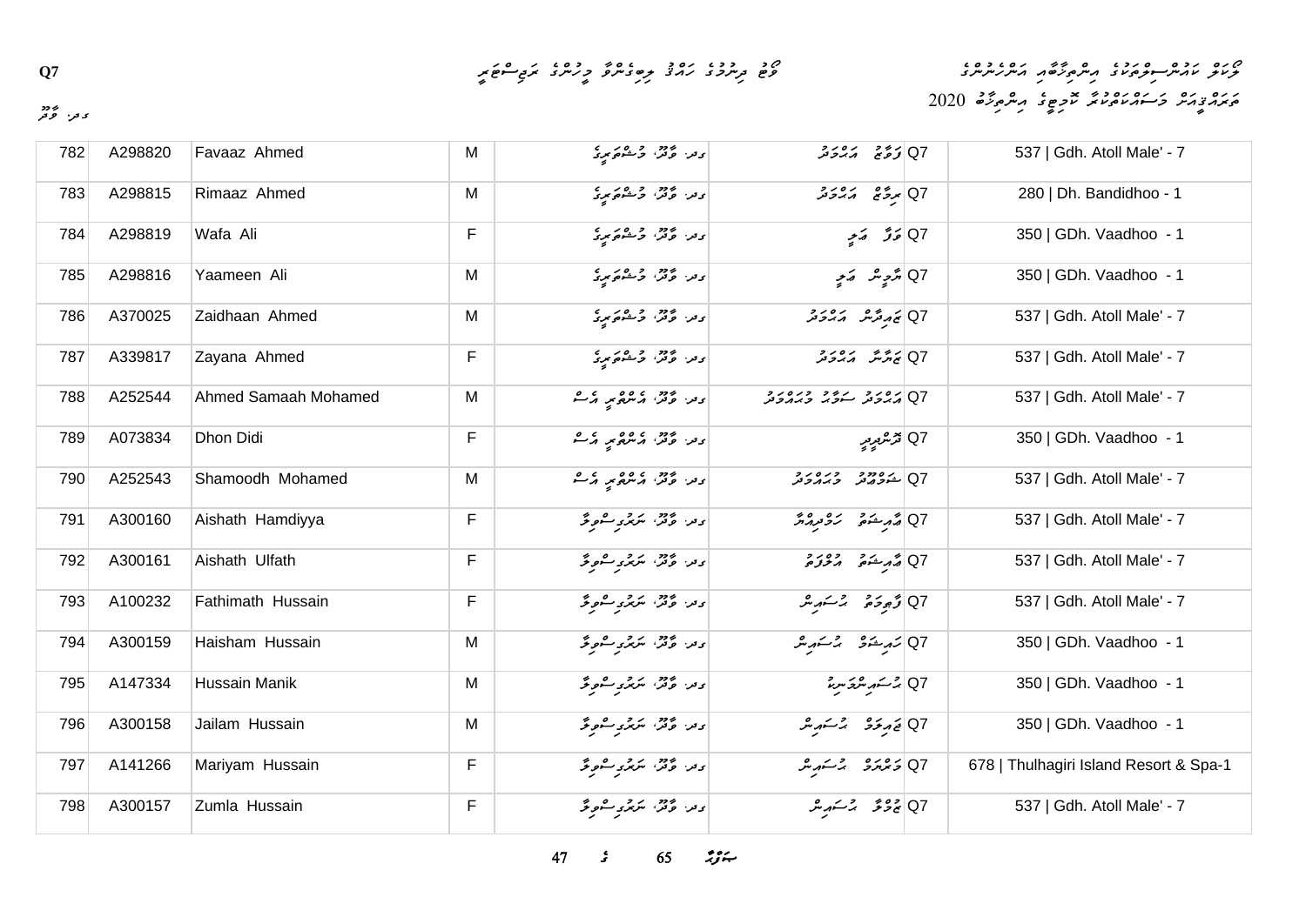| 782 | A298820 | Favaaz Ahmed | M | ގދ. ވާދޫ، ފުލުތަރިގެ | ފަވާޒް އަޙްމަދު Q7 | 537 \| Gdh. Atoll Male' - 7 |
|---|---|---|---|---|---|---|
| 783 | A298815 | Rimaaz Ahmed | M | ގދ. ވާދޫ، ފުލުތަރިގެ | ރިމާޒް އަޙްމަދު Q7 | 280 \| Dh. Bandidhoo - 1 |
| 784 | A298819 | Wafa Ali | F | ގދ. ވާދޫ، ފުލުތަރިގެ | ވަފާ އަލީ Q7 | 350 \| GDh. Vaadhoo - 1 |
| 785 | A298816 | Yaameen Ali | M | ގދ. ވާދޫ، ފުލުތަރިގެ | ޔާމީން އަލީ Q7 | 350 \| GDh. Vaadhoo - 1 |
| 786 | A370025 | Zaidhaan Ahmed | M | ގދ. ވާދޫ، ފުލުތަރިގެ | ޒައިދާން އަޙްމަދު Q7 | 537 \| Gdh. Atoll Male' - 7 |
| 787 | A339817 | Zayana Ahmed | F | ގދ. ވާދޫ، ފުލުތަރިގެ | ޒަޔާނާ އަޙްމަދު Q7 | 537 \| Gdh. Atoll Male' - 7 |
| 788 | A252544 | Ahmed Samaah Mohamed | M | ގދ. ވާދޫ، އެންބަރީ ޙައުސް | އަޙްމަދު ސަމާޙް މުޙައްމަދު Q7 | 537 \| Gdh. Atoll Male' - 7 |
| 789 | A073834 | Dhon Didi | F | ގދ. ވާދޫ، އެންބަރީ ޙައުސް | ދޮންދިދި Q7 | 350 \| GDh. Vaadhoo - 1 |
| 790 | A252543 | Shamoodh Mohamed | M | ގދ. ވާދޫ، އެންބަރީ ޙައުސް | ޝަމޫދު މުޙައްމަދު Q7 | 537 \| Gdh. Atoll Male' - 7 |
| 791 | A300160 | Aishath Hamdiyya | F | ގދ. ވާދޫ، ނަރުގިސްވިލާ | އާއިޝަތު ހަމްދިއްޔާ Q7 | 537 \| Gdh. Atoll Male' - 7 |
| 792 | A300161 | Aishath Ulfath | F | ގދ. ވާދޫ، ނަރުގިސްވިލާ | އާއިޝަތު އުލްފަތު Q7 | 537 \| Gdh. Atoll Male' - 7 |
| 793 | A100232 | Fathimath Hussain | F | ގދ. ވާދޫ، ނަރުގިސްވިލާ | ފާތިމަތު ހުސައިން Q7 | 537 \| Gdh. Atoll Male' - 7 |
| 794 | A300159 | Haisham Hussain | M | ގދ. ވާދޫ، ނަރުގިސްވިލާ | ހައިޝަމް ހުސައިން Q7 | 350 \| GDh. Vaadhoo - 1 |
| 795 | A147334 | Hussain Manik | M | ގދ. ވާދޫ، ނަރުގިސްވިލާ | ހުސައިންމަނިކު Q7 | 350 \| GDh. Vaadhoo - 1 |
| 796 | A300158 | Jailam Hussain | M | ގދ. ވާދޫ، ނަރުގިސްވިލާ | ޖައިލަމް ހުސައިން Q7 | 350 \| GDh. Vaadhoo - 1 |
| 797 | A141266 | Mariyam Hussain | F | ގދ. ވާދޫ، ނަރުގިސްވިލާ | މަރިޔަމް ހުސައިން Q7 | 678 \| Thulhagiri Island Resort & Spa-1 |
| 798 | A300157 | Zumla Hussain | F | ގދ. ވާދޫ، ނަރުގިސްވިލާ | ޒުމްލާ ހުސައިން Q7 | 537 \| Gdh. Atoll Male' - 7 |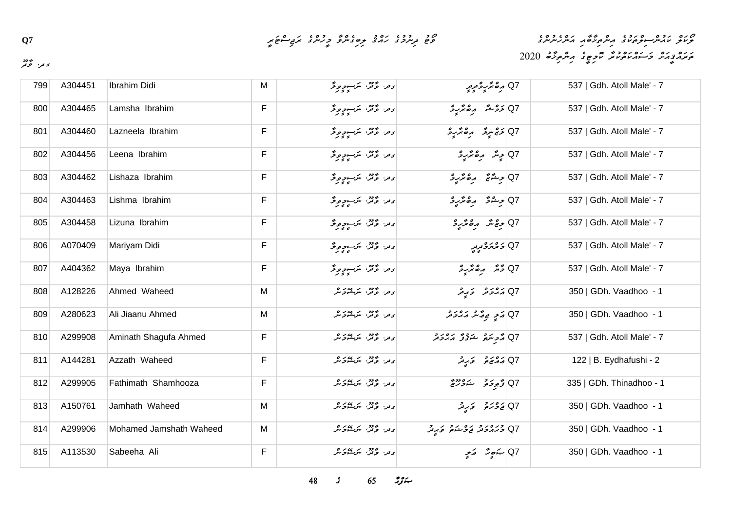| 799 | A304451 | Ibrahim Didi | M | ގދ. ވާދޫ، ނަސްރީމާގެ | Q7  އިބްރާހީމްދީދީ | 537 \| Gdh. Atoll Male' - 7 |
|---|---|---|---|---|---|---|
| 800 | A304465 | Lamsha Ibrahim | F | ގދ. ވާދޫ، ނަސްރީމާގެ | Q7 ލަމްޝާ އިބްރާހީމް | 537 \| Gdh. Atoll Male' - 7 |
| 801 | A304460 | Lazneela Ibrahim | F | ގދ. ވާދޫ، ނަސްރީމާގެ | Q7 ލަޒްނީލާ އިބްރާހީމް | 537 \| Gdh. Atoll Male' - 7 |
| 802 | A304456 | Leena Ibrahim | F | ގދ. ވާދޫ، ނަސްރީމާގެ | Q7 ލީނާ އިބްރާހީމް | 537 \| Gdh. Atoll Male' - 7 |
| 803 | A304462 | Lishaza Ibrahim | F | ގދ. ވާދޫ، ނަސްރީމާގެ | Q7 ލިޝާޒާ އިބްރާހީމް | 537 \| Gdh. Atoll Male' - 7 |
| 804 | A304463 | Lishma Ibrahim | F | ގދ. ވާދޫ، ނަސްރީމާގެ | Q7 ލިޝްމާ އިބްރާހީމް | 537 \| Gdh. Atoll Male' - 7 |
| 805 | A304458 | Lizuna Ibrahim | F | ގދ. ވާދޫ، ނަސްރީމާގެ | Q7 ލިޒުނާ އިބްރާހީމް | 537 \| Gdh. Atoll Male' - 7 |
| 806 | A070409 | Mariyam Didi | F | ގދ. ވާދޫ، ނަސްރީމާގެ | Q7 މަރިޔަމްދީދީ | 537 \| Gdh. Atoll Male' - 7 |
| 807 | A404362 | Maya Ibrahim | F | ގދ. ވާދޫ، ނަސްރީމާގެ | Q7 މާޔާ އިބްރާހީމް | 537 \| Gdh. Atoll Male' - 7 |
| 808 | A128226 | Ahmed Waheed | M | ގދ. ވާދޫ، ނަރިސްޓަން | Q7 އަހްމަދު ވަހީދު | 350 \| GDh. Vaadhoo - 1 |
| 809 | A280623 | Ali Jiaanu Ahmed | M | ގދ. ވާދޫ، ނަރިސްޓަން | Q7 އަލީ ޖިއާނު އަހްމަދު | 350 \| GDh. Vaadhoo - 1 |
| 810 | A299908 | Aminath Shagufa Ahmed | F | ގދ. ވާދޫ، ނަރިސްޓަން | Q7 އާމިނަތު ޝަގުފާ އަހްމަދު | 537 \| Gdh. Atoll Male' - 7 |
| 811 | A144281 | Azzath Waheed | F | ގދ. ވާދޫ، ނަރިސްޓަން | Q7 އައްޒަތު ވަހީދު | 122 \| B. Eydhafushi - 2 |
| 812 | A299905 | Fathimath Shamhooza | F | ގދ. ވާދޫ، ނަރިސްޓަން | Q7 ފާތިމަތު ޝަމްހޫޒާ | 335 \| GDh. Thinadhoo - 1 |
| 813 | A150761 | Jamhath Waheed | M | ގދ. ވާދޫ، ނަރިސްޓަން | Q7 ޖަމްހަތު ވަހީދު | 350 \| GDh. Vaadhoo - 1 |
| 814 | A299906 | Mohamed Jamshath Waheed | M | ގދ. ވާދޫ، ނަރިސްޓަން | Q7 މުހައްމަދު ޖަމްޝަތު ވަހީދު | 350 \| GDh. Vaadhoo - 1 |
| 815 | A113530 | Sabeeha Ali | F | ގދ. ވާދޫ، ނަރިސްޓަން | Q7 ސަބީހާ އަލީ | 350 \| GDh. Vaadhoo - 1 |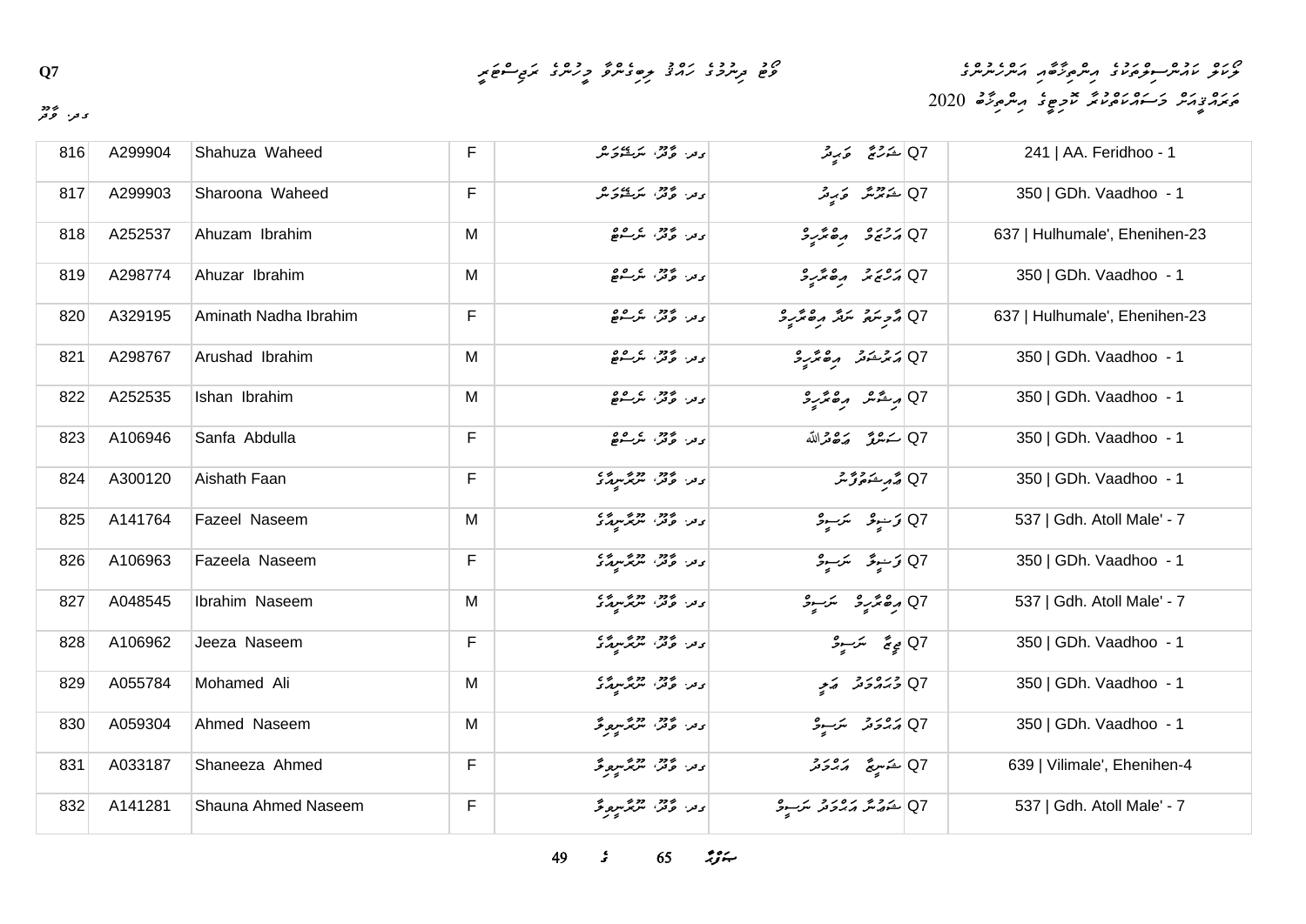| 816 | A299904 | Shahuza Waheed | F | ގދ. ވާދޫ، ނަރުގިސްވަށް | ޝަހުޒާ ވަޙީދު | Q7 | 241 \| AA. Feridhoo - 1 |
|---|---|---|---|---|---|---|---|
| 817 | A299903 | Sharoona Waheed | F | ގދ. ވާދޫ، ނަރުގިސްވަށް | ޝަރޫނާ ވަޙީދު | Q7 | 350 \| GDh. Vaadhoo - 1 |
| 818 | A252537 | Ahuzam Ibrahim | M | ގދ. ވާދޫ، ނަސްމީ | އަހުޒަމް އިބްރާހީމް | Q7 | 637 \| Hulhumale', Ehenihen-23 |
| 819 | A298774 | Ahuzar Ibrahim | M | ގދ. ވާދޫ، ނަސްމީ | އަހުޒަރު އިބްރާހީމް | Q7 | 350 \| GDh. Vaadhoo - 1 |
| 820 | A329195 | Aminath Nadha Ibrahim | F | ގދ. ވާދޫ، ނަސްމީ | އާމިނަތު ނަދާ އިބްރާހީމް | Q7 | 637 \| Hulhumale', Ehenihen-23 |
| 821 | A298767 | Arushad Ibrahim | M | ގދ. ވާދޫ، ނަސްމީ | އަރުޝަދު އިބްރާހީމް | Q7 | 350 \| GDh. Vaadhoo - 1 |
| 822 | A252535 | Ishan Ibrahim | M | ގދ. ވާދޫ، ނަސްމީ | އިޝާން އިބްރާހީމް | Q7 | 350 \| GDh. Vaadhoo - 1 |
| 823 | A106946 | Sanfa Abdulla | F | ގދ. ވާދޫ، ނަސްމީ | ސަންފާ އަބްދުﷲ | Q7 | 350 \| GDh. Vaadhoo - 1 |
| 824 | A300120 | Aishath Faan | F | ގދ. ވާދޫ، ނޫރާނީމާގެ | އާއިޝަތުފާން | Q7 | 350 \| GDh. Vaadhoo - 1 |
| 825 | A141764 | Fazeel Naseem | M | ގދ. ވާދޫ، ނޫރާނީމާގެ | ފަޒީލް ނަސީމް | Q7 | 537 \| Gdh. Atoll Male' - 7 |
| 826 | A106963 | Fazeela Naseem | F | ގދ. ވާދޫ، ނޫރާނީމާގެ | ފަޒީލާ ނަސީމް | Q7 | 350 \| GDh. Vaadhoo - 1 |
| 827 | A048545 | Ibrahim Naseem | M | ގދ. ވާދޫ، ނޫރާނީމާގެ | އިބްރާހީމް ނަސީމް | Q7 | 537 \| Gdh. Atoll Male' - 7 |
| 828 | A106962 | Jeeza Naseem | F | ގދ. ވާދޫ، ނޫރާނީމާގެ | ޖީޒާ ނަސީމް | Q7 | 350 \| GDh. Vaadhoo - 1 |
| 829 | A055784 | Mohamed Ali | M | ގދ. ވާދޫ، ނޫރާނީމާގެ | މުޙައްމަދު ޢަލީ | Q7 | 350 \| GDh. Vaadhoo - 1 |
| 830 | A059304 | Ahmed Naseem | M | ގދ. ވާދޫ، ނޫރާނީވިލާ | އަޙްމަދު ނަސީމް | Q7 | 350 \| GDh. Vaadhoo - 1 |
| 831 | A033187 | Shaneeza Ahmed | F | ގދ. ވާދޫ، ނޫރާނީވިލާ | ޝަނީޒާ އަޙްމަދު | Q7 | 639 \| Vilimale', Ehenihen-4 |
| 832 | A141281 | Shauna Ahmed Naseem | F | ގދ. ވާދޫ، ނޫރާނީވިލާ | ޝަޢުނާ އަޙްމަދު ނަސީމް | Q7 | 537 \| Gdh. Atoll Male' - 7 |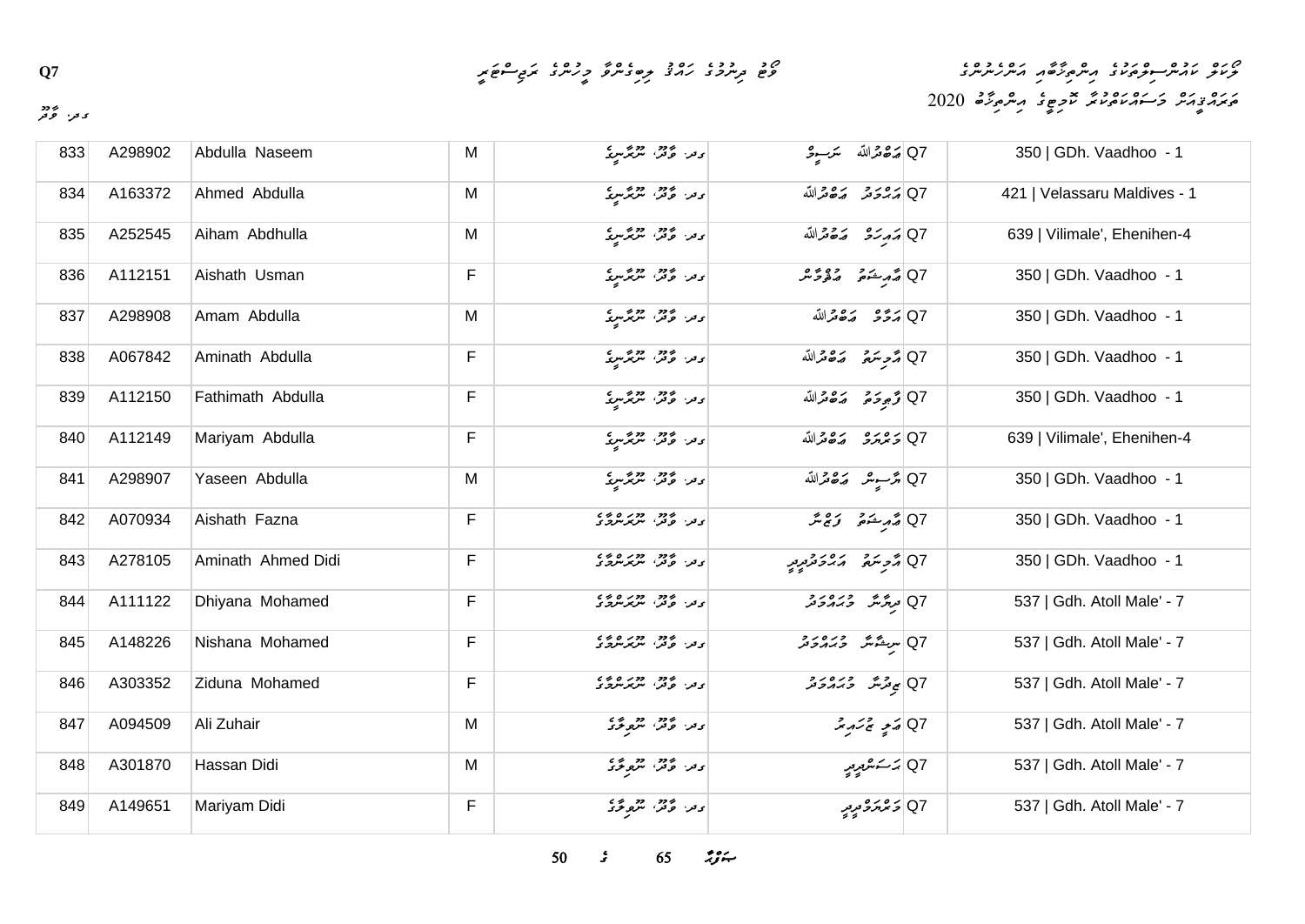| 833 | A298902 | Abdulla Naseem | M | ގދ. ވާދޫ، ނޫރާނީގެ | Q7 އަބްދުﷲ ނަސީމް | 350 \| GDh. Vaadhoo - 1 |
|---|---|---|---|---|---|---|
| 834 | A163372 | Ahmed Abdulla | M | ގދ. ވާދޫ، ނޫރާނީގެ | Q7 އަހްމަދު އަބްދުﷲ | 421 \| Velassaru Maldives - 1 |
| 835 | A252545 | Aiham Abdhulla | M | ގދ. ވާދޫ، ނޫރާނީގެ | Q7 އައިހަމް އަބްދުﷲ | 639 \| Vilimale', Ehenihen-4 |
| 836 | A112151 | Aishath Usman | F | ގދ. ވާދޫ، ނޫރާނީގެ | Q7 އައިޝަތު އުސްމާން | 350 \| GDh. Vaadhoo - 1 |
| 837 | A298908 | Amam Abdulla | M | ގދ. ވާދޫ، ނޫރާނީގެ | Q7 އަމާމް އަބްދުﷲ | 350 \| GDh. Vaadhoo - 1 |
| 838 | A067842 | Aminath Abdulla | F | ގދ. ވާދޫ، ނޫރާނީގެ | Q7 އާމިނަތު އަބްދުﷲ | 350 \| GDh. Vaadhoo - 1 |
| 839 | A112150 | Fathimath Abdulla | F | ގދ. ވާދޫ، ނޫރާނީގެ | Q7 ފާތިމަތު އަބްދުﷲ | 350 \| GDh. Vaadhoo - 1 |
| 840 | A112149 | Mariyam Abdulla | F | ގދ. ވާދޫ، ނޫރާނީގެ | Q7 މަރިޔަމް އަބްދުﷲ | 639 \| Vilimale', Ehenihen-4 |
| 841 | A298907 | Yaseen Abdulla | M | ގދ. ވާދޫ، ނޫރާނީގެ | Q7 ޔާސީން އަބްދުﷲ | 350 \| GDh. Vaadhoo - 1 |
| 842 | A070934 | Aishath Fazna | F | ގދ. ވާދޫ، ނޫރަންނގެ | Q7 އައިޝަތު ފަޒްނާ | 350 \| GDh. Vaadhoo - 1 |
| 843 | A278105 | Aminath Ahmed Didi | F | ގދ. ވާދޫ، ނޫރަންނގެ | Q7 އާމިނަތު އަހްމަދުދީދީ | 350 \| GDh. Vaadhoo - 1 |
| 844 | A111122 | Dhiyana Mohamed | F | ގދ. ވާދޫ، ނޫރަންނގެ | Q7 ދިޔާނާ މުހައްމަދު | 537 \| Gdh. Atoll Male' - 7 |
| 845 | A148226 | Nishana Mohamed | F | ގދ. ވާދޫ، ނޫރަންނގެ | Q7 ނިޝާނާ މުހައްމަދު | 537 \| Gdh. Atoll Male' - 7 |
| 846 | A303352 | Ziduna Mohamed | F | ގދ. ވާދޫ، ނޫރަންނގެ | Q7 ޒިދުނާ މުހައްމަދު | 537 \| Gdh. Atoll Male' - 7 |
| 847 | A094509 | Ali Zuhair | M | ގދ. ވާދޫ، ނޫރުވާގެ | Q7 އަލި ޒުހައިރު | 537 \| Gdh. Atoll Male' - 7 |
| 848 | A301870 | Hassan Didi | M | ގދ. ވާދޫ، ނޫރުވާގެ | Q7 ހަސަންދީދީ | 537 \| Gdh. Atoll Male' - 7 |
| 849 | A149651 | Mariyam Didi | F | ގދ. ވާދޫ، ނޫރުވާގެ | Q7 މަރިޔަމްދީދީ | 537 \| Gdh. Atoll Male' - 7 |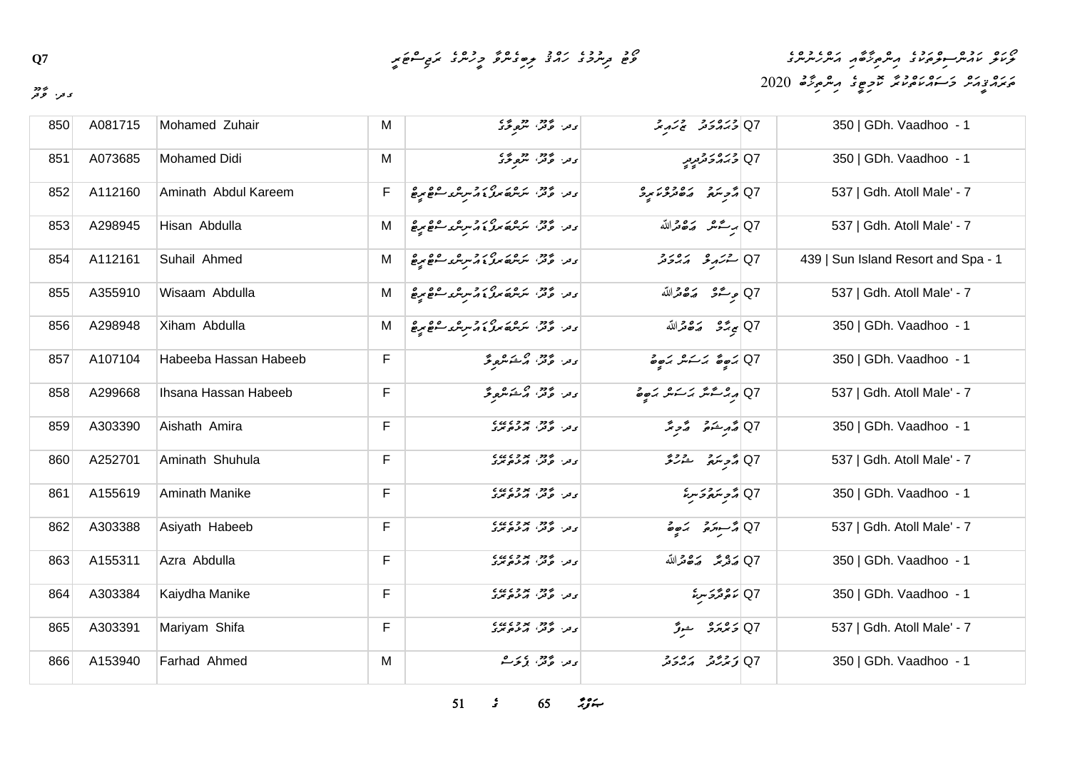| 850 | A081715 | Mohamed Zuhair | M | ގދ. ވާދޫ، ނޫރުވާގެ | Q7  މުޙައްމަދު ޒުހައިރު | 350 \| GDh. Vaadhoo - 1 |
|---|---|---|---|---|---|---|
| 851 | A073685 | Mohamed Didi | M | ގދ. ވާދޫ، ނޫރުވާގެ | Q7 މުޙައްމަދުދީދީ | 350 \| GDh. Vaadhoo - 1 |
| 852 | A112160 | Aminath Abdul Kareem | F | ގދ. ވާދޫ، ނަރުގިސްމާގެ އުނގުބައިގެ | Q7 އާމިނަތު އަބްދުލްކަރީމް | 537 \| Gdh. Atoll Male' - 7 |
| 853 | A298945 | Hisan Abdulla | M | ގދ. ވާދޫ، ނަރުގިސްމާގެ އުނގުބައިގެ | Q7 ހިސާން އަބްދުﷲ | 537 \| Gdh. Atoll Male' - 7 |
| 854 | A112161 | Suhail Ahmed | M | ގދ. ވާދޫ، ނަރުގިސްމާގެ އުނގުބައިގެ | Q7 ސުހައިލް އަޙްމަދު | 439 \| Sun Island Resort and Spa - 1 |
| 855 | A355910 | Wisaam Abdulla | M | ގދ. ވާދޫ، ނަރުގިސްމާގެ އުނގުބައިގެ | Q7 ވިސާމް އަބްދުﷲ | 537 \| Gdh. Atoll Male' - 7 |
| 856 | A298948 | Xiham Abdulla | M | ގދ. ވާދޫ، ނަރުގިސްމާގެ އުނގުބައިގެ | Q7 ޒިހާމް އަބްދުﷲ | 350 \| GDh. Vaadhoo - 1 |
| 857 | A107104 | Habeeba Hassan Habeeb | F | ގދ. ވާދޫ، އިސްކަންދަރުވާ | Q7 ހަބީބާ ހަސަން ހަބީބު | 350 \| GDh. Vaadhoo - 1 |
| 858 | A299668 | Ihsana Hassan Habeeb | F | ގދ. ވާދޫ، އިސްކަންދަރުވާ | Q7 އިޙްސާނާ ހަސަން ހަބީބު | 537 \| Gdh. Atoll Male' - 7 |
| 859 | A303390 | Aishath Amira | F | ގދ. ވާދޫ، އިރުމަތީގެ | Q7 އާއިޝަތު އަމީރާ | 350 \| GDh. Vaadhoo - 1 |
| 860 | A252701 | Aminath Shuhula | F | ގދ. ވާދޫ، އިރުމަތީގެ | Q7 އާމިނަތު ޝުހުލާ | 537 \| Gdh. Atoll Male' - 7 |
| 861 | A155619 | Aminath Manike | F | ގދ. ވާދޫ، އިރުމަތީގެ | Q7 އާމިނަތުމަނިކެ | 350 \| GDh. Vaadhoo - 1 |
| 862 | A303388 | Asiyath Habeeb | F | ގދ. ވާދޫ، އިރުމަތީގެ | Q7 އާސިޔަތު ހަބީބު | 537 \| Gdh. Atoll Male' - 7 |
| 863 | A155311 | Azra Abdulla | F | ގދ. ވާދޫ، އިރުމަތީގެ | Q7 އަޒްރާ އަބްދުﷲ | 350 \| GDh. Vaadhoo - 1 |
| 864 | A303384 | Kaiydha Manike | F | ގދ. ވާދޫ، އިރުމަތީގެ | Q7 ކައިދާމަނިކެ | 350 \| GDh. Vaadhoo - 1 |
| 865 | A303391 | Mariyam Shifa | F | ގދ. ވާދޫ، އިރުމަތީގެ | Q7 މަރިޔަމް ޝިފާ | 537 \| Gdh. Atoll Male' - 7 |
| 866 | A153940 | Farhad Ahmed | M | ގދ. ވާދޫ، ޤަމަރު | Q7 ފަރުހާދު އަޙްމަދު | 350 \| GDh. Vaadhoo - 1 |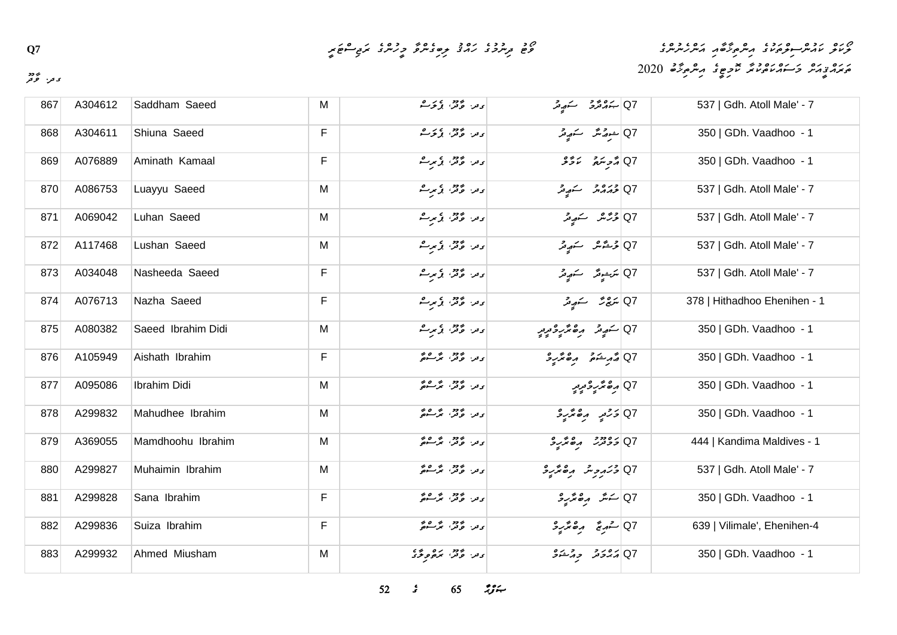| 867 | A304612 | Saddham Saeed | M | ގދ. ވާދޫ، ޕްޔަސް | ސައްދާމް ސައީދު Q7 | 537 \| Gdh. Atoll Male' - 7 |
|---|---|---|---|---|---|---|
| 868 | A304611 | Shiuna Saeed | F | ގދ. ވާދޫ، ޕްޔަސް | ޝިއުނާ ސައީދު Q7 | 350 \| GDh. Vaadhoo - 1 |
| 869 | A076889 | Aminath Kamaal | F | ގދ. ވާދޫ، ޕޮޕީސް | އާމިނަތު ކަމާލް Q7 | 350 \| GDh. Vaadhoo - 1 |
| 870 | A086753 | Luayyu Saeed | M | ގދ. ވާދޫ، ޕޮޕީސް | ލުއައްޔު ސައީދު Q7 | 537 \| Gdh. Atoll Male' - 7 |
| 871 | A069042 | Luhan Saeed | M | ގދ. ވާދޫ، ޕޮޕީސް | ލުހާން ސައީދު Q7 | 537 \| Gdh. Atoll Male' - 7 |
| 872 | A117468 | Lushan Saeed | M | ގދ. ވާދޫ، ޕޮޕީސް | ލުޝާން ސައީދު Q7 | 537 \| Gdh. Atoll Male' - 7 |
| 873 | A034048 | Nasheeda Saeed | F | ގދ. ވާދޫ، ޕޮޕީސް | ނަޝީދާ ސައީދު Q7 | 537 \| Gdh. Atoll Male' - 7 |
| 874 | A076713 | Nazha Saeed | F | ގދ. ވާދޫ، ޕޮޕީސް | ނަޒްހާ ސައީދު Q7 | 378 \| Hithadhoo Ehenihen - 1 |
| 875 | A080382 | Saeed Ibrahim Didi | M | ގދ. ވާދޫ، ޕޮޕީސް | ސައީދު އިބްރާހިމްދީދީ Q7 | 350 \| GDh. Vaadhoo - 1 |
| 876 | A105949 | Aishath Ibrahim | F | ގދ. ވާދޫ، ރޯސްވިއު | އާއިޝަތު އިބްރާހިމް Q7 | 350 \| GDh. Vaadhoo - 1 |
| 877 | A095086 | Ibrahim Didi | M | ގދ. ވާދޫ، ރޯސްވިއު | އިބްރާހިމްދީދީ Q7 | 350 \| GDh. Vaadhoo - 1 |
| 878 | A299832 | Mahudhee Ibrahim | M | ގދ. ވާދޫ، ރޯސްވިއު | މަހުދީ އިބްރާހިމް Q7 | 350 \| GDh. Vaadhoo - 1 |
| 879 | A369055 | Mamdhoohu Ibrahim | M | ގދ. ވާދޫ، ރޯސްވިއު | މަމްދޫހު އިބްރާހިމް Q7 | 444 \| Kandima Maldives - 1 |
| 880 | A299827 | Muhaimin Ibrahim | M | ގދ. ވާދޫ، ރޯސްވިއު | މުހައިމިން އިބްރާހިމް Q7 | 537 \| Gdh. Atoll Male' - 7 |
| 881 | A299828 | Sana Ibrahim | F | ގދ. ވާދޫ، ރޯސްވިއު | ސަނާ އިބްރާހިމް Q7 | 350 \| GDh. Vaadhoo - 1 |
| 882 | A299836 | Suiza Ibrahim | F | ގދ. ވާދޫ، ރޯސްވިއު | ސުއިޒާ އިބްރާހިމް Q7 | 639 \| Vilimale', Ehenihen-4 |
| 883 | A299932 | Ahmed Miusham | M | ގދ. ވާދޫ، ރަތްވިލާގެ | އަހުމަދު މިއުޝާމް Q7 | 350 \| GDh. Vaadhoo - 1 |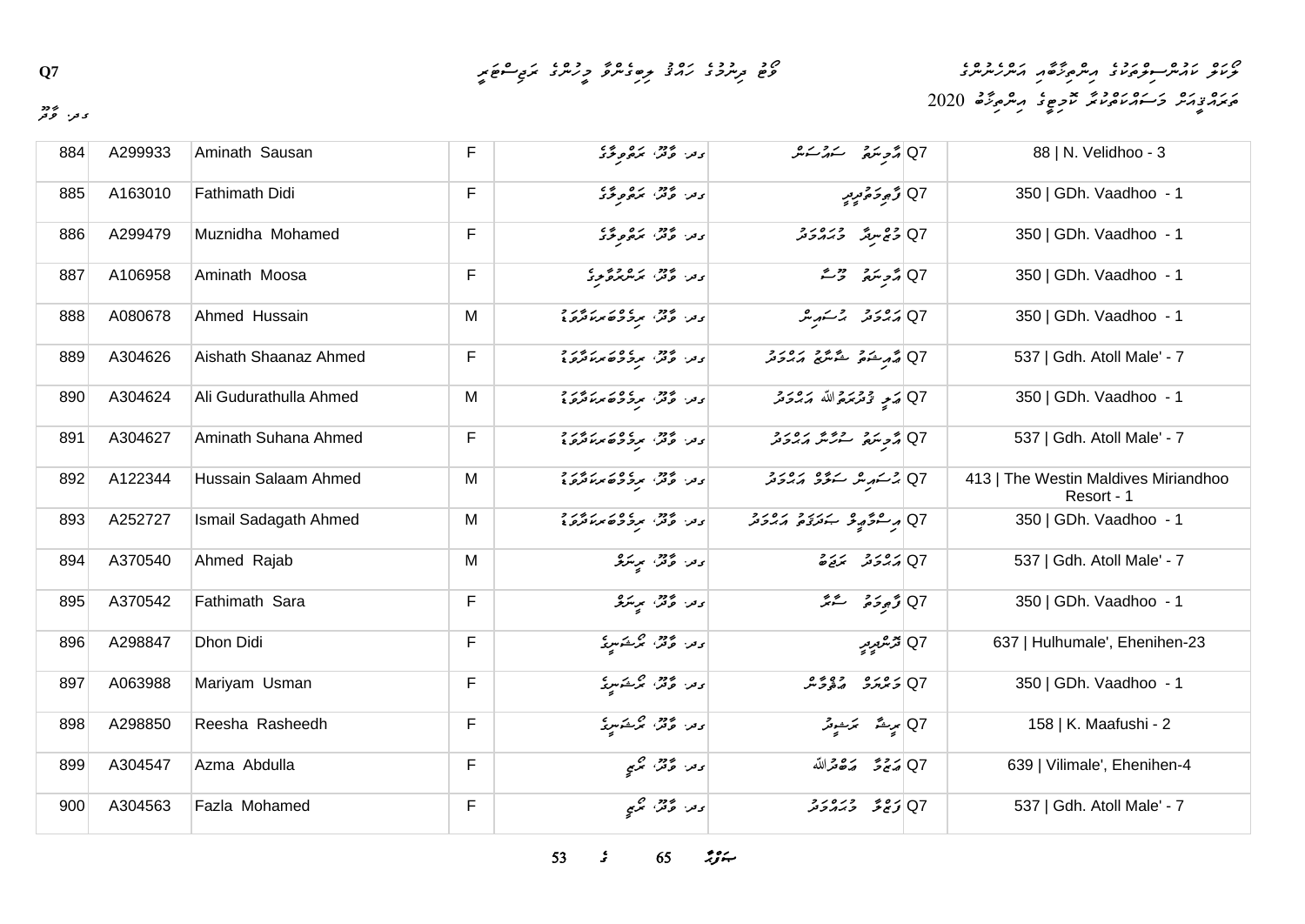| 884 | A299933 | Aminath Sausan | F | ގދ. ވާދޫ، ރަތްވިލާގެ | Q7 އާމިނަތު ސައުސަން | 88 \| N. Velidhoo - 3 |
|---|---|---|---|---|---|---|
| 885 | A163010 | Fathimath Didi | F | ގދ. ވާދޫ، ރަތްވިލާގެ | Q7 ފާތިމަތުދީދީ | 350 \| GDh. Vaadhoo - 1 |
| 886 | A299479 | Muznidha Mohamed | F | ގދ. ވާދޫ، ރަތްވިލާގެ | Q7 މުޒްނިދާ މުހައްމަދު | 350 \| GDh. Vaadhoo - 1 |
| 887 | A106958 | Aminath Moosa | F | ގދ. ވާދޫ، ރަންނަރުގެ | Q7 އާމިނަތު މޫސާ | 350 \| GDh. Vaadhoo - 1 |
| 888 | A080678 | Ahmed Hussain | M | ގދ. ވާދޫ، ރިވެލިބަރިކަރުދާ | Q7 އަހުމަދު ހުސައިން | 350 \| GDh. Vaadhoo - 1 |
| 889 | A304626 | Aishath Shaanaz Ahmed | F | ގދ. ވާދޫ، ރިވެލިބަރިކަރުދާ | Q7 އާއިޝަތު ޝާނާޒް އަހުމަދު | 537 \| Gdh. Atoll Male' - 7 |
| 890 | A304624 | Ali Gudurathulla Ahmed | M | ގދ. ވާދޫ، ރިވެލިބަރިކަރުދާ | Q7 އަލި ގުދުރަތުﷲ އަހުމަދު | 350 \| GDh. Vaadhoo - 1 |
| 891 | A304627 | Aminath Suhana Ahmed | F | ގދ. ވާދޫ، ރިވެލިބަރިކަރުދާ | Q7 އާމިނަތު ސުހާނާ އަހުމަދު | 537 \| Gdh. Atoll Male' - 7 |
| 892 | A122344 | Hussain Salaam Ahmed | M | ގދ. ވާދޫ، ރިވެލިބަރިކަރުދާ | Q7 ހުސައިން ސަލާމް އަހުމަދު | 413 \| The Westin Maldives Miriandhoo Resort - 1 |
| 893 | A252727 | Ismail Sadagath Ahmed | M | ގދ. ވާދޫ، ރިވެލިބަރިކަރުދާ | Q7 އިސްމާއީލް ޞަދަޤަތު އަހުމަދު | 350 \| GDh. Vaadhoo - 1 |
| 894 | A370540 | Ahmed Rajab | M | ގދ. ވާދޫ، ރިހަނާ | Q7 އަހުމަދު ރަޖަބު | 537 \| Gdh. Atoll Male' - 7 |
| 895 | A370542 | Fathimath Sara | F | ގދ. ވާދޫ، ރިހަނާ | Q7 ފާތިމަތު ސާރާ | 350 \| GDh. Vaadhoo - 1 |
| 896 | A298847 | Dhon Didi | F | ގދ. ވާދޫ، ރޯޝަނީގެ | Q7 ދޮންދީދީ | 637 \| Hulhumale', Ehenihen-23 |
| 897 | A063988 | Mariyam Usman | F | ގދ. ވާދޫ، ރޯޝަނީގެ | Q7 މަރިޔަމް ޢުސްމާން | 350 \| GDh. Vaadhoo - 1 |
| 898 | A298850 | Reesha Rasheedh | F | ގދ. ވާދޫ، ރޯޝަނީގެ | Q7 ރީޝާ ރަޝީދު | 158 \| K. Maafushi - 2 |
| 899 | A304547 | Azma Abdulla | F | ގދ. ވާދޫ، ރޯޒީ | Q7 އަޒްމާ އަބްދުﷲ | 639 \| Vilimale', Ehenihen-4 |
| 900 | A304563 | Fazla Mohamed | F | ގދ. ވާދޫ، ރޯޒީ | Q7 ފަޟްލާ މުހައްމަދު | 537 \| Gdh. Atoll Male' - 7 |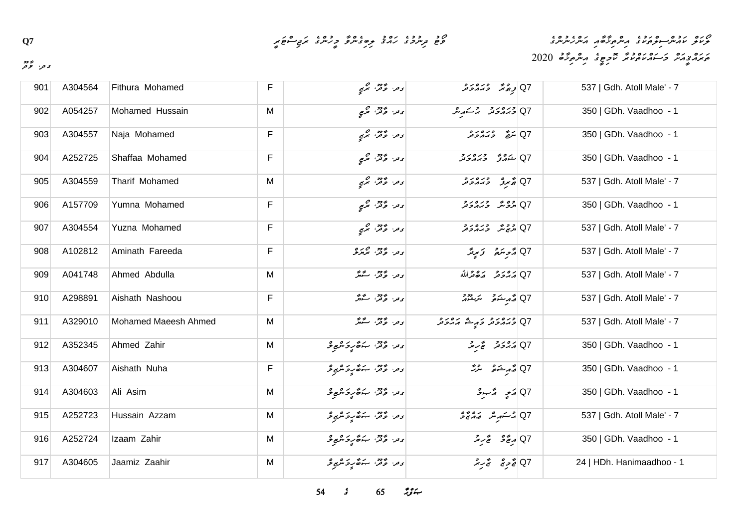| 901 | A304564 | Fithura Mohamed | F | ގދ. ވާދޫ، ރޯޒީ | Q7 ފިތުރާ މުހައްމަދު | 537 \| Gdh. Atoll Male' - 7 |
|---|---|---|---|---|---|---|
| 902 | A054257 | Mohamed Hussain | M | ގދ. ވާދޫ، ރޯޒީ | Q7 މުހައްމަދު ހުސައިން | 350 \| GDh. Vaadhoo - 1 |
| 903 | A304557 | Naja Mohamed | F | ގދ. ވާދޫ، ރޯޒީ | Q7 ނަޖާ މުހައްމަދު | 350 \| GDh. Vaadhoo - 1 |
| 904 | A252725 | Shaffaa Mohamed | F | ގދ. ވާދޫ، ރޯޒީ | Q7 ޝައްފާ މުހައްމަދު | 350 \| GDh. Vaadhoo - 1 |
| 905 | A304559 | Tharif Mohamed | M | ގދ. ވާދޫ، ރޯޒީ | Q7 ތާރިފު މުހައްމަދު | 537 \| Gdh. Atoll Male' - 7 |
| 906 | A157709 | Yumna Mohamed | F | ގދ. ވާދޫ، ރޯޒީ | Q7 ޔުމްނާ މުހައްމަދު | 350 \| GDh. Vaadhoo - 1 |
| 907 | A304554 | Yuzna Mohamed | F | ގދ. ވާދޫ، ރޯޒީ | Q7 ޔުޒްނާ މުހައްމަދު | 537 \| Gdh. Atoll Male' - 7 |
| 908 | A102812 | Aminath Fareeda | F | ގދ. ވާދޫ، ރޯދަވެ | Q7 އާމިނަތު ފަރީދާ | 537 \| Gdh. Atoll Male' - 7 |
| 909 | A041748 | Ahmed Abdulla | M | ގދ. ވާދޫ، ސާރާ | Q7 އަހުމަދު އަބްދުﷲ | 537 \| Gdh. Atoll Male' - 7 |
| 910 | A298891 | Aishath Nashoou | F | ގދ. ވާދޫ، ސާރާ | Q7 އާއިޝަތު ނަޝޫއު | 537 \| Gdh. Atoll Male' - 7 |
| 911 | A329010 | Mohamed Maeesh Ahmed | M | ގދ. ވާދޫ، ސާރާ | Q7 މުހައްމަދު މައީޝް އަހުމަދު | 537 \| Gdh. Atoll Male' - 7 |
| 912 | A352345 | Ahmed Zahir | M | ގދ. ވާދޫ، ސަބާރިމަންޒިލް | Q7 އަހުމަދު ޒާހިރު | 350 \| GDh. Vaadhoo - 1 |
| 913 | A304607 | Aishath Nuha | F | ގދ. ވާދޫ، ސަބާރިމަންޒިލް | Q7 އާއިޝަތު ނުހާ | 350 \| GDh. Vaadhoo - 1 |
| 914 | A304603 | Ali Asim | M | ގދ. ވާދޫ، ސަބާރިމަންޒިލް | Q7 އަލި އާސިމް | 350 \| GDh. Vaadhoo - 1 |
| 915 | A252723 | Hussain Azzam | M | ގދ. ވާދޫ، ސަބާރިމަންޒިލް | Q7 ހުސައިން އައްޒާމް | 537 \| Gdh. Atoll Male' - 7 |
| 916 | A252724 | Izaam Zahir | M | ގދ. ވާދޫ، ސަބާރިމަންޒިލް | Q7 އިޒާމް ޒާހިރު | 350 \| GDh. Vaadhoo - 1 |
| 917 | A304605 | Jaamiz Zaahir | M | ގދ. ވާދޫ، ސަބާރިމަންޒިލް | Q7 ޖާމިޒް ޒާހިރު | 24 \| HDh. Hanimaadhoo - 1 |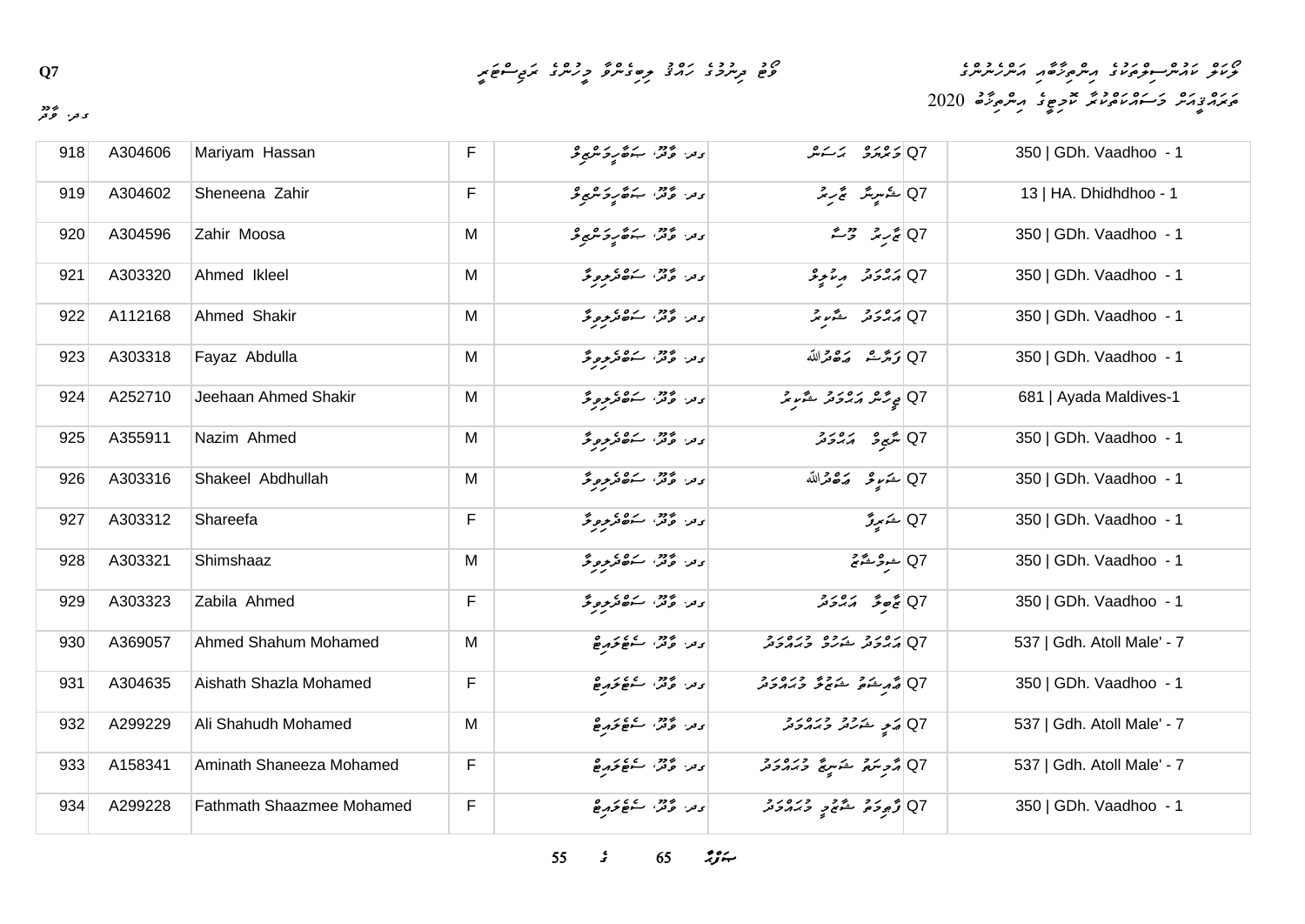| 918 | A304606 | Mariyam Hassan | F | ގދ. ވާދޫ، ބަހާރީމަންޒިލް | Q7 މަރިޔަމް ހަސަން | 350 \| GDh. Vaadhoo - 1 |
|---|---|---|---|---|---|---|
| 919 | A304602 | Sheneena Zahir | F | ގދ. ވާދޫ، ބަހާރީމަންޒިލް | Q7 ޝެނީނާ ޒާހިރު | 13 \| HA. Dhidhdhoo - 1 |
| 920 | A304596 | Zahir Moosa | M | ގދ. ވާދޫ، ބަހާރީމަންޒިލް | Q7 ޒާހިރު މޫސާ | 350 \| GDh. Vaadhoo - 1 |
| 921 | A303320 | Ahmed Ikleel | M | ގދ. ވާދޫ، ސަބުނަމްވިލާ | Q7 އަހުމަދު އިކްލީލް | 350 \| GDh. Vaadhoo - 1 |
| 922 | A112168 | Ahmed Shakir | M | ގދ. ވާދޫ، ސަބުނަމްވިލާ | Q7 އަހުމަދު ޝާކިރު | 350 \| GDh. Vaadhoo - 1 |
| 923 | A303318 | Fayaz Abdulla | M | ގދ. ވާދޫ، ސަބުނަމްވިލާ | Q7 ފައްޔާޒް އަބްދުﷲ | 350 \| GDh. Vaadhoo - 1 |
| 924 | A252710 | Jeehaan Ahmed Shakir | M | ގދ. ވާދޫ، ސަބުނަމްވިލާ | Q7 ޖީހާން އަހުމަދު ޝާކިރު | 681 \| Ayada Maldives-1 |
| 925 | A355911 | Nazim Ahmed | M | ގދ. ވާދޫ، ސަބުނަމްވިލާ | Q7 ނާޒިމް އަހުމަދު | 350 \| GDh. Vaadhoo - 1 |
| 926 | A303316 | Shakeel Abdhullah | M | ގދ. ވާދޫ، ސަބުނަމްވިލާ | Q7 ޝަކީލް އަބްދުﷲ | 350 \| GDh. Vaadhoo - 1 |
| 927 | A303312 | Shareefa | F | ގދ. ވާދޫ، ސަބުނަމްވިލާ | Q7 ޝަރީފާ | 350 \| GDh. Vaadhoo - 1 |
| 928 | A303321 | Shimshaaz | M | ގދ. ވާދޫ، ސަބުނަމްވިލާ | Q7 ޝިމްޝާޒް | 350 \| GDh. Vaadhoo - 1 |
| 929 | A303323 | Zabila Ahmed | F | ގދ. ވާދޫ، ސަބުނަމްވިލާ | Q7 ޒާބިލާ އަހުމަދު | 350 \| GDh. Vaadhoo - 1 |
| 930 | A369057 | Ahmed Shahum Mohamed | M | ގދ. ވާދޫ، ސަން ލައިޓް | Q7 އަހުމަދު ޝަހުމް މުހައްމަދު | 537 \| Gdh. Atoll Male' - 7 |
| 931 | A304635 | Aishath Shazla Mohamed | F | ގދ. ވާދޫ، ސަން ލައިޓް | Q7 އާއިޝަތު ޝަޒްލާ މުހައްމަދު | 350 \| GDh. Vaadhoo - 1 |
| 932 | A299229 | Ali Shahudh Mohamed | M | ގދ. ވާދޫ، ސަން ލައިޓް | Q7 އަލި ޝަހުދު މުހައްމަދު | 537 \| Gdh. Atoll Male' - 7 |
| 933 | A158341 | Aminath Shaneeza Mohamed | F | ގދ. ވާދޫ، ސަން ލައިޓް | Q7 އާމިނަތު ޝަނީޒާ މުހައްމަދު | 537 \| Gdh. Atoll Male' - 7 |
| 934 | A299228 | Fathmath Shaazmee Mohamed | F | ގދ. ވާދޫ، ސަން ލައިޓް | Q7 ފާތިމަތު ޝާޒްމީ މުހައްމަދު | 350 \| GDh. Vaadhoo - 1 |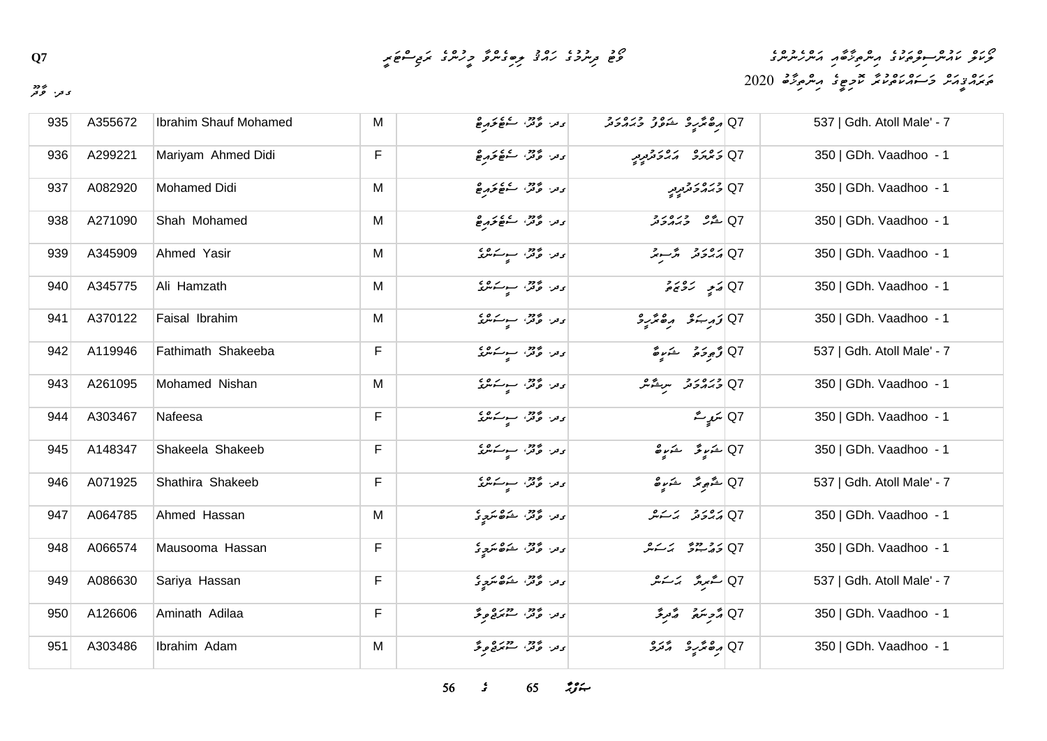| 935 | A355672 | Ibrahim Shauf Mohamed | M | ގދ. ވާދޫ، ސުޖެހިވިއު | Q7  އިބްރާހީމް ޝައުފު މުހައްމަދު | 537 \| Gdh. Atoll Male' - 7 |
|---|---|---|---|---|---|---|
| 936 | A299221 | Mariyam Ahmed Didi | F | ގދ. ވާދޫ، ސުޖެހިވިއު | Q7 މަރިޔަމް އަޙްމަދުދީދީ | 350 \| GDh. Vaadhoo - 1 |
| 937 | A082920 | Mohamed Didi | M | ގދ. ވާދޫ، ސުޖެހިވިއު | Q7 މުޙައްމަދުދީދީ | 350 \| GDh. Vaadhoo - 1 |
| 938 | A271090 | Shah Mohamed | M | ގދ. ވާދޫ، ސުޖެހިވިއު | Q7 ޝާހް މުޙައްމަދު | 350 \| GDh. Vaadhoo - 1 |
| 939 | A345909 | Ahmed Yasir | M | ގދ. ވާދޫ، ސިލްސިލާ | Q7 އަޙްމަދު ޔާސިރު | 350 \| GDh. Vaadhoo - 1 |
| 940 | A345775 | Ali Hamzath | M | ގދ. ވާދޫ، ސިލްސިލާ | Q7 އަލި ހަމްޒަތު | 350 \| GDh. Vaadhoo - 1 |
| 941 | A370122 | Faisal Ibrahim | M | ގދ. ވާދޫ، ސިލްސިލާ | Q7 ފައިސަލް އިބްރާހީމް | 350 \| GDh. Vaadhoo - 1 |
| 942 | A119946 | Fathimath Shakeeba | F | ގދ. ވާދޫ، ސިލްސިލާ | Q7 ފާތިމަތު ޝަކީބާ | 537 \| Gdh. Atoll Male' - 7 |
| 943 | A261095 | Mohamed Nishan | M | ގދ. ވާދޫ، ސިލްސިލާ | Q7 މުޙައްމަދު ނިޝާން | 350 \| GDh. Vaadhoo - 1 |
| 944 | A303467 | Nafeesa | F | ގދ. ވާދޫ، ސިލްސިލާ | Q7 ނަފީސާ | 350 \| GDh. Vaadhoo - 1 |
| 945 | A148347 | Shakeela Shakeeb | F | ގދ. ވާދޫ، ސިލްސިލާ | Q7 ޝަކީލާ ޝަކީބު | 350 \| GDh. Vaadhoo - 1 |
| 946 | A071925 | Shathira Shakeeb | F | ގދ. ވާދޫ، ސިލްސިލާ | Q7 ޝާތިރާ ޝަކީބު | 537 \| Gdh. Atoll Male' - 7 |
| 947 | A064785 | Ahmed Hassan | M | ގދ. ވާދޫ، ޝަބްނަމީގެ | Q7 އަޙްމަދު ހަސަން | 350 \| GDh. Vaadhoo - 1 |
| 948 | A066574 | Mausooma Hassan | F | ގދ. ވާދޫ، ޝަބްނަމީގެ | Q7 މައުޞޫމާ ހަސަން | 350 \| GDh. Vaadhoo - 1 |
| 949 | A086630 | Sariya Hassan | F | ގދ. ވާދޫ، ޝަބްނަމީގެ | Q7 ސާރިޔާ ހަސަން | 537 \| Gdh. Atoll Male' - 7 |
| 950 | A126606 | Aminath Adilaa | F | ގދ. ވާދޫ، ސޫރަޖްވިލާ | Q7 އާމިނަތު އާދިލާ | 350 \| GDh. Vaadhoo - 1 |
| 951 | A303486 | Ibrahim Adam | M | ގދ. ވާދޫ، ސޫރަޖްވިލާ | Q7 އިބްރާހީމް އާދަމް | 350 \| GDh. Vaadhoo - 1 |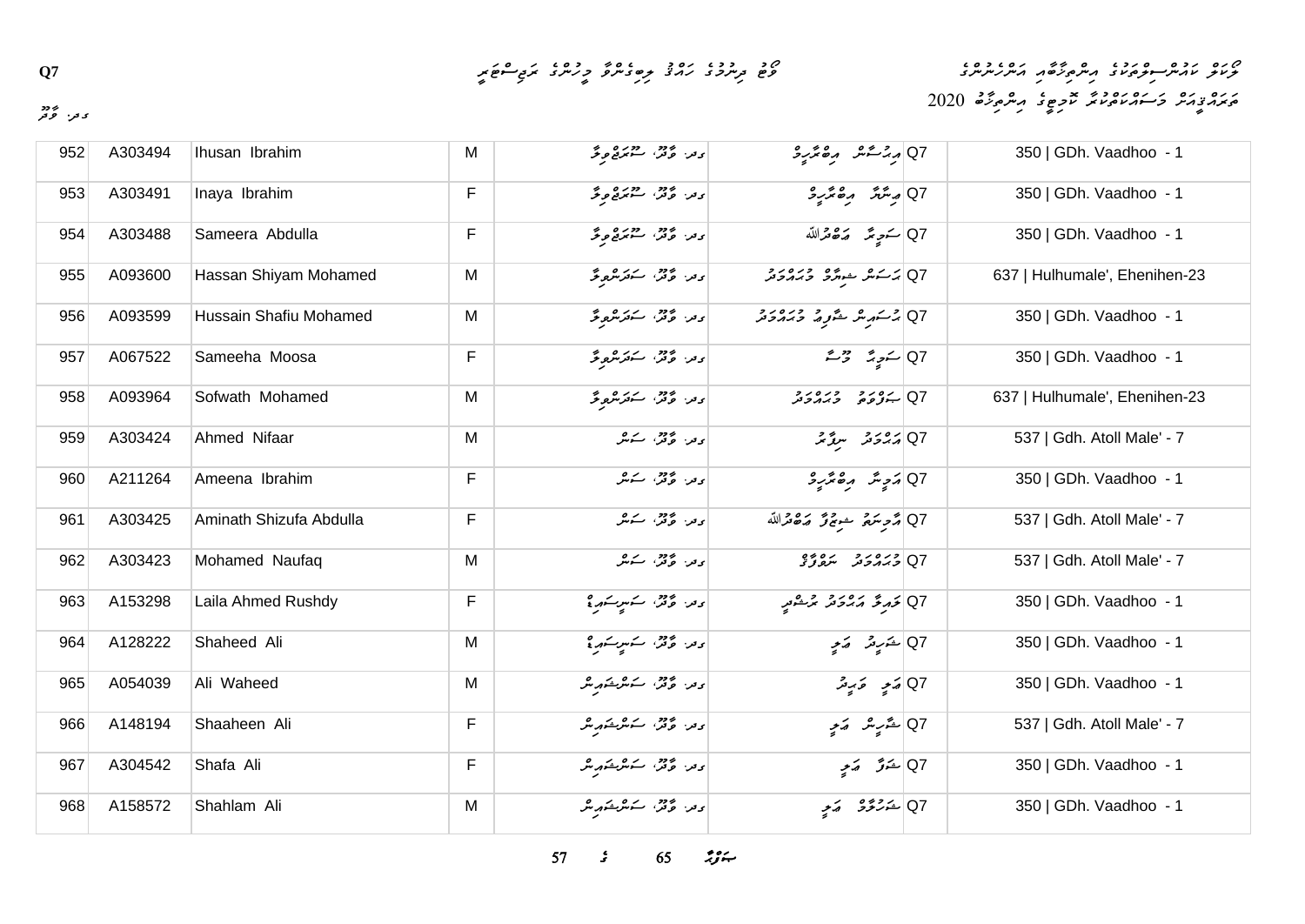| 952 | A303494 | Ihusan Ibrahim | M | ގދ. ވާދޫ، ސުނަރަވިލާ | Q7 އިހުސާން އިބްރާހީމް | 350 \| GDh. Vaadhoo - 1 |
|---|---|---|---|---|---|---|
| 953 | A303491 | Inaya Ibrahim | F | ގދ. ވާދޫ، ސުނަރަވިލާ | Q7 އިނާޔާ އިބްރާހީމް | 350 \| GDh. Vaadhoo - 1 |
| 954 | A303488 | Sameera Abdulla | F | ގދ. ވާދޫ، ސުނަރަވިލާ | Q7 ސަމީރާ އަބްދުﷲ | 350 \| GDh. Vaadhoo - 1 |
| 955 | A093600 | Hassan Shiyam Mohamed | M | ގދ. ވާދޫ، ސަރަންގިލާ | Q7 ހަސަން ޝިޔާމް މުހައްމަދު | 637 \| Hulhumale', Ehenihen-23 |
| 956 | A093599 | Hussain Shafiu Mohamed | M | ގދ. ވާދޫ، ސަރަންގިލާ | Q7 ހުސައިން ޝާފިއު މުހައްމަދު | 350 \| GDh. Vaadhoo - 1 |
| 957 | A067522 | Sameeha Moosa | F | ގދ. ވާދޫ، ސަރަންގިލާ | Q7 ސަމީހާ މޫސާ | 350 \| GDh. Vaadhoo - 1 |
| 958 | A093964 | Sofwath Mohamed | M | ގދ. ވާދޫ، ސަރަންގިލާ | Q7 ސޯފްވަތު މުހައްމަދު | 637 \| Hulhumale', Ehenihen-23 |
| 959 | A303424 | Ahmed Nifaar | M | ގދ. ވާދޫ، ސަން | Q7 އަހްމަދު ނިފާރު | 537 \| Gdh. Atoll Male' - 7 |
| 960 | A211264 | Ameena Ibrahim | F | ގދ. ވާދޫ، ސަން | Q7 އަމީނާ އިބްރާހީމް | 350 \| GDh. Vaadhoo - 1 |
| 961 | A303425 | Aminath Shizufa Abdulla | F | ގދ. ވާދޫ، ސަން | Q7 އާމިނަތު ޝިޒުފާ އަބްދުﷲ | 537 \| Gdh. Atoll Male' - 7 |
| 962 | A303423 | Mohamed Naufaq | M | ގދ. ވާދޫ، ސަން | Q7 މުހައްމަދު ނައުފަގު | 537 \| Gdh. Atoll Male' - 7 |
| 963 | A153298 | Laila Ahmed Rushdy | F | ގދ. ވާދޫ، ސަނިސަރީ | Q7 ލައިލާ އަހްމަދު ރުޝްދީ | 350 \| GDh. Vaadhoo - 1 |
| 964 | A128222 | Shaheed Ali | M | ގދ. ވާދޫ، ސަނިސަރީ | Q7 ޝަހީދު އަލި | 350 \| GDh. Vaadhoo - 1 |
| 965 | A054039 | Ali Waheed | M | ގދ. ވާދޫ، ސަންޝައިން | Q7 އަލި ވަހީދު | 350 \| GDh. Vaadhoo - 1 |
| 966 | A148194 | Shaaheen Ali | F | ގދ. ވާދޫ، ސަންޝައިން | Q7 ޝާހީން އަލި | 537 \| Gdh. Atoll Male' - 7 |
| 967 | A304542 | Shafa Ali | F | ގދ. ވާދޫ، ސަންޝައިން | Q7 ޝަފާ އަލި | 350 \| GDh. Vaadhoo - 1 |
| 968 | A158572 | Shahlam Ali | M | ގދ. ވާދޫ، ސަންޝައިން | Q7 ޝަހްލާމް އަލި | 350 \| GDh. Vaadhoo - 1 |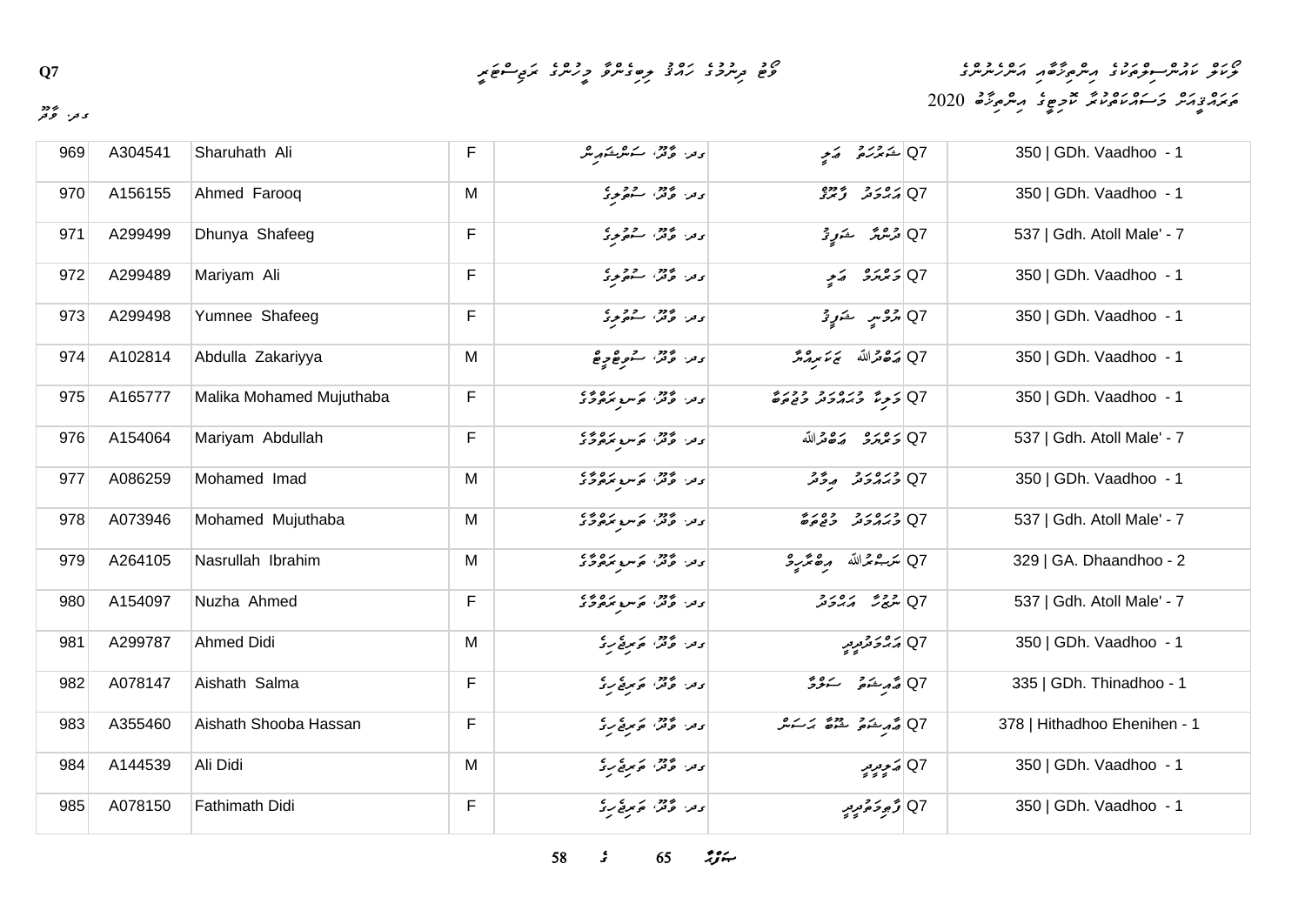| 969 | A304541 | Sharuhath Ali | F | ގދ. ވާދޫ، ސަރުޝަރިން | ޝަރުހަތު އަލި Q7 | 350 \| GDh. Vaadhoo - 1 |
|---|---|---|---|---|---|---|
| 970 | A156155 | Ahmed Farooq | M | ގދ. ވާދޫ، ސުވޯލިގެ | އަހުމަދު ފާރޫޤު Q7 | 350 \| GDh. Vaadhoo - 1 |
| 971 | A299499 | Dhunya Shafeeg | F | ގދ. ވާދޫ، ސުވޯލިގެ | ދުންޔާ ޝަފީގު Q7 | 537 \| Gdh. Atoll Male' - 7 |
| 972 | A299489 | Mariyam Ali | F | ގދ. ވާދޫ، ސުވޯލިގެ | މަރިޔަމް އަލި Q7 | 350 \| GDh. Vaadhoo - 1 |
| 973 | A299498 | Yumnee Shafeeg | F | ގދ. ވާދޫ، ސުވޯލިގެ | ޔުމްނީ ޝަފީގު Q7 | 350 \| GDh. Vaadhoo - 1 |
| 974 | A102814 | Abdulla Zakariyya | M | ގދ. ވާދޫ، ސުލިބިލިޖ | އަބްދުاللهޒަކަރިއްޔާ Q7 | 350 \| GDh. Vaadhoo - 1 |
| 975 | A165777 | Malika Mohamed Mujuthaba | F | ގދ. ވާދޫ، ހަސަރުގަލާގެ | މާލިކާ މުހައްމަދު މުޖުތަބާ Q7 | 350 \| GDh. Vaadhoo - 1 |
| 976 | A154064 | Mariyam Abdullah | F | ގދ. ވާދޫ، ހަސަރުގަލާގެ | މަރިޔަމް އަބްދުاللهQ7 | 537 \| Gdh. Atoll Male' - 7 |
| 977 | A086259 | Mohamed Imad | M | ގދ. ވާދޫ، ހަސަރުގަލާގެ | މުހައްމަދު އިމާދު Q7 | 350 \| GDh. Vaadhoo - 1 |
| 978 | A073946 | Mohamed Mujuthaba | M | ގދ. ވާދޫ، ހަސަރުގަލާގެ | މުހައްމަދު މުޖުތަބާ Q7 | 537 \| Gdh. Atoll Male' - 7 |
| 979 | A264105 | Nasrullah Ibrahim | M | ގދ. ވާދޫ، ހަސަރުގަލާގެ | ނަސްރުاللهއިބްރާހީމް Q7 | 329 \| GA. Dhaandhoo - 2 |
| 980 | A154097 | Nuzha Ahmed | F | ގދ. ވާދޫ، ހަސަރުގަލާގެ | ނުޒްހާ އަހުމަދު Q7 | 537 \| Gdh. Atoll Male' - 7 |
| 981 | A299787 | Ahmed Didi | M | ގދ. ވާދޫ، ހަރިޖްގެ | އަހުމަދުދީދީ Q7 | 350 \| GDh. Vaadhoo - 1 |
| 982 | A078147 | Aishath Salma | F | ގދ. ވާދޫ، ހަރިޖްގެ | އާއިޝަތު ސަލްމާ Q7 | 335 \| GDh. Thinadhoo - 1 |
| 983 | A355460 | Aishath Shooba Hassan | F | ގދ. ވާދޫ، ހަރިޖްގެ | އާއިޝަތު ޝޫބާ ހަސަން Q7 | 378 \| Hithadhoo Ehenihen - 1 |
| 984 | A144539 | Ali Didi | M | ގދ. ވާދޫ، ހަރިޖްގެ | އަލިދީދީ Q7 | 350 \| GDh. Vaadhoo - 1 |
| 985 | A078150 | Fathimath Didi | F | ގދ. ވާދޫ، ހަރިޖްގެ | ފާތިމަތުދީދީ Q7 | 350 \| GDh. Vaadhoo - 1 |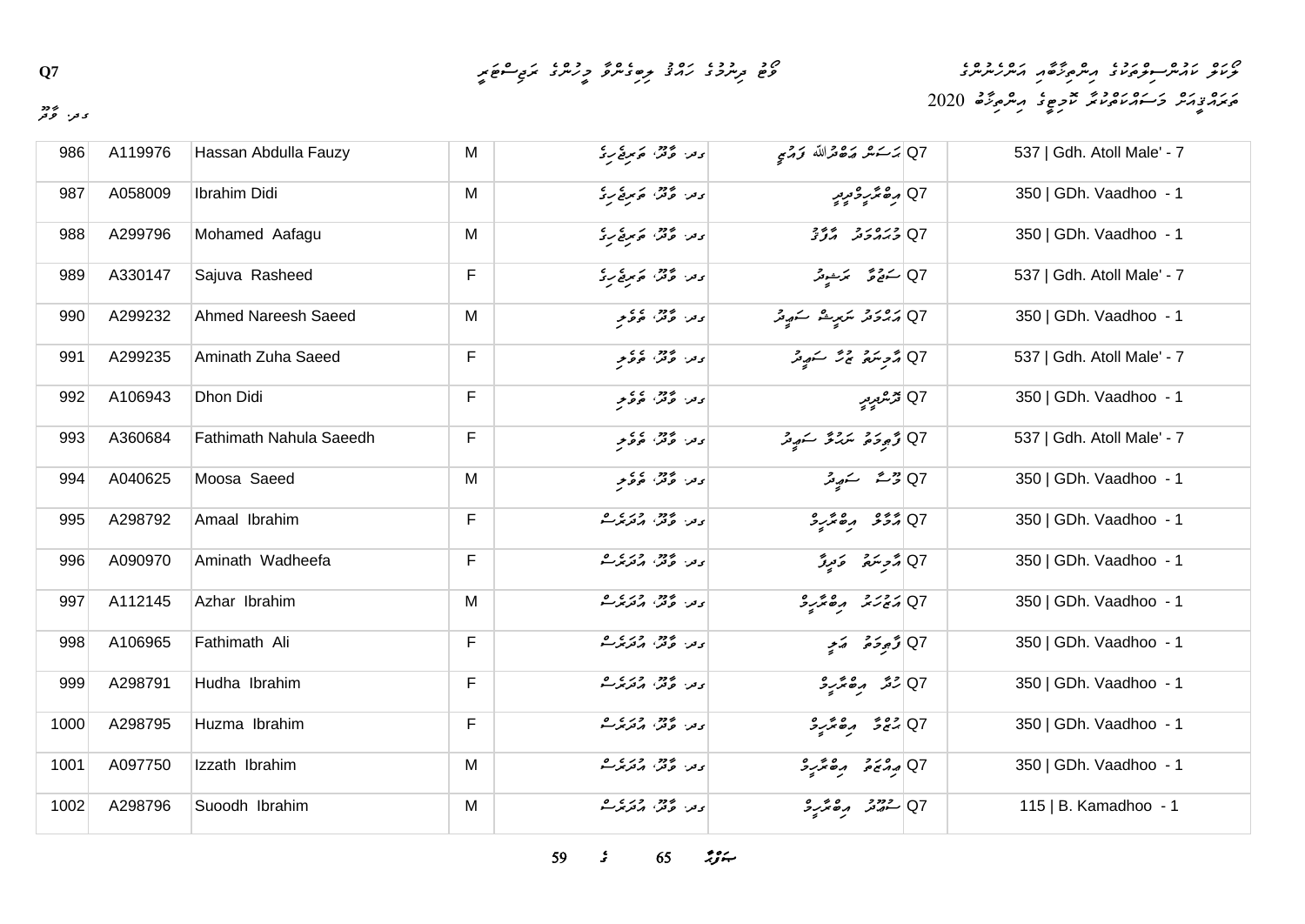| 986 | A119976 | Hassan Abdulla Fauzy | M | ގދ. ވާދޫ، ތަރިޔާގެ | ޙަސަން ޢަބްދުﷲ ފައުޒީ Q7 | 537 \| Gdh. Atoll Male' - 7 |
|---|---|---|---|---|---|---|
| 987 | A058009 | Ibrahim Didi | M | ގދ. ވާދޫ، ތަރިޔާގެ | އިބްރާހީމްދީދީ Q7 | 350 \| GDh. Vaadhoo - 1 |
| 988 | A299796 | Mohamed Aafagu | M | ގދ. ވާދޫ، ތަރިޔާގެ | މުޙައްމަދު އާފަގު Q7 | 350 \| GDh. Vaadhoo - 1 |
| 989 | A330147 | Sajuva Rasheed | F | ގދ. ވާދޫ، ތަރިޔާގެ | ސަޖުވާ ރަޝީދު Q7 | 537 \| Gdh. Atoll Male' - 7 |
| 990 | A299232 | Ahmed Nareesh Saeed | M | ގދ. ވާދޫ، ތޯތާގެ | އަޙްމަދު ނަރީޝް ސަޢީދު Q7 | 350 \| GDh. Vaadhoo - 1 |
| 991 | A299235 | Aminath Zuha Saeed | F | ގދ. ވާދޫ، ތޯތާގެ | އާމިނަތު ޒުހާ ސަޢީދު Q7 | 537 \| Gdh. Atoll Male' - 7 |
| 992 | A106943 | Dhon Didi | F | ގދ. ވާދޫ، ތޯތާގެ | ދޮންދީދީ Q7 | 350 \| GDh. Vaadhoo - 1 |
| 993 | A360684 | Fathimath Nahula Saeedh | F | ގދ. ވާދޫ، ތޯތާގެ | ފާތިމަތު ނަހުލާ ސަޢީދު Q7 | 537 \| Gdh. Atoll Male' - 7 |
| 994 | A040625 | Moosa Saeed | M | ގދ. ވާދޫ، ތޯތާގެ | މޫސާ ސަޢީދު Q7 | 350 \| GDh. Vaadhoo - 1 |
| 995 | A298792 | Amaal Ibrahim | F | ގދ. ވާދޫ، އުދަރަސް | އަމާލް އިބްރާހީމް Q7 | 350 \| GDh. Vaadhoo - 1 |
| 996 | A090970 | Aminath Wadheefa | F | ގދ. ވާދޫ، އުދަރަސް | އާމިނަތު ވަދީފާ Q7 | 350 \| GDh. Vaadhoo - 1 |
| 997 | A112145 | Azhar Ibrahim | M | ގދ. ވާދޫ، އުދަރަސް | އަޒުހަރު އިބްރާހީމް Q7 | 350 \| GDh. Vaadhoo - 1 |
| 998 | A106965 | Fathimath Ali | F | ގދ. ވާދޫ، އުދަރަސް | ފާތިމަތު އަލީ Q7 | 350 \| GDh. Vaadhoo - 1 |
| 999 | A298791 | Hudha Ibrahim | F | ގދ. ވާދޫ، އުދަރަސް | ހުދާ އިބްރާހީމް Q7 | 350 \| GDh. Vaadhoo - 1 |
| 1000 | A298795 | Huzma Ibrahim | F | ގދ. ވާދޫ، އުދަރަސް | ހުޒްމާ އިބްރާހީމް Q7 | 350 \| GDh. Vaadhoo - 1 |
| 1001 | A097750 | Izzath Ibrahim | M | ގދ. ވާދޫ، އުދަރަސް | އިއްޒަތު އިބްރާހީމް Q7 | 350 \| GDh. Vaadhoo - 1 |
| 1002 | A298796 | Suoodh Ibrahim | M | ގދ. ވާދޫ، އުދަރަސް | ސުޢޫދު އިބްރާހީމް Q7 | 115 \| B. Kamadhoo - 1 |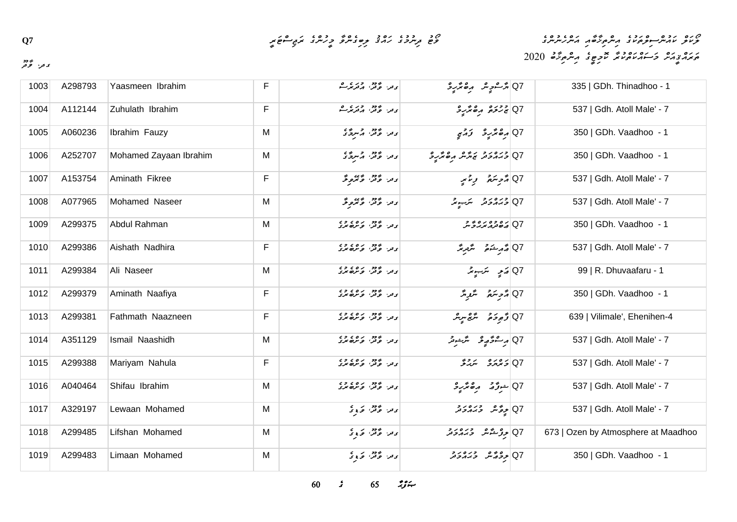| 1003 | A298793 | Yaasmeen Ibrahim | F | ގދ. ވާދޫ، އުދަރެސް | Q7 ޔާސްމީން އިބްރާހީމް | 335 \| GDh. Thinadhoo - 1 |
|---|---|---|---|---|---|---|
| 1004 | A112144 | Zuhulath Ibrahim | F | ގދ. ވާދޫ، އުދަރެސް | Q7 ޒުހުލަތު އިބްރާހީމް | 537 \| Gdh. Atoll Male' - 7 |
| 1005 | A060236 | Ibrahim Fauzy | M | ގދ. ވާދޫ، އުސްރާގެ | Q7 އިބްރާހީމް ފައުޒީ | 350 \| GDh. Vaadhoo - 1 |
| 1006 | A252707 | Mohamed Zayaan Ibrahim | M | ގދ. ވާދޫ، އުސްރާގެ | Q7 މުޙައްމަދު ޒަޔާން އިބްރާހީމް | 350 \| GDh. Vaadhoo - 1 |
| 1007 | A153754 | Aminath Fikree | F | ގދ. ވާދޫ، ވާރޭވާ | Q7 އާމިނަތު ފިކްރީ | 537 \| Gdh. Atoll Male' - 7 |
| 1008 | A077965 | Mohamed Naseer | M | ގދ. ވާދޫ، ވާރޭވާ | Q7 މުޙައްމަދު ނަސީރު | 537 \| Gdh. Atoll Male' - 7 |
| 1009 | A299375 | Abdul Rahman | M | ގދ. ވާދޫ، ވަރުދުބަގު | Q7 އަބްދުއްރަޙްމާން | 350 \| GDh. Vaadhoo - 1 |
| 1010 | A299386 | Aishath Nadhira | F | ގދ. ވާދޫ، ވަރުދުބަގު | Q7 އާއިޝަތު ނާދިރާ | 537 \| Gdh. Atoll Male' - 7 |
| 1011 | A299384 | Ali Naseer | M | ގދ. ވާދޫ، ވަރުދުބަގު | Q7 އަލި ނަސީރު | 99 \| R. Dhuvaafaru - 1 |
| 1012 | A299379 | Aminath Naafiya | F | ގދ. ވާދޫ، ވަރުދުބަގު | Q7 އާމިނަތު ނާފިޔާ | 350 \| GDh. Vaadhoo - 1 |
| 1013 | A299381 | Fathmath Naazneen | F | ގދ. ވާދޫ، ވަރުދުބަގު | Q7 ފާތިމަތު ނާޒްނީން | 639 \| Vilimale', Ehenihen-4 |
| 1014 | A351129 | Ismail Naashidh | M | ގދ. ވާދޫ، ވަރުދުބަގު | Q7 އިސްމާޢީލް ނާޝިދު | 537 \| Gdh. Atoll Male' - 7 |
| 1015 | A299388 | Mariyam Nahula | F | ގދ. ވާދޫ، ވަރުދުބަގު | Q7 މަރިޔަމް ނަހުލާ | 537 \| Gdh. Atoll Male' - 7 |
| 1016 | A040464 | Shifau Ibrahim | M | ގދ. ވާދޫ، ވަރުދުބަގު | Q7 ޝިފާއު އިބްރާހީމް | 537 \| Gdh. Atoll Male' - 7 |
| 1017 | A329197 | Lewaan Mohamed | M | ގދ. ވާދޫ، ވަޅުގެ | Q7 ލިވާން މުޙައްމަދު | 537 \| Gdh. Atoll Male' - 7 |
| 1018 | A299485 | Lifshan Mohamed | M | ގދ. ވާދޫ، ވަޅުގެ | Q7 ލިފްޝާން މުޙައްމަދު | 673 \| Ozen by Atmosphere at Maadhoo |
| 1019 | A299483 | Limaan Mohamed | M | ގދ. ވާދޫ، ވަޅުގެ | Q7 ލިމާން މުޙައްމަދު | 350 \| GDh. Vaadhoo - 1 |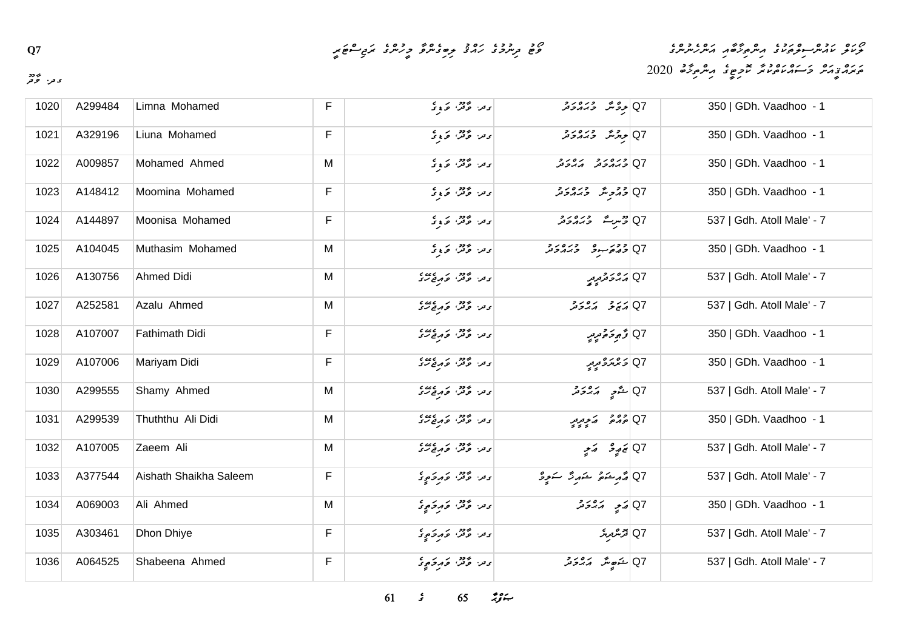| 1020 | A299484 | Limna Mohamed | F | ގދ. ވާދޫ، ވަވީގެ | Q7 ލިމްނާ މުހައްމަދު | 350 \| GDh. Vaadhoo - 1 |
|---|---|---|---|---|---|---|
| 1021 | A329196 | Liuna Mohamed | F | ގދ. ވާދޫ، ވަވީގެ | Q7 ލިއުނާ މުހައްމަދު | 350 \| GDh. Vaadhoo - 1 |
| 1022 | A009857 | Mohamed Ahmed | M | ގދ. ވާދޫ، ވަވީގެ | Q7 މުހައްމަދު އަހްމަދު | 350 \| GDh. Vaadhoo - 1 |
| 1023 | A148412 | Moomina Mohamed | F | ގދ. ވާދޫ، ވަވީގެ | Q7 މޫމިނާ މުހައްމަދު | 350 \| GDh. Vaadhoo - 1 |
| 1024 | A144897 | Moonisa Mohamed | F | ގދ. ވާދޫ، ވަވީގެ | Q7 މޫނިސާ މުހައްމަދު | 537 \| Gdh. Atoll Male' - 7 |
| 1025 | A104045 | Muthasim Mohamed | M | ގދ. ވާދޫ، ވަވީގެ | Q7 މުޢުތަސިމް މުހައްމަދު | 350 \| GDh. Vaadhoo - 1 |
| 1026 | A130756 | Ahmed Didi | M | ގދ. ވާދޫ، ވައިޖެހޭގެ | Q7 އަހްމަދުދީދީ | 537 \| Gdh. Atoll Male' - 7 |
| 1027 | A252581 | Azalu Ahmed | M | ގދ. ވާދޫ، ވައިޖެހޭގެ | Q7 އަޒަލް އަހްމަދު | 537 \| Gdh. Atoll Male' - 7 |
| 1028 | A107007 | Fathimath Didi | F | ގދ. ވާދޫ، ވައިޖެހޭގެ | Q7 ފާތިމަތުދީދީ | 350 \| GDh. Vaadhoo - 1 |
| 1029 | A107006 | Mariyam Didi | F | ގދ. ވާދޫ، ވައިޖެހޭގެ | Q7 މަރިޔަމްދީދީ | 350 \| GDh. Vaadhoo - 1 |
| 1030 | A299555 | Shamy Ahmed | M | ގދ. ވާދޫ، ވައިޖެހޭގެ | Q7 ޝާމީ އަހްމަދު | 537 \| Gdh. Atoll Male' - 7 |
| 1031 | A299539 | Thuththu Ali Didi | M | ގދ. ވާދޫ، ވައިޖެހޭގެ | Q7 ތުއްތު އަލިދީދީ | 350 \| GDh. Vaadhoo - 1 |
| 1032 | A107005 | Zaeem Ali | M | ގދ. ވާދޫ، ވައިޖެހޭގެ | Q7 ޒަޢީމް އަލި | 537 \| Gdh. Atoll Male' - 7 |
| 1033 | A377544 | Aishath Shaikha Saleem | F | ގދ. ވާދޫ، ވައިމަތީގެ | Q7 އާއިޝަތު ޝައިޚާ ސަލީމް | 537 \| Gdh. Atoll Male' - 7 |
| 1034 | A069003 | Ali Ahmed | M | ގދ. ވާދޫ، ވައިމަތީގެ | Q7 އަލި އަހްމަދު | 350 \| GDh. Vaadhoo - 1 |
| 1035 | A303461 | Dhon Dhiye | F | ގދ. ވާދޫ، ވައިމަތީގެ | Q7 ދޮންދިޔެ | 537 \| Gdh. Atoll Male' - 7 |
| 1036 | A064525 | Shabeena Ahmed | F | ގދ. ވާދޫ، ވައިމަތީގެ | Q7 ޝަބީނާ އަހްމަދު | 537 \| Gdh. Atoll Male' - 7 |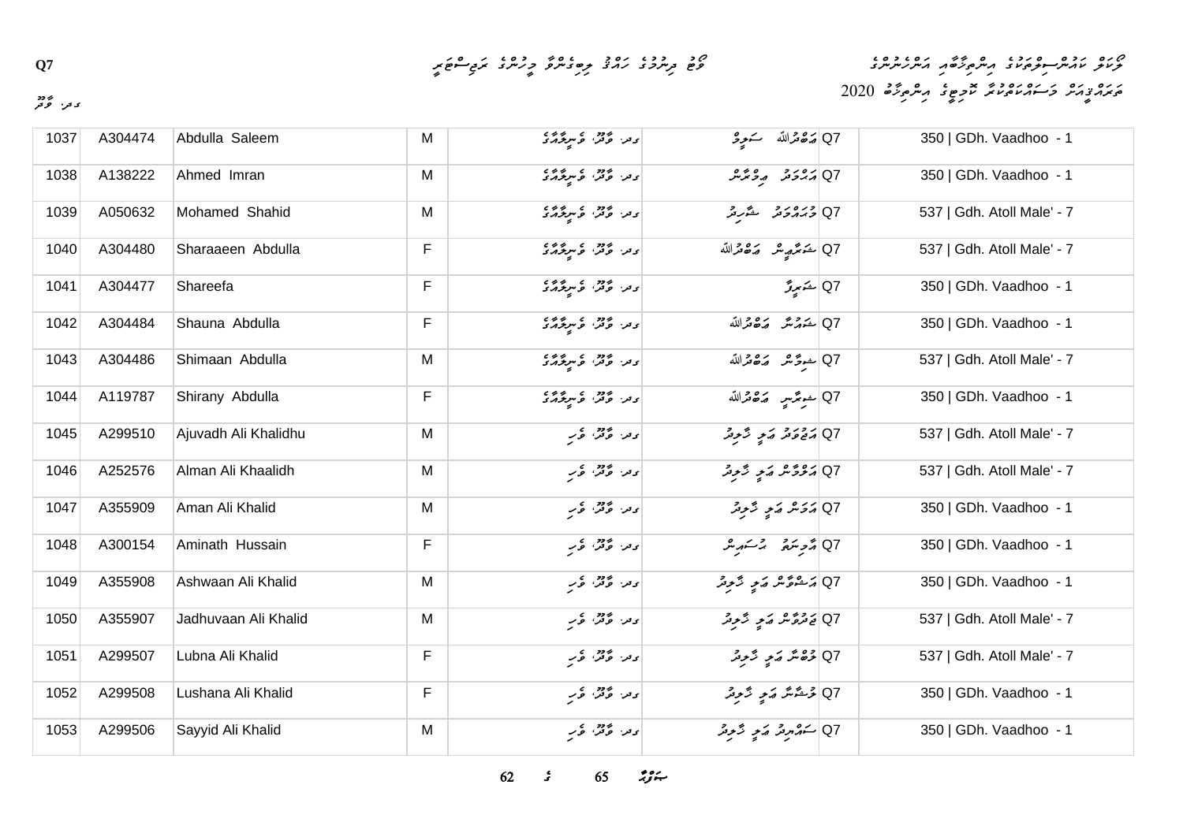| 1037 | A304474 | Abdulla Saleem | M | ގދ. ވާދޫ، ވަނިލާމާގެ | އަބްދުﷲ ސަލީމް Q7 | 350 \| GDh. Vaadhoo - 1 |
|---|---|---|---|---|---|---|
| 1038 | A138222 | Ahmed Imran | M | ގދ. ވާދޫ، ވަނިލާމާގެ | އަހުމަދު އިމްރާން Q7 | 350 \| GDh. Vaadhoo - 1 |
| 1039 | A050632 | Mohamed Shahid | M | ގދ. ވާދޫ، ވަނިލާމާގެ | މުހައްމަދު ޝާހިދު Q7 | 537 \| Gdh. Atoll Male' - 7 |
| 1040 | A304480 | Sharaaeen Abdulla | F | ގދ. ވާދޫ، ވަނިލާމާގެ | ޝަރާއީން އަބްދުﷲ Q7 | 537 \| Gdh. Atoll Male' - 7 |
| 1041 | A304477 | Shareefa | F | ގދ. ވާދޫ، ވަނިލާމާގެ | ޝަރީފާ Q7 | 350 \| GDh. Vaadhoo - 1 |
| 1042 | A304484 | Shauna Abdulla | F | ގދ. ވާދޫ، ވަނިލާމާގެ | ޝައުނާ އަބްދުﷲ Q7 | 350 \| GDh. Vaadhoo - 1 |
| 1043 | A304486 | Shimaan Abdulla | M | ގދ. ވާދޫ، ވަނިލާމާގެ | ޝިމާން އަބްދުﷲ Q7 | 537 \| Gdh. Atoll Male' - 7 |
| 1044 | A119787 | Shirany Abdulla | F | ގދ. ވާދޫ، ވަނިލާމާގެ | ޝިރާނީ އަބްދުﷲ Q7 | 350 \| GDh. Vaadhoo - 1 |
| 1045 | A299510 | Ajuvadh Ali Khalidhu | M | ގދ. ވާދޫ، ވަލި | އަޖުވަދު އަލި ހާލިދު Q7 | 537 \| Gdh. Atoll Male' - 7 |
| 1046 | A252576 | Alman Ali Khaalidh | M | ގދ. ވާދޫ، ވަލި | އަލްމާން އަލި ހާލިދު Q7 | 537 \| Gdh. Atoll Male' - 7 |
| 1047 | A355909 | Aman Ali Khalid | M | ގދ. ވާދޫ، ވަލި | އަމަން އަލި ހާލިދު Q7 | 350 \| GDh. Vaadhoo - 1 |
| 1048 | A300154 | Aminath Hussain | F | ގދ. ވާދޫ، ވަލި | އާމިނަތު ހުސައިން Q7 | 350 \| GDh. Vaadhoo - 1 |
| 1049 | A355908 | Ashwaan Ali Khalid | M | ގދ. ވާދޫ، ވަލި | އަޝްވާން އަލި ހާލިދު Q7 | 350 \| GDh. Vaadhoo - 1 |
| 1050 | A355907 | Jadhuvaan Ali Khalid | M | ގދ. ވާދޫ، ވަލި | ޖަދުވާން އަލި ހާލިދު Q7 | 537 \| Gdh. Atoll Male' - 7 |
| 1051 | A299507 | Lubna Ali Khalid | F | ގދ. ވާދޫ، ވަލި | ލުބުނާ އަލި ހާލިދު Q7 | 537 \| Gdh. Atoll Male' - 7 |
| 1052 | A299508 | Lushana Ali Khalid | F | ގދ. ވާދޫ، ވަލި | ލުޝާނާ އަލި ހާލިދު Q7 | 350 \| GDh. Vaadhoo - 1 |
| 1053 | A299506 | Sayyid Ali Khalid | M | ގދ. ވާދޫ، ވަލި | ސައްޔިދު އަލި ހާލިދު Q7 | 350 \| GDh. Vaadhoo - 1 |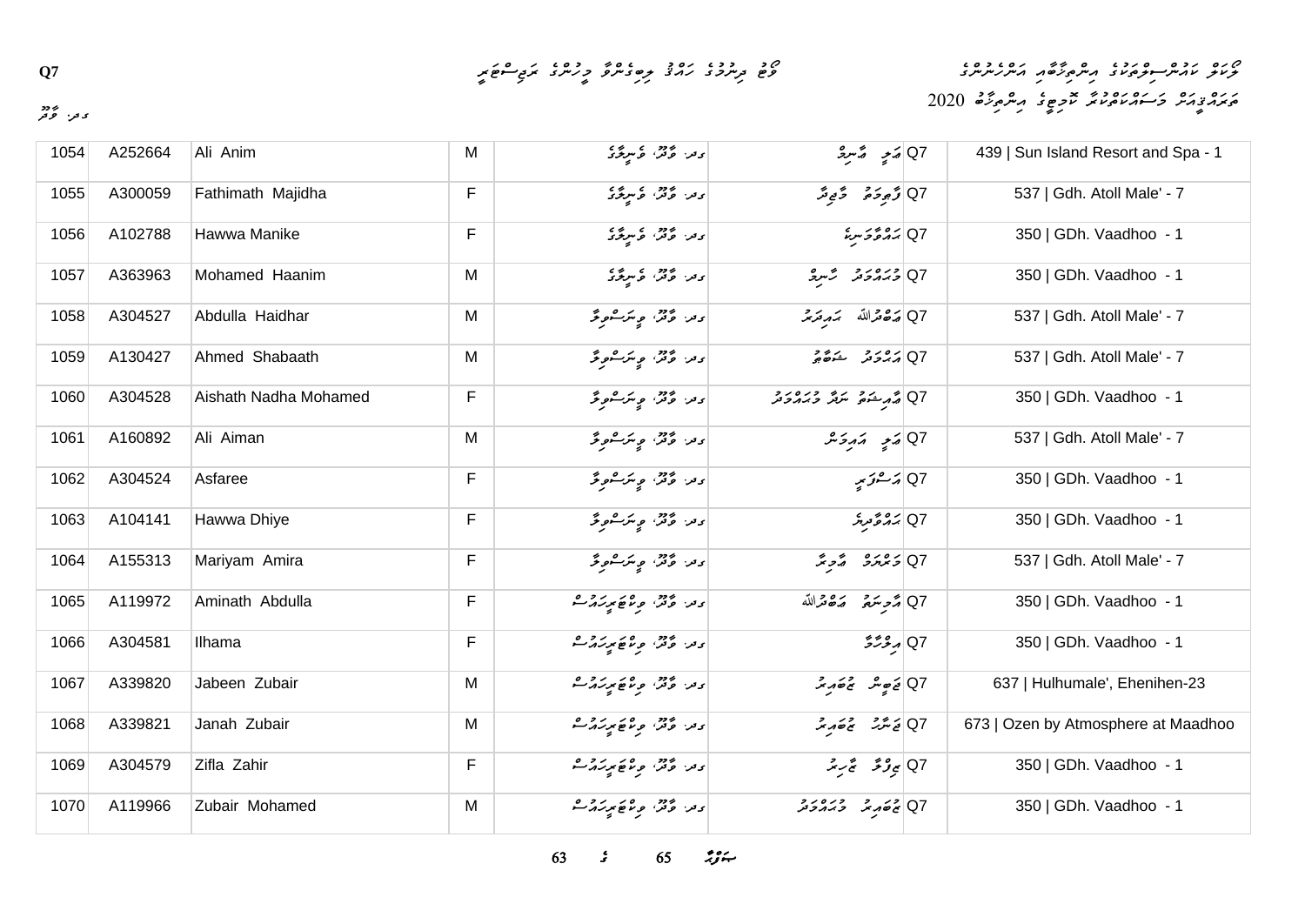| 1054 | A252664 | Ali Anim | M | ގދ. ވާދޫ، ވަނިލާގެ | އަލީ އާނިމް | Q7 | 439 \| Sun Island Resort and Spa - 1 |
|---|---|---|---|---|---|---|---|
| 1055 | A300059 | Fathimath Majidha | F | ގދ. ވާދޫ، ވަނިލާގެ | ފާތިމަތު މާޖިދާ | Q7 | 537 \| Gdh. Atoll Male' - 7 |
| 1056 | A102788 | Hawwa Manike | F | ގދ. ވާދޫ، ވަނިލާގެ | ހައްވާމަނިކެ | Q7 | 350 \| GDh. Vaadhoo - 1 |
| 1057 | A363963 | Mohamed Haanim | M | ގދ. ވާދޫ، ވަނިލާގެ | މުހައްމަދު ހާނިމް | Q7 | 350 \| GDh. Vaadhoo - 1 |
| 1058 | A304527 | Abdulla Haidhar | M | ގދ. ވާދޫ، ވިނަސްޓުލާ | އަބްދުﷲ ހައިދަރު | Q7 | 537 \| Gdh. Atoll Male' - 7 |
| 1059 | A130427 | Ahmed Shabaath | M | ގދ. ވާދޫ، ވިނަސްޓުލާ | އަހްމަދު ޝަބާތު | Q7 | 537 \| Gdh. Atoll Male' - 7 |
| 1060 | A304528 | Aishath Nadha Mohamed | F | ގދ. ވާދޫ، ވިނަސްޓުލާ | އާއިޝަތު ނަދާ މުހައްމަދު | Q7 | 350 \| GDh. Vaadhoo - 1 |
| 1061 | A160892 | Ali Aiman | M | ގދ. ވާދޫ، ވިނަސްޓުލާ | އަލީ އައިމަން | Q7 | 537 \| Gdh. Atoll Male' - 7 |
| 1062 | A304524 | Asfaree | F | ގދ. ވާދޫ، ވިނަސްޓުލާ | އަސްފަރީ | Q7 | 350 \| GDh. Vaadhoo - 1 |
| 1063 | A104141 | Hawwa Dhiye | F | ގދ. ވާދޫ، ވިނަސްޓުލާ | ހައްވާދިޔެ | Q7 | 350 \| GDh. Vaadhoo - 1 |
| 1064 | A155313 | Mariyam Amira | F | ގދ. ވާދޫ، ވިނަސްޓުލާ | މަރިޔަމް އާމިރާ | Q7 | 537 \| Gdh. Atoll Male' - 7 |
| 1065 | A119972 | Aminath Abdulla | F | ގދ. ވާދޫ، ވިލާޒިރިހައުސް | އާމިނަތު އަބްދުﷲ | Q7 | 350 \| GDh. Vaadhoo - 1 |
| 1066 | A304581 | Ilhama | F | ގދ. ވާދޫ، ވިލާޒިރިހައުސް | އިލްހާމާ | Q7 | 350 \| GDh. Vaadhoo - 1 |
| 1067 | A339820 | Jabeen Zubair | M | ގދ. ވާދޫ، ވިލާޒިރިހައުސް | ޖަބީން ޒުބައިރު | Q7 | 637 \| Hulhumale', Ehenihen-23 |
| 1068 | A339821 | Janah Zubair | M | ގދ. ވާދޫ، ވިލާޒިރިހައުސް | ޖަނާހު ޒުބައިރު | Q7 | 673 \| Ozen by Atmosphere at Maadhoo |
| 1069 | A304579 | Zifla Zahir | F | ގދ. ވާދޫ، ވިލާޒިރިހައުސް | ޒިފްލާ ޒާހިރު | Q7 | 350 \| GDh. Vaadhoo - 1 |
| 1070 | A119966 | Zubair Mohamed | M | ގދ. ވާދޫ، ވިލާޒިރިހައުސް | ޒުބައިރު މުހައްމަދު | Q7 | 350 \| GDh. Vaadhoo - 1 |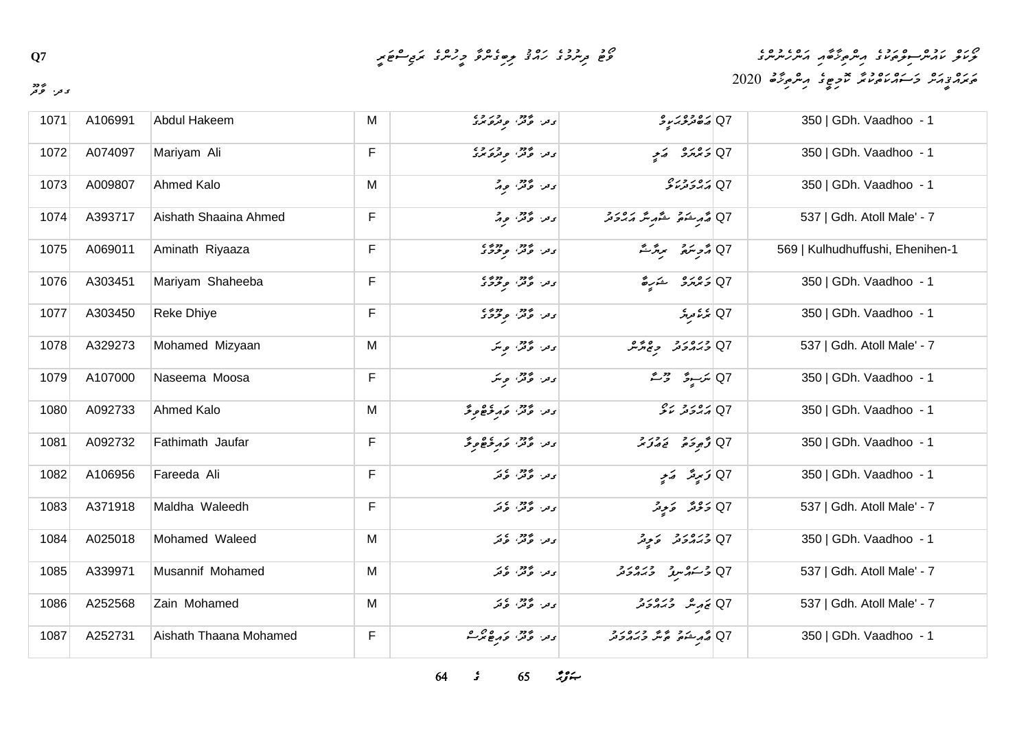| 1071 | A106991 | Abdul Hakeem | M | ގދ. ވާދޫ، ވިދުވަރުގެ | ޢަބްދުލްޙަކީމް Q7 | 350 \| GDh. Vaadhoo - 1 |
|---|---|---|---|---|---|---|
| 1072 | A074097 | Mariyam Ali | F | ގދ. ވާދޫ، ވިދުވަރުގެ | މަރިޔަމް ޢަލީ Q7 | 350 \| GDh. Vaadhoo - 1 |
| 1073 | A009807 | Ahmed Kalo | M | ގދ. ވާދޫ، ވިޢު | އަޙްމަދުކަލޯ Q7 | 350 \| GDh. Vaadhoo - 1 |
| 1074 | A393717 | Aishath Shaaina Ahmed | F | ގދ. ވާދޫ، ވިޢު | އާއިޝަތު ޝާއިނާ އަޙްމަދު Q7 | 537 \| Gdh. Atoll Male' - 7 |
| 1075 | A069011 | Aminath Riyaaza | F | ގދ. ވާދޫ، ވިލުފުގެ | އާމިނަތު ރިޔާޒާ Q7 | 569 \| Kulhudhuffushi, Ehenihen-1 |
| 1076 | A303451 | Mariyam Shaheeba | F | ގދ. ވާދޫ، ވިލުފުގެ | މަރިޔަމް ޝަހީބާ Q7 | 350 \| GDh. Vaadhoo - 1 |
| 1077 | A303450 | Reke Dhiye | F | ގދ. ވާދޫ، ވިލުފުގެ | ރެކެދިޔެ Q7 | 350 \| GDh. Vaadhoo - 1 |
| 1078 | A329273 | Mohamed Mizyaan | M | ގދ. ވާދޫ، ވިނަ | މުޙައްމަދު މިޒްޔާން Q7 | 537 \| Gdh. Atoll Male' - 7 |
| 1079 | A107000 | Naseema Moosa | F | ގދ. ވާދޫ، ވިނަ | ނަސީމާ މޫސާ Q7 | 350 \| GDh. Vaadhoo - 1 |
| 1080 | A092733 | Ahmed Kalo | M | ގދ. ވާދޫ، ވައިލްޑްވިލާ | އަޙްމަދު ކަލޯ Q7 | 350 \| GDh. Vaadhoo - 1 |
| 1081 | A092732 | Fathimath Jaufar | F | ގދ. ވާދޫ، ވައިލްޑްވިލާ | ފާތިމަތު ޖައުފަރު Q7 | 350 \| GDh. Vaadhoo - 1 |
| 1082 | A106956 | Fareeda Ali | F | ގދ. ވާދޫ، ވެރަ | ފަރީދާ ޢަލީ Q7 | 350 \| GDh. Vaadhoo - 1 |
| 1083 | A371918 | Maldha Waleedh | F | ގދ. ވާދޫ، ވެރަ | މަލްދާ ވަލީދު Q7 | 537 \| Gdh. Atoll Male' - 7 |
| 1084 | A025018 | Mohamed Waleed | M | ގދ. ވާދޫ، ވެރަ | މުޙައްމަދު ވަލީދު Q7 | 350 \| GDh. Vaadhoo - 1 |
| 1085 | A339971 | Musannif Mohamed | M | ގދ. ވާދޫ، ވެރަ | މުސައްނިފް މުޙައްމަދު Q7 | 537 \| Gdh. Atoll Male' - 7 |
| 1086 | A252568 | Zain Mohamed | M | ގދ. ވާދޫ، ވެރަ | ޒައިން މުޙައްމަދު Q7 | 537 \| Gdh. Atoll Male' - 7 |
| 1087 | A252731 | Aishath Thaana Mohamed | F | ގދ. ވާދޫ، ވައިޓްރޯސް | އާއިޝަތު ތާނާ މުޙައްމަދު Q7 | 350 \| GDh. Vaadhoo - 1 |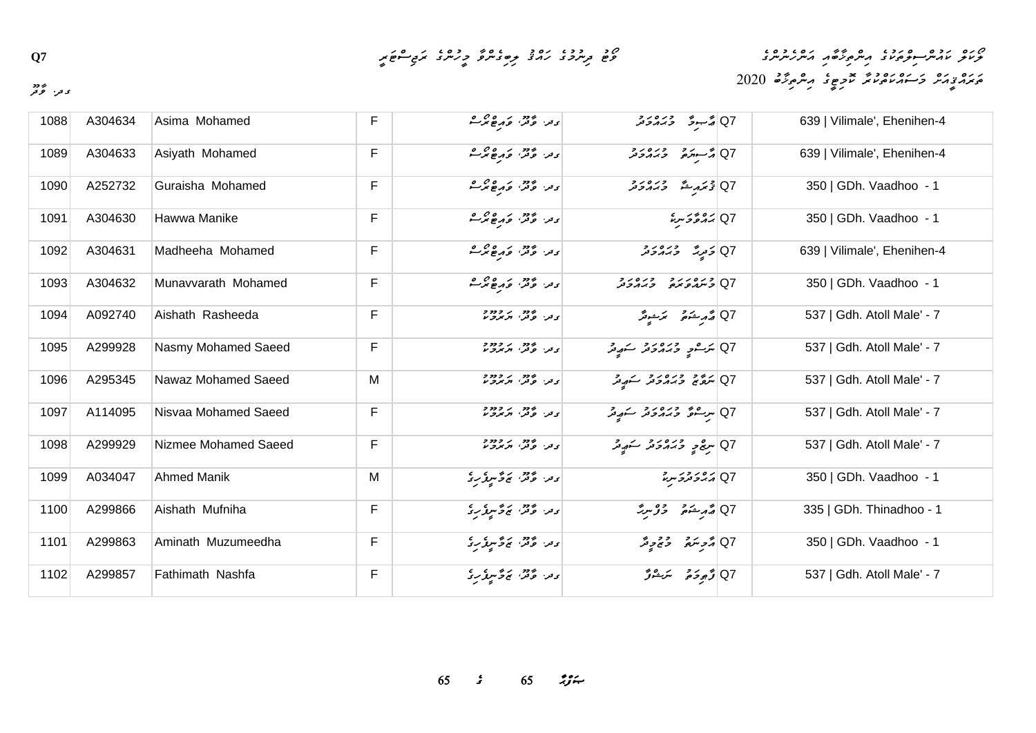| | | | | | | |
|---|---|---|---|---|---|---|
| 1088 | A304634 | Asima Mohamed | F | ގދ. ވާދޫ، ވައިޓްރޯސް | Q7 އާސިމާ މުހައްމަދު | 639 \| Vilimale', Ehenihen-4 |
| 1089 | A304633 | Asiyath Mohamed | F | ގދ. ވާދޫ، ވައިޓްރޯސް | Q7 އާސިޔަތު މުހައްމަދު | 639 \| Vilimale', Ehenihen-4 |
| 1090 | A252732 | Guraisha Mohamed | F | ގދ. ވާދޫ، ވައިޓްރޯސް | Q7 ގުރައިޝާ މުހައްމަދު | 350 \| GDh. Vaadhoo - 1 |
| 1091 | A304630 | Hawwa Manike | F | ގދ. ވާދޫ، ވައިޓްރޯސް | Q7 ހައްވާމަނިކެ | 350 \| GDh. Vaadhoo - 1 |
| 1092 | A304631 | Madheeha Mohamed | F | ގދ. ވާދޫ، ވައިޓްރޯސް | Q7 މަދީހާ މުހައްމަދު | 639 \| Vilimale', Ehenihen-4 |
| 1093 | A304632 | Munavvarath Mohamed | F | ގދ. ވާދޫ، ވައިޓްރޯސް | Q7 މުނައްވަރަތު މުހައްމަދު | 350 \| GDh. Vaadhoo - 1 |
| 1094 | A092740 | Aishath Rasheeda | F | ގދ. ވާދޫ، ނަރުގިސް | Q7 އާއިޝަތު ރަޝީދާ | 537 \| Gdh. Atoll Male' - 7 |
| 1095 | A299928 | Nasmy Mohamed Saeed | F | ގދ. ވާދޫ، ނަރުގިސް | Q7 ނަސްމީ މުހައްމަދު ސައީދު | 537 \| Gdh. Atoll Male' - 7 |
| 1096 | A295345 | Nawaz Mohamed Saeed | M | ގދ. ވާދޫ، ނަރުގިސް | Q7 ނަވާޒު މުހައްމަދު ސައީދު | 537 \| Gdh. Atoll Male' - 7 |
| 1097 | A114095 | Nisvaa Mohamed Saeed | F | ގދ. ވާދޫ، ނަރުގިސް | Q7 ނިސްވާ މުހައްމަދު ސައީދު | 537 \| Gdh. Atoll Male' - 7 |
| 1098 | A299929 | Nizmee Mohamed Saeed | F | ގދ. ވާދޫ، ނަރުގިސް | Q7 ނިޒްމީ މުހައްމަދު ސައީދު | 537 \| Gdh. Atoll Male' - 7 |
| 1099 | A034047 | Ahmed Manik | M | ގދ. ވާދޫ، ޖަމާލިވިލާ | Q7 އަހުމަދުމަނިކު | 350 \| GDh. Vaadhoo - 1 |
| 1100 | A299866 | Aishath Mufniha | F | ގދ. ވާދޫ، ޖަމާލިވިލާ | Q7 އާއިޝަތު މުފްނިހާ | 335 \| GDh. Thinadhoo - 1 |
| 1101 | A299863 | Aminath Muzumeedha | F | ގދ. ވާދޫ، ޖަމާލިވިލާ | Q7 އާމިނަތު މުޒުމީދާ | 350 \| GDh. Vaadhoo - 1 |
| 1102 | A299857 | Fathimath Nashfa | F | ގދ. ވާދޫ، ޖަމާލިވިލާ | Q7 ފާތިމަތު ނަޝްފާ | 537 \| Gdh. Atoll Male' - 7 |